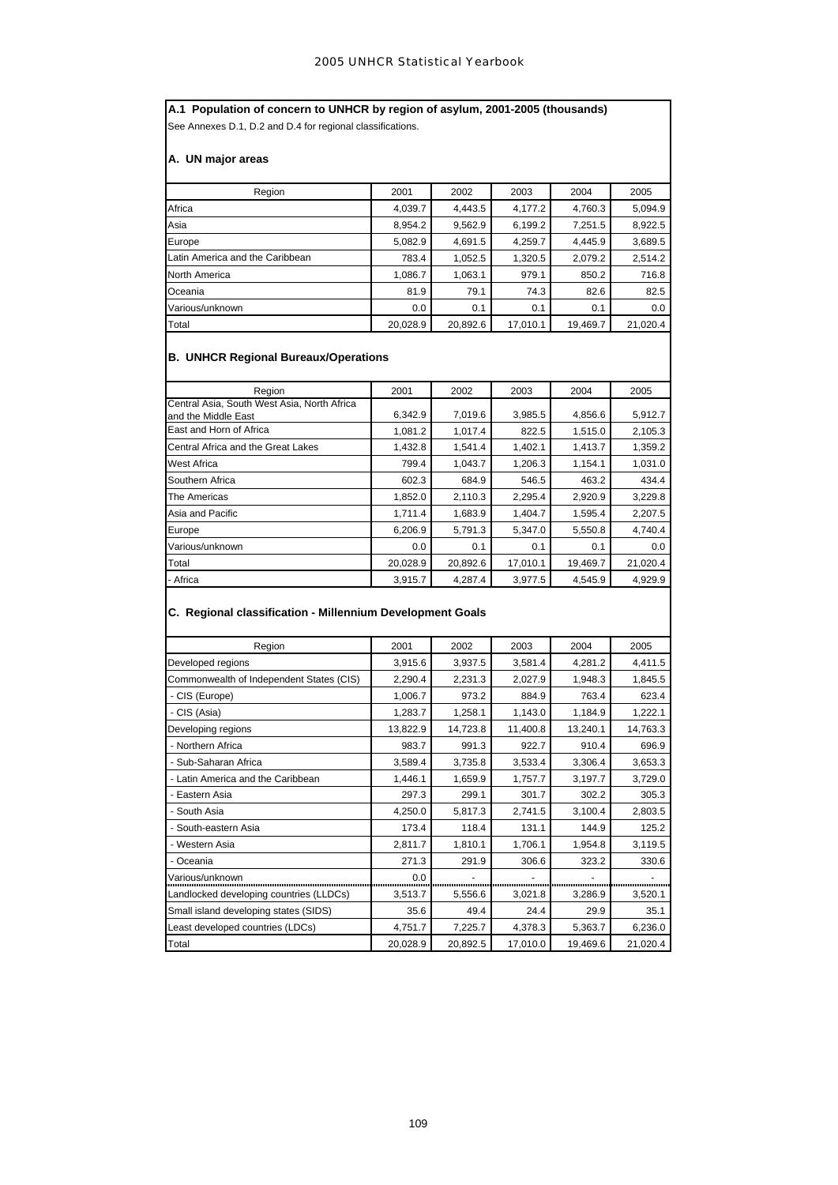## A.1 Population of concern to UNHCR by region of asylum, 2001-2005 (thousands)

See Annexes D.1, D.2 and D.4 for regional classifications.

### A. UN major areas

| Region | 2001 | 2002 | 2003 | 2004 | 2005 |
|---|---|---|---|---|---|
| Africa | 4,039.7 | 4,443.5 | 4,177.2 | 4,760.3 | 5,094.9 |
| Asia | 8,954.2 | 9,562.9 | 6,199.2 | 7,251.5 | 8,922.5 |
| Europe | 5,082.9 | 4,691.5 | 4,259.7 | 4,445.9 | 3,689.5 |
| Latin America and the Caribbean | 783.4 | 1,052.5 | 1,320.5 | 2,079.2 | 2,514.2 |
| North America | 1,086.7 | 1,063.1 | 979.1 | 850.2 | 716.8 |
| Oceania | 81.9 | 79.1 | 74.3 | 82.6 | 82.5 |
| Various/unknown | 0.0 | 0.1 | 0.1 | 0.1 | 0.0 |
| Total | 20,028.9 | 20,892.6 | 17,010.1 | 19,469.7 | 21,020.4 |

### B. UNHCR Regional Bureaux/Operations

| Region | 2001 | 2002 | 2003 | 2004 | 2005 |
|---|---|---|---|---|---|
| Central Asia, South West Asia, North Africa and the Middle East | 6,342.9 | 7,019.6 | 3,985.5 | 4,856.6 | 5,912.7 |
| East and Horn of Africa | 1,081.2 | 1,017.4 | 822.5 | 1,515.0 | 2,105.3 |
| Central Africa and the Great Lakes | 1,432.8 | 1,541.4 | 1,402.1 | 1,413.7 | 1,359.2 |
| West Africa | 799.4 | 1,043.7 | 1,206.3 | 1,154.1 | 1,031.0 |
| Southern Africa | 602.3 | 684.9 | 546.5 | 463.2 | 434.4 |
| The Americas | 1,852.0 | 2,110.3 | 2,295.4 | 2,920.9 | 3,229.8 |
| Asia and Pacific | 1,711.4 | 1,683.9 | 1,404.7 | 1,595.4 | 2,207.5 |
| Europe | 6,206.9 | 5,791.3 | 5,347.0 | 5,550.8 | 4,740.4 |
| Various/unknown | 0.0 | 0.1 | 0.1 | 0.1 | 0.0 |
| Total | 20,028.9 | 20,892.6 | 17,010.1 | 19,469.7 | 21,020.4 |
| - Africa | 3,915.7 | 4,287.4 | 3,977.5 | 4,545.9 | 4,929.9 |

### C. Regional classification - Millennium Development Goals

| Region | 2001 | 2002 | 2003 | 2004 | 2005 |
|---|---|---|---|---|---|
| Developed regions | 3,915.6 | 3,937.5 | 3,581.4 | 4,281.2 | 4,411.5 |
| Commonwealth of Independent States (CIS) | 2,290.4 | 2,231.3 | 2,027.9 | 1,948.3 | 1,845.5 |
| - CIS (Europe) | 1,006.7 | 973.2 | 884.9 | 763.4 | 623.4 |
| - CIS (Asia) | 1,283.7 | 1,258.1 | 1,143.0 | 1,184.9 | 1,222.1 |
| Developing regions | 13,822.9 | 14,723.8 | 11,400.8 | 13,240.1 | 14,763.3 |
| - Northern Africa | 983.7 | 991.3 | 922.7 | 910.4 | 696.9 |
| - Sub-Saharan Africa | 3,589.4 | 3,735.8 | 3,533.4 | 3,306.4 | 3,653.3 |
| - Latin America and the Caribbean | 1,446.1 | 1,659.9 | 1,757.7 | 3,197.7 | 3,729.0 |
| - Eastern Asia | 297.3 | 299.1 | 301.7 | 302.2 | 305.3 |
| - South Asia | 4,250.0 | 5,817.3 | 2,741.5 | 3,100.4 | 2,803.5 |
| - South-eastern Asia | 173.4 | 118.4 | 131.1 | 144.9 | 125.2 |
| - Western Asia | 2,811.7 | 1,810.1 | 1,706.1 | 1,954.8 | 3,119.5 |
| - Oceania | 271.3 | 291.9 | 306.6 | 323.2 | 330.6 |
| Various/unknown | 0.0 | - | - | - | - |
| Landlocked developing countries (LLDCs) | 3,513.7 | 5,556.6 | 3,021.8 | 3,286.9 | 3,520.1 |
| Small island developing states (SIDS) | 35.6 | 49.4 | 24.4 | 29.9 | 35.1 |
| Least developed countries (LDCs) | 4,751.7 | 7,225.7 | 4,378.3 | 5,363.7 | 6,236.0 |
| Total | 20,028.9 | 20,892.5 | 17,010.0 | 19,469.6 | 21,020.4 |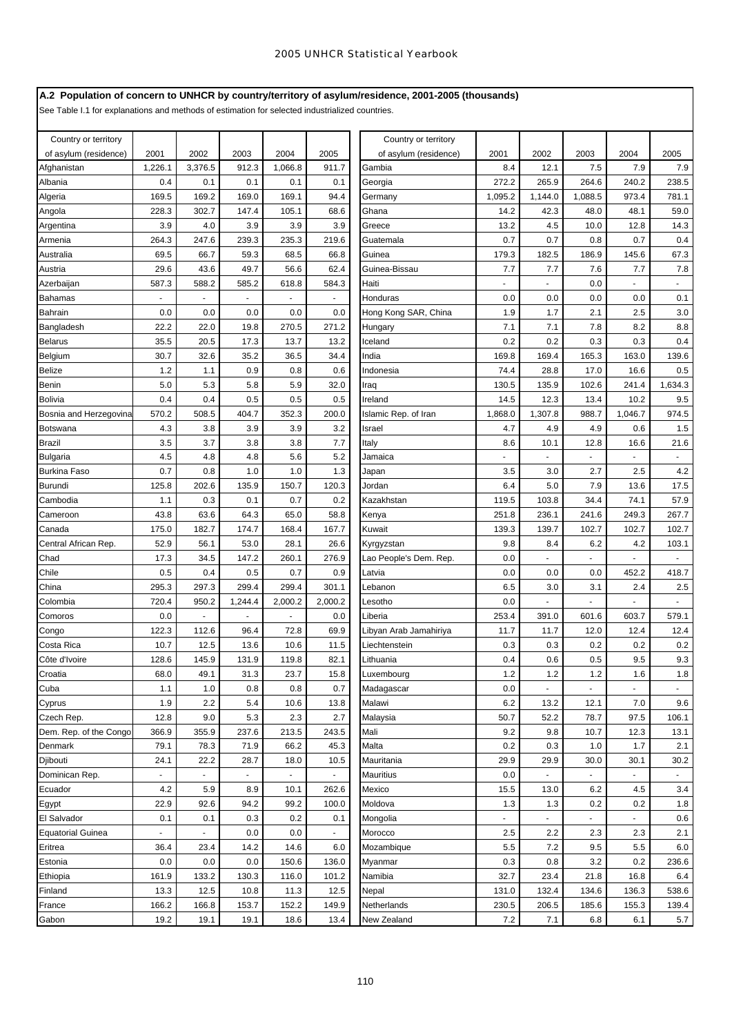## A.2 Population of concern to UNHCR by country/territory of asylum/residence, 2001-2005 (thousands)

See Table I.1 for explanations and methods of estimation for selected industrialized countries.

| Country or territory of asylum (residence) | 2001 | 2002 | 2003 | 2004 | 2005 |
|---|---|---|---|---|---|
| Afghanistan | 1,226.1 | 3,376.5 | 912.3 | 1,066.8 | 911.7 |
| Albania | 0.4 | 0.1 | 0.1 | 0.1 | 0.1 |
| Algeria | 169.5 | 169.2 | 169.0 | 169.1 | 94.4 |
| Angola | 228.3 | 302.7 | 147.4 | 105.1 | 68.6 |
| Argentina | 3.9 | 4.0 | 3.9 | 3.9 | 3.9 |
| Armenia | 264.3 | 247.6 | 239.3 | 235.3 | 219.6 |
| Australia | 69.5 | 66.7 | 59.3 | 68.5 | 66.8 |
| Austria | 29.6 | 43.6 | 49.7 | 56.6 | 62.4 |
| Azerbaijan | 587.3 | 588.2 | 585.2 | 618.8 | 584.3 |
| Bahamas | - | - | - | - | - |
| Bahrain | 0.0 | 0.0 | 0.0 | 0.0 | 0.0 |
| Bangladesh | 22.2 | 22.0 | 19.8 | 270.5 | 271.2 |
| Belarus | 35.5 | 20.5 | 17.3 | 13.7 | 13.2 |
| Belgium | 30.7 | 32.6 | 35.2 | 36.5 | 34.4 |
| Belize | 1.2 | 1.1 | 0.9 | 0.8 | 0.6 |
| Benin | 5.0 | 5.3 | 5.8 | 5.9 | 32.0 |
| Bolivia | 0.4 | 0.4 | 0.5 | 0.5 | 0.5 |
| Bosnia and Herzegovina | 570.2 | 508.5 | 404.7 | 352.3 | 200.0 |
| Botswana | 4.3 | 3.8 | 3.9 | 3.9 | 3.2 |
| Brazil | 3.5 | 3.7 | 3.8 | 3.8 | 7.7 |
| Bulgaria | 4.5 | 4.8 | 4.8 | 5.6 | 5.2 |
| Burkina Faso | 0.7 | 0.8 | 1.0 | 1.0 | 1.3 |
| Burundi | 125.8 | 202.6 | 135.9 | 150.7 | 120.3 |
| Cambodia | 1.1 | 0.3 | 0.1 | 0.7 | 0.2 |
| Cameroon | 43.8 | 63.6 | 64.3 | 65.0 | 58.8 |
| Canada | 175.0 | 182.7 | 174.7 | 168.4 | 167.7 |
| Central African Rep. | 52.9 | 56.1 | 53.0 | 28.1 | 26.6 |
| Chad | 17.3 | 34.5 | 147.2 | 260.1 | 276.9 |
| Chile | 0.5 | 0.4 | 0.5 | 0.7 | 0.9 |
| China | 295.3 | 297.3 | 299.4 | 299.4 | 301.1 |
| Colombia | 720.4 | 950.2 | 1,244.4 | 2,000.2 | 2,000.2 |
| Comoros | 0.0 | - | - | - | 0.0 |
| Congo | 122.3 | 112.6 | 96.4 | 72.8 | 69.9 |
| Costa Rica | 10.7 | 12.5 | 13.6 | 10.6 | 11.5 |
| Côte d'Ivoire | 128.6 | 145.9 | 131.9 | 119.8 | 82.1 |
| Croatia | 68.0 | 49.1 | 31.3 | 23.7 | 15.8 |
| Cuba | 1.1 | 1.0 | 0.8 | 0.8 | 0.7 |
| Cyprus | 1.9 | 2.2 | 5.4 | 10.6 | 13.8 |
| Czech Rep. | 12.8 | 9.0 | 5.3 | 2.3 | 2.7 |
| Dem. Rep. of the Congo | 366.9 | 355.9 | 237.6 | 213.5 | 243.5 |
| Denmark | 79.1 | 78.3 | 71.9 | 66.2 | 45.3 |
| Djibouti | 24.1 | 22.2 | 28.7 | 18.0 | 10.5 |
| Dominican Rep. | - | - | - | - | - |
| Ecuador | 4.2 | 5.9 | 8.9 | 10.1 | 262.6 |
| Egypt | 22.9 | 92.6 | 94.2 | 99.2 | 100.0 |
| El Salvador | 0.1 | 0.1 | 0.3 | 0.2 | 0.1 |
| Equatorial Guinea | - | - | 0.0 | 0.0 | - |
| Eritrea | 36.4 | 23.4 | 14.2 | 14.6 | 6.0 |
| Estonia | 0.0 | 0.0 | 0.0 | 150.6 | 136.0 |
| Ethiopia | 161.9 | 133.2 | 130.3 | 116.0 | 101.2 |
| Finland | 13.3 | 12.5 | 10.8 | 11.3 | 12.5 |
| France | 166.2 | 166.8 | 153.7 | 152.2 | 149.9 |
| Gabon | 19.2 | 19.1 | 19.1 | 18.6 | 13.4 |
| Gambia | 8.4 | 12.1 | 7.5 | 7.9 | 7.9 |
| Georgia | 272.2 | 265.9 | 264.6 | 240.2 | 238.5 |
| Germany | 1,095.2 | 1,144.0 | 1,088.5 | 973.4 | 781.1 |
| Ghana | 14.2 | 42.3 | 48.0 | 48.1 | 59.0 |
| Greece | 13.2 | 4.5 | 10.0 | 12.8 | 14.3 |
| Guatemala | 0.7 | 0.7 | 0.8 | 0.7 | 0.4 |
| Guinea | 179.3 | 182.5 | 186.9 | 145.6 | 67.3 |
| Guinea-Bissau | 7.7 | 7.7 | 7.6 | 7.7 | 7.8 |
| Haiti | - | - | 0.0 | - | - |
| Honduras | 0.0 | 0.0 | 0.0 | 0.0 | 0.1 |
| Hong Kong SAR, China | 1.9 | 1.7 | 2.1 | 2.5 | 3.0 |
| Hungary | 7.1 | 7.1 | 7.8 | 8.2 | 8.8 |
| Iceland | 0.2 | 0.2 | 0.3 | 0.3 | 0.4 |
| India | 169.8 | 169.4 | 165.3 | 163.0 | 139.6 |
| Indonesia | 74.4 | 28.8 | 17.0 | 16.6 | 0.5 |
| Iraq | 130.5 | 135.9 | 102.6 | 241.4 | 1,634.3 |
| Ireland | 14.5 | 12.3 | 13.4 | 10.2 | 9.5 |
| Islamic Rep. of Iran | 1,868.0 | 1,307.8 | 988.7 | 1,046.7 | 974.5 |
| Israel | 4.7 | 4.9 | 4.9 | 0.6 | 1.5 |
| Italy | 8.6 | 10.1 | 12.8 | 16.6 | 21.6 |
| Jamaica | - | - | - | - | - |
| Japan | 3.5 | 3.0 | 2.7 | 2.5 | 4.2 |
| Jordan | 6.4 | 5.0 | 7.9 | 13.6 | 17.5 |
| Kazakhstan | 119.5 | 103.8 | 34.4 | 74.1 | 57.9 |
| Kenya | 251.8 | 236.1 | 241.6 | 249.3 | 267.7 |
| Kuwait | 139.3 | 139.7 | 102.7 | 102.7 | 102.7 |
| Kyrgyzstan | 9.8 | 8.4 | 6.2 | 4.2 | 103.1 |
| Lao People's Dem. Rep. | 0.0 | - | - | - | - |
| Latvia | 0.0 | 0.0 | 0.0 | 452.2 | 418.7 |
| Lebanon | 6.5 | 3.0 | 3.1 | 2.4 | 2.5 |
| Lesotho | 0.0 | - | - | - | - |
| Liberia | 253.4 | 391.0 | 601.6 | 603.7 | 579.1 |
| Libyan Arab Jamahiriya | 11.7 | 11.7 | 12.0 | 12.4 | 12.4 |
| Liechtenstein | 0.3 | 0.3 | 0.2 | 0.2 | 0.2 |
| Lithuania | 0.4 | 0.6 | 0.5 | 9.5 | 9.3 |
| Luxembourg | 1.2 | 1.2 | 1.2 | 1.6 | 1.8 |
| Madagascar | 0.0 | - | - | - | - |
| Malawi | 6.2 | 13.2 | 12.1 | 7.0 | 9.6 |
| Malaysia | 50.7 | 52.2 | 78.7 | 97.5 | 106.1 |
| Mali | 9.2 | 9.8 | 10.7 | 12.3 | 13.1 |
| Malta | 0.2 | 0.3 | 1.0 | 1.7 | 2.1 |
| Mauritania | 29.9 | 29.9 | 30.0 | 30.1 | 30.2 |
| Mauritius | 0.0 | - | - | - | - |
| Mexico | 15.5 | 13.0 | 6.2 | 4.5 | 3.4 |
| Moldova | 1.3 | 1.3 | 0.2 | 0.2 | 1.8 |
| Mongolia | - | - | - | - | 0.6 |
| Morocco | 2.5 | 2.2 | 2.3 | 2.3 | 2.1 |
| Mozambique | 5.5 | 7.2 | 9.5 | 5.5 | 6.0 |
| Myanmar | 0.3 | 0.8 | 3.2 | 0.2 | 236.6 |
| Namibia | 32.7 | 23.4 | 21.8 | 16.8 | 6.4 |
| Nepal | 131.0 | 132.4 | 134.6 | 136.3 | 538.6 |
| Netherlands | 230.5 | 206.5 | 185.6 | 155.3 | 139.4 |
| New Zealand | 7.2 | 7.1 | 6.8 | 6.1 | 5.7 |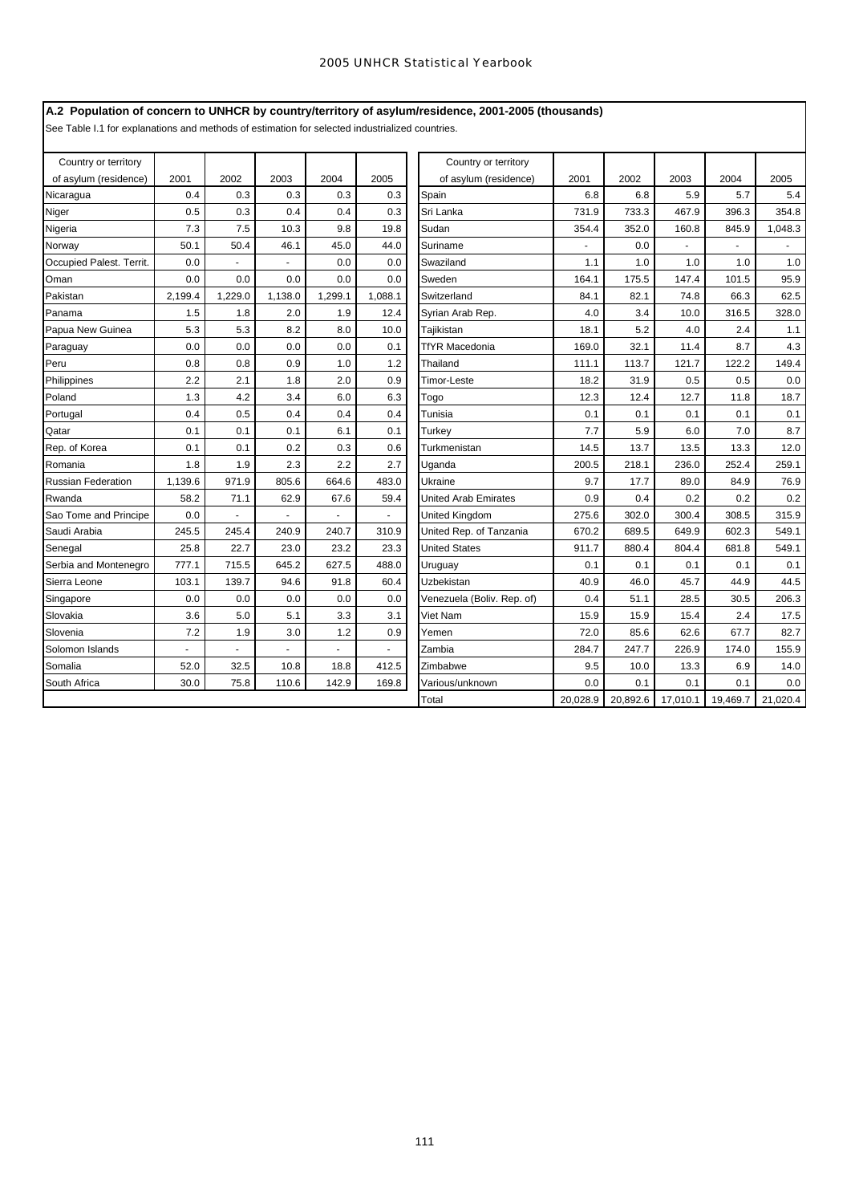## A.2 Population of concern to UNHCR by country/territory of asylum/residence, 2001-2005 (thousands)

See Table I.1 for explanations and methods of estimation for selected industrialized countries.

| Country or territory of asylum (residence) | 2001 | 2002 | 2003 | 2004 | 2005 |
|---|---|---|---|---|---|
| Nicaragua | 0.4 | 0.3 | 0.3 | 0.3 | 0.3 |
| Niger | 0.5 | 0.3 | 0.4 | 0.4 | 0.3 |
| Nigeria | 7.3 | 7.5 | 10.3 | 9.8 | 19.8 |
| Norway | 50.1 | 50.4 | 46.1 | 45.0 | 44.0 |
| Occupied Palest. Territ. | 0.0 | - | - | 0.0 | 0.0 |
| Oman | 0.0 | 0.0 | 0.0 | 0.0 | 0.0 |
| Pakistan | 2,199.4 | 1,229.0 | 1,138.0 | 1,299.1 | 1,088.1 |
| Panama | 1.5 | 1.8 | 2.0 | 1.9 | 12.4 |
| Papua New Guinea | 5.3 | 5.3 | 8.2 | 8.0 | 10.0 |
| Paraguay | 0.0 | 0.0 | 0.0 | 0.0 | 0.1 |
| Peru | 0.8 | 0.8 | 0.9 | 1.0 | 1.2 |
| Philippines | 2.2 | 2.1 | 1.8 | 2.0 | 0.9 |
| Poland | 1.3 | 4.2 | 3.4 | 6.0 | 6.3 |
| Portugal | 0.4 | 0.5 | 0.4 | 0.4 | 0.4 |
| Qatar | 0.1 | 0.1 | 0.1 | 6.1 | 0.1 |
| Rep. of Korea | 0.1 | 0.1 | 0.2 | 0.3 | 0.6 |
| Romania | 1.8 | 1.9 | 2.3 | 2.2 | 2.7 |
| Russian Federation | 1,139.6 | 971.9 | 805.6 | 664.6 | 483.0 |
| Rwanda | 58.2 | 71.1 | 62.9 | 67.6 | 59.4 |
| Sao Tome and Principe | 0.0 | - | - | - | - |
| Saudi Arabia | 245.5 | 245.4 | 240.9 | 240.7 | 310.9 |
| Senegal | 25.8 | 22.7 | 23.0 | 23.2 | 23.3 |
| Serbia and Montenegro | 777.1 | 715.5 | 645.2 | 627.5 | 488.0 |
| Sierra Leone | 103.1 | 139.7 | 94.6 | 91.8 | 60.4 |
| Singapore | 0.0 | 0.0 | 0.0 | 0.0 | 0.0 |
| Slovakia | 3.6 | 5.0 | 5.1 | 3.3 | 3.1 |
| Slovenia | 7.2 | 1.9 | 3.0 | 1.2 | 0.9 |
| Solomon Islands | - | - | - | - | - |
| Somalia | 52.0 | 32.5 | 10.8 | 18.8 | 412.5 |
| South Africa | 30.0 | 75.8 | 110.6 | 142.9 | 169.8 |
| Spain | 6.8 | 6.8 | 5.9 | 5.7 | 5.4 |
| Sri Lanka | 731.9 | 733.3 | 467.9 | 396.3 | 354.8 |
| Sudan | 354.4 | 352.0 | 160.8 | 845.9 | 1,048.3 |
| Suriname | - | 0.0 | - | - | - |
| Swaziland | 1.1 | 1.0 | 1.0 | 1.0 | 1.0 |
| Sweden | 164.1 | 175.5 | 147.4 | 101.5 | 95.9 |
| Switzerland | 84.1 | 82.1 | 74.8 | 66.3 | 62.5 |
| Syrian Arab Rep. | 4.0 | 3.4 | 10.0 | 316.5 | 328.0 |
| Tajikistan | 18.1 | 5.2 | 4.0 | 2.4 | 1.1 |
| TfYR Macedonia | 169.0 | 32.1 | 11.4 | 8.7 | 4.3 |
| Thailand | 111.1 | 113.7 | 121.7 | 122.2 | 149.4 |
| Timor-Leste | 18.2 | 31.9 | 0.5 | 0.5 | 0.0 |
| Togo | 12.3 | 12.4 | 12.7 | 11.8 | 18.7 |
| Tunisia | 0.1 | 0.1 | 0.1 | 0.1 | 0.1 |
| Turkey | 7.7 | 5.9 | 6.0 | 7.0 | 8.7 |
| Turkmenistan | 14.5 | 13.7 | 13.5 | 13.3 | 12.0 |
| Uganda | 200.5 | 218.1 | 236.0 | 252.4 | 259.1 |
| Ukraine | 9.7 | 17.7 | 89.0 | 84.9 | 76.9 |
| United Arab Emirates | 0.9 | 0.4 | 0.2 | 0.2 | 0.2 |
| United Kingdom | 275.6 | 302.0 | 300.4 | 308.5 | 315.9 |
| United Rep. of Tanzania | 670.2 | 689.5 | 649.9 | 602.3 | 549.1 |
| United States | 911.7 | 880.4 | 804.4 | 681.8 | 549.1 |
| Uruguay | 0.1 | 0.1 | 0.1 | 0.1 | 0.1 |
| Uzbekistan | 40.9 | 46.0 | 45.7 | 44.9 | 44.5 |
| Venezuela (Boliv. Rep. of) | 0.4 | 51.1 | 28.5 | 30.5 | 206.3 |
| Viet Nam | 15.9 | 15.9 | 15.4 | 2.4 | 17.5 |
| Yemen | 72.0 | 85.6 | 62.6 | 67.7 | 82.7 |
| Zambia | 284.7 | 247.7 | 226.9 | 174.0 | 155.9 |
| Zimbabwe | 9.5 | 10.0 | 13.3 | 6.9 | 14.0 |
| Various/unknown | 0.0 | 0.1 | 0.1 | 0.1 | 0.0 |
| Total | 20,028.9 | 20,892.6 | 17,010.1 | 19,469.7 | 21,020.4 |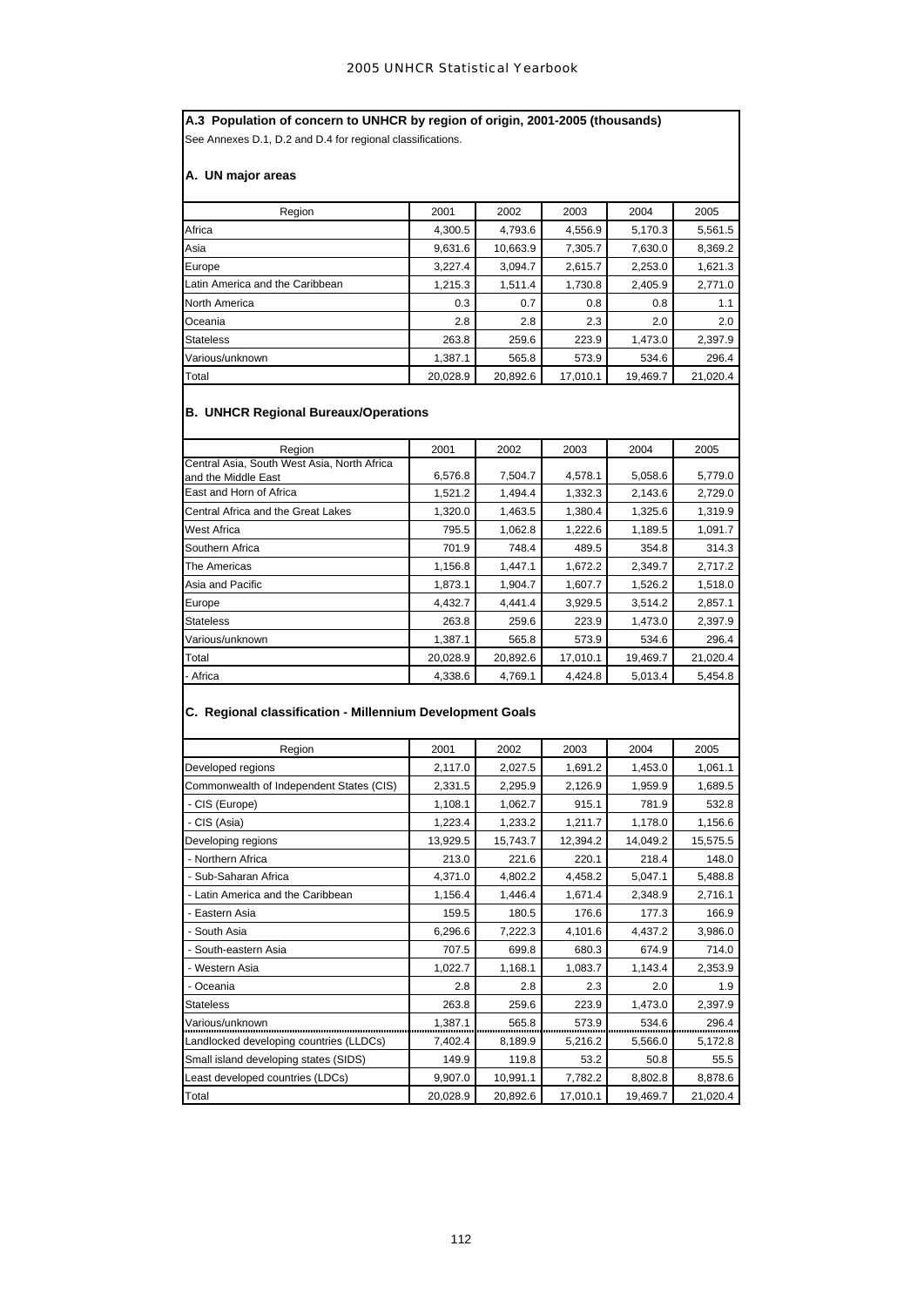**A.3 Population of concern to UNHCR by region of origin, 2001-2005 (thousands)**

See Annexes D.1, D.2 and D.4 for regional classifications.

**A. UN major areas**

| Region | 2001 | 2002 | 2003 | 2004 | 2005 |
|---|---|---|---|---|---|
| Africa | 4,300.5 | 4,793.6 | 4,556.9 | 5,170.3 | 5,561.5 |
| Asia | 9,631.6 | 10,663.9 | 7,305.7 | 7,630.0 | 8,369.2 |
| Europe | 3,227.4 | 3,094.7 | 2,615.7 | 2,253.0 | 1,621.3 |
| Latin America and the Caribbean | 1,215.3 | 1,511.4 | 1,730.8 | 2,405.9 | 2,771.0 |
| North America | 0.3 | 0.7 | 0.8 | 0.8 | 1.1 |
| Oceania | 2.8 | 2.8 | 2.3 | 2.0 | 2.0 |
| Stateless | 263.8 | 259.6 | 223.9 | 1,473.0 | 2,397.9 |
| Various/unknown | 1,387.1 | 565.8 | 573.9 | 534.6 | 296.4 |
| Total | 20,028.9 | 20,892.6 | 17,010.1 | 19,469.7 | 21,020.4 |

**B. UNHCR Regional Bureaux/Operations**

| Region | 2001 | 2002 | 2003 | 2004 | 2005 |
|---|---|---|---|---|---|
| Central Asia, South West Asia, North Africa and the Middle East | 6,576.8 | 7,504.7 | 4,578.1 | 5,058.6 | 5,779.0 |
| East and Horn of Africa | 1,521.2 | 1,494.4 | 1,332.3 | 2,143.6 | 2,729.0 |
| Central Africa and the Great Lakes | 1,320.0 | 1,463.5 | 1,380.4 | 1,325.6 | 1,319.9 |
| West Africa | 795.5 | 1,062.8 | 1,222.6 | 1,189.5 | 1,091.7 |
| Southern Africa | 701.9 | 748.4 | 489.5 | 354.8 | 314.3 |
| The Americas | 1,156.8 | 1,447.1 | 1,672.2 | 2,349.7 | 2,717.2 |
| Asia and Pacific | 1,873.1 | 1,904.7 | 1,607.7 | 1,526.2 | 1,518.0 |
| Europe | 4,432.7 | 4,441.4 | 3,929.5 | 3,514.2 | 2,857.1 |
| Stateless | 263.8 | 259.6 | 223.9 | 1,473.0 | 2,397.9 |
| Various/unknown | 1,387.1 | 565.8 | 573.9 | 534.6 | 296.4 |
| Total | 20,028.9 | 20,892.6 | 17,010.1 | 19,469.7 | 21,020.4 |
| - Africa | 4,338.6 | 4,769.1 | 4,424.8 | 5,013.4 | 5,454.8 |

**C. Regional classification - Millennium Development Goals**

| Region | 2001 | 2002 | 2003 | 2004 | 2005 |
|---|---|---|---|---|---|
| Developed regions | 2,117.0 | 2,027.5 | 1,691.2 | 1,453.0 | 1,061.1 |
| Commonwealth of Independent States (CIS) | 2,331.5 | 2,295.9 | 2,126.9 | 1,959.9 | 1,689.5 |
| - CIS (Europe) | 1,108.1 | 1,062.7 | 915.1 | 781.9 | 532.8 |
| - CIS (Asia) | 1,223.4 | 1,233.2 | 1,211.7 | 1,178.0 | 1,156.6 |
| Developing regions | 13,929.5 | 15,743.7 | 12,394.2 | 14,049.2 | 15,575.5 |
| - Northern Africa | 213.0 | 221.6 | 220.1 | 218.4 | 148.0 |
| - Sub-Saharan Africa | 4,371.0 | 4,802.2 | 4,458.2 | 5,047.1 | 5,488.8 |
| - Latin America and the Caribbean | 1,156.4 | 1,446.4 | 1,671.4 | 2,348.9 | 2,716.1 |
| - Eastern Asia | 159.5 | 180.5 | 176.6 | 177.3 | 166.9 |
| - South Asia | 6,296.6 | 7,222.3 | 4,101.6 | 4,437.2 | 3,986.0 |
| - South-eastern Asia | 707.5 | 699.8 | 680.3 | 674.9 | 714.0 |
| - Western Asia | 1,022.7 | 1,168.1 | 1,083.7 | 1,143.4 | 2,353.9 |
| - Oceania | 2.8 | 2.8 | 2.3 | 2.0 | 1.9 |
| Stateless | 263.8 | 259.6 | 223.9 | 1,473.0 | 2,397.9 |
| Various/unknown | 1,387.1 | 565.8 | 573.9 | 534.6 | 296.4 |
| Landlocked developing countries (LLDCs) | 7,402.4 | 8,189.9 | 5,216.2 | 5,566.0 | 5,172.8 |
| Small island developing states (SIDS) | 149.9 | 119.8 | 53.2 | 50.8 | 55.5 |
| Least developed countries (LDCs) | 9,907.0 | 10,991.1 | 7,782.2 | 8,802.8 | 8,878.6 |
| Total | 20,028.9 | 20,892.6 | 17,010.1 | 19,469.7 | 21,020.4 |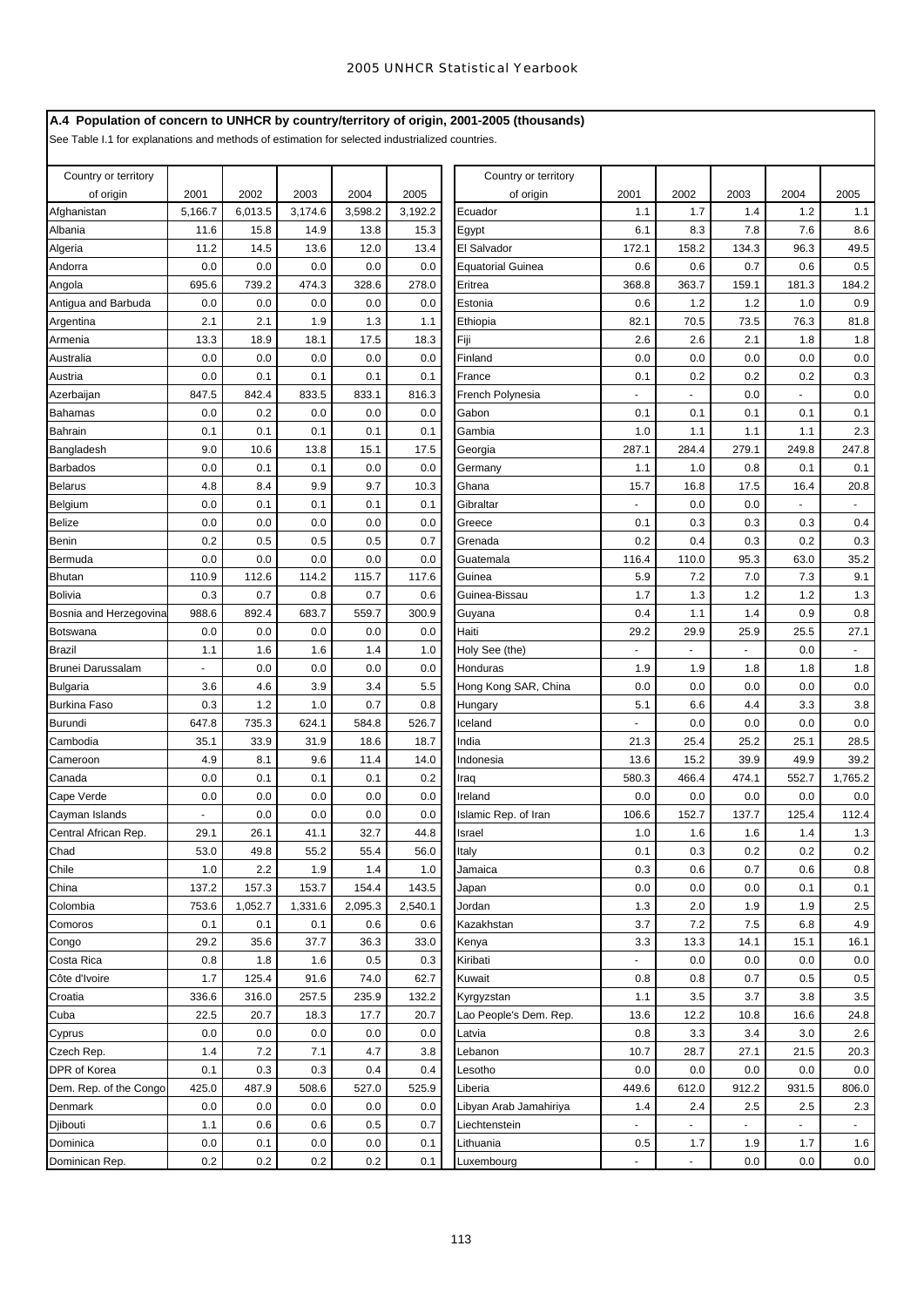## A.4 Population of concern to UNHCR by country/territory of origin, 2001-2005 (thousands)

See Table I.1 for explanations and methods of estimation for selected industrialized countries.

| Country or territory of origin | 2001 | 2002 | 2003 | 2004 | 2005 |
|---|---|---|---|---|---|
| Afghanistan | 5,166.7 | 6,013.5 | 3,174.6 | 3,598.2 | 3,192.2 |
| Albania | 11.6 | 15.8 | 14.9 | 13.8 | 15.3 |
| Algeria | 11.2 | 14.5 | 13.6 | 12.0 | 13.4 |
| Andorra | 0.0 | 0.0 | 0.0 | 0.0 | 0.0 |
| Angola | 695.6 | 739.2 | 474.3 | 328.6 | 278.0 |
| Antigua and Barbuda | 0.0 | 0.0 | 0.0 | 0.0 | 0.0 |
| Argentina | 2.1 | 2.1 | 1.9 | 1.3 | 1.1 |
| Armenia | 13.3 | 18.9 | 18.1 | 17.5 | 18.3 |
| Australia | 0.0 | 0.0 | 0.0 | 0.0 | 0.0 |
| Austria | 0.0 | 0.1 | 0.1 | 0.1 | 0.1 |
| Azerbaijan | 847.5 | 842.4 | 833.5 | 833.1 | 816.3 |
| Bahamas | 0.0 | 0.2 | 0.0 | 0.0 | 0.0 |
| Bahrain | 0.1 | 0.1 | 0.1 | 0.1 | 0.1 |
| Bangladesh | 9.0 | 10.6 | 13.8 | 15.1 | 17.5 |
| Barbados | 0.0 | 0.1 | 0.1 | 0.0 | 0.0 |
| Belarus | 4.8 | 8.4 | 9.9 | 9.7 | 10.3 |
| Belgium | 0.0 | 0.1 | 0.1 | 0.1 | 0.1 |
| Belize | 0.0 | 0.0 | 0.0 | 0.0 | 0.0 |
| Benin | 0.2 | 0.5 | 0.5 | 0.5 | 0.7 |
| Bermuda | 0.0 | 0.0 | 0.0 | 0.0 | 0.0 |
| Bhutan | 110.9 | 112.6 | 114.2 | 115.7 | 117.6 |
| Bolivia | 0.3 | 0.7 | 0.8 | 0.7 | 0.6 |
| Bosnia and Herzegovina | 988.6 | 892.4 | 683.7 | 559.7 | 300.9 |
| Botswana | 0.0 | 0.0 | 0.0 | 0.0 | 0.0 |
| Brazil | 1.1 | 1.6 | 1.6 | 1.4 | 1.0 |
| Brunei Darussalam | - | 0.0 | 0.0 | 0.0 | 0.0 |
| Bulgaria | 3.6 | 4.6 | 3.9 | 3.4 | 5.5 |
| Burkina Faso | 0.3 | 1.2 | 1.0 | 0.7 | 0.8 |
| Burundi | 647.8 | 735.3 | 624.1 | 584.8 | 526.7 |
| Cambodia | 35.1 | 33.9 | 31.9 | 18.6 | 18.7 |
| Cameroon | 4.9 | 8.1 | 9.6 | 11.4 | 14.0 |
| Canada | 0.0 | 0.1 | 0.1 | 0.1 | 0.2 |
| Cape Verde | 0.0 | 0.0 | 0.0 | 0.0 | 0.0 |
| Cayman Islands | - | 0.0 | 0.0 | 0.0 | 0.0 |
| Central African Rep. | 29.1 | 26.1 | 41.1 | 32.7 | 44.8 |
| Chad | 53.0 | 49.8 | 55.2 | 55.4 | 56.0 |
| Chile | 1.0 | 2.2 | 1.9 | 1.4 | 1.0 |
| China | 137.2 | 157.3 | 153.7 | 154.4 | 143.5 |
| Colombia | 753.6 | 1,052.7 | 1,331.6 | 2,095.3 | 2,540.1 |
| Comoros | 0.1 | 0.1 | 0.1 | 0.6 | 0.6 |
| Congo | 29.2 | 35.6 | 37.7 | 36.3 | 33.0 |
| Costa Rica | 0.8 | 1.8 | 1.6 | 0.5 | 0.3 |
| Côte d'Ivoire | 1.7 | 125.4 | 91.6 | 74.0 | 62.7 |
| Croatia | 336.6 | 316.0 | 257.5 | 235.9 | 132.2 |
| Cuba | 22.5 | 20.7 | 18.3 | 17.7 | 20.7 |
| Cyprus | 0.0 | 0.0 | 0.0 | 0.0 | 0.0 |
| Czech Rep. | 1.4 | 7.2 | 7.1 | 4.7 | 3.8 |
| DPR of Korea | 0.1 | 0.3 | 0.3 | 0.4 | 0.4 |
| Dem. Rep. of the Congo | 425.0 | 487.9 | 508.6 | 527.0 | 525.9 |
| Denmark | 0.0 | 0.0 | 0.0 | 0.0 | 0.0 |
| Djibouti | 1.1 | 0.6 | 0.6 | 0.5 | 0.7 |
| Dominica | 0.0 | 0.1 | 0.0 | 0.0 | 0.1 |
| Dominican Rep. | 0.2 | 0.2 | 0.2 | 0.2 | 0.1 |
| Ecuador | 1.1 | 1.7 | 1.4 | 1.2 | 1.1 |
| Egypt | 6.1 | 8.3 | 7.8 | 7.6 | 8.6 |
| El Salvador | 172.1 | 158.2 | 134.3 | 96.3 | 49.5 |
| Equatorial Guinea | 0.6 | 0.6 | 0.7 | 0.6 | 0.5 |
| Eritrea | 368.8 | 363.7 | 159.1 | 181.3 | 184.2 |
| Estonia | 0.6 | 1.2 | 1.2 | 1.0 | 0.9 |
| Ethiopia | 82.1 | 70.5 | 73.5 | 76.3 | 81.8 |
| Fiji | 2.6 | 2.6 | 2.1 | 1.8 | 1.8 |
| Finland | 0.0 | 0.0 | 0.0 | 0.0 | 0.0 |
| France | 0.1 | 0.2 | 0.2 | 0.2 | 0.3 |
| French Polynesia | - | - | 0.0 | - | 0.0 |
| Gabon | 0.1 | 0.1 | 0.1 | 0.1 | 0.1 |
| Gambia | 1.0 | 1.1 | 1.1 | 1.1 | 2.3 |
| Georgia | 287.1 | 284.4 | 279.1 | 249.8 | 247.8 |
| Germany | 1.1 | 1.0 | 0.8 | 0.1 | 0.1 |
| Ghana | 15.7 | 16.8 | 17.5 | 16.4 | 20.8 |
| Gibraltar | - | 0.0 | 0.0 | - | - |
| Greece | 0.1 | 0.3 | 0.3 | 0.3 | 0.4 |
| Grenada | 0.2 | 0.4 | 0.3 | 0.2 | 0.3 |
| Guatemala | 116.4 | 110.0 | 95.3 | 63.0 | 35.2 |
| Guinea | 5.9 | 7.2 | 7.0 | 7.3 | 9.1 |
| Guinea-Bissau | 1.7 | 1.3 | 1.2 | 1.2 | 1.3 |
| Guyana | 0.4 | 1.1 | 1.4 | 0.9 | 0.8 |
| Haiti | 29.2 | 29.9 | 25.9 | 25.5 | 27.1 |
| Holy See (the) | - | - | - | 0.0 | - |
| Honduras | 1.9 | 1.9 | 1.8 | 1.8 | 1.8 |
| Hong Kong SAR, China | 0.0 | 0.0 | 0.0 | 0.0 | 0.0 |
| Hungary | 5.1 | 6.6 | 4.4 | 3.3 | 3.8 |
| Iceland | - | 0.0 | 0.0 | 0.0 | 0.0 |
| India | 21.3 | 25.4 | 25.2 | 25.1 | 28.5 |
| Indonesia | 13.6 | 15.2 | 39.9 | 49.9 | 39.2 |
| Iraq | 580.3 | 466.4 | 474.1 | 552.7 | 1,765.2 |
| Ireland | 0.0 | 0.0 | 0.0 | 0.0 | 0.0 |
| Islamic Rep. of Iran | 106.6 | 152.7 | 137.7 | 125.4 | 112.4 |
| Israel | 1.0 | 1.6 | 1.6 | 1.4 | 1.3 |
| Italy | 0.1 | 0.3 | 0.2 | 0.2 | 0.2 |
| Jamaica | 0.3 | 0.6 | 0.7 | 0.6 | 0.8 |
| Japan | 0.0 | 0.0 | 0.0 | 0.1 | 0.1 |
| Jordan | 1.3 | 2.0 | 1.9 | 1.9 | 2.5 |
| Kazakhstan | 3.7 | 7.2 | 7.5 | 6.8 | 4.9 |
| Kenya | 3.3 | 13.3 | 14.1 | 15.1 | 16.1 |
| Kiribati | - | 0.0 | 0.0 | 0.0 | 0.0 |
| Kuwait | 0.8 | 0.8 | 0.7 | 0.5 | 0.5 |
| Kyrgyzstan | 1.1 | 3.5 | 3.7 | 3.8 | 3.5 |
| Lao People's Dem. Rep. | 13.6 | 12.2 | 10.8 | 16.6 | 24.8 |
| Latvia | 0.8 | 3.3 | 3.4 | 3.0 | 2.6 |
| Lebanon | 10.7 | 28.7 | 27.1 | 21.5 | 20.3 |
| Lesotho | 0.0 | 0.0 | 0.0 | 0.0 | 0.0 |
| Liberia | 449.6 | 612.0 | 912.2 | 931.5 | 806.0 |
| Libyan Arab Jamahiriya | 1.4 | 2.4 | 2.5 | 2.5 | 2.3 |
| Liechtenstein | - | - | - | - | - |
| Lithuania | 0.5 | 1.7 | 1.9 | 1.7 | 1.6 |
| Luxembourg | - | - | 0.0 | 0.0 | 0.0 |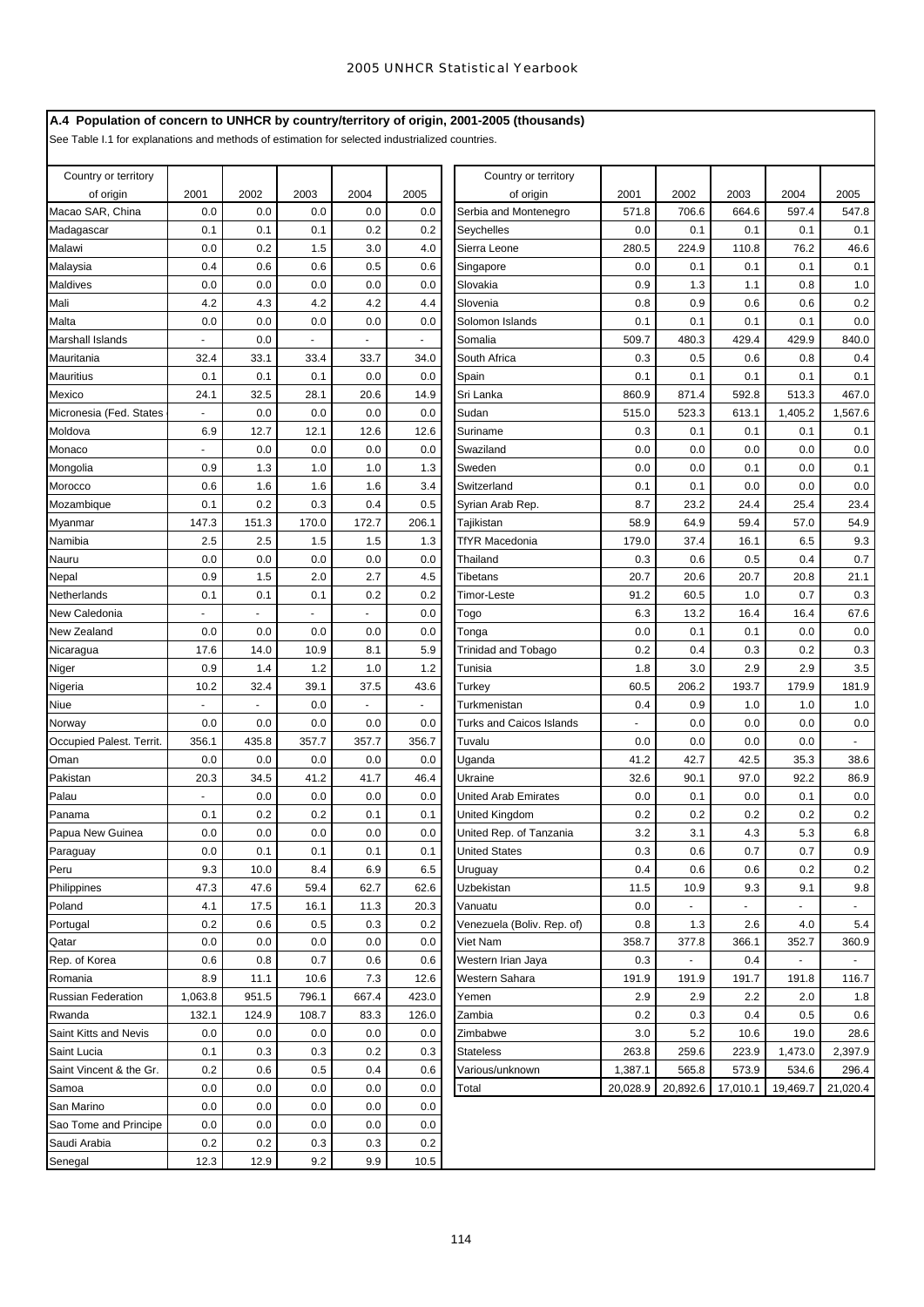## A.4 Population of concern to UNHCR by country/territory of origin, 2001-2005 (thousands)

See Table I.1 for explanations and methods of estimation for selected industrialized countries.

| Country or territory of origin | 2001 | 2002 | 2003 | 2004 | 2005 |
|---|---|---|---|---|---|
| Macao SAR, China | 0.0 | 0.0 | 0.0 | 0.0 | 0.0 |
| Madagascar | 0.1 | 0.1 | 0.1 | 0.2 | 0.2 |
| Malawi | 0.0 | 0.2 | 1.5 | 3.0 | 4.0 |
| Malaysia | 0.4 | 0.6 | 0.6 | 0.5 | 0.6 |
| Maldives | 0.0 | 0.0 | 0.0 | 0.0 | 0.0 |
| Mali | 4.2 | 4.3 | 4.2 | 4.2 | 4.4 |
| Malta | 0.0 | 0.0 | 0.0 | 0.0 | 0.0 |
| Marshall Islands | - | 0.0 | - | - | - |
| Mauritania | 32.4 | 33.1 | 33.4 | 33.7 | 34.0 |
| Mauritius | 0.1 | 0.1 | 0.1 | 0.0 | 0.0 |
| Mexico | 24.1 | 32.5 | 28.1 | 20.6 | 14.9 |
| Micronesia (Fed. States | - | 0.0 | 0.0 | 0.0 | 0.0 |
| Moldova | 6.9 | 12.7 | 12.1 | 12.6 | 12.6 |
| Monaco | - | 0.0 | 0.0 | 0.0 | 0.0 |
| Mongolia | 0.9 | 1.3 | 1.0 | 1.0 | 1.3 |
| Morocco | 0.6 | 1.6 | 1.6 | 1.6 | 3.4 |
| Mozambique | 0.1 | 0.2 | 0.3 | 0.4 | 0.5 |
| Myanmar | 147.3 | 151.3 | 170.0 | 172.7 | 206.1 |
| Namibia | 2.5 | 2.5 | 1.5 | 1.5 | 1.3 |
| Nauru | 0.0 | 0.0 | 0.0 | 0.0 | 0.0 |
| Nepal | 0.9 | 1.5 | 2.0 | 2.7 | 4.5 |
| Netherlands | 0.1 | 0.1 | 0.1 | 0.2 | 0.2 |
| New Caledonia | - | - | - | - | 0.0 |
| New Zealand | 0.0 | 0.0 | 0.0 | 0.0 | 0.0 |
| Nicaragua | 17.6 | 14.0 | 10.9 | 8.1 | 5.9 |
| Niger | 0.9 | 1.4 | 1.2 | 1.0 | 1.2 |
| Nigeria | 10.2 | 32.4 | 39.1 | 37.5 | 43.6 |
| Niue | - | - | 0.0 | - | - |
| Norway | 0.0 | 0.0 | 0.0 | 0.0 | 0.0 |
| Occupied Palest. Territ. | 356.1 | 435.8 | 357.7 | 357.7 | 356.7 |
| Oman | 0.0 | 0.0 | 0.0 | 0.0 | 0.0 |
| Pakistan | 20.3 | 34.5 | 41.2 | 41.7 | 46.4 |
| Palau | - | 0.0 | 0.0 | 0.0 | 0.0 |
| Panama | 0.1 | 0.2 | 0.2 | 0.1 | 0.1 |
| Papua New Guinea | 0.0 | 0.0 | 0.0 | 0.0 | 0.0 |
| Paraguay | 0.0 | 0.1 | 0.1 | 0.1 | 0.1 |
| Peru | 9.3 | 10.0 | 8.4 | 6.9 | 6.5 |
| Philippines | 47.3 | 47.6 | 59.4 | 62.7 | 62.6 |
| Poland | 4.1 | 17.5 | 16.1 | 11.3 | 20.3 |
| Portugal | 0.2 | 0.6 | 0.5 | 0.3 | 0.2 |
| Qatar | 0.0 | 0.0 | 0.0 | 0.0 | 0.0 |
| Rep. of Korea | 0.6 | 0.8 | 0.7 | 0.6 | 0.6 |
| Romania | 8.9 | 11.1 | 10.6 | 7.3 | 12.6 |
| Russian Federation | 1,063.8 | 951.5 | 796.1 | 667.4 | 423.0 |
| Rwanda | 132.1 | 124.9 | 108.7 | 83.3 | 126.0 |
| Saint Kitts and Nevis | 0.0 | 0.0 | 0.0 | 0.0 | 0.0 |
| Saint Lucia | 0.1 | 0.3 | 0.3 | 0.2 | 0.3 |
| Saint Vincent & the Gr. | 0.2 | 0.6 | 0.5 | 0.4 | 0.6 |
| Samoa | 0.0 | 0.0 | 0.0 | 0.0 | 0.0 |
| San Marino | 0.0 | 0.0 | 0.0 | 0.0 | 0.0 |
| Sao Tome and Principe | 0.0 | 0.0 | 0.0 | 0.0 | 0.0 |
| Saudi Arabia | 0.2 | 0.2 | 0.3 | 0.3 | 0.2 |
| Senegal | 12.3 | 12.9 | 9.2 | 9.9 | 10.5 |
| Serbia and Montenegro | 571.8 | 706.6 | 664.6 | 597.4 | 547.8 |
| Seychelles | 0.0 | 0.1 | 0.1 | 0.1 | 0.1 |
| Sierra Leone | 280.5 | 224.9 | 110.8 | 76.2 | 46.6 |
| Singapore | 0.0 | 0.1 | 0.1 | 0.1 | 0.1 |
| Slovakia | 0.9 | 1.3 | 1.1 | 0.8 | 1.0 |
| Slovenia | 0.8 | 0.9 | 0.6 | 0.6 | 0.2 |
| Solomon Islands | 0.1 | 0.1 | 0.1 | 0.1 | 0.0 |
| Somalia | 509.7 | 480.3 | 429.4 | 429.9 | 840.0 |
| South Africa | 0.3 | 0.5 | 0.6 | 0.8 | 0.4 |
| Spain | 0.1 | 0.1 | 0.1 | 0.1 | 0.1 |
| Sri Lanka | 860.9 | 871.4 | 592.8 | 513.3 | 467.0 |
| Sudan | 515.0 | 523.3 | 613.1 | 1,405.2 | 1,567.6 |
| Suriname | 0.3 | 0.1 | 0.1 | 0.1 | 0.1 |
| Swaziland | 0.0 | 0.0 | 0.0 | 0.0 | 0.0 |
| Sweden | 0.0 | 0.0 | 0.1 | 0.0 | 0.1 |
| Switzerland | 0.1 | 0.1 | 0.0 | 0.0 | 0.0 |
| Syrian Arab Rep. | 8.7 | 23.2 | 24.4 | 25.4 | 23.4 |
| Tajikistan | 58.9 | 64.9 | 59.4 | 57.0 | 54.9 |
| TfYR Macedonia | 179.0 | 37.4 | 16.1 | 6.5 | 9.3 |
| Thailand | 0.3 | 0.6 | 0.5 | 0.4 | 0.7 |
| Tibetans | 20.7 | 20.6 | 20.7 | 20.8 | 21.1 |
| Timor-Leste | 91.2 | 60.5 | 1.0 | 0.7 | 0.3 |
| Togo | 6.3 | 13.2 | 16.4 | 16.4 | 67.6 |
| Tonga | 0.0 | 0.1 | 0.1 | 0.0 | 0.0 |
| Trinidad and Tobago | 0.2 | 0.4 | 0.3 | 0.2 | 0.3 |
| Tunisia | 1.8 | 3.0 | 2.9 | 2.9 | 3.5 |
| Turkey | 60.5 | 206.2 | 193.7 | 179.9 | 181.9 |
| Turkmenistan | 0.4 | 0.9 | 1.0 | 1.0 | 1.0 |
| Turks and Caicos Islands | - | 0.0 | 0.0 | 0.0 | 0.0 |
| Tuvalu | 0.0 | 0.0 | 0.0 | 0.0 | - |
| Uganda | 41.2 | 42.7 | 42.5 | 35.3 | 38.6 |
| Ukraine | 32.6 | 90.1 | 97.0 | 92.2 | 86.9 |
| United Arab Emirates | 0.0 | 0.1 | 0.0 | 0.1 | 0.0 |
| United Kingdom | 0.2 | 0.2 | 0.2 | 0.2 | 0.2 |
| United Rep. of Tanzania | 3.2 | 3.1 | 4.3 | 5.3 | 6.8 |
| United States | 0.3 | 0.6 | 0.7 | 0.7 | 0.9 |
| Uruguay | 0.4 | 0.6 | 0.6 | 0.2 | 0.2 |
| Uzbekistan | 11.5 | 10.9 | 9.3 | 9.1 | 9.8 |
| Vanuatu | 0.0 | - | - | - | - |
| Venezuela (Boliv. Rep. of) | 0.8 | 1.3 | 2.6 | 4.0 | 5.4 |
| Viet Nam | 358.7 | 377.8 | 366.1 | 352.7 | 360.9 |
| Western Irian Jaya | 0.3 | - | 0.4 | - | - |
| Western Sahara | 191.9 | 191.9 | 191.7 | 191.8 | 116.7 |
| Yemen | 2.9 | 2.9 | 2.2 | 2.0 | 1.8 |
| Zambia | 0.2 | 0.3 | 0.4 | 0.5 | 0.6 |
| Zimbabwe | 3.0 | 5.2 | 10.6 | 19.0 | 28.6 |
| Stateless | 263.8 | 259.6 | 223.9 | 1,473.0 | 2,397.9 |
| Various/unknown | 1,387.1 | 565.8 | 573.9 | 534.6 | 296.4 |
| Total | 20,028.9 | 20,892.6 | 17,010.1 | 19,469.7 | 21,020.4 |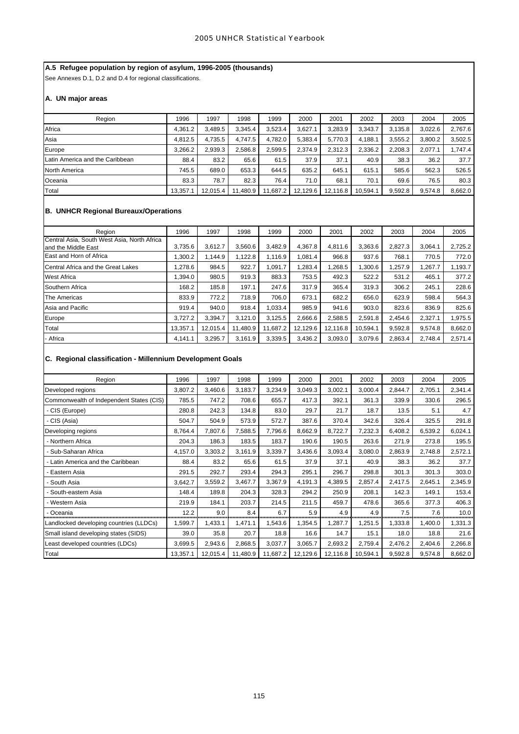## A.5 Refugee population by region of asylum, 1996-2005 (thousands)

See Annexes D.1, D.2 and D.4 for regional classifications.

### A. UN major areas

| Region | 1996 | 1997 | 1998 | 1999 | 2000 | 2001 | 2002 | 2003 | 2004 | 2005 |
|---|---|---|---|---|---|---|---|---|---|---|
| Africa | 4,361.2 | 3,489.5 | 3,345.4 | 3,523.4 | 3,627.1 | 3,283.9 | 3,343.7 | 3,135.8 | 3,022.6 | 2,767.6 |
| Asia | 4,812.5 | 4,735.5 | 4,747.5 | 4,782.0 | 5,383.4 | 5,770.3 | 4,188.1 | 3,555.2 | 3,800.2 | 3,502.5 |
| Europe | 3,266.2 | 2,939.3 | 2,586.8 | 2,599.5 | 2,374.9 | 2,312.3 | 2,336.2 | 2,208.3 | 2,077.1 | 1,747.4 |
| Latin America and the Caribbean | 88.4 | 83.2 | 65.6 | 61.5 | 37.9 | 37.1 | 40.9 | 38.3 | 36.2 | 37.7 |
| North America | 745.5 | 689.0 | 653.3 | 644.5 | 635.2 | 645.1 | 615.1 | 585.6 | 562.3 | 526.5 |
| Oceania | 83.3 | 78.7 | 82.3 | 76.4 | 71.0 | 68.1 | 70.1 | 69.6 | 76.5 | 80.3 |
| Total | 13,357.1 | 12,015.4 | 11,480.9 | 11,687.2 | 12,129.6 | 12,116.8 | 10,594.1 | 9,592.8 | 9,574.8 | 8,662.0 |

### B. UNHCR Regional Bureaux/Operations

| Region | 1996 | 1997 | 1998 | 1999 | 2000 | 2001 | 2002 | 2003 | 2004 | 2005 |
|---|---|---|---|---|---|---|---|---|---|---|
| Central Asia, South West Asia, North Africa and the Middle East | 3,735.6 | 3,612.7 | 3,560.6 | 3,482.9 | 4,367.8 | 4,811.6 | 3,363.6 | 2,827.3 | 3,064.1 | 2,725.2 |
| East and Horn of Africa | 1,300.2 | 1,144.9 | 1,122.8 | 1,116.9 | 1,081.4 | 966.8 | 937.6 | 768.1 | 770.5 | 772.0 |
| Central Africa and the Great Lakes | 1,278.6 | 984.5 | 922.7 | 1,091.7 | 1,283.4 | 1,268.5 | 1,300.6 | 1,257.9 | 1,267.7 | 1,193.7 |
| West Africa | 1,394.0 | 980.5 | 919.3 | 883.3 | 753.5 | 492.3 | 522.2 | 531.2 | 465.1 | 377.2 |
| Southern Africa | 168.2 | 185.8 | 197.1 | 247.6 | 317.9 | 365.4 | 319.3 | 306.2 | 245.1 | 228.6 |
| The Americas | 833.9 | 772.2 | 718.9 | 706.0 | 673.1 | 682.2 | 656.0 | 623.9 | 598.4 | 564.3 |
| Asia and Pacific | 919.4 | 940.0 | 918.4 | 1,033.4 | 985.9 | 941.6 | 903.0 | 823.6 | 836.9 | 825.6 |
| Europe | 3,727.2 | 3,394.7 | 3,121.0 | 3,125.5 | 2,666.6 | 2,588.5 | 2,591.8 | 2,454.6 | 2,327.1 | 1,975.5 |
| Total | 13,357.1 | 12,015.4 | 11,480.9 | 11,687.2 | 12,129.6 | 12,116.8 | 10,594.1 | 9,592.8 | 9,574.8 | 8,662.0 |
| - Africa | 4,141.1 | 3,295.7 | 3,161.9 | 3,339.5 | 3,436.2 | 3,093.0 | 3,079.6 | 2,863.4 | 2,748.4 | 2,571.4 |

### C. Regional classification - Millennium Development Goals

| Region | 1996 | 1997 | 1998 | 1999 | 2000 | 2001 | 2002 | 2003 | 2004 | 2005 |
|---|---|---|---|---|---|---|---|---|---|---|
| Developed regions | 3,807.2 | 3,460.6 | 3,183.7 | 3,234.9 | 3,049.3 | 3,002.1 | 3,000.4 | 2,844.7 | 2,705.1 | 2,341.4 |
| Commonwealth of Independent States (CIS) | 785.5 | 747.2 | 708.6 | 655.7 | 417.3 | 392.1 | 361.3 | 339.9 | 330.6 | 296.5 |
| - CIS (Europe) | 280.8 | 242.3 | 134.8 | 83.0 | 29.7 | 21.7 | 18.7 | 13.5 | 5.1 | 4.7 |
| - CIS (Asia) | 504.7 | 504.9 | 573.9 | 572.7 | 387.6 | 370.4 | 342.6 | 326.4 | 325.5 | 291.8 |
| Developing regions | 8,764.4 | 7,807.6 | 7,588.5 | 7,796.6 | 8,662.9 | 8,722.7 | 7,232.3 | 6,408.2 | 6,539.2 | 6,024.1 |
| - Northern Africa | 204.3 | 186.3 | 183.5 | 183.7 | 190.6 | 190.5 | 263.6 | 271.9 | 273.8 | 195.5 |
| - Sub-Saharan Africa | 4,157.0 | 3,303.2 | 3,161.9 | 3,339.7 | 3,436.6 | 3,093.4 | 3,080.0 | 2,863.9 | 2,748.8 | 2,572.1 |
| - Latin America and the Caribbean | 88.4 | 83.2 | 65.6 | 61.5 | 37.9 | 37.1 | 40.9 | 38.3 | 36.2 | 37.7 |
| - Eastern Asia | 291.5 | 292.7 | 293.4 | 294.3 | 295.1 | 296.7 | 298.8 | 301.3 | 301.3 | 303.0 |
| - South Asia | 3,642.7 | 3,559.2 | 3,467.7 | 3,367.9 | 4,191.3 | 4,389.5 | 2,857.4 | 2,417.5 | 2,645.1 | 2,345.9 |
| - South-eastern Asia | 148.4 | 189.8 | 204.3 | 328.3 | 294.2 | 250.9 | 208.1 | 142.3 | 149.1 | 153.4 |
| - Western Asia | 219.9 | 184.1 | 203.7 | 214.5 | 211.5 | 459.7 | 478.6 | 365.6 | 377.3 | 406.3 |
| - Oceania | 12.2 | 9.0 | 8.4 | 6.7 | 5.9 | 4.9 | 4.9 | 7.5 | 7.6 | 10.0 |
| Landlocked developing countries (LLDCs) | 1,599.7 | 1,433.1 | 1,471.1 | 1,543.6 | 1,354.5 | 1,287.7 | 1,251.5 | 1,333.8 | 1,400.0 | 1,331.3 |
| Small island developing states (SIDS) | 39.0 | 35.8 | 20.7 | 18.8 | 16.6 | 14.7 | 15.1 | 18.0 | 18.8 | 21.6 |
| Least developed countries (LDCs) | 3,699.5 | 2,943.6 | 2,868.5 | 3,037.7 | 3,065.7 | 2,693.2 | 2,759.4 | 2,476.2 | 2,404.6 | 2,266.8 |
| Total | 13,357.1 | 12,015.4 | 11,480.9 | 11,687.2 | 12,129.6 | 12,116.8 | 10,594.1 | 9,592.8 | 9,574.8 | 8,662.0 |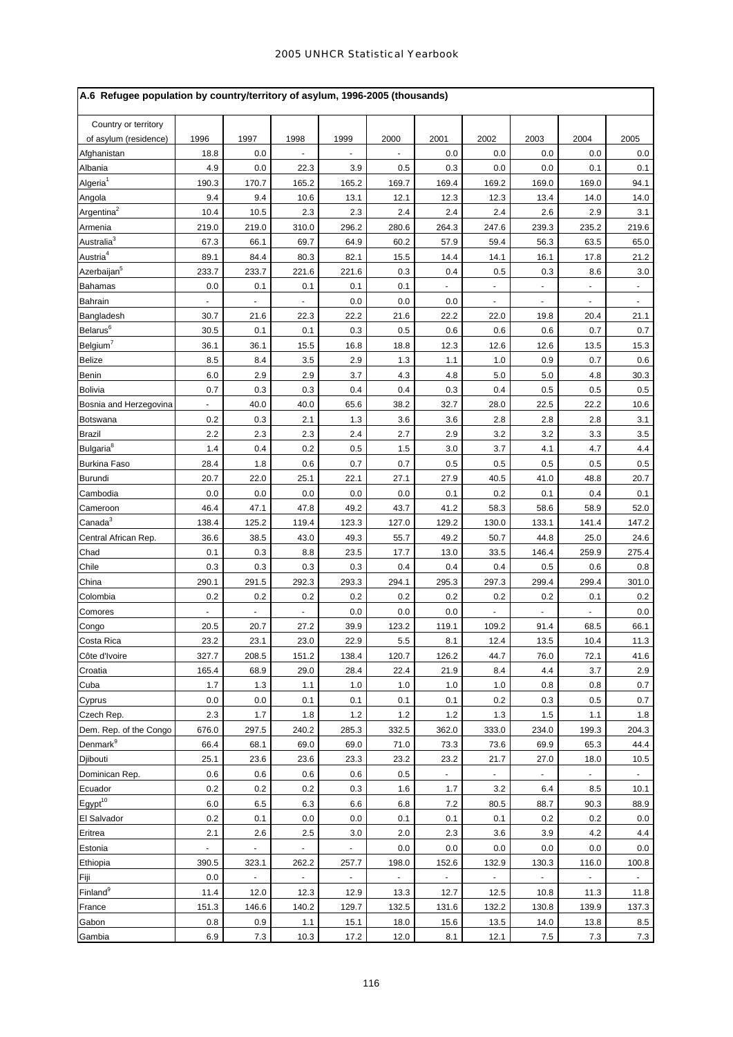## A.6 Refugee population by country/territory of asylum, 1996-2005 (thousands)

| Country or territory of asylum (residence) | 1996 | 1997 | 1998 | 1999 | 2000 | 2001 | 2002 | 2003 | 2004 | 2005 |
|---|---|---|---|---|---|---|---|---|---|---|
| Afghanistan | 18.8 | 0.0 | - | - | - | 0.0 | 0.0 | 0.0 | 0.0 | 0.0 |
| Albania | 4.9 | 0.0 | 22.3 | 3.9 | 0.5 | 0.3 | 0.0 | 0.0 | 0.1 | 0.1 |
| Algeria[1] | 190.3 | 170.7 | 165.2 | 165.2 | 169.7 | 169.4 | 169.2 | 169.0 | 169.0 | 94.1 |
| Angola | 9.4 | 9.4 | 10.6 | 13.1 | 12.1 | 12.3 | 12.3 | 13.4 | 14.0 | 14.0 |
| Argentina[2] | 10.4 | 10.5 | 2.3 | 2.3 | 2.4 | 2.4 | 2.4 | 2.6 | 2.9 | 3.1 |
| Armenia | 219.0 | 219.0 | 310.0 | 296.2 | 280.6 | 264.3 | 247.6 | 239.3 | 235.2 | 219.6 |
| Australia[3] | 67.3 | 66.1 | 69.7 | 64.9 | 60.2 | 57.9 | 59.4 | 56.3 | 63.5 | 65.0 |
| Austria[4] | 89.1 | 84.4 | 80.3 | 82.1 | 15.5 | 14.4 | 14.1 | 16.1 | 17.8 | 21.2 |
| Azerbaijan[5] | 233.7 | 233.7 | 221.6 | 221.6 | 0.3 | 0.4 | 0.5 | 0.3 | 8.6 | 3.0 |
| Bahamas | 0.0 | 0.1 | 0.1 | 0.1 | 0.1 | - | - | - | - | - |
| Bahrain | - | - | - | 0.0 | 0.0 | 0.0 | - | - | - | - |
| Bangladesh | 30.7 | 21.6 | 22.3 | 22.2 | 21.6 | 22.2 | 22.0 | 19.8 | 20.4 | 21.1 |
| Belarus[6] | 30.5 | 0.1 | 0.1 | 0.3 | 0.5 | 0.6 | 0.6 | 0.6 | 0.7 | 0.7 |
| Belgium[7] | 36.1 | 36.1 | 15.5 | 16.8 | 18.8 | 12.3 | 12.6 | 12.6 | 13.5 | 15.3 |
| Belize | 8.5 | 8.4 | 3.5 | 2.9 | 1.3 | 1.1 | 1.0 | 0.9 | 0.7 | 0.6 |
| Benin | 6.0 | 2.9 | 2.9 | 3.7 | 4.3 | 4.8 | 5.0 | 5.0 | 4.8 | 30.3 |
| Bolivia | 0.7 | 0.3 | 0.3 | 0.4 | 0.4 | 0.3 | 0.4 | 0.5 | 0.5 | 0.5 |
| Bosnia and Herzegovina | - | 40.0 | 40.0 | 65.6 | 38.2 | 32.7 | 28.0 | 22.5 | 22.2 | 10.6 |
| Botswana | 0.2 | 0.3 | 2.1 | 1.3 | 3.6 | 3.6 | 2.8 | 2.8 | 2.8 | 3.1 |
| Brazil | 2.2 | 2.3 | 2.3 | 2.4 | 2.7 | 2.9 | 3.2 | 3.2 | 3.3 | 3.5 |
| Bulgaria[8] | 1.4 | 0.4 | 0.2 | 0.5 | 1.5 | 3.0 | 3.7 | 4.1 | 4.7 | 4.4 |
| Burkina Faso | 28.4 | 1.8 | 0.6 | 0.7 | 0.7 | 0.5 | 0.5 | 0.5 | 0.5 | 0.5 |
| Burundi | 20.7 | 22.0 | 25.1 | 22.1 | 27.1 | 27.9 | 40.5 | 41.0 | 48.8 | 20.7 |
| Cambodia | 0.0 | 0.0 | 0.0 | 0.0 | 0.0 | 0.1 | 0.2 | 0.1 | 0.4 | 0.1 |
| Cameroon | 46.4 | 47.1 | 47.8 | 49.2 | 43.7 | 41.2 | 58.3 | 58.6 | 58.9 | 52.0 |
| Canada[3] | 138.4 | 125.2 | 119.4 | 123.3 | 127.0 | 129.2 | 130.0 | 133.1 | 141.4 | 147.2 |
| Central African Rep. | 36.6 | 38.5 | 43.0 | 49.3 | 55.7 | 49.2 | 50.7 | 44.8 | 25.0 | 24.6 |
| Chad | 0.1 | 0.3 | 8.8 | 23.5 | 17.7 | 13.0 | 33.5 | 146.4 | 259.9 | 275.4 |
| Chile | 0.3 | 0.3 | 0.3 | 0.3 | 0.4 | 0.4 | 0.4 | 0.5 | 0.6 | 0.8 |
| China | 290.1 | 291.5 | 292.3 | 293.3 | 294.1 | 295.3 | 297.3 | 299.4 | 299.4 | 301.0 |
| Colombia | 0.2 | 0.2 | 0.2 | 0.2 | 0.2 | 0.2 | 0.2 | 0.2 | 0.1 | 0.2 |
| Comores | - | - | - | 0.0 | 0.0 | 0.0 | - | - | - | 0.0 |
| Congo | 20.5 | 20.7 | 27.2 | 39.9 | 123.2 | 119.1 | 109.2 | 91.4 | 68.5 | 66.1 |
| Costa Rica | 23.2 | 23.1 | 23.0 | 22.9 | 5.5 | 8.1 | 12.4 | 13.5 | 10.4 | 11.3 |
| Côte d'Ivoire | 327.7 | 208.5 | 151.2 | 138.4 | 120.7 | 126.2 | 44.7 | 76.0 | 72.1 | 41.6 |
| Croatia | 165.4 | 68.9 | 29.0 | 28.4 | 22.4 | 21.9 | 8.4 | 4.4 | 3.7 | 2.9 |
| Cuba | 1.7 | 1.3 | 1.1 | 1.0 | 1.0 | 1.0 | 1.0 | 0.8 | 0.8 | 0.7 |
| Cyprus | 0.0 | 0.0 | 0.1 | 0.1 | 0.1 | 0.1 | 0.2 | 0.3 | 0.5 | 0.7 |
| Czech Rep. | 2.3 | 1.7 | 1.8 | 1.2 | 1.2 | 1.2 | 1.3 | 1.5 | 1.1 | 1.8 |
| Dem. Rep. of the Congo | 676.0 | 297.5 | 240.2 | 285.3 | 332.5 | 362.0 | 333.0 | 234.0 | 199.3 | 204.3 |
| Denmark[9] | 66.4 | 68.1 | 69.0 | 69.0 | 71.0 | 73.3 | 73.6 | 69.9 | 65.3 | 44.4 |
| Djibouti | 25.1 | 23.6 | 23.6 | 23.3 | 23.2 | 23.2 | 21.7 | 27.0 | 18.0 | 10.5 |
| Dominican Rep. | 0.6 | 0.6 | 0.6 | 0.6 | 0.5 | - | - | - | - | - |
| Ecuador | 0.2 | 0.2 | 0.2 | 0.3 | 1.6 | 1.7 | 3.2 | 6.4 | 8.5 | 10.1 |
| Egypt[10] | 6.0 | 6.5 | 6.3 | 6.6 | 6.8 | 7.2 | 80.5 | 88.7 | 90.3 | 88.9 |
| El Salvador | 0.2 | 0.1 | 0.0 | 0.0 | 0.1 | 0.1 | 0.1 | 0.2 | 0.2 | 0.0 |
| Eritrea | 2.1 | 2.6 | 2.5 | 3.0 | 2.0 | 2.3 | 3.6 | 3.9 | 4.2 | 4.4 |
| Estonia | - | - | - | - | 0.0 | 0.0 | 0.0 | 0.0 | 0.0 | 0.0 |
| Ethiopia | 390.5 | 323.1 | 262.2 | 257.7 | 198.0 | 152.6 | 132.9 | 130.3 | 116.0 | 100.8 |
| Fiji | 0.0 | - | - | - | - | - | - | - | - | - |
| Finland[9] | 11.4 | 12.0 | 12.3 | 12.9 | 13.3 | 12.7 | 12.5 | 10.8 | 11.3 | 11.8 |
| France | 151.3 | 146.6 | 140.2 | 129.7 | 132.5 | 131.6 | 132.2 | 130.8 | 139.9 | 137.3 |
| Gabon | 0.8 | 0.9 | 1.1 | 15.1 | 18.0 | 15.6 | 13.5 | 14.0 | 13.8 | 8.5 |
| Gambia | 6.9 | 7.3 | 10.3 | 17.2 | 12.0 | 8.1 | 12.1 | 7.5 | 7.3 | 7.3 |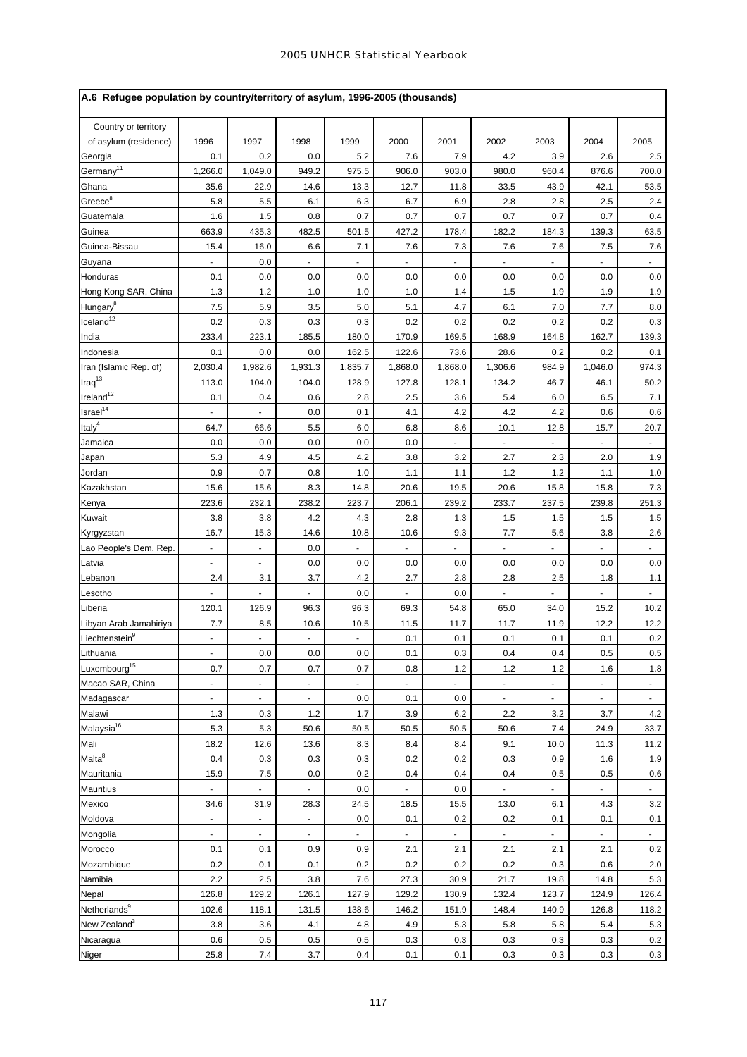## A.6 Refugee population by country/territory of asylum, 1996-2005 (thousands)

| Country or territory of asylum (residence) | 1996 | 1997 | 1998 | 1999 | 2000 | 2001 | 2002 | 2003 | 2004 | 2005 |
|---|---|---|---|---|---|---|---|---|---|---|
| Georgia | 0.1 | 0.2 | 0.0 | 5.2 | 7.6 | 7.9 | 4.2 | 3.9 | 2.6 | 2.5 |
| Germany[11] | 1,266.0 | 1,049.0 | 949.2 | 975.5 | 906.0 | 903.0 | 980.0 | 960.4 | 876.6 | 700.0 |
| Ghana | 35.6 | 22.9 | 14.6 | 13.3 | 12.7 | 11.8 | 33.5 | 43.9 | 42.1 | 53.5 |
| Greece[8] | 5.8 | 5.5 | 6.1 | 6.3 | 6.7 | 6.9 | 2.8 | 2.8 | 2.5 | 2.4 |
| Guatemala | 1.6 | 1.5 | 0.8 | 0.7 | 0.7 | 0.7 | 0.7 | 0.7 | 0.7 | 0.4 |
| Guinea | 663.9 | 435.3 | 482.5 | 501.5 | 427.2 | 178.4 | 182.2 | 184.3 | 139.3 | 63.5 |
| Guinea-Bissau | 15.4 | 16.0 | 6.6 | 7.1 | 7.6 | 7.3 | 7.6 | 7.6 | 7.5 | 7.6 |
| Guyana | - | 0.0 | - | - | - | - | - | - | - | - |
| Honduras | 0.1 | 0.0 | 0.0 | 0.0 | 0.0 | 0.0 | 0.0 | 0.0 | 0.0 | 0.0 |
| Hong Kong SAR, China | 1.3 | 1.2 | 1.0 | 1.0 | 1.0 | 1.4 | 1.5 | 1.9 | 1.9 | 1.9 |
| Hungary[8] | 7.5 | 5.9 | 3.5 | 5.0 | 5.1 | 4.7 | 6.1 | 7.0 | 7.7 | 8.0 |
| Iceland[12] | 0.2 | 0.3 | 0.3 | 0.3 | 0.2 | 0.2 | 0.2 | 0.2 | 0.2 | 0.3 |
| India | 233.4 | 223.1 | 185.5 | 180.0 | 170.9 | 169.5 | 168.9 | 164.8 | 162.7 | 139.3 |
| Indonesia | 0.1 | 0.0 | 0.0 | 162.5 | 122.6 | 73.6 | 28.6 | 0.2 | 0.2 | 0.1 |
| Iran (Islamic Rep. of) | 2,030.4 | 1,982.6 | 1,931.3 | 1,835.7 | 1,868.0 | 1,868.0 | 1,306.6 | 984.9 | 1,046.0 | 974.3 |
| Iraq[13] | 113.0 | 104.0 | 104.0 | 128.9 | 127.8 | 128.1 | 134.2 | 46.7 | 46.1 | 50.2 |
| Ireland[12] | 0.1 | 0.4 | 0.6 | 2.8 | 2.5 | 3.6 | 5.4 | 6.0 | 6.5 | 7.1 |
| Israel[14] | - | - | 0.0 | 0.1 | 4.1 | 4.2 | 4.2 | 4.2 | 0.6 | 0.6 |
| Italy[4] | 64.7 | 66.6 | 5.5 | 6.0 | 6.8 | 8.6 | 10.1 | 12.8 | 15.7 | 20.7 |
| Jamaica | 0.0 | 0.0 | 0.0 | 0.0 | 0.0 | - | - | - | - | - |
| Japan | 5.3 | 4.9 | 4.5 | 4.2 | 3.8 | 3.2 | 2.7 | 2.3 | 2.0 | 1.9 |
| Jordan | 0.9 | 0.7 | 0.8 | 1.0 | 1.1 | 1.1 | 1.2 | 1.2 | 1.1 | 1.0 |
| Kazakhstan | 15.6 | 15.6 | 8.3 | 14.8 | 20.6 | 19.5 | 20.6 | 15.8 | 15.8 | 7.3 |
| Kenya | 223.6 | 232.1 | 238.2 | 223.7 | 206.1 | 239.2 | 233.7 | 237.5 | 239.8 | 251.3 |
| Kuwait | 3.8 | 3.8 | 4.2 | 4.3 | 2.8 | 1.3 | 1.5 | 1.5 | 1.5 | 1.5 |
| Kyrgyzstan | 16.7 | 15.3 | 14.6 | 10.8 | 10.6 | 9.3 | 7.7 | 5.6 | 3.8 | 2.6 |
| Lao People's Dem. Rep. | - | - | 0.0 | - | - | - | - | - | - | - |
| Latvia | - | - | 0.0 | 0.0 | 0.0 | 0.0 | 0.0 | 0.0 | 0.0 | 0.0 |
| Lebanon | 2.4 | 3.1 | 3.7 | 4.2 | 2.7 | 2.8 | 2.8 | 2.5 | 1.8 | 1.1 |
| Lesotho | - | - | - | 0.0 | - | 0.0 | - | - | - | - |
| Liberia | 120.1 | 126.9 | 96.3 | 96.3 | 69.3 | 54.8 | 65.0 | 34.0 | 15.2 | 10.2 |
| Libyan Arab Jamahiriya | 7.7 | 8.5 | 10.6 | 10.5 | 11.5 | 11.7 | 11.7 | 11.9 | 12.2 | 12.2 |
| Liechtenstein[9] | - | - | - | - | 0.1 | 0.1 | 0.1 | 0.1 | 0.1 | 0.2 |
| Lithuania | - | 0.0 | 0.0 | 0.0 | 0.1 | 0.3 | 0.4 | 0.4 | 0.5 | 0.5 |
| Luxembourg[15] | 0.7 | 0.7 | 0.7 | 0.7 | 0.8 | 1.2 | 1.2 | 1.2 | 1.6 | 1.8 |
| Macao SAR, China | - | - | - | - | - | - | - | - | - | - |
| Madagascar | - | - | - | 0.0 | 0.1 | 0.0 | - | - | - | - |
| Malawi | 1.3 | 0.3 | 1.2 | 1.7 | 3.9 | 6.2 | 2.2 | 3.2 | 3.7 | 4.2 |
| Malaysia[16] | 5.3 | 5.3 | 50.6 | 50.5 | 50.5 | 50.5 | 50.6 | 7.4 | 24.9 | 33.7 |
| Mali | 18.2 | 12.6 | 13.6 | 8.3 | 8.4 | 8.4 | 9.1 | 10.0 | 11.3 | 11.2 |
| Malta[8] | 0.4 | 0.3 | 0.3 | 0.3 | 0.2 | 0.2 | 0.3 | 0.9 | 1.6 | 1.9 |
| Mauritania | 15.9 | 7.5 | 0.0 | 0.2 | 0.4 | 0.4 | 0.4 | 0.5 | 0.5 | 0.6 |
| Mauritius | - | - | - | 0.0 | - | 0.0 | - | - | - | - |
| Mexico | 34.6 | 31.9 | 28.3 | 24.5 | 18.5 | 15.5 | 13.0 | 6.1 | 4.3 | 3.2 |
| Moldova | - | - | - | 0.0 | 0.1 | 0.2 | 0.2 | 0.1 | 0.1 | 0.1 |
| Mongolia | - | - | - | - | - | - | - | - | - | - |
| Morocco | 0.1 | 0.1 | 0.9 | 0.9 | 2.1 | 2.1 | 2.1 | 2.1 | 2.1 | 0.2 |
| Mozambique | 0.2 | 0.1 | 0.1 | 0.2 | 0.2 | 0.2 | 0.2 | 0.3 | 0.6 | 2.0 |
| Namibia | 2.2 | 2.5 | 3.8 | 7.6 | 27.3 | 30.9 | 21.7 | 19.8 | 14.8 | 5.3 |
| Nepal | 126.8 | 129.2 | 126.1 | 127.9 | 129.2 | 130.9 | 132.4 | 123.7 | 124.9 | 126.4 |
| Netherlands[9] | 102.6 | 118.1 | 131.5 | 138.6 | 146.2 | 151.9 | 148.4 | 140.9 | 126.8 | 118.2 |
| New Zealand[3] | 3.8 | 3.6 | 4.1 | 4.8 | 4.9 | 5.3 | 5.8 | 5.8 | 5.4 | 5.3 |
| Nicaragua | 0.6 | 0.5 | 0.5 | 0.5 | 0.3 | 0.3 | 0.3 | 0.3 | 0.3 | 0.2 |
| Niger | 25.8 | 7.4 | 3.7 | 0.4 | 0.1 | 0.1 | 0.3 | 0.3 | 0.3 | 0.3 |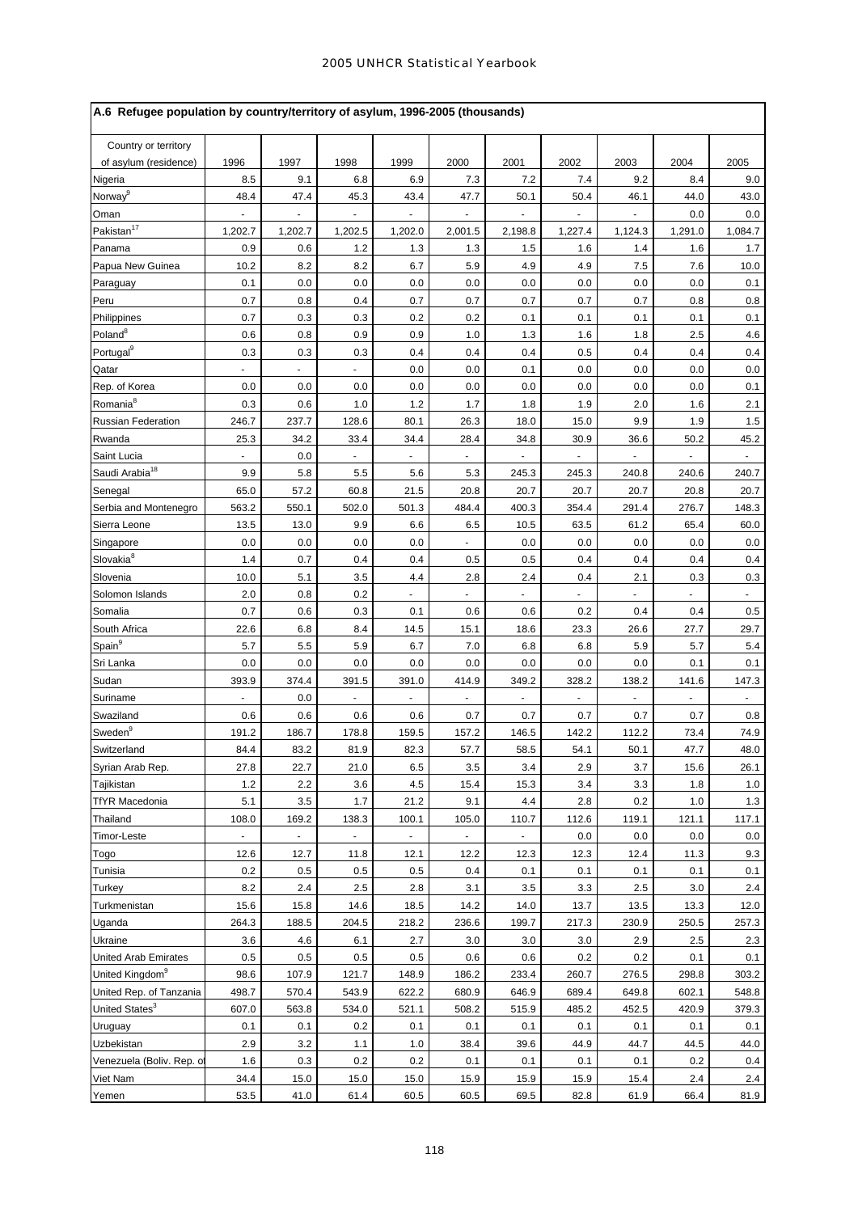## A.6 Refugee population by country/territory of asylum, 1996-2005 (thousands)

| Country or territory of asylum (residence) | 1996 | 1997 | 1998 | 1999 | 2000 | 2001 | 2002 | 2003 | 2004 | 2005 |
|---|---|---|---|---|---|---|---|---|---|---|
| Nigeria | 8.5 | 9.1 | 6.8 | 6.9 | 7.3 | 7.2 | 7.4 | 9.2 | 8.4 | 9.0 |
| Norway[9] | 48.4 | 47.4 | 45.3 | 43.4 | 47.7 | 50.1 | 50.4 | 46.1 | 44.0 | 43.0 |
| Oman | - | - | - | - | - | - | - | - | 0.0 | 0.0 |
| Pakistan[17] | 1,202.7 | 1,202.7 | 1,202.5 | 1,202.0 | 2,001.5 | 2,198.8 | 1,227.4 | 1,124.3 | 1,291.0 | 1,084.7 |
| Panama | 0.9 | 0.6 | 1.2 | 1.3 | 1.3 | 1.5 | 1.6 | 1.4 | 1.6 | 1.7 |
| Papua New Guinea | 10.2 | 8.2 | 8.2 | 6.7 | 5.9 | 4.9 | 4.9 | 7.5 | 7.6 | 10.0 |
| Paraguay | 0.1 | 0.0 | 0.0 | 0.0 | 0.0 | 0.0 | 0.0 | 0.0 | 0.0 | 0.1 |
| Peru | 0.7 | 0.8 | 0.4 | 0.7 | 0.7 | 0.7 | 0.7 | 0.7 | 0.8 | 0.8 |
| Philippines | 0.7 | 0.3 | 0.3 | 0.2 | 0.2 | 0.1 | 0.1 | 0.1 | 0.1 | 0.1 |
| Poland[8] | 0.6 | 0.8 | 0.9 | 0.9 | 1.0 | 1.3 | 1.6 | 1.8 | 2.5 | 4.6 |
| Portugal[9] | 0.3 | 0.3 | 0.3 | 0.4 | 0.4 | 0.4 | 0.5 | 0.4 | 0.4 | 0.4 |
| Qatar | - | - | - | 0.0 | 0.0 | 0.1 | 0.0 | 0.0 | 0.0 | 0.0 |
| Rep. of Korea | 0.0 | 0.0 | 0.0 | 0.0 | 0.0 | 0.0 | 0.0 | 0.0 | 0.0 | 0.1 |
| Romania[8] | 0.3 | 0.6 | 1.0 | 1.2 | 1.7 | 1.8 | 1.9 | 2.0 | 1.6 | 2.1 |
| Russian Federation | 246.7 | 237.7 | 128.6 | 80.1 | 26.3 | 18.0 | 15.0 | 9.9 | 1.9 | 1.5 |
| Rwanda | 25.3 | 34.2 | 33.4 | 34.4 | 28.4 | 34.8 | 30.9 | 36.6 | 50.2 | 45.2 |
| Saint Lucia | - | 0.0 | - | - | - | - | - | - | - | - |
| Saudi Arabia[18] | 9.9 | 5.8 | 5.5 | 5.6 | 5.3 | 245.3 | 245.3 | 240.8 | 240.6 | 240.7 |
| Senegal | 65.0 | 57.2 | 60.8 | 21.5 | 20.8 | 20.7 | 20.7 | 20.7 | 20.8 | 20.7 |
| Serbia and Montenegro | 563.2 | 550.1 | 502.0 | 501.3 | 484.4 | 400.3 | 354.4 | 291.4 | 276.7 | 148.3 |
| Sierra Leone | 13.5 | 13.0 | 9.9 | 6.6 | 6.5 | 10.5 | 63.5 | 61.2 | 65.4 | 60.0 |
| Singapore | 0.0 | 0.0 | 0.0 | 0.0 | - | 0.0 | 0.0 | 0.0 | 0.0 | 0.0 |
| Slovakia[8] | 1.4 | 0.7 | 0.4 | 0.4 | 0.5 | 0.5 | 0.4 | 0.4 | 0.4 | 0.4 |
| Slovenia | 10.0 | 5.1 | 3.5 | 4.4 | 2.8 | 2.4 | 0.4 | 2.1 | 0.3 | 0.3 |
| Solomon Islands | 2.0 | 0.8 | 0.2 | - | - | - | - | - | - | - |
| Somalia | 0.7 | 0.6 | 0.3 | 0.1 | 0.6 | 0.6 | 0.2 | 0.4 | 0.4 | 0.5 |
| South Africa | 22.6 | 6.8 | 8.4 | 14.5 | 15.1 | 18.6 | 23.3 | 26.6 | 27.7 | 29.7 |
| Spain[9] | 5.7 | 5.5 | 5.9 | 6.7 | 7.0 | 6.8 | 6.8 | 5.9 | 5.7 | 5.4 |
| Sri Lanka | 0.0 | 0.0 | 0.0 | 0.0 | 0.0 | 0.0 | 0.0 | 0.0 | 0.1 | 0.1 |
| Sudan | 393.9 | 374.4 | 391.5 | 391.0 | 414.9 | 349.2 | 328.2 | 138.2 | 141.6 | 147.3 |
| Suriname | - | 0.0 | - | - | - | - | - | - | - | - |
| Swaziland | 0.6 | 0.6 | 0.6 | 0.6 | 0.7 | 0.7 | 0.7 | 0.7 | 0.7 | 0.8 |
| Sweden[9] | 191.2 | 186.7 | 178.8 | 159.5 | 157.2 | 146.5 | 142.2 | 112.2 | 73.4 | 74.9 |
| Switzerland | 84.4 | 83.2 | 81.9 | 82.3 | 57.7 | 58.5 | 54.1 | 50.1 | 47.7 | 48.0 |
| Syrian Arab Rep. | 27.8 | 22.7 | 21.0 | 6.5 | 3.5 | 3.4 | 2.9 | 3.7 | 15.6 | 26.1 |
| Tajikistan | 1.2 | 2.2 | 3.6 | 4.5 | 15.4 | 15.3 | 3.4 | 3.3 | 1.8 | 1.0 |
| TfYR Macedonia | 5.1 | 3.5 | 1.7 | 21.2 | 9.1 | 4.4 | 2.8 | 0.2 | 1.0 | 1.3 |
| Thailand | 108.0 | 169.2 | 138.3 | 100.1 | 105.0 | 110.7 | 112.6 | 119.1 | 121.1 | 117.1 |
| Timor-Leste | - | - | - | - | - | - | 0.0 | 0.0 | 0.0 | 0.0 |
| Togo | 12.6 | 12.7 | 11.8 | 12.1 | 12.2 | 12.3 | 12.3 | 12.4 | 11.3 | 9.3 |
| Tunisia | 0.2 | 0.5 | 0.5 | 0.5 | 0.4 | 0.1 | 0.1 | 0.1 | 0.1 | 0.1 |
| Turkey | 8.2 | 2.4 | 2.5 | 2.8 | 3.1 | 3.5 | 3.3 | 2.5 | 3.0 | 2.4 |
| Turkmenistan | 15.6 | 15.8 | 14.6 | 18.5 | 14.2 | 14.0 | 13.7 | 13.5 | 13.3 | 12.0 |
| Uganda | 264.3 | 188.5 | 204.5 | 218.2 | 236.6 | 199.7 | 217.3 | 230.9 | 250.5 | 257.3 |
| Ukraine | 3.6 | 4.6 | 6.1 | 2.7 | 3.0 | 3.0 | 3.0 | 2.9 | 2.5 | 2.3 |
| United Arab Emirates | 0.5 | 0.5 | 0.5 | 0.5 | 0.6 | 0.6 | 0.2 | 0.2 | 0.1 | 0.1 |
| United Kingdom[9] | 98.6 | 107.9 | 121.7 | 148.9 | 186.2 | 233.4 | 260.7 | 276.5 | 298.8 | 303.2 |
| United Rep. of Tanzania | 498.7 | 570.4 | 543.9 | 622.2 | 680.9 | 646.9 | 689.4 | 649.8 | 602.1 | 548.8 |
| United States[3] | 607.0 | 563.8 | 534.0 | 521.1 | 508.2 | 515.9 | 485.2 | 452.5 | 420.9 | 379.3 |
| Uruguay | 0.1 | 0.1 | 0.2 | 0.1 | 0.1 | 0.1 | 0.1 | 0.1 | 0.1 | 0.1 |
| Uzbekistan | 2.9 | 3.2 | 1.1 | 1.0 | 38.4 | 39.6 | 44.9 | 44.7 | 44.5 | 44.0 |
| Venezuela (Boliv. Rep. of | 1.6 | 0.3 | 0.2 | 0.2 | 0.1 | 0.1 | 0.1 | 0.1 | 0.2 | 0.4 |
| Viet Nam | 34.4 | 15.0 | 15.0 | 15.0 | 15.9 | 15.9 | 15.9 | 15.4 | 2.4 | 2.4 |
| Yemen | 53.5 | 41.0 | 61.4 | 60.5 | 60.5 | 69.5 | 82.8 | 61.9 | 66.4 | 81.9 |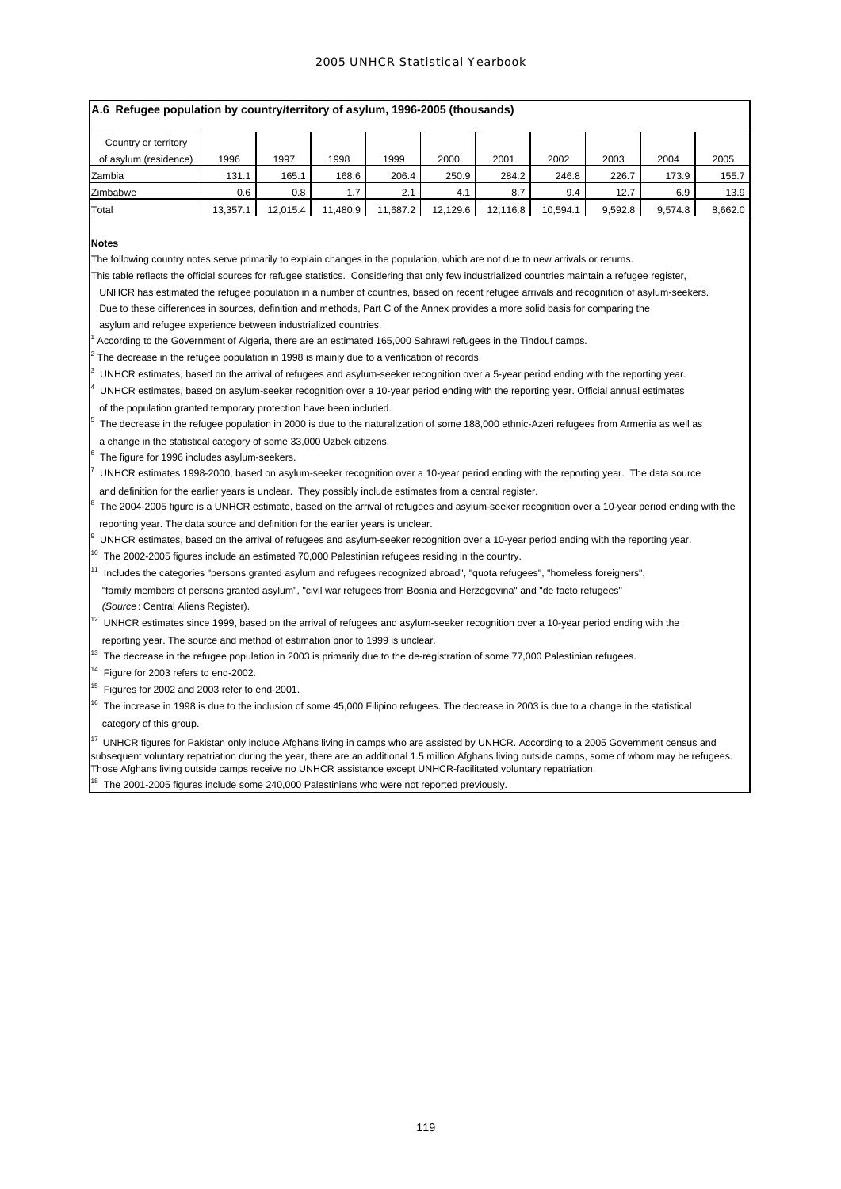**A.6 Refugee population by country/territory of asylum, 1996-2005 (thousands)**

| Country or territory of asylum (residence) | 1996 | 1997 | 1998 | 1999 | 2000 | 2001 | 2002 | 2003 | 2004 | 2005 |
|---|---|---|---|---|---|---|---|---|---|---|
| Zambia | 131.1 | 165.1 | 168.6 | 206.4 | 250.9 | 284.2 | 246.8 | 226.7 | 173.9 | 155.7 |
| Zimbabwe | 0.6 | 0.8 | 1.7 | 2.1 | 4.1 | 8.7 | 9.4 | 12.7 | 6.9 | 13.9 |
| Total | 13,357.1 | 12,015.4 | 11,480.9 | 11,687.2 | 12,129.6 | 12,116.8 | 10,594.1 | 9,592.8 | 9,574.8 | 8,662.0 |

**Notes**

The following country notes serve primarily to explain changes in the population, which are not due to new arrivals or returns.

This table reflects the official sources for refugee statistics. Considering that only few industrialized countries maintain a refugee register, UNHCR has estimated the refugee population in a number of countries, based on recent refugee arrivals and recognition of asylum-seekers. Due to these differences in sources, definition and methods, Part C of the Annex provides a more solid basis for comparing the asylum and refugee experience between industrialized countries.

[1] According to the Government of Algeria, there are an estimated 165,000 Sahrawi refugees in the Tindouf camps.

[2] The decrease in the refugee population in 1998 is mainly due to a verification of records.

[3] UNHCR estimates, based on the arrival of refugees and asylum-seeker recognition over a 5-year period ending with the reporting year.

[4] UNHCR estimates, based on asylum-seeker recognition over a 10-year period ending with the reporting year. Official annual estimates of the population granted temporary protection have been included.

[5] The decrease in the refugee population in 2000 is due to the naturalization of some 188,000 ethnic-Azeri refugees from Armenia as well as a change in the statistical category of some 33,000 Uzbek citizens.

[6] The figure for 1996 includes asylum-seekers.

[7] UNHCR estimates 1998-2000, based on asylum-seeker recognition over a 10-year period ending with the reporting year. The data source and definition for the earlier years is unclear. They possibly include estimates from a central register.

[8] The 2004-2005 figure is a UNHCR estimate, based on the arrival of refugees and asylum-seeker recognition over a 10-year period ending with the reporting year. The data source and definition for the earlier years is unclear.

[9] UNHCR estimates, based on the arrival of refugees and asylum-seeker recognition over a 10-year period ending with the reporting year.

[10] The 2002-2005 figures include an estimated 70,000 Palestinian refugees residing in the country.

[11] Includes the categories "persons granted asylum and refugees recognized abroad", "quota refugees", "homeless foreigners", "family members of persons granted asylum", "civil war refugees from Bosnia and Herzegovina" and "de facto refugees" *(Source*: Central Aliens Register).

[12] UNHCR estimates since 1999, based on the arrival of refugees and asylum-seeker recognition over a 10-year period ending with the reporting year. The source and method of estimation prior to 1999 is unclear.

[13] The decrease in the refugee population in 2003 is primarily due to the de-registration of some 77,000 Palestinian refugees.

[14] Figure for 2003 refers to end-2002.

[15] Figures for 2002 and 2003 refer to end-2001.

[16] The increase in 1998 is due to the inclusion of some 45,000 Filipino refugees. The decrease in 2003 is due to a change in the statistical category of this group.

[17] UNHCR figures for Pakistan only include Afghans living in camps who are assisted by UNHCR. According to a 2005 Government census and subsequent voluntary repatriation during the year, there are an additional 1.5 million Afghans living outside camps, some of whom may be refugees. Those Afghans living outside camps receive no UNHCR assistance except UNHCR-facilitated voluntary repatriation.

[18] The 2001-2005 figures include some 240,000 Palestinians who were not reported previously.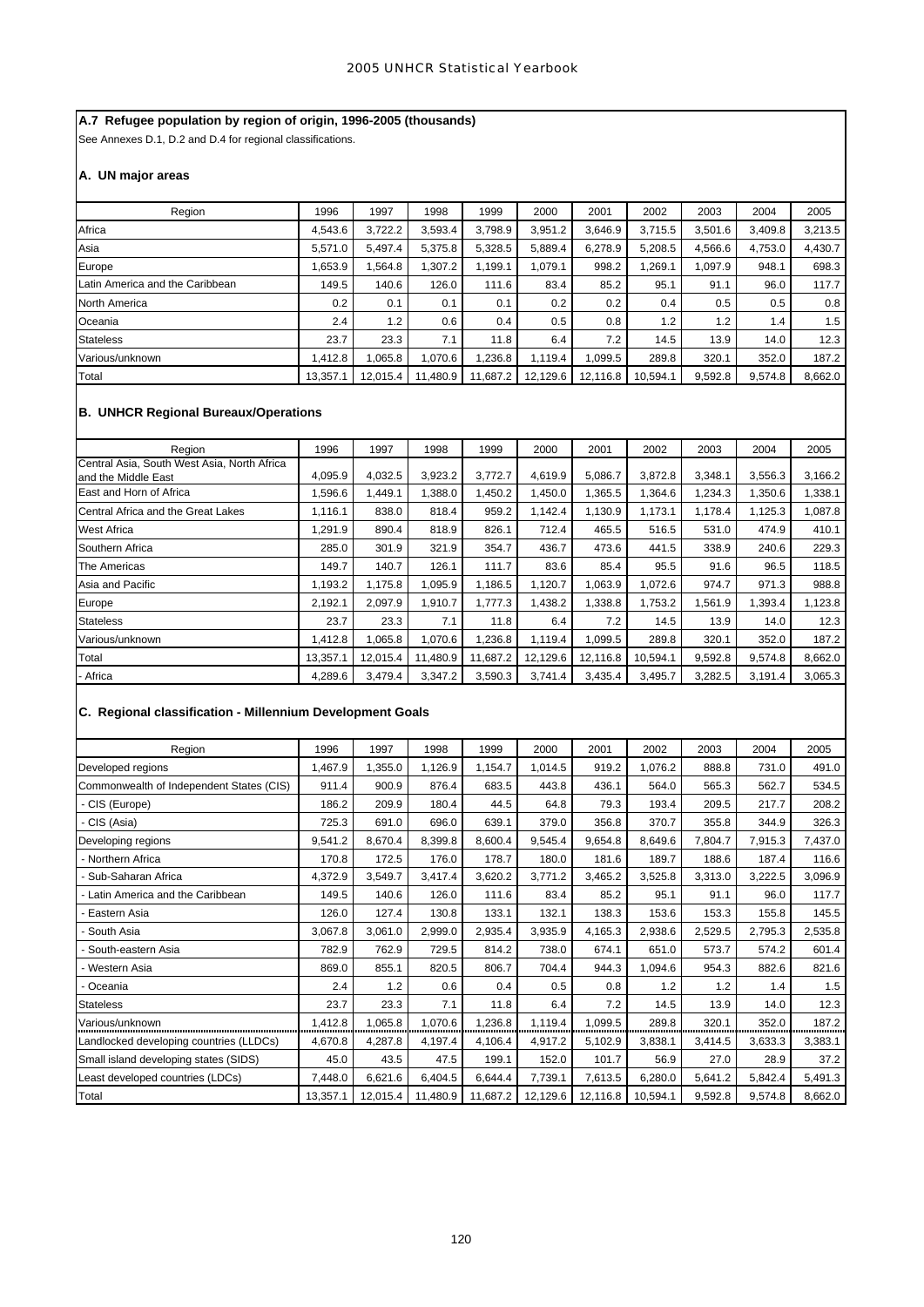### A.7 Refugee population by region of origin, 1996-2005 (thousands)

See Annexes D.1, D.2 and D.4 for regional classifications.

#### A. UN major areas

| Region | 1996 | 1997 | 1998 | 1999 | 2000 | 2001 | 2002 | 2003 | 2004 | 2005 |
|---|---|---|---|---|---|---|---|---|---|---|
| Africa | 4,543.6 | 3,722.2 | 3,593.4 | 3,798.9 | 3,951.2 | 3,646.9 | 3,715.5 | 3,501.6 | 3,409.8 | 3,213.5 |
| Asia | 5,571.0 | 5,497.4 | 5,375.8 | 5,328.5 | 5,889.4 | 6,278.9 | 5,208.5 | 4,566.6 | 4,753.0 | 4,430.7 |
| Europe | 1,653.9 | 1,564.8 | 1,307.2 | 1,199.1 | 1,079.1 | 998.2 | 1,269.1 | 1,097.9 | 948.1 | 698.3 |
| Latin America and the Caribbean | 149.5 | 140.6 | 126.0 | 111.6 | 83.4 | 85.2 | 95.1 | 91.1 | 96.0 | 117.7 |
| North America | 0.2 | 0.1 | 0.1 | 0.1 | 0.2 | 0.2 | 0.4 | 0.5 | 0.5 | 0.8 |
| Oceania | 2.4 | 1.2 | 0.6 | 0.4 | 0.5 | 0.8 | 1.2 | 1.2 | 1.4 | 1.5 |
| Stateless | 23.7 | 23.3 | 7.1 | 11.8 | 6.4 | 7.2 | 14.5 | 13.9 | 14.0 | 12.3 |
| Various/unknown | 1,412.8 | 1,065.8 | 1,070.6 | 1,236.8 | 1,119.4 | 1,099.5 | 289.8 | 320.1 | 352.0 | 187.2 |
| Total | 13,357.1 | 12,015.4 | 11,480.9 | 11,687.2 | 12,129.6 | 12,116.8 | 10,594.1 | 9,592.8 | 9,574.8 | 8,662.0 |

#### B. UNHCR Regional Bureaux/Operations

| Region | 1996 | 1997 | 1998 | 1999 | 2000 | 2001 | 2002 | 2003 | 2004 | 2005 |
|---|---|---|---|---|---|---|---|---|---|---|
| Central Asia, South West Asia, North Africa and the Middle East | 4,095.9 | 4,032.5 | 3,923.2 | 3,772.7 | 4,619.9 | 5,086.7 | 3,872.8 | 3,348.1 | 3,556.3 | 3,166.2 |
| East and Horn of Africa | 1,596.6 | 1,449.1 | 1,388.0 | 1,450.2 | 1,450.0 | 1,365.5 | 1,364.6 | 1,234.3 | 1,350.6 | 1,338.1 |
| Central Africa and the Great Lakes | 1,116.1 | 838.0 | 818.4 | 959.2 | 1,142.4 | 1,130.9 | 1,173.1 | 1,178.4 | 1,125.3 | 1,087.8 |
| West Africa | 1,291.9 | 890.4 | 818.9 | 826.1 | 712.4 | 465.5 | 516.5 | 531.0 | 474.9 | 410.1 |
| Southern Africa | 285.0 | 301.9 | 321.9 | 354.7 | 436.7 | 473.6 | 441.5 | 338.9 | 240.6 | 229.3 |
| The Americas | 149.7 | 140.7 | 126.1 | 111.7 | 83.6 | 85.4 | 95.5 | 91.6 | 96.5 | 118.5 |
| Asia and Pacific | 1,193.2 | 1,175.8 | 1,095.9 | 1,186.5 | 1,120.7 | 1,063.9 | 1,072.6 | 974.7 | 971.3 | 988.8 |
| Europe | 2,192.1 | 2,097.9 | 1,910.7 | 1,777.3 | 1,438.2 | 1,338.8 | 1,753.2 | 1,561.9 | 1,393.4 | 1,123.8 |
| Stateless | 23.7 | 23.3 | 7.1 | 11.8 | 6.4 | 7.2 | 14.5 | 13.9 | 14.0 | 12.3 |
| Various/unknown | 1,412.8 | 1,065.8 | 1,070.6 | 1,236.8 | 1,119.4 | 1,099.5 | 289.8 | 320.1 | 352.0 | 187.2 |
| Total | 13,357.1 | 12,015.4 | 11,480.9 | 11,687.2 | 12,129.6 | 12,116.8 | 10,594.1 | 9,592.8 | 9,574.8 | 8,662.0 |
| - Africa | 4,289.6 | 3,479.4 | 3,347.2 | 3,590.3 | 3,741.4 | 3,435.4 | 3,495.7 | 3,282.5 | 3,191.4 | 3,065.3 |

#### C. Regional classification - Millennium Development Goals

| Region | 1996 | 1997 | 1998 | 1999 | 2000 | 2001 | 2002 | 2003 | 2004 | 2005 |
|---|---|---|---|---|---|---|---|---|---|---|
| Developed regions | 1,467.9 | 1,355.0 | 1,126.9 | 1,154.7 | 1,014.5 | 919.2 | 1,076.2 | 888.8 | 731.0 | 491.0 |
| Commonwealth of Independent States (CIS) | 911.4 | 900.9 | 876.4 | 683.5 | 443.8 | 436.1 | 564.0 | 565.3 | 562.7 | 534.5 |
| - CIS (Europe) | 186.2 | 209.9 | 180.4 | 44.5 | 64.8 | 79.3 | 193.4 | 209.5 | 217.7 | 208.2 |
| - CIS (Asia) | 725.3 | 691.0 | 696.0 | 639.1 | 379.0 | 356.8 | 370.7 | 355.8 | 344.9 | 326.3 |
| Developing regions | 9,541.2 | 8,670.4 | 8,399.8 | 8,600.4 | 9,545.4 | 9,654.8 | 8,649.6 | 7,804.7 | 7,915.3 | 7,437.0 |
| - Northern Africa | 170.8 | 172.5 | 176.0 | 178.7 | 180.0 | 181.6 | 189.7 | 188.6 | 187.4 | 116.6 |
| - Sub-Saharan Africa | 4,372.9 | 3,549.7 | 3,417.4 | 3,620.2 | 3,771.2 | 3,465.2 | 3,525.8 | 3,313.0 | 3,222.5 | 3,096.9 |
| - Latin America and the Caribbean | 149.5 | 140.6 | 126.0 | 111.6 | 83.4 | 85.2 | 95.1 | 91.1 | 96.0 | 117.7 |
| - Eastern Asia | 126.0 | 127.4 | 130.8 | 133.1 | 132.1 | 138.3 | 153.6 | 153.3 | 155.8 | 145.5 |
| - South Asia | 3,067.8 | 3,061.0 | 2,999.0 | 2,935.4 | 3,935.9 | 4,165.3 | 2,938.6 | 2,529.5 | 2,795.3 | 2,535.8 |
| - South-eastern Asia | 782.9 | 762.9 | 729.5 | 814.2 | 738.0 | 674.1 | 651.0 | 573.7 | 574.2 | 601.4 |
| - Western Asia | 869.0 | 855.1 | 820.5 | 806.7 | 704.4 | 944.3 | 1,094.6 | 954.3 | 882.6 | 821.6 |
| - Oceania | 2.4 | 1.2 | 0.6 | 0.4 | 0.5 | 0.8 | 1.2 | 1.2 | 1.4 | 1.5 |
| Stateless | 23.7 | 23.3 | 7.1 | 11.8 | 6.4 | 7.2 | 14.5 | 13.9 | 14.0 | 12.3 |
| Various/unknown | 1,412.8 | 1,065.8 | 1,070.6 | 1,236.8 | 1,119.4 | 1,099.5 | 289.8 | 320.1 | 352.0 | 187.2 |
| Landlocked developing countries (LLDCs) | 4,670.8 | 4,287.8 | 4,197.4 | 4,106.4 | 4,917.2 | 5,102.9 | 3,838.1 | 3,414.5 | 3,633.3 | 3,383.1 |
| Small island developing states (SIDS) | 45.0 | 43.5 | 47.5 | 199.1 | 152.0 | 101.7 | 56.9 | 27.0 | 28.9 | 37.2 |
| Least developed countries (LDCs) | 7,448.0 | 6,621.6 | 6,404.5 | 6,644.4 | 7,739.1 | 7,613.5 | 6,280.0 | 5,641.2 | 5,842.4 | 5,491.3 |
| Total | 13,357.1 | 12,015.4 | 11,480.9 | 11,687.2 | 12,129.6 | 12,116.8 | 10,594.1 | 9,592.8 | 9,574.8 | 8,662.0 |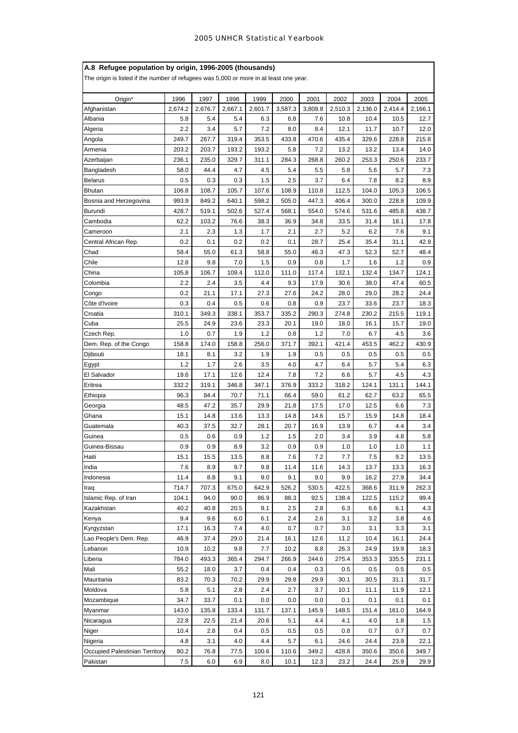## A.8 Refugee population by origin, 1996-2005 (thousands)

The origin is listed if the number of refugees was 5,000 or more in at least one year.

| Origin* | 1996 | 1997 | 1998 | 1999 | 2000 | 2001 | 2002 | 2003 | 2004 | 2005 |
|---|---|---|---|---|---|---|---|---|---|---|
| Afghanistan | 2,674.2 | 2,676.7 | 2,667.1 | 2,601.7 | 3,587.3 | 3,809.8 | 2,510.3 | 2,136.0 | 2,414.4 | 2,166.1 |
| Albania | 5.8 | 5.4 | 5.4 | 6.3 | 6.8 | 7.6 | 10.8 | 10.4 | 10.5 | 12.7 |
| Algeria | 2.2 | 3.4 | 5.7 | 7.2 | 8.0 | 8.4 | 12.1 | 11.7 | 10.7 | 12.0 |
| Angola | 249.7 | 267.7 | 319.4 | 353.5 | 433.8 | 470.6 | 435.4 | 329.6 | 228.8 | 215.8 |
| Armenia | 203.2 | 203.7 | 193.2 | 193.2 | 5.8 | 7.2 | 13.2 | 13.2 | 13.4 | 14.0 |
| Azerbaijan | 236.1 | 235.0 | 329.7 | 311.1 | 284.3 | 268.8 | 260.2 | 253.3 | 250.6 | 233.7 |
| Bangladesh | 58.0 | 44.4 | 4.7 | 4.5 | 5.4 | 5.5 | 5.8 | 5.6 | 5.7 | 7.3 |
| Belarus | 0.5 | 0.3 | 0.3 | 1.5 | 2.5 | 3.7 | 6.4 | 7.8 | 8.2 | 8.9 |
| Bhutan | 106.8 | 108.7 | 105.7 | 107.6 | 108.9 | 110.8 | 112.5 | 104.0 | 105.3 | 106.5 |
| Bosnia and Herzegovina | 993.9 | 849.2 | 640.1 | 598.2 | 505.0 | 447.3 | 406.4 | 300.0 | 228.8 | 109.9 |
| Burundi | 428.7 | 519.1 | 502.6 | 527.4 | 568.1 | 554.0 | 574.6 | 531.6 | 485.8 | 438.7 |
| Cambodia | 62.2 | 103.2 | 76.6 | 38.3 | 36.9 | 34.8 | 33.5 | 31.4 | 18.1 | 17.8 |
| Cameroon | 2.1 | 2.3 | 1.3 | 1.7 | 2.1 | 2.7 | 5.2 | 6.2 | 7.6 | 9.1 |
| Central African Rep. | 0.2 | 0.1 | 0.2 | 0.2 | 0.1 | 28.7 | 25.4 | 35.4 | 31.1 | 42.9 |
| Chad | 58.4 | 55.0 | 61.3 | 58.8 | 55.0 | 46.3 | 47.3 | 52.3 | 52.7 | 48.4 |
| Chile | 12.8 | 9.8 | 7.0 | 1.5 | 0.9 | 0.8 | 1.7 | 1.6 | 1.2 | 0.9 |
| China | 105.8 | 106.7 | 109.4 | 112.0 | 111.0 | 117.4 | 132.1 | 132.4 | 134.7 | 124.1 |
| Colombia | 2.2 | 2.4 | 3.5 | 4.4 | 9.3 | 17.9 | 30.6 | 38.0 | 47.4 | 60.5 |
| Congo | 0.2 | 21.1 | 17.1 | 27.3 | 27.6 | 24.2 | 28.0 | 29.0 | 28.2 | 24.4 |
| Côte d'Ivoire | 0.3 | 0.4 | 0.5 | 0.6 | 0.8 | 0.9 | 23.7 | 33.6 | 23.7 | 18.3 |
| Croatia | 310.1 | 349.3 | 338.1 | 353.7 | 335.2 | 290.3 | 274.8 | 230.2 | 215.5 | 119.1 |
| Cuba | 25.5 | 24.9 | 23.6 | 23.3 | 20.1 | 19.0 | 18.0 | 16.1 | 15.7 | 19.0 |
| Czech Rep. | 1.0 | 0.7 | 1.9 | 1.2 | 0.8 | 1.2 | 7.0 | 6.7 | 4.5 | 3.6 |
| Dem. Rep. of the Congo | 158.8 | 174.0 | 158.8 | 256.0 | 371.7 | 392.1 | 421.4 | 453.5 | 462.2 | 430.9 |
| Djibouti | 18.1 | 8.1 | 3.2 | 1.9 | 1.9 | 0.5 | 0.5 | 0.5 | 0.5 | 0.5 |
| Egypt | 1.2 | 1.7 | 2.6 | 3.5 | 4.0 | 4.7 | 6.4 | 5.7 | 5.4 | 6.3 |
| El Salvador | 19.6 | 17.1 | 12.6 | 12.4 | 7.8 | 7.2 | 6.6 | 5.7 | 4.5 | 4.3 |
| Eritrea | 332.2 | 319.1 | 346.8 | 347.1 | 376.9 | 333.2 | 318.2 | 124.1 | 131.1 | 144.1 |
| Ethiopia | 96.3 | 84.4 | 70.7 | 71.1 | 66.4 | 59.0 | 61.2 | 62.7 | 63.2 | 65.5 |
| Georgia | 48.5 | 47.2 | 35.7 | 29.9 | 21.8 | 17.5 | 17.0 | 12.5 | 6.6 | 7.3 |
| Ghana | 15.1 | 14.8 | 13.6 | 13.3 | 14.8 | 14.6 | 15.7 | 15.9 | 14.8 | 18.4 |
| Guatemala | 40.3 | 37.5 | 32.7 | 28.1 | 20.7 | 16.9 | 13.9 | 6.7 | 4.4 | 3.4 |
| Guinea | 0.5 | 0.6 | 0.9 | 1.2 | 1.5 | 2.0 | 3.4 | 3.9 | 4.8 | 5.8 |
| Guinea-Bissau | 0.9 | 0.9 | 8.9 | 3.2 | 0.9 | 0.9 | 1.0 | 1.0 | 1.0 | 1.1 |
| Haiti | 15.1 | 15.5 | 13.5 | 8.8 | 7.6 | 7.2 | 7.7 | 7.5 | 9.2 | 13.5 |
| India | 7.6 | 8.9 | 9.7 | 9.8 | 11.4 | 11.6 | 14.3 | 13.7 | 13.3 | 16.3 |
| Indonesia | 11.4 | 8.8 | 9.1 | 9.0 | 9.1 | 9.0 | 9.9 | 16.2 | 27.9 | 34.4 |
| Iraq | 714.7 | 707.3 | 675.0 | 642.9 | 526.2 | 530.5 | 422.5 | 368.6 | 311.9 | 262.3 |
| Islamic Rep. of Iran | 104.1 | 94.0 | 90.0 | 86.9 | 88.3 | 92.5 | 138.4 | 122.5 | 115.2 | 99.4 |
| Kazakhstan | 40.2 | 40.8 | 20.5 | 9.1 | 2.5 | 2.8 | 6.3 | 6.6 | 6.1 | 4.3 |
| Kenya | 9.4 | 9.6 | 6.0 | 6.1 | 2.4 | 2.6 | 3.1 | 3.2 | 3.8 | 4.6 |
| Kyrgyzstan | 17.1 | 16.3 | 7.4 | 4.0 | 0.7 | 0.7 | 3.0 | 3.1 | 3.3 | 3.1 |
| Lao People's Dem. Rep. | 46.9 | 37.4 | 29.0 | 21.4 | 16.1 | 12.6 | 11.2 | 10.4 | 16.1 | 24.4 |
| Lebanon | 10.9 | 10.2 | 9.8 | 7.7 | 10.2 | 8.8 | 26.3 | 24.9 | 19.9 | 18.3 |
| Liberia | 784.0 | 493.3 | 365.4 | 294.7 | 266.9 | 244.6 | 275.4 | 353.3 | 335.5 | 231.1 |
| Mali | 55.2 | 18.0 | 3.7 | 0.4 | 0.4 | 0.3 | 0.5 | 0.5 | 0.5 | 0.5 |
| Mauritania | 83.2 | 70.3 | 70.2 | 29.9 | 29.8 | 29.9 | 30.1 | 30.5 | 31.1 | 31.7 |
| Moldova | 5.8 | 5.1 | 2.8 | 2.4 | 2.7 | 3.7 | 10.1 | 11.1 | 11.9 | 12.1 |
| Mozambique | 34.7 | 33.7 | 0.1 | 0.0 | 0.0 | 0.0 | 0.1 | 0.1 | 0.1 | 0.1 |
| Myanmar | 143.0 | 135.8 | 133.4 | 131.7 | 137.1 | 145.9 | 148.5 | 151.4 | 161.0 | 164.9 |
| Nicaragua | 22.8 | 22.5 | 21.4 | 20.6 | 5.1 | 4.4 | 4.1 | 4.0 | 1.8 | 1.5 |
| Niger | 10.4 | 2.8 | 0.4 | 0.5 | 0.5 | 0.5 | 0.8 | 0.7 | 0.7 | 0.7 |
| Nigeria | 4.8 | 3.1 | 4.0 | 4.4 | 5.7 | 6.1 | 24.6 | 24.4 | 23.9 | 22.1 |
| Occupied Palestinian Territory | 80.2 | 76.8 | 77.5 | 100.6 | 110.6 | 349.2 | 428.8 | 350.6 | 350.6 | 349.7 |
| Pakistan | 7.5 | 6.0 | 6.9 | 8.0 | 10.1 | 12.3 | 23.2 | 24.4 | 25.9 | 29.9 |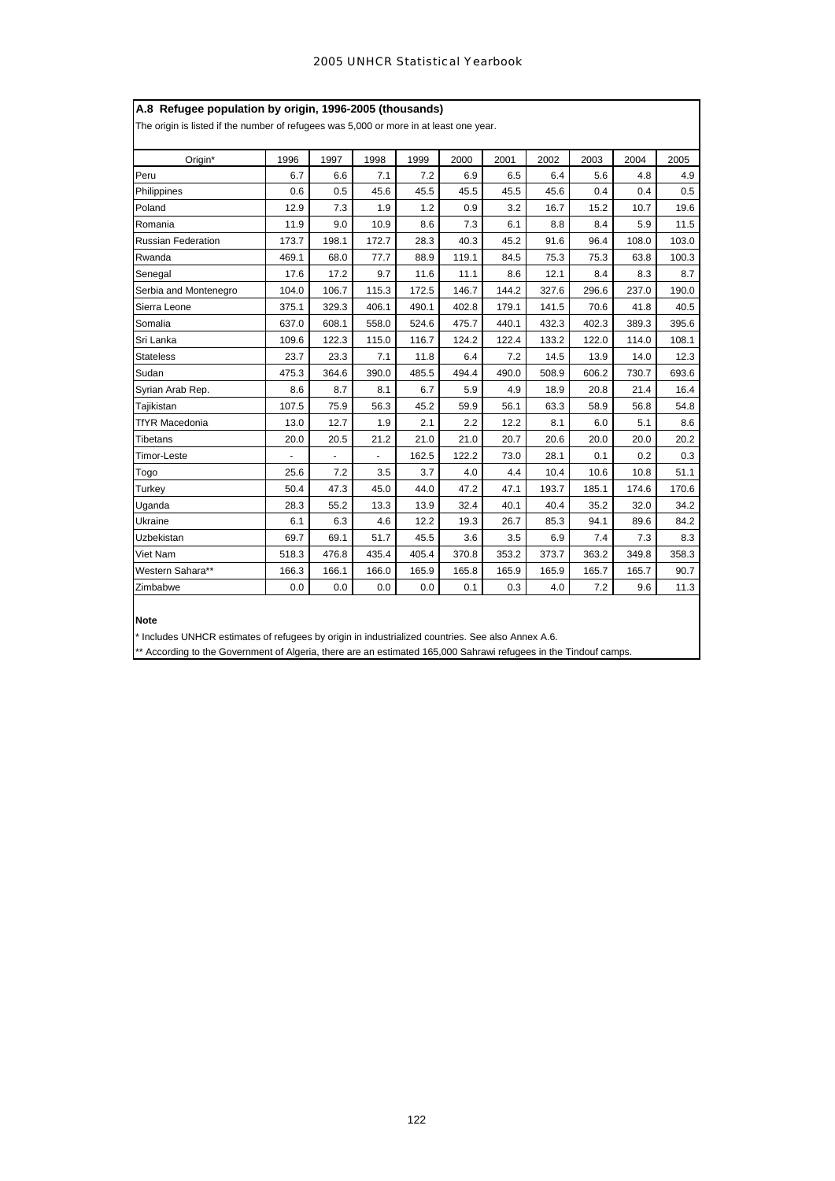## A.8 Refugee population by origin, 1996-2005 (thousands)

The origin is listed if the number of refugees was 5,000 or more in at least one year.

| Origin* | 1996 | 1997 | 1998 | 1999 | 2000 | 2001 | 2002 | 2003 | 2004 | 2005 |
|---|---|---|---|---|---|---|---|---|---|---|
| Peru | 6.7 | 6.6 | 7.1 | 7.2 | 6.9 | 6.5 | 6.4 | 5.6 | 4.8 | 4.9 |
| Philippines | 0.6 | 0.5 | 45.6 | 45.5 | 45.5 | 45.5 | 45.6 | 0.4 | 0.4 | 0.5 |
| Poland | 12.9 | 7.3 | 1.9 | 1.2 | 0.9 | 3.2 | 16.7 | 15.2 | 10.7 | 19.6 |
| Romania | 11.9 | 9.0 | 10.9 | 8.6 | 7.3 | 6.1 | 8.8 | 8.4 | 5.9 | 11.5 |
| Russian Federation | 173.7 | 198.1 | 172.7 | 28.3 | 40.3 | 45.2 | 91.6 | 96.4 | 108.0 | 103.0 |
| Rwanda | 469.1 | 68.0 | 77.7 | 88.9 | 119.1 | 84.5 | 75.3 | 75.3 | 63.8 | 100.3 |
| Senegal | 17.6 | 17.2 | 9.7 | 11.6 | 11.1 | 8.6 | 12.1 | 8.4 | 8.3 | 8.7 |
| Serbia and Montenegro | 104.0 | 106.7 | 115.3 | 172.5 | 146.7 | 144.2 | 327.6 | 296.6 | 237.0 | 190.0 |
| Sierra Leone | 375.1 | 329.3 | 406.1 | 490.1 | 402.8 | 179.1 | 141.5 | 70.6 | 41.8 | 40.5 |
| Somalia | 637.0 | 608.1 | 558.0 | 524.6 | 475.7 | 440.1 | 432.3 | 402.3 | 389.3 | 395.6 |
| Sri Lanka | 109.6 | 122.3 | 115.0 | 116.7 | 124.2 | 122.4 | 133.2 | 122.0 | 114.0 | 108.1 |
| Stateless | 23.7 | 23.3 | 7.1 | 11.8 | 6.4 | 7.2 | 14.5 | 13.9 | 14.0 | 12.3 |
| Sudan | 475.3 | 364.6 | 390.0 | 485.5 | 494.4 | 490.0 | 508.9 | 606.2 | 730.7 | 693.6 |
| Syrian Arab Rep. | 8.6 | 8.7 | 8.1 | 6.7 | 5.9 | 4.9 | 18.9 | 20.8 | 21.4 | 16.4 |
| Tajikistan | 107.5 | 75.9 | 56.3 | 45.2 | 59.9 | 56.1 | 63.3 | 58.9 | 56.8 | 54.8 |
| TfYR Macedonia | 13.0 | 12.7 | 1.9 | 2.1 | 2.2 | 12.2 | 8.1 | 6.0 | 5.1 | 8.6 |
| Tibetans | 20.0 | 20.5 | 21.2 | 21.0 | 21.0 | 20.7 | 20.6 | 20.0 | 20.0 | 20.2 |
| Timor-Leste | - | - | - | 162.5 | 122.2 | 73.0 | 28.1 | 0.1 | 0.2 | 0.3 |
| Togo | 25.6 | 7.2 | 3.5 | 3.7 | 4.0 | 4.4 | 10.4 | 10.6 | 10.8 | 51.1 |
| Turkey | 50.4 | 47.3 | 45.0 | 44.0 | 47.2 | 47.1 | 193.7 | 185.1 | 174.6 | 170.6 |
| Uganda | 28.3 | 55.2 | 13.3 | 13.9 | 32.4 | 40.1 | 40.4 | 35.2 | 32.0 | 34.2 |
| Ukraine | 6.1 | 6.3 | 4.6 | 12.2 | 19.3 | 26.7 | 85.3 | 94.1 | 89.6 | 84.2 |
| Uzbekistan | 69.7 | 69.1 | 51.7 | 45.5 | 3.6 | 3.5 | 6.9 | 7.4 | 7.3 | 8.3 |
| Viet Nam | 518.3 | 476.8 | 435.4 | 405.4 | 370.8 | 353.2 | 373.7 | 363.2 | 349.8 | 358.3 |
| Western Sahara** | 166.3 | 166.1 | 166.0 | 165.9 | 165.8 | 165.9 | 165.9 | 165.7 | 165.7 | 90.7 |
| Zimbabwe | 0.0 | 0.0 | 0.0 | 0.0 | 0.1 | 0.3 | 4.0 | 7.2 | 9.6 | 11.3 |

**Note**

* Includes UNHCR estimates of refugees by origin in industrialized countries. See also Annex A.6.

** According to the Government of Algeria, there are an estimated 165,000 Sahrawi refugees in the Tindouf camps.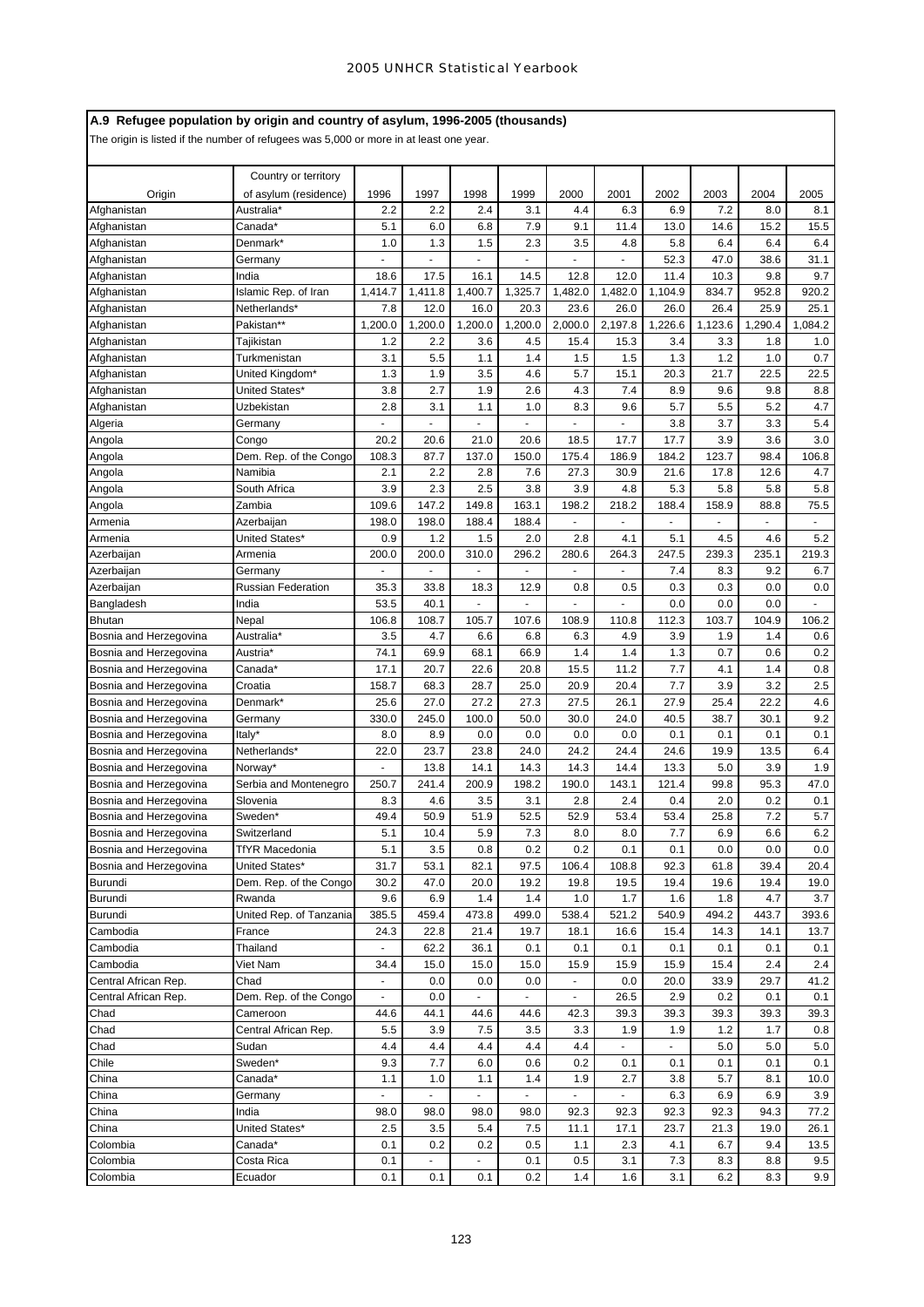## A.9 Refugee population by origin and country of asylum, 1996-2005 (thousands)

The origin is listed if the number of refugees was 5,000 or more in at least one year.

| Origin | Country or territory of asylum (residence) | 1996 | 1997 | 1998 | 1999 | 2000 | 2001 | 2002 | 2003 | 2004 | 2005 |
|---|---|---|---|---|---|---|---|---|---|---|---|
| Afghanistan | Australia* | 2.2 | 2.2 | 2.4 | 3.1 | 4.4 | 6.3 | 6.9 | 7.2 | 8.0 | 8.1 |
| Afghanistan | Canada* | 5.1 | 6.0 | 6.8 | 7.9 | 9.1 | 11.4 | 13.0 | 14.6 | 15.2 | 15.5 |
| Afghanistan | Denmark* | 1.0 | 1.3 | 1.5 | 2.3 | 3.5 | 4.8 | 5.8 | 6.4 | 6.4 | 6.4 |
| Afghanistan | Germany | - | - | - | - | - | - | 52.3 | 47.0 | 38.6 | 31.1 |
| Afghanistan | India | 18.6 | 17.5 | 16.1 | 14.5 | 12.8 | 12.0 | 11.4 | 10.3 | 9.8 | 9.7 |
| Afghanistan | Islamic Rep. of Iran | 1,414.7 | 1,411.8 | 1,400.7 | 1,325.7 | 1,482.0 | 1,482.0 | 1,104.9 | 834.7 | 952.8 | 920.2 |
| Afghanistan | Netherlands* | 7.8 | 12.0 | 16.0 | 20.3 | 23.6 | 26.0 | 26.0 | 26.4 | 25.9 | 25.1 |
| Afghanistan | Pakistan** | 1,200.0 | 1,200.0 | 1,200.0 | 1,200.0 | 2,000.0 | 2,197.8 | 1,226.6 | 1,123.6 | 1,290.4 | 1,084.2 |
| Afghanistan | Tajikistan | 1.2 | 2.2 | 3.6 | 4.5 | 15.4 | 15.3 | 3.4 | 3.3 | 1.8 | 1.0 |
| Afghanistan | Turkmenistan | 3.1 | 5.5 | 1.1 | 1.4 | 1.5 | 1.5 | 1.3 | 1.2 | 1.0 | 0.7 |
| Afghanistan | United Kingdom* | 1.3 | 1.9 | 3.5 | 4.6 | 5.7 | 15.1 | 20.3 | 21.7 | 22.5 | 22.5 |
| Afghanistan | United States* | 3.8 | 2.7 | 1.9 | 2.6 | 4.3 | 7.4 | 8.9 | 9.6 | 9.8 | 8.8 |
| Afghanistan | Uzbekistan | 2.8 | 3.1 | 1.1 | 1.0 | 8.3 | 9.6 | 5.7 | 5.5 | 5.2 | 4.7 |
| Algeria | Germany | - | - | - | - | - | - | 3.8 | 3.7 | 3.3 | 5.4 |
| Angola | Congo | 20.2 | 20.6 | 21.0 | 20.6 | 18.5 | 17.7 | 17.7 | 3.9 | 3.6 | 3.0 |
| Angola | Dem. Rep. of the Congo | 108.3 | 87.7 | 137.0 | 150.0 | 175.4 | 186.9 | 184.2 | 123.7 | 98.4 | 106.8 |
| Angola | Namibia | 2.1 | 2.2 | 2.8 | 7.6 | 27.3 | 30.9 | 21.6 | 17.8 | 12.6 | 4.7 |
| Angola | South Africa | 3.9 | 2.3 | 2.5 | 3.8 | 3.9 | 4.8 | 5.3 | 5.8 | 5.8 | 5.8 |
| Angola | Zambia | 109.6 | 147.2 | 149.8 | 163.1 | 198.2 | 218.2 | 188.4 | 158.9 | 88.8 | 75.5 |
| Armenia | Azerbaijan | 198.0 | 198.0 | 188.4 | 188.4 | - | - | - | - | - | - |
| Armenia | United States* | 0.9 | 1.2 | 1.5 | 2.0 | 2.8 | 4.1 | 5.1 | 4.5 | 4.6 | 5.2 |
| Azerbaijan | Armenia | 200.0 | 200.0 | 310.0 | 296.2 | 280.6 | 264.3 | 247.5 | 239.3 | 235.1 | 219.3 |
| Azerbaijan | Germany | - | - | - | - | - | - | 7.4 | 8.3 | 9.2 | 6.7 |
| Azerbaijan | Russian Federation | 35.3 | 33.8 | 18.3 | 12.9 | 0.8 | 0.5 | 0.3 | 0.3 | 0.0 | 0.0 |
| Bangladesh | India | 53.5 | 40.1 | - | - | - | - | 0.0 | 0.0 | 0.0 | - |
| Bhutan | Nepal | 106.8 | 108.7 | 105.7 | 107.6 | 108.9 | 110.8 | 112.3 | 103.7 | 104.9 | 106.2 |
| Bosnia and Herzegovina | Australia* | 3.5 | 4.7 | 6.6 | 6.8 | 6.3 | 4.9 | 3.9 | 1.9 | 1.4 | 0.6 |
| Bosnia and Herzegovina | Austria* | 74.1 | 69.9 | 68.1 | 66.9 | 1.4 | 1.4 | 1.3 | 0.7 | 0.6 | 0.2 |
| Bosnia and Herzegovina | Canada* | 17.1 | 20.7 | 22.6 | 20.8 | 15.5 | 11.2 | 7.7 | 4.1 | 1.4 | 0.8 |
| Bosnia and Herzegovina | Croatia | 158.7 | 68.3 | 28.7 | 25.0 | 20.9 | 20.4 | 7.7 | 3.9 | 3.2 | 2.5 |
| Bosnia and Herzegovina | Denmark* | 25.6 | 27.0 | 27.2 | 27.3 | 27.5 | 26.1 | 27.9 | 25.4 | 22.2 | 4.6 |
| Bosnia and Herzegovina | Germany | 330.0 | 245.0 | 100.0 | 50.0 | 30.0 | 24.0 | 40.5 | 38.7 | 30.1 | 9.2 |
| Bosnia and Herzegovina | Italy* | 8.0 | 8.9 | 0.0 | 0.0 | 0.0 | 0.0 | 0.1 | 0.1 | 0.1 | 0.1 |
| Bosnia and Herzegovina | Netherlands* | 22.0 | 23.7 | 23.8 | 24.0 | 24.2 | 24.4 | 24.6 | 19.9 | 13.5 | 6.4 |
| Bosnia and Herzegovina | Norway* | - | 13.8 | 14.1 | 14.3 | 14.3 | 14.4 | 13.3 | 5.0 | 3.9 | 1.9 |
| Bosnia and Herzegovina | Serbia and Montenegro | 250.7 | 241.4 | 200.9 | 198.2 | 190.0 | 143.1 | 121.4 | 99.8 | 95.3 | 47.0 |
| Bosnia and Herzegovina | Slovenia | 8.3 | 4.6 | 3.5 | 3.1 | 2.8 | 2.4 | 0.4 | 2.0 | 0.2 | 0.1 |
| Bosnia and Herzegovina | Sweden* | 49.4 | 50.9 | 51.9 | 52.5 | 52.9 | 53.4 | 53.4 | 25.8 | 7.2 | 5.7 |
| Bosnia and Herzegovina | Switzerland | 5.1 | 10.4 | 5.9 | 7.3 | 8.0 | 8.0 | 7.7 | 6.9 | 6.6 | 6.2 |
| Bosnia and Herzegovina | TfYR Macedonia | 5.1 | 3.5 | 0.8 | 0.2 | 0.2 | 0.1 | 0.1 | 0.0 | 0.0 | 0.0 |
| Bosnia and Herzegovina | United States* | 31.7 | 53.1 | 82.1 | 97.5 | 106.4 | 108.8 | 92.3 | 61.8 | 39.4 | 20.4 |
| Burundi | Dem. Rep. of the Congo | 30.2 | 47.0 | 20.0 | 19.2 | 19.8 | 19.5 | 19.4 | 19.6 | 19.4 | 19.0 |
| Burundi | Rwanda | 9.6 | 6.9 | 1.4 | 1.4 | 1.0 | 1.7 | 1.6 | 1.8 | 4.7 | 3.7 |
| Burundi | United Rep. of Tanzania | 385.5 | 459.4 | 473.8 | 499.0 | 538.4 | 521.2 | 540.9 | 494.2 | 443.7 | 393.6 |
| Cambodia | France | 24.3 | 22.8 | 21.4 | 19.7 | 18.1 | 16.6 | 15.4 | 14.3 | 14.1 | 13.7 |
| Cambodia | Thailand | - | 62.2 | 36.1 | 0.1 | 0.1 | 0.1 | 0.1 | 0.1 | 0.1 | 0.1 |
| Cambodia | Viet Nam | 34.4 | 15.0 | 15.0 | 15.0 | 15.9 | 15.9 | 15.9 | 15.4 | 2.4 | 2.4 |
| Central African Rep. | Chad | - | 0.0 | 0.0 | 0.0 | - | 0.0 | 20.0 | 33.9 | 29.7 | 41.2 |
| Central African Rep. | Dem. Rep. of the Congo | - | 0.0 | - | - | - | 26.5 | 2.9 | 0.2 | 0.1 | 0.1 |
| Chad | Cameroon | 44.6 | 44.1 | 44.6 | 44.6 | 42.3 | 39.3 | 39.3 | 39.3 | 39.3 | 39.3 |
| Chad | Central African Rep. | 5.5 | 3.9 | 7.5 | 3.5 | 3.3 | 1.9 | 1.9 | 1.2 | 1.7 | 0.8 |
| Chad | Sudan | 4.4 | 4.4 | 4.4 | 4.4 | 4.4 | - | - | 5.0 | 5.0 | 5.0 |
| Chile | Sweden* | 9.3 | 7.7 | 6.0 | 0.6 | 0.2 | 0.1 | 0.1 | 0.1 | 0.1 | 0.1 |
| China | Canada* | 1.1 | 1.0 | 1.1 | 1.4 | 1.9 | 2.7 | 3.8 | 5.7 | 8.1 | 10.0 |
| China | Germany | - | - | - | - | - | - | 6.3 | 6.9 | 6.9 | 3.9 |
| China | India | 98.0 | 98.0 | 98.0 | 98.0 | 92.3 | 92.3 | 92.3 | 92.3 | 94.3 | 77.2 |
| China | United States* | 2.5 | 3.5 | 5.4 | 7.5 | 11.1 | 17.1 | 23.7 | 21.3 | 19.0 | 26.1 |
| Colombia | Canada* | 0.1 | 0.2 | 0.2 | 0.5 | 1.1 | 2.3 | 4.1 | 6.7 | 9.4 | 13.5 |
| Colombia | Costa Rica | 0.1 | - | - | 0.1 | 0.5 | 3.1 | 7.3 | 8.3 | 8.8 | 9.5 |
| Colombia | Ecuador | 0.1 | 0.1 | 0.1 | 0.2 | 1.4 | 1.6 | 3.1 | 6.2 | 8.3 | 9.9 |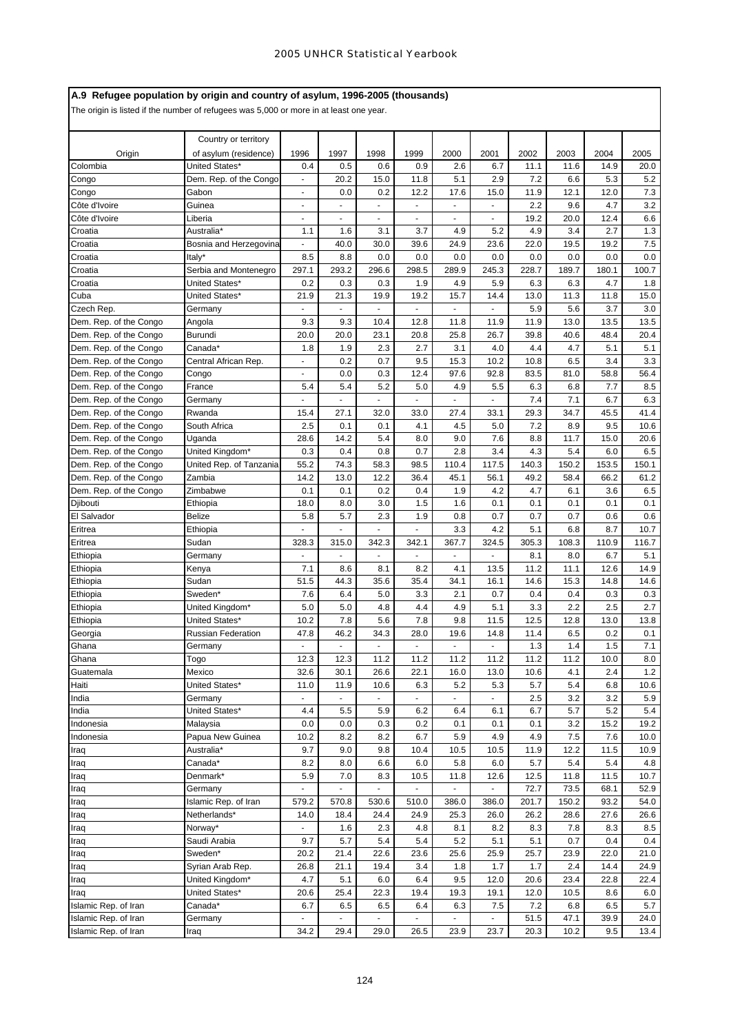## A.9 Refugee population by origin and country of asylum, 1996-2005 (thousands)

The origin is listed if the number of refugees was 5,000 or more in at least one year.

| Origin | Country or territory of asylum (residence) | 1996 | 1997 | 1998 | 1999 | 2000 | 2001 | 2002 | 2003 | 2004 | 2005 |
|---|---|---|---|---|---|---|---|---|---|---|---|
| Colombia | United States* | 0.4 | 0.5 | 0.6 | 0.9 | 2.6 | 6.7 | 11.1 | 11.6 | 14.9 | 20.0 |
| Congo | Dem. Rep. of the Congo | - | 20.2 | 15.0 | 11.8 | 5.1 | 2.9 | 7.2 | 6.6 | 5.3 | 5.2 |
| Congo | Gabon | - | 0.0 | 0.2 | 12.2 | 17.6 | 15.0 | 11.9 | 12.1 | 12.0 | 7.3 |
| Côte d'Ivoire | Guinea | - | - | - | - | - | - | 2.2 | 9.6 | 4.7 | 3.2 |
| Côte d'Ivoire | Liberia | - | - | - | - | - | - | 19.2 | 20.0 | 12.4 | 6.6 |
| Croatia | Australia* | 1.1 | 1.6 | 3.1 | 3.7 | 4.9 | 5.2 | 4.9 | 3.4 | 2.7 | 1.3 |
| Croatia | Bosnia and Herzegovina | - | 40.0 | 30.0 | 39.6 | 24.9 | 23.6 | 22.0 | 19.5 | 19.2 | 7.5 |
| Croatia | Italy* | 8.5 | 8.8 | 0.0 | 0.0 | 0.0 | 0.0 | 0.0 | 0.0 | 0.0 | 0.0 |
| Croatia | Serbia and Montenegro | 297.1 | 293.2 | 296.6 | 298.5 | 289.9 | 245.3 | 228.7 | 189.7 | 180.1 | 100.7 |
| Croatia | United States* | 0.2 | 0.3 | 0.3 | 1.9 | 4.9 | 5.9 | 6.3 | 6.3 | 4.7 | 1.8 |
| Cuba | United States* | 21.9 | 21.3 | 19.9 | 19.2 | 15.7 | 14.4 | 13.0 | 11.3 | 11.8 | 15.0 |
| Czech Rep. | Germany | - | - | - | - | - | - | 5.9 | 5.6 | 3.7 | 3.0 |
| Dem. Rep. of the Congo | Angola | 9.3 | 9.3 | 10.4 | 12.8 | 11.8 | 11.9 | 11.9 | 13.0 | 13.5 | 13.5 |
| Dem. Rep. of the Congo | Burundi | 20.0 | 20.0 | 23.1 | 20.8 | 25.8 | 26.7 | 39.8 | 40.6 | 48.4 | 20.4 |
| Dem. Rep. of the Congo | Canada* | 1.8 | 1.9 | 2.3 | 2.7 | 3.1 | 4.0 | 4.4 | 4.7 | 5.1 | 5.1 |
| Dem. Rep. of the Congo | Central African Rep. | - | 0.2 | 0.7 | 9.5 | 15.3 | 10.2 | 10.8 | 6.5 | 3.4 | 3.3 |
| Dem. Rep. of the Congo | Congo | - | 0.0 | 0.3 | 12.4 | 97.6 | 92.8 | 83.5 | 81.0 | 58.8 | 56.4 |
| Dem. Rep. of the Congo | France | 5.4 | 5.4 | 5.2 | 5.0 | 4.9 | 5.5 | 6.3 | 6.8 | 7.7 | 8.5 |
| Dem. Rep. of the Congo | Germany | - | - | - | - | - | - | 7.4 | 7.1 | 6.7 | 6.3 |
| Dem. Rep. of the Congo | Rwanda | 15.4 | 27.1 | 32.0 | 33.0 | 27.4 | 33.1 | 29.3 | 34.7 | 45.5 | 41.4 |
| Dem. Rep. of the Congo | South Africa | 2.5 | 0.1 | 0.1 | 4.1 | 4.5 | 5.0 | 7.2 | 8.9 | 9.5 | 10.6 |
| Dem. Rep. of the Congo | Uganda | 28.6 | 14.2 | 5.4 | 8.0 | 9.0 | 7.6 | 8.8 | 11.7 | 15.0 | 20.6 |
| Dem. Rep. of the Congo | United Kingdom* | 0.3 | 0.4 | 0.8 | 0.7 | 2.8 | 3.4 | 4.3 | 5.4 | 6.0 | 6.5 |
| Dem. Rep. of the Congo | United Rep. of Tanzania | 55.2 | 74.3 | 58.3 | 98.5 | 110.4 | 117.5 | 140.3 | 150.2 | 153.5 | 150.1 |
| Dem. Rep. of the Congo | Zambia | 14.2 | 13.0 | 12.2 | 36.4 | 45.1 | 56.1 | 49.2 | 58.4 | 66.2 | 61.2 |
| Dem. Rep. of the Congo | Zimbabwe | 0.1 | 0.1 | 0.2 | 0.4 | 1.9 | 4.2 | 4.7 | 6.1 | 3.6 | 6.5 |
| Djibouti | Ethiopia | 18.0 | 8.0 | 3.0 | 1.5 | 1.6 | 0.1 | 0.1 | 0.1 | 0.1 | 0.1 |
| El Salvador | Belize | 5.8 | 5.7 | 2.3 | 1.9 | 0.8 | 0.7 | 0.7 | 0.7 | 0.6 | 0.6 |
| Eritrea | Ethiopia | - | - | - | - | 3.3 | 4.2 | 5.1 | 6.8 | 8.7 | 10.7 |
| Eritrea | Sudan | 328.3 | 315.0 | 342.3 | 342.1 | 367.7 | 324.5 | 305.3 | 108.3 | 110.9 | 116.7 |
| Ethiopia | Germany | - | - | - | - | - | - | 8.1 | 8.0 | 6.7 | 5.1 |
| Ethiopia | Kenya | 7.1 | 8.6 | 8.1 | 8.2 | 4.1 | 13.5 | 11.2 | 11.1 | 12.6 | 14.9 |
| Ethiopia | Sudan | 51.5 | 44.3 | 35.6 | 35.4 | 34.1 | 16.1 | 14.6 | 15.3 | 14.8 | 14.6 |
| Ethiopia | Sweden* | 7.6 | 6.4 | 5.0 | 3.3 | 2.1 | 0.7 | 0.4 | 0.4 | 0.3 | 0.3 |
| Ethiopia | United Kingdom* | 5.0 | 5.0 | 4.8 | 4.4 | 4.9 | 5.1 | 3.3 | 2.2 | 2.5 | 2.7 |
| Ethiopia | United States* | 10.2 | 7.8 | 5.6 | 7.8 | 9.8 | 11.5 | 12.5 | 12.8 | 13.0 | 13.8 |
| Georgia | Russian Federation | 47.8 | 46.2 | 34.3 | 28.0 | 19.6 | 14.8 | 11.4 | 6.5 | 0.2 | 0.1 |
| Ghana | Germany | - | - | - | - | - | - | 1.3 | 1.4 | 1.5 | 7.1 |
| Ghana | Togo | 12.3 | 12.3 | 11.2 | 11.2 | 11.2 | 11.2 | 11.2 | 11.2 | 10.0 | 8.0 |
| Guatemala | Mexico | 32.6 | 30.1 | 26.6 | 22.1 | 16.0 | 13.0 | 10.6 | 4.1 | 2.4 | 1.2 |
| Haiti | United States* | 11.0 | 11.9 | 10.6 | 6.3 | 5.2 | 5.3 | 5.7 | 5.4 | 6.8 | 10.6 |
| India | Germany | - | - | - | - | - | - | 2.5 | 3.2 | 3.2 | 5.9 |
| India | United States* | 4.4 | 5.5 | 5.9 | 6.2 | 6.4 | 6.1 | 6.7 | 5.7 | 5.2 | 5.4 |
| Indonesia | Malaysia | 0.0 | 0.0 | 0.3 | 0.2 | 0.1 | 0.1 | 0.1 | 3.2 | 15.2 | 19.2 |
| Indonesia | Papua New Guinea | 10.2 | 8.2 | 8.2 | 6.7 | 5.9 | 4.9 | 4.9 | 7.5 | 7.6 | 10.0 |
| Iraq | Australia* | 9.7 | 9.0 | 9.8 | 10.4 | 10.5 | 10.5 | 11.9 | 12.2 | 11.5 | 10.9 |
| Iraq | Canada* | 8.2 | 8.0 | 6.6 | 6.0 | 5.8 | 6.0 | 5.7 | 5.4 | 5.4 | 4.8 |
| Iraq | Denmark* | 5.9 | 7.0 | 8.3 | 10.5 | 11.8 | 12.6 | 12.5 | 11.8 | 11.5 | 10.7 |
| Iraq | Germany | - | - | - | - | - | - | 72.7 | 73.5 | 68.1 | 52.9 |
| Iraq | Islamic Rep. of Iran | 579.2 | 570.8 | 530.6 | 510.0 | 386.0 | 386.0 | 201.7 | 150.2 | 93.2 | 54.0 |
| Iraq | Netherlands* | 14.0 | 18.4 | 24.4 | 24.9 | 25.3 | 26.0 | 26.2 | 28.6 | 27.6 | 26.6 |
| Iraq | Norway* | - | 1.6 | 2.3 | 4.8 | 8.1 | 8.2 | 8.3 | 7.8 | 8.3 | 8.5 |
| Iraq | Saudi Arabia | 9.7 | 5.7 | 5.4 | 5.4 | 5.2 | 5.1 | 5.1 | 0.7 | 0.4 | 0.4 |
| Iraq | Sweden* | 20.2 | 21.4 | 22.6 | 23.6 | 25.6 | 25.9 | 25.7 | 23.9 | 22.0 | 21.0 |
| Iraq | Syrian Arab Rep. | 26.8 | 21.1 | 19.4 | 3.4 | 1.8 | 1.7 | 1.7 | 2.4 | 14.4 | 24.9 |
| Iraq | United Kingdom* | 4.7 | 5.1 | 6.0 | 6.4 | 9.5 | 12.0 | 20.6 | 23.4 | 22.8 | 22.4 |
| Iraq | United States* | 20.6 | 25.4 | 22.3 | 19.4 | 19.3 | 19.1 | 12.0 | 10.5 | 8.6 | 6.0 |
| Islamic Rep. of Iran | Canada* | 6.7 | 6.5 | 6.5 | 6.4 | 6.3 | 7.5 | 7.2 | 6.8 | 6.5 | 5.7 |
| Islamic Rep. of Iran | Germany | - | - | - | - | - | - | 51.5 | 47.1 | 39.9 | 24.0 |
| Islamic Rep. of Iran | Iraq | 34.2 | 29.4 | 29.0 | 26.5 | 23.9 | 23.7 | 20.3 | 10.2 | 9.5 | 13.4 |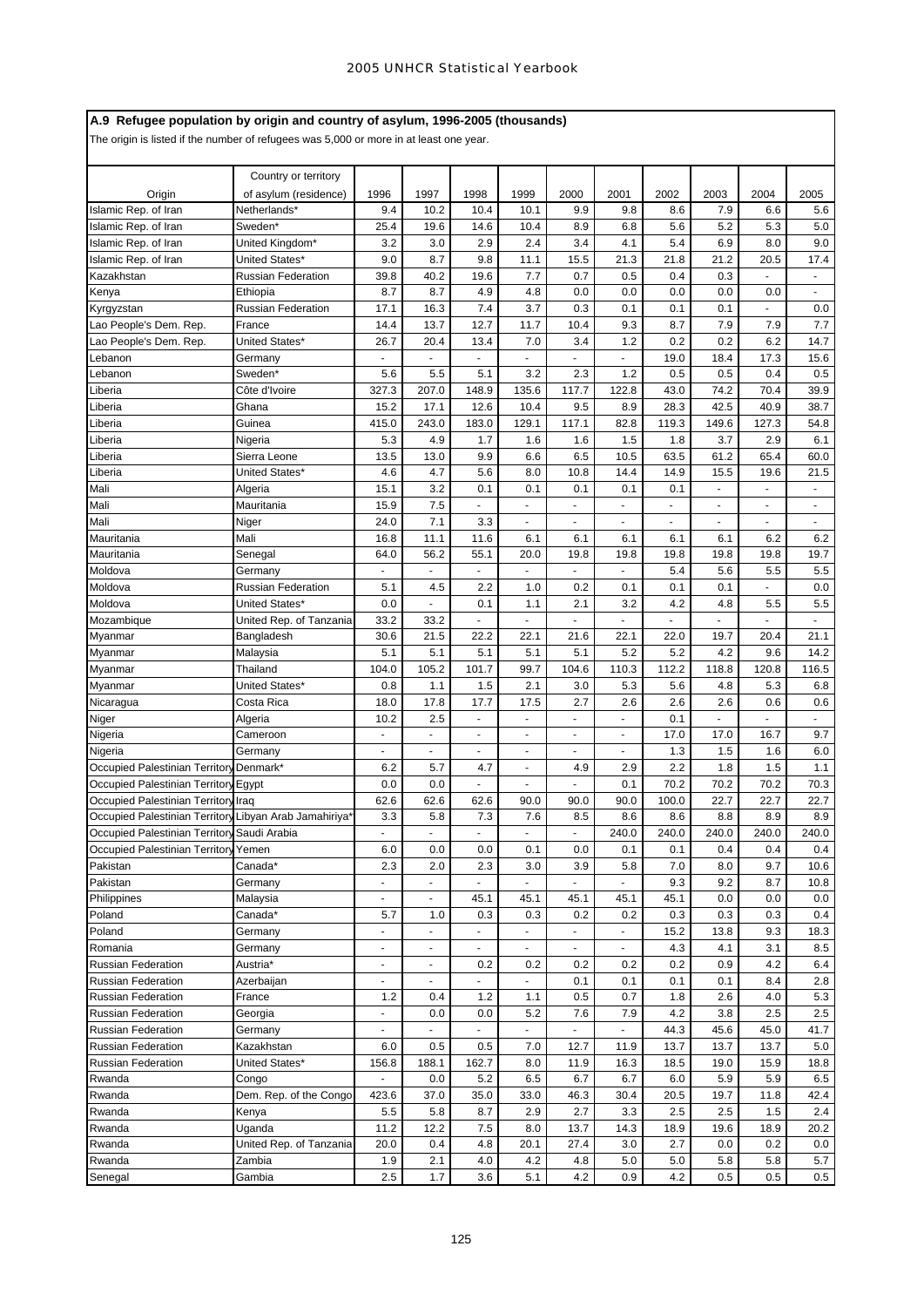## A.9 Refugee population by origin and country of asylum, 1996-2005 (thousands)

The origin is listed if the number of refugees was 5,000 or more in at least one year.

| Origin | Country or territory of asylum (residence) | 1996 | 1997 | 1998 | 1999 | 2000 | 2001 | 2002 | 2003 | 2004 | 2005 |
|---|---|---|---|---|---|---|---|---|---|---|---|
| Islamic Rep. of Iran | Netherlands* | 9.4 | 10.2 | 10.4 | 10.1 | 9.9 | 9.8 | 8.6 | 7.9 | 6.6 | 5.6 |
| Islamic Rep. of Iran | Sweden* | 25.4 | 19.6 | 14.6 | 10.4 | 8.9 | 6.8 | 5.6 | 5.2 | 5.3 | 5.0 |
| Islamic Rep. of Iran | United Kingdom* | 3.2 | 3.0 | 2.9 | 2.4 | 3.4 | 4.1 | 5.4 | 6.9 | 8.0 | 9.0 |
| Islamic Rep. of Iran | United States* | 9.0 | 8.7 | 9.8 | 11.1 | 15.5 | 21.3 | 21.8 | 21.2 | 20.5 | 17.4 |
| Kazakhstan | Russian Federation | 39.8 | 40.2 | 19.6 | 7.7 | 0.7 | 0.5 | 0.4 | 0.3 | - | - |
| Kenya | Ethiopia | 8.7 | 8.7 | 4.9 | 4.8 | 0.0 | 0.0 | 0.0 | 0.0 | 0.0 | - |
| Kyrgyzstan | Russian Federation | 17.1 | 16.3 | 7.4 | 3.7 | 0.3 | 0.1 | 0.1 | 0.1 | - | 0.0 |
| Lao People's Dem. Rep. | France | 14.4 | 13.7 | 12.7 | 11.7 | 10.4 | 9.3 | 8.7 | 7.9 | 7.9 | 7.7 |
| Lao People's Dem. Rep. | United States* | 26.7 | 20.4 | 13.4 | 7.0 | 3.4 | 1.2 | 0.2 | 0.2 | 6.2 | 14.7 |
| Lebanon | Germany | - | - | - | - | - | - | 19.0 | 18.4 | 17.3 | 15.6 |
| Lebanon | Sweden* | 5.6 | 5.5 | 5.1 | 3.2 | 2.3 | 1.2 | 0.5 | 0.5 | 0.4 | 0.5 |
| Liberia | Côte d'Ivoire | 327.3 | 207.0 | 148.9 | 135.6 | 117.7 | 122.8 | 43.0 | 74.2 | 70.4 | 39.9 |
| Liberia | Ghana | 15.2 | 17.1 | 12.6 | 10.4 | 9.5 | 8.9 | 28.3 | 42.5 | 40.9 | 38.7 |
| Liberia | Guinea | 415.0 | 243.0 | 183.0 | 129.1 | 117.1 | 82.8 | 119.3 | 149.6 | 127.3 | 54.8 |
| Liberia | Nigeria | 5.3 | 4.9 | 1.7 | 1.6 | 1.6 | 1.5 | 1.8 | 3.7 | 2.9 | 6.1 |
| Liberia | Sierra Leone | 13.5 | 13.0 | 9.9 | 6.6 | 6.5 | 10.5 | 63.5 | 61.2 | 65.4 | 60.0 |
| Liberia | United States* | 4.6 | 4.7 | 5.6 | 8.0 | 10.8 | 14.4 | 14.9 | 15.5 | 19.6 | 21.5 |
| Mali | Algeria | 15.1 | 3.2 | 0.1 | 0.1 | 0.1 | 0.1 | 0.1 | - | - | - |
| Mali | Mauritania | 15.9 | 7.5 | - | - | - | - | - | - | - | - |
| Mali | Niger | 24.0 | 7.1 | 3.3 | - | - | - | - | - | - | - |
| Mauritania | Mali | 16.8 | 11.1 | 11.6 | 6.1 | 6.1 | 6.1 | 6.1 | 6.1 | 6.2 | 6.2 |
| Mauritania | Senegal | 64.0 | 56.2 | 55.1 | 20.0 | 19.8 | 19.8 | 19.8 | 19.8 | 19.8 | 19.7 |
| Moldova | Germany | - | - | - | - | - | - | 5.4 | 5.6 | 5.5 | 5.5 |
| Moldova | Russian Federation | 5.1 | 4.5 | 2.2 | 1.0 | 0.2 | 0.1 | 0.1 | 0.1 | - | 0.0 |
| Moldova | United States* | 0.0 | - | 0.1 | 1.1 | 2.1 | 3.2 | 4.2 | 4.8 | 5.5 | 5.5 |
| Mozambique | United Rep. of Tanzania | 33.2 | 33.2 | - | - | - | - | - | - | - | - |
| Myanmar | Bangladesh | 30.6 | 21.5 | 22.2 | 22.1 | 21.6 | 22.1 | 22.0 | 19.7 | 20.4 | 21.1 |
| Myanmar | Malaysia | 5.1 | 5.1 | 5.1 | 5.1 | 5.1 | 5.2 | 5.2 | 4.2 | 9.6 | 14.2 |
| Myanmar | Thailand | 104.0 | 105.2 | 101.7 | 99.7 | 104.6 | 110.3 | 112.2 | 118.8 | 120.8 | 116.5 |
| Myanmar | United States* | 0.8 | 1.1 | 1.5 | 2.1 | 3.0 | 5.3 | 5.6 | 4.8 | 5.3 | 6.8 |
| Nicaragua | Costa Rica | 18.0 | 17.8 | 17.7 | 17.5 | 2.7 | 2.6 | 2.6 | 2.6 | 0.6 | 0.6 |
| Niger | Algeria | 10.2 | 2.5 | - | - | - | - | 0.1 | - | - | - |
| Nigeria | Cameroon | - | - | - | - | - | - | 17.0 | 17.0 | 16.7 | 9.7 |
| Nigeria | Germany | - | - | - | - | - | - | 1.3 | 1.5 | 1.6 | 6.0 |
| Occupied Palestinian Territory | Denmark* | 6.2 | 5.7 | 4.7 | - | 4.9 | 2.9 | 2.2 | 1.8 | 1.5 | 1.1 |
| Occupied Palestinian Territory | Egypt | 0.0 | 0.0 | - | - | - | 0.1 | 70.2 | 70.2 | 70.2 | 70.3 |
| Occupied Palestinian Territory | Iraq | 62.6 | 62.6 | 62.6 | 90.0 | 90.0 | 90.0 | 100.0 | 22.7 | 22.7 | 22.7 |
| Occupied Palestinian Territory | Libyan Arab Jamahiriya* | 3.3 | 5.8 | 7.3 | 7.6 | 8.5 | 8.6 | 8.6 | 8.8 | 8.9 | 8.9 |
| Occupied Palestinian Territory | Saudi Arabia | - | - | - | - | - | 240.0 | 240.0 | 240.0 | 240.0 | 240.0 |
| Occupied Palestinian Territory | Yemen | 6.0 | 0.0 | 0.0 | 0.1 | 0.0 | 0.1 | 0.1 | 0.4 | 0.4 | 0.4 |
| Pakistan | Canada* | 2.3 | 2.0 | 2.3 | 3.0 | 3.9 | 5.8 | 7.0 | 8.0 | 9.7 | 10.6 |
| Pakistan | Germany | - | - | - | - | - | - | 9.3 | 9.2 | 8.7 | 10.8 |
| Philippines | Malaysia | - | - | 45.1 | 45.1 | 45.1 | 45.1 | 45.1 | 0.0 | 0.0 | 0.0 |
| Poland | Canada* | 5.7 | 1.0 | 0.3 | 0.3 | 0.2 | 0.2 | 0.3 | 0.3 | 0.3 | 0.4 |
| Poland | Germany | - | - | - | - | - | - | 15.2 | 13.8 | 9.3 | 18.3 |
| Romania | Germany | - | - | - | - | - | - | 4.3 | 4.1 | 3.1 | 8.5 |
| Russian Federation | Austria* | - | - | 0.2 | 0.2 | 0.2 | 0.2 | 0.2 | 0.9 | 4.2 | 6.4 |
| Russian Federation | Azerbaijan | - | - | - | - | 0.1 | 0.1 | 0.1 | 0.1 | 8.4 | 2.8 |
| Russian Federation | France | 1.2 | 0.4 | 1.2 | 1.1 | 0.5 | 0.7 | 1.8 | 2.6 | 4.0 | 5.3 |
| Russian Federation | Georgia | - | 0.0 | 0.0 | 5.2 | 7.6 | 7.9 | 4.2 | 3.8 | 2.5 | 2.5 |
| Russian Federation | Germany | - | - | - | - | - | - | 44.3 | 45.6 | 45.0 | 41.7 |
| Russian Federation | Kazakhstan | 6.0 | 0.5 | 0.5 | 7.0 | 12.7 | 11.9 | 13.7 | 13.7 | 13.7 | 5.0 |
| Russian Federation | United States* | 156.8 | 188.1 | 162.7 | 8.0 | 11.9 | 16.3 | 18.5 | 19.0 | 15.9 | 18.8 |
| Rwanda | Congo | - | 0.0 | 5.2 | 6.5 | 6.7 | 6.7 | 6.0 | 5.9 | 5.9 | 6.5 |
| Rwanda | Dem. Rep. of the Congo | 423.6 | 37.0 | 35.0 | 33.0 | 46.3 | 30.4 | 20.5 | 19.7 | 11.8 | 42.4 |
| Rwanda | Kenya | 5.5 | 5.8 | 8.7 | 2.9 | 2.7 | 3.3 | 2.5 | 2.5 | 1.5 | 2.4 |
| Rwanda | Uganda | 11.2 | 12.2 | 7.5 | 8.0 | 13.7 | 14.3 | 18.9 | 19.6 | 18.9 | 20.2 |
| Rwanda | United Rep. of Tanzania | 20.0 | 0.4 | 4.8 | 20.1 | 27.4 | 3.0 | 2.7 | 0.0 | 0.2 | 0.0 |
| Rwanda | Zambia | 1.9 | 2.1 | 4.0 | 4.2 | 4.8 | 5.0 | 5.0 | 5.8 | 5.8 | 5.7 |
| Senegal | Gambia | 2.5 | 1.7 | 3.6 | 5.1 | 4.2 | 0.9 | 4.2 | 0.5 | 0.5 | 0.5 |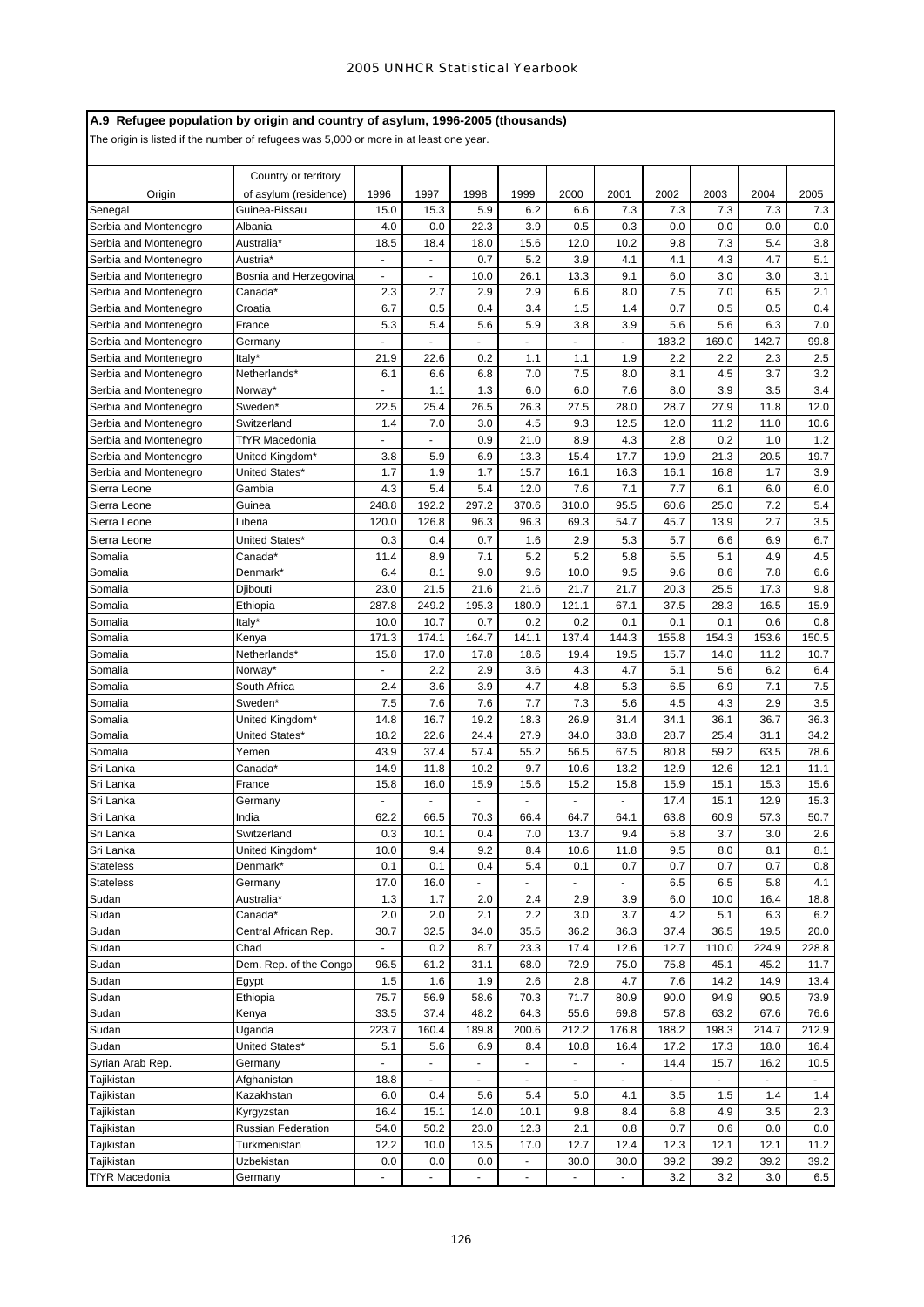## A.9 Refugee population by origin and country of asylum, 1996-2005 (thousands)

The origin is listed if the number of refugees was 5,000 or more in at least one year.

| Origin | Country or territory of asylum (residence) | 1996 | 1997 | 1998 | 1999 | 2000 | 2001 | 2002 | 2003 | 2004 | 2005 |
|---|---|---|---|---|---|---|---|---|---|---|---|
| Senegal | Guinea-Bissau | 15.0 | 15.3 | 5.9 | 6.2 | 6.6 | 7.3 | 7.3 | 7.3 | 7.3 | 7.3 |
| Serbia and Montenegro | Albania | 4.0 | 0.0 | 22.3 | 3.9 | 0.5 | 0.3 | 0.0 | 0.0 | 0.0 | 0.0 |
| Serbia and Montenegro | Australia* | 18.5 | 18.4 | 18.0 | 15.6 | 12.0 | 10.2 | 9.8 | 7.3 | 5.4 | 3.8 |
| Serbia and Montenegro | Austria* | - | - | 0.7 | 5.2 | 3.9 | 4.1 | 4.1 | 4.3 | 4.7 | 5.1 |
| Serbia and Montenegro | Bosnia and Herzegovina | - | - | 10.0 | 26.1 | 13.3 | 9.1 | 6.0 | 3.0 | 3.0 | 3.1 |
| Serbia and Montenegro | Canada* | 2.3 | 2.7 | 2.9 | 2.9 | 6.6 | 8.0 | 7.5 | 7.0 | 6.5 | 2.1 |
| Serbia and Montenegro | Croatia | 6.7 | 0.5 | 0.4 | 3.4 | 1.5 | 1.4 | 0.7 | 0.5 | 0.5 | 0.4 |
| Serbia and Montenegro | France | 5.3 | 5.4 | 5.6 | 5.9 | 3.8 | 3.9 | 5.6 | 5.6 | 6.3 | 7.0 |
| Serbia and Montenegro | Germany | - | - | - | - | - | - | 183.2 | 169.0 | 142.7 | 99.8 |
| Serbia and Montenegro | Italy* | 21.9 | 22.6 | 0.2 | 1.1 | 1.1 | 1.9 | 2.2 | 2.2 | 2.3 | 2.5 |
| Serbia and Montenegro | Netherlands* | 6.1 | 6.6 | 6.8 | 7.0 | 7.5 | 8.0 | 8.1 | 4.5 | 3.7 | 3.2 |
| Serbia and Montenegro | Norway* | - | 1.1 | 1.3 | 6.0 | 6.0 | 7.6 | 8.0 | 3.9 | 3.5 | 3.4 |
| Serbia and Montenegro | Sweden* | 22.5 | 25.4 | 26.5 | 26.3 | 27.5 | 28.0 | 28.7 | 27.9 | 11.8 | 12.0 |
| Serbia and Montenegro | Switzerland | 1.4 | 7.0 | 3.0 | 4.5 | 9.3 | 12.5 | 12.0 | 11.2 | 11.0 | 10.6 |
| Serbia and Montenegro | TfYR Macedonia | - | - | 0.9 | 21.0 | 8.9 | 4.3 | 2.8 | 0.2 | 1.0 | 1.2 |
| Serbia and Montenegro | United Kingdom* | 3.8 | 5.9 | 6.9 | 13.3 | 15.4 | 17.7 | 19.9 | 21.3 | 20.5 | 19.7 |
| Serbia and Montenegro | United States* | 1.7 | 1.9 | 1.7 | 15.7 | 16.1 | 16.3 | 16.1 | 16.8 | 1.7 | 3.9 |
| Sierra Leone | Gambia | 4.3 | 5.4 | 5.4 | 12.0 | 7.6 | 7.1 | 7.7 | 6.1 | 6.0 | 6.0 |
| Sierra Leone | Guinea | 248.8 | 192.2 | 297.2 | 370.6 | 310.0 | 95.5 | 60.6 | 25.0 | 7.2 | 5.4 |
| Sierra Leone | Liberia | 120.0 | 126.8 | 96.3 | 96.3 | 69.3 | 54.7 | 45.7 | 13.9 | 2.7 | 3.5 |
| Sierra Leone | United States* | 0.3 | 0.4 | 0.7 | 1.6 | 2.9 | 5.3 | 5.7 | 6.6 | 6.9 | 6.7 |
| Somalia | Canada* | 11.4 | 8.9 | 7.1 | 5.2 | 5.2 | 5.8 | 5.5 | 5.1 | 4.9 | 4.5 |
| Somalia | Denmark* | 6.4 | 8.1 | 9.0 | 9.6 | 10.0 | 9.5 | 9.6 | 8.6 | 7.8 | 6.6 |
| Somalia | Djibouti | 23.0 | 21.5 | 21.6 | 21.6 | 21.7 | 21.7 | 20.3 | 25.5 | 17.3 | 9.8 |
| Somalia | Ethiopia | 287.8 | 249.2 | 195.3 | 180.9 | 121.1 | 67.1 | 37.5 | 28.3 | 16.5 | 15.9 |
| Somalia | Italy* | 10.0 | 10.7 | 0.7 | 0.2 | 0.2 | 0.1 | 0.1 | 0.1 | 0.6 | 0.8 |
| Somalia | Kenya | 171.3 | 174.1 | 164.7 | 141.1 | 137.4 | 144.3 | 155.8 | 154.3 | 153.6 | 150.5 |
| Somalia | Netherlands* | 15.8 | 17.0 | 17.8 | 18.6 | 19.4 | 19.5 | 15.7 | 14.0 | 11.2 | 10.7 |
| Somalia | Norway* | - | 2.2 | 2.9 | 3.6 | 4.3 | 4.7 | 5.1 | 5.6 | 6.2 | 6.4 |
| Somalia | South Africa | 2.4 | 3.6 | 3.9 | 4.7 | 4.8 | 5.3 | 6.5 | 6.9 | 7.1 | 7.5 |
| Somalia | Sweden* | 7.5 | 7.6 | 7.6 | 7.7 | 7.3 | 5.6 | 4.5 | 4.3 | 2.9 | 3.5 |
| Somalia | United Kingdom* | 14.8 | 16.7 | 19.2 | 18.3 | 26.9 | 31.4 | 34.1 | 36.1 | 36.7 | 36.3 |
| Somalia | United States* | 18.2 | 22.6 | 24.4 | 27.9 | 34.0 | 33.8 | 28.7 | 25.4 | 31.1 | 34.2 |
| Somalia | Yemen | 43.9 | 37.4 | 57.4 | 55.2 | 56.5 | 67.5 | 80.8 | 59.2 | 63.5 | 78.6 |
| Sri Lanka | Canada* | 14.9 | 11.8 | 10.2 | 9.7 | 10.6 | 13.2 | 12.9 | 12.6 | 12.1 | 11.1 |
| Sri Lanka | France | 15.8 | 16.0 | 15.9 | 15.6 | 15.2 | 15.8 | 15.9 | 15.1 | 15.3 | 15.6 |
| Sri Lanka | Germany | - | - | - | - | - | - | 17.4 | 15.1 | 12.9 | 15.3 |
| Sri Lanka | India | 62.2 | 66.5 | 70.3 | 66.4 | 64.7 | 64.1 | 63.8 | 60.9 | 57.3 | 50.7 |
| Sri Lanka | Switzerland | 0.3 | 10.1 | 0.4 | 7.0 | 13.7 | 9.4 | 5.8 | 3.7 | 3.0 | 2.6 |
| Sri Lanka | United Kingdom* | 10.0 | 9.4 | 9.2 | 8.4 | 10.6 | 11.8 | 9.5 | 8.0 | 8.1 | 8.1 |
| Stateless | Denmark* | 0.1 | 0.1 | 0.4 | 5.4 | 0.1 | 0.7 | 0.7 | 0.7 | 0.7 | 0.8 |
| Stateless | Germany | 17.0 | 16.0 | - | - | - | - | 6.5 | 6.5 | 5.8 | 4.1 |
| Sudan | Australia* | 1.3 | 1.7 | 2.0 | 2.4 | 2.9 | 3.9 | 6.0 | 10.0 | 16.4 | 18.8 |
| Sudan | Canada* | 2.0 | 2.0 | 2.1 | 2.2 | 3.0 | 3.7 | 4.2 | 5.1 | 6.3 | 6.2 |
| Sudan | Central African Rep. | 30.7 | 32.5 | 34.0 | 35.5 | 36.2 | 36.3 | 37.4 | 36.5 | 19.5 | 20.0 |
| Sudan | Chad | - | 0.2 | 8.7 | 23.3 | 17.4 | 12.6 | 12.7 | 110.0 | 224.9 | 228.8 |
| Sudan | Dem. Rep. of the Congo | 96.5 | 61.2 | 31.1 | 68.0 | 72.9 | 75.0 | 75.8 | 45.1 | 45.2 | 11.7 |
| Sudan | Egypt | 1.5 | 1.6 | 1.9 | 2.6 | 2.8 | 4.7 | 7.6 | 14.2 | 14.9 | 13.4 |
| Sudan | Ethiopia | 75.7 | 56.9 | 58.6 | 70.3 | 71.7 | 80.9 | 90.0 | 94.9 | 90.5 | 73.9 |
| Sudan | Kenya | 33.5 | 37.4 | 48.2 | 64.3 | 55.6 | 69.8 | 57.8 | 63.2 | 67.6 | 76.6 |
| Sudan | Uganda | 223.7 | 160.4 | 189.8 | 200.6 | 212.2 | 176.8 | 188.2 | 198.3 | 214.7 | 212.9 |
| Sudan | United States* | 5.1 | 5.6 | 6.9 | 8.4 | 10.8 | 16.4 | 17.2 | 17.3 | 18.0 | 16.4 |
| Syrian Arab Rep. | Germany | - | - | - | - | - | - | 14.4 | 15.7 | 16.2 | 10.5 |
| Tajikistan | Afghanistan | 18.8 | - | - | - | - | - | - | - | - | - |
| Tajikistan | Kazakhstan | 6.0 | 0.4 | 5.6 | 5.4 | 5.0 | 4.1 | 3.5 | 1.5 | 1.4 | 1.4 |
| Tajikistan | Kyrgyzstan | 16.4 | 15.1 | 14.0 | 10.1 | 9.8 | 8.4 | 6.8 | 4.9 | 3.5 | 2.3 |
| Tajikistan | Russian Federation | 54.0 | 50.2 | 23.0 | 12.3 | 2.1 | 0.8 | 0.7 | 0.6 | 0.0 | 0.0 |
| Tajikistan | Turkmenistan | 12.2 | 10.0 | 13.5 | 17.0 | 12.7 | 12.4 | 12.3 | 12.1 | 12.1 | 11.2 |
| Tajikistan | Uzbekistan | 0.0 | 0.0 | 0.0 | - | 30.0 | 30.0 | 39.2 | 39.2 | 39.2 | 39.2 |
| TfYR Macedonia | Germany | - | - | - | - | - | - | 3.2 | 3.2 | 3.0 | 6.5 |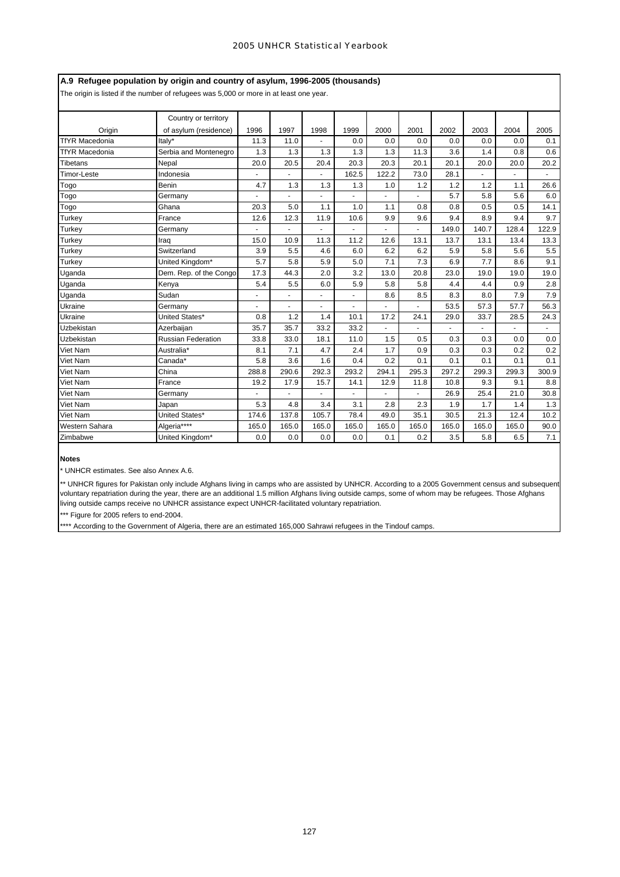### A.9 Refugee population by origin and country of asylum, 1996-2005 (thousands)

The origin is listed if the number of refugees was 5,000 or more in at least one year.

| Origin | Country or territory of asylum (residence) | 1996 | 1997 | 1998 | 1999 | 2000 | 2001 | 2002 | 2003 | 2004 | 2005 |
|---|---|---|---|---|---|---|---|---|---|---|---|
| TfYR Macedonia | Italy* | 11.3 | 11.0 | - | 0.0 | 0.0 | 0.0 | 0.0 | 0.0 | 0.0 | 0.1 |
| TfYR Macedonia | Serbia and Montenegro | 1.3 | 1.3 | 1.3 | 1.3 | 1.3 | 11.3 | 3.6 | 1.4 | 0.8 | 0.6 |
| Tibetans | Nepal | 20.0 | 20.5 | 20.4 | 20.3 | 20.3 | 20.1 | 20.1 | 20.0 | 20.0 | 20.2 |
| Timor-Leste | Indonesia | - | - | - | 162.5 | 122.2 | 73.0 | 28.1 | - | - | - |
| Togo | Benin | 4.7 | 1.3 | 1.3 | 1.3 | 1.0 | 1.2 | 1.2 | 1.2 | 1.1 | 26.6 |
| Togo | Germany | - | - | - | - | - | - | 5.7 | 5.8 | 5.6 | 6.0 |
| Togo | Ghana | 20.3 | 5.0 | 1.1 | 1.0 | 1.1 | 0.8 | 0.8 | 0.5 | 0.5 | 14.1 |
| Turkey | France | 12.6 | 12.3 | 11.9 | 10.6 | 9.9 | 9.6 | 9.4 | 8.9 | 9.4 | 9.7 |
| Turkey | Germany | - | - | - | - | - | - | 149.0 | 140.7 | 128.4 | 122.9 |
| Turkey | Iraq | 15.0 | 10.9 | 11.3 | 11.2 | 12.6 | 13.1 | 13.7 | 13.1 | 13.4 | 13.3 |
| Turkey | Switzerland | 3.9 | 5.5 | 4.6 | 6.0 | 6.2 | 6.2 | 5.9 | 5.8 | 5.6 | 5.5 |
| Turkey | United Kingdom* | 5.7 | 5.8 | 5.9 | 5.0 | 7.1 | 7.3 | 6.9 | 7.7 | 8.6 | 9.1 |
| Uganda | Dem. Rep. of the Congo | 17.3 | 44.3 | 2.0 | 3.2 | 13.0 | 20.8 | 23.0 | 19.0 | 19.0 | 19.0 |
| Uganda | Kenya | 5.4 | 5.5 | 6.0 | 5.9 | 5.8 | 5.8 | 4.4 | 4.4 | 0.9 | 2.8 |
| Uganda | Sudan | - | - | - | - | 8.6 | 8.5 | 8.3 | 8.0 | 7.9 | 7.9 |
| Ukraine | Germany | - | - | - | - | - | - | 53.5 | 57.3 | 57.7 | 56.3 |
| Ukraine | United States* | 0.8 | 1.2 | 1.4 | 10.1 | 17.2 | 24.1 | 29.0 | 33.7 | 28.5 | 24.3 |
| Uzbekistan | Azerbaijan | 35.7 | 35.7 | 33.2 | 33.2 | - | - | - | - | - | - |
| Uzbekistan | Russian Federation | 33.8 | 33.0 | 18.1 | 11.0 | 1.5 | 0.5 | 0.3 | 0.3 | 0.0 | 0.0 |
| Viet Nam | Australia* | 8.1 | 7.1 | 4.7 | 2.4 | 1.7 | 0.9 | 0.3 | 0.3 | 0.2 | 0.2 |
| Viet Nam | Canada* | 5.8 | 3.6 | 1.6 | 0.4 | 0.2 | 0.1 | 0.1 | 0.1 | 0.1 | 0.1 |
| Viet Nam | China | 288.8 | 290.6 | 292.3 | 293.2 | 294.1 | 295.3 | 297.2 | 299.3 | 299.3 | 300.9 |
| Viet Nam | France | 19.2 | 17.9 | 15.7 | 14.1 | 12.9 | 11.8 | 10.8 | 9.3 | 9.1 | 8.8 |
| Viet Nam | Germany | - | - | - | - | - | - | 26.9 | 25.4 | 21.0 | 30.8 |
| Viet Nam | Japan | 5.3 | 4.8 | 3.4 | 3.1 | 2.8 | 2.3 | 1.9 | 1.7 | 1.4 | 1.3 |
| Viet Nam | United States* | 174.6 | 137.8 | 105.7 | 78.4 | 49.0 | 35.1 | 30.5 | 21.3 | 12.4 | 10.2 |
| Western Sahara | Algeria**** | 165.0 | 165.0 | 165.0 | 165.0 | 165.0 | 165.0 | 165.0 | 165.0 | 165.0 | 90.0 |
| Zimbabwe | United Kingdom* | 0.0 | 0.0 | 0.0 | 0.0 | 0.1 | 0.2 | 3.5 | 5.8 | 6.5 | 7.1 |

**Notes**

* UNHCR estimates. See also Annex A.6.

** UNHCR figures for Pakistan only include Afghans living in camps who are assisted by UNHCR. According to a 2005 Government census and subsequent voluntary repatriation during the year, there are an additional 1.5 million Afghans living outside camps, some of whom may be refugees. Those Afghans living outside camps receive no UNHCR assistance expect UNHCR-facilitated voluntary repatriation.

*** Figure for 2005 refers to end-2004.

**** According to the Government of Algeria, there are an estimated 165,000 Sahrawi refugees in the Tindouf camps.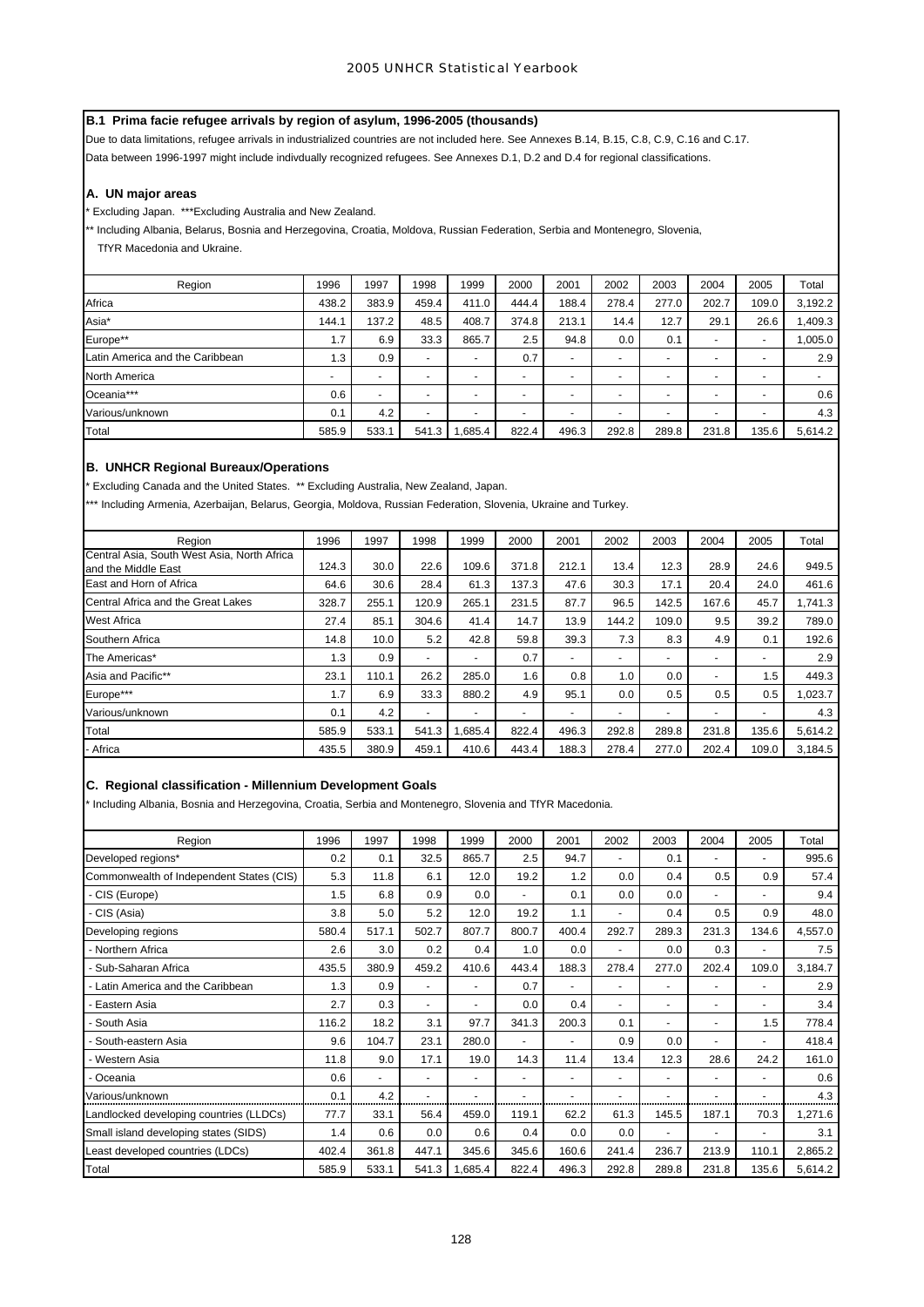## B.1 Prima facie refugee arrivals by region of asylum, 1996-2005 (thousands)

Due to data limitations, refugee arrivals in industrialized countries are not included here. See Annexes B.14, B.15, C.8, C.9, C.16 and C.17.
Data between 1996-1997 might include indivdually recognized refugees. See Annexes D.1, D.2 and D.4 for regional classifications.

### A. UN major areas

\* Excluding Japan. ***Excluding Australia and New Zealand.
** Including Albania, Belarus, Bosnia and Herzegovina, Croatia, Moldova, Russian Federation, Serbia and Montenegro, Slovenia, TfYR Macedonia and Ukraine.

| Region | 1996 | 1997 | 1998 | 1999 | 2000 | 2001 | 2002 | 2003 | 2004 | 2005 | Total |
|---|---|---|---|---|---|---|---|---|---|---|---|
| Africa | 438.2 | 383.9 | 459.4 | 411.0 | 444.4 | 188.4 | 278.4 | 277.0 | 202.7 | 109.0 | 3,192.2 |
| Asia* | 144.1 | 137.2 | 48.5 | 408.7 | 374.8 | 213.1 | 14.4 | 12.7 | 29.1 | 26.6 | 1,409.3 |
| Europe** | 1.7 | 6.9 | 33.3 | 865.7 | 2.5 | 94.8 | 0.0 | 0.1 | - | - | 1,005.0 |
| Latin America and the Caribbean | 1.3 | 0.9 | - | - | 0.7 | - | - | - | - | - | 2.9 |
| North America | - | - | - | - | - | - | - | - | - | - | - |
| Oceania*** | 0.6 | - | - | - | - | - | - | - | - | - | 0.6 |
| Various/unknown | 0.1 | 4.2 | - | - | - | - | - | - | - | - | 4.3 |
| Total | 585.9 | 533.1 | 541.3 | 1,685.4 | 822.4 | 496.3 | 292.8 | 289.8 | 231.8 | 135.6 | 5,614.2 |

### B. UNHCR Regional Bureaux/Operations

\* Excluding Canada and the United States. ** Excluding Australia, New Zealand, Japan.
*** Including Armenia, Azerbaijan, Belarus, Georgia, Moldova, Russian Federation, Slovenia, Ukraine and Turkey.

| Region | 1996 | 1997 | 1998 | 1999 | 2000 | 2001 | 2002 | 2003 | 2004 | 2005 | Total |
|---|---|---|---|---|---|---|---|---|---|---|---|
| Central Asia, South West Asia, North Africa and the Middle East | 124.3 | 30.0 | 22.6 | 109.6 | 371.8 | 212.1 | 13.4 | 12.3 | 28.9 | 24.6 | 949.5 |
| East and Horn of Africa | 64.6 | 30.6 | 28.4 | 61.3 | 137.3 | 47.6 | 30.3 | 17.1 | 20.4 | 24.0 | 461.6 |
| Central Africa and the Great Lakes | 328.7 | 255.1 | 120.9 | 265.1 | 231.5 | 87.7 | 96.5 | 142.5 | 167.6 | 45.7 | 1,741.3 |
| West Africa | 27.4 | 85.1 | 304.6 | 41.4 | 14.7 | 13.9 | 144.2 | 109.0 | 9.5 | 39.2 | 789.0 |
| Southern Africa | 14.8 | 10.0 | 5.2 | 42.8 | 59.8 | 39.3 | 7.3 | 8.3 | 4.9 | 0.1 | 192.6 |
| The Americas* | 1.3 | 0.9 | - | - | 0.7 | - | - | - | - | - | 2.9 |
| Asia and Pacific** | 23.1 | 110.1 | 26.2 | 285.0 | 1.6 | 0.8 | 1.0 | 0.0 | - | 1.5 | 449.3 |
| Europe*** | 1.7 | 6.9 | 33.3 | 880.2 | 4.9 | 95.1 | 0.0 | 0.5 | 0.5 | 0.5 | 1,023.7 |
| Various/unknown | 0.1 | 4.2 | - | - | - | - | - | - | - | - | 4.3 |
| Total | 585.9 | 533.1 | 541.3 | 1,685.4 | 822.4 | 496.3 | 292.8 | 289.8 | 231.8 | 135.6 | 5,614.2 |
| - Africa | 435.5 | 380.9 | 459.1 | 410.6 | 443.4 | 188.3 | 278.4 | 277.0 | 202.4 | 109.0 | 3,184.5 |

### C. Regional classification - Millennium Development Goals

\* Including Albania, Bosnia and Herzegovina, Croatia, Serbia and Montenegro, Slovenia and TfYR Macedonia.

| Region | 1996 | 1997 | 1998 | 1999 | 2000 | 2001 | 2002 | 2003 | 2004 | 2005 | Total |
|---|---|---|---|---|---|---|---|---|---|---|---|
| Developed regions* | 0.2 | 0.1 | 32.5 | 865.7 | 2.5 | 94.7 | - | 0.1 | - | - | 995.6 |
| Commonwealth of Independent States (CIS) | 5.3 | 11.8 | 6.1 | 12.0 | 19.2 | 1.2 | 0.0 | 0.4 | 0.5 | 0.9 | 57.4 |
| - CIS (Europe) | 1.5 | 6.8 | 0.9 | 0.0 | - | 0.1 | 0.0 | 0.0 | - | - | 9.4 |
| - CIS (Asia) | 3.8 | 5.0 | 5.2 | 12.0 | 19.2 | 1.1 | - | 0.4 | 0.5 | 0.9 | 48.0 |
| Developing regions | 580.4 | 517.1 | 502.7 | 807.7 | 800.7 | 400.4 | 292.7 | 289.3 | 231.3 | 134.6 | 4,557.0 |
| - Northern Africa | 2.6 | 3.0 | 0.2 | 0.4 | 1.0 | 0.0 | - | 0.0 | 0.3 | - | 7.5 |
| - Sub-Saharan Africa | 435.5 | 380.9 | 459.2 | 410.6 | 443.4 | 188.3 | 278.4 | 277.0 | 202.4 | 109.0 | 3,184.7 |
| - Latin America and the Caribbean | 1.3 | 0.9 | - | - | 0.7 | - | - | - | - | - | 2.9 |
| - Eastern Asia | 2.7 | 0.3 | - | - | 0.0 | 0.4 | - | - | - | - | 3.4 |
| - South Asia | 116.2 | 18.2 | 3.1 | 97.7 | 341.3 | 200.3 | 0.1 | - | - | 1.5 | 778.4 |
| - South-eastern Asia | 9.6 | 104.7 | 23.1 | 280.0 | - | - | 0.9 | 0.0 | - | - | 418.4 |
| - Western Asia | 11.8 | 9.0 | 17.1 | 19.0 | 14.3 | 11.4 | 13.4 | 12.3 | 28.6 | 24.2 | 161.0 |
| - Oceania | 0.6 | - | - | - | - | - | - | - | - | - | 0.6 |
| Various/unknown | 0.1 | 4.2 | - | - | - | - | - | - | - | - | 4.3 |
| Landlocked developing countries (LLDCs) | 77.7 | 33.1 | 56.4 | 459.0 | 119.1 | 62.2 | 61.3 | 145.5 | 187.1 | 70.3 | 1,271.6 |
| Small island developing states (SIDS) | 1.4 | 0.6 | 0.0 | 0.6 | 0.4 | 0.0 | 0.0 | - | - | - | 3.1 |
| Least developed countries (LDCs) | 402.4 | 361.8 | 447.1 | 345.6 | 345.6 | 160.6 | 241.4 | 236.7 | 213.9 | 110.1 | 2,865.2 |
| Total | 585.9 | 533.1 | 541.3 | 1,685.4 | 822.4 | 496.3 | 292.8 | 289.8 | 231.8 | 135.6 | 5,614.2 |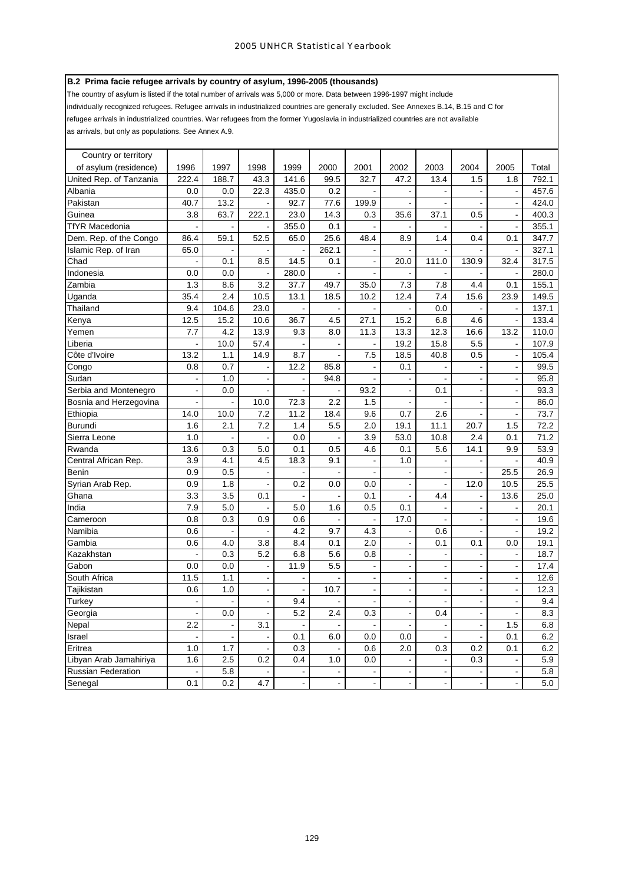### B.2 Prima facie refugee arrivals by country of asylum, 1996-2005 (thousands)

The country of asylum is listed if the total number of arrivals was 5,000 or more. Data between 1996-1997 might include individually recognized refugees. Refugee arrivals in industrialized countries are generally excluded. See Annexes B.14, B.15 and C for refugee arrivals in industrialized countries. War refugees from the former Yugoslavia in industrialized countries are not available as arrivals, but only as populations. See Annex A.9.

| Country or territory of asylum (residence) | 1996 | 1997 | 1998 | 1999 | 2000 | 2001 | 2002 | 2003 | 2004 | 2005 | Total |
|---|---|---|---|---|---|---|---|---|---|---|---|
| United Rep. of Tanzania | 222.4 | 188.7 | 43.3 | 141.6 | 99.5 | 32.7 | 47.2 | 13.4 | 1.5 | 1.8 | 792.1 |
| Albania | 0.0 | 0.0 | 22.3 | 435.0 | 0.2 | - | - | - | - | - | 457.6 |
| Pakistan | 40.7 | 13.2 | - | 92.7 | 77.6 | 199.9 | - | - | - | - | 424.0 |
| Guinea | 3.8 | 63.7 | 222.1 | 23.0 | 14.3 | 0.3 | 35.6 | 37.1 | 0.5 | - | 400.3 |
| TfYR Macedonia | - | - | - | 355.0 | 0.1 | - | - | - | - | - | 355.1 |
| Dem. Rep. of the Congo | 86.4 | 59.1 | 52.5 | 65.0 | 25.6 | 48.4 | 8.9 | 1.4 | 0.4 | 0.1 | 347.7 |
| Islamic Rep. of Iran | 65.0 | - | - | - | 262.1 | - | - | - | - | - | 327.1 |
| Chad | - | 0.1 | 8.5 | 14.5 | 0.1 | - | 20.0 | 111.0 | 130.9 | 32.4 | 317.5 |
| Indonesia | 0.0 | 0.0 | - | 280.0 | - | - | - | - | - | - | 280.0 |
| Zambia | 1.3 | 8.6 | 3.2 | 37.7 | 49.7 | 35.0 | 7.3 | 7.8 | 4.4 | 0.1 | 155.1 |
| Uganda | 35.4 | 2.4 | 10.5 | 13.1 | 18.5 | 10.2 | 12.4 | 7.4 | 15.6 | 23.9 | 149.5 |
| Thailand | 9.4 | 104.6 | 23.0 | - | - | - | - | 0.0 | - | - | 137.1 |
| Kenya | 12.5 | 15.2 | 10.6 | 36.7 | 4.5 | 27.1 | 15.2 | 6.8 | 4.6 | - | 133.4 |
| Yemen | 7.7 | 4.2 | 13.9 | 9.3 | 8.0 | 11.3 | 13.3 | 12.3 | 16.6 | 13.2 | 110.0 |
| Liberia | - | 10.0 | 57.4 | - | - | - | 19.2 | 15.8 | 5.5 | - | 107.9 |
| Côte d'Ivoire | 13.2 | 1.1 | 14.9 | 8.7 | - | 7.5 | 18.5 | 40.8 | 0.5 | - | 105.4 |
| Congo | 0.8 | 0.7 | - | 12.2 | 85.8 | - | 0.1 | - | - | - | 99.5 |
| Sudan | - | 1.0 | - | - | 94.8 | - | - | - | - | - | 95.8 |
| Serbia and Montenegro | - | 0.0 | - | - | - | 93.2 | - | 0.1 | - | - | 93.3 |
| Bosnia and Herzegovina | - | - | 10.0 | 72.3 | 2.2 | 1.5 | - | - | - | - | 86.0 |
| Ethiopia | 14.0 | 10.0 | 7.2 | 11.2 | 18.4 | 9.6 | 0.7 | 2.6 | - | - | 73.7 |
| Burundi | 1.6 | 2.1 | 7.2 | 1.4 | 5.5 | 2.0 | 19.1 | 11.1 | 20.7 | 1.5 | 72.2 |
| Sierra Leone | 1.0 | - | - | 0.0 | - | 3.9 | 53.0 | 10.8 | 2.4 | 0.1 | 71.2 |
| Rwanda | 13.6 | 0.3 | 5.0 | 0.1 | 0.5 | 4.6 | 0.1 | 5.6 | 14.1 | 9.9 | 53.9 |
| Central African Rep. | 3.9 | 4.1 | 4.5 | 18.3 | 9.1 | - | 1.0 | - | - | - | 40.9 |
| Benin | 0.9 | 0.5 | - | - | - | - | - | - | - | 25.5 | 26.9 |
| Syrian Arab Rep. | 0.9 | 1.8 | - | 0.2 | 0.0 | 0.0 | - | - | 12.0 | 10.5 | 25.5 |
| Ghana | 3.3 | 3.5 | 0.1 | - | - | 0.1 | - | 4.4 | - | 13.6 | 25.0 |
| India | 7.9 | 5.0 | - | 5.0 | 1.6 | 0.5 | 0.1 | - | - | - | 20.1 |
| Cameroon | 0.8 | 0.3 | 0.9 | 0.6 | - | - | 17.0 | - | - | - | 19.6 |
| Namibia | 0.6 | - | - | 4.2 | 9.7 | 4.3 | - | 0.6 | - | - | 19.2 |
| Gambia | 0.6 | 4.0 | 3.8 | 8.4 | 0.1 | 2.0 | - | 0.1 | 0.1 | 0.0 | 19.1 |
| Kazakhstan | - | 0.3 | 5.2 | 6.8 | 5.6 | 0.8 | - | - | - | - | 18.7 |
| Gabon | 0.0 | 0.0 | - | 11.9 | 5.5 | - | - | - | - | - | 17.4 |
| South Africa | 11.5 | 1.1 | - | - | - | - | - | - | - | - | 12.6 |
| Tajikistan | 0.6 | 1.0 | - | - | 10.7 | - | - | - | - | - | 12.3 |
| Turkey | - | - | - | 9.4 | - | - | - | - | - | - | 9.4 |
| Georgia | - | 0.0 | - | 5.2 | 2.4 | 0.3 | - | 0.4 | - | - | 8.3 |
| Nepal | 2.2 | - | 3.1 | - | - | - | - | - | - | 1.5 | 6.8 |
| Israel | - | - | - | 0.1 | 6.0 | 0.0 | 0.0 | - | - | 0.1 | 6.2 |
| Eritrea | 1.0 | 1.7 | - | 0.3 | - | 0.6 | 2.0 | 0.3 | 0.2 | 0.1 | 6.2 |
| Libyan Arab Jamahiriya | 1.6 | 2.5 | 0.2 | 0.4 | 1.0 | 0.0 | - | - | 0.3 | - | 5.9 |
| Russian Federation | - | 5.8 | - | - | - | - | - | - | - | - | 5.8 |
| Senegal | 0.1 | 0.2 | 4.7 | - | - | - | - | - | - | - | 5.0 |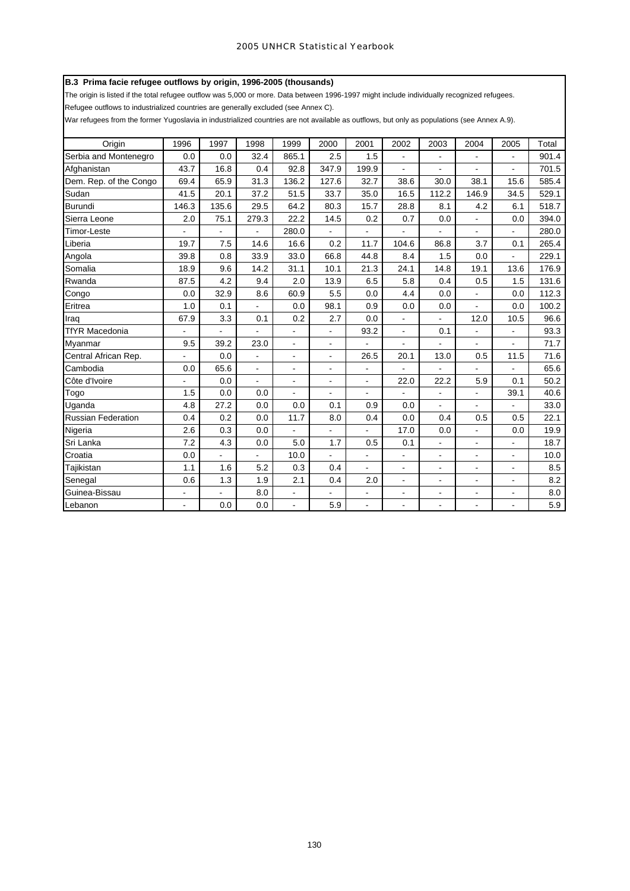### B.3 Prima facie refugee outflows by origin, 1996-2005 (thousands)

The origin is listed if the total refugee outflow was 5,000 or more. Data between 1996-1997 might include individually recognized refugees.

Refugee outflows to industrialized countries are generally excluded (see Annex C).

War refugees from the former Yugoslavia in industrialized countries are not available as outflows, but only as populations (see Annex A.9).

| Origin | 1996 | 1997 | 1998 | 1999 | 2000 | 2001 | 2002 | 2003 | 2004 | 2005 | Total |
|---|---|---|---|---|---|---|---|---|---|---|---|
| Serbia and Montenegro | 0.0 | 0.0 | 32.4 | 865.1 | 2.5 | 1.5 | - | - | - | - | 901.4 |
| Afghanistan | 43.7 | 16.8 | 0.4 | 92.8 | 347.9 | 199.9 | - | - | - | - | 701.5 |
| Dem. Rep. of the Congo | 69.4 | 65.9 | 31.3 | 136.2 | 127.6 | 32.7 | 38.6 | 30.0 | 38.1 | 15.6 | 585.4 |
| Sudan | 41.5 | 20.1 | 37.2 | 51.5 | 33.7 | 35.0 | 16.5 | 112.2 | 146.9 | 34.5 | 529.1 |
| Burundi | 146.3 | 135.6 | 29.5 | 64.2 | 80.3 | 15.7 | 28.8 | 8.1 | 4.2 | 6.1 | 518.7 |
| Sierra Leone | 2.0 | 75.1 | 279.3 | 22.2 | 14.5 | 0.2 | 0.7 | 0.0 | - | 0.0 | 394.0 |
| Timor-Leste | - | - | - | 280.0 | - | - | - | - | - | - | 280.0 |
| Liberia | 19.7 | 7.5 | 14.6 | 16.6 | 0.2 | 11.7 | 104.6 | 86.8 | 3.7 | 0.1 | 265.4 |
| Angola | 39.8 | 0.8 | 33.9 | 33.0 | 66.8 | 44.8 | 8.4 | 1.5 | 0.0 | - | 229.1 |
| Somalia | 18.9 | 9.6 | 14.2 | 31.1 | 10.1 | 21.3 | 24.1 | 14.8 | 19.1 | 13.6 | 176.9 |
| Rwanda | 87.5 | 4.2 | 9.4 | 2.0 | 13.9 | 6.5 | 5.8 | 0.4 | 0.5 | 1.5 | 131.6 |
| Congo | 0.0 | 32.9 | 8.6 | 60.9 | 5.5 | 0.0 | 4.4 | 0.0 | - | 0.0 | 112.3 |
| Eritrea | 1.0 | 0.1 | - | 0.0 | 98.1 | 0.9 | 0.0 | 0.0 | - | 0.0 | 100.2 |
| Iraq | 67.9 | 3.3 | 0.1 | 0.2 | 2.7 | 0.0 | - | - | 12.0 | 10.5 | 96.6 |
| TfYR Macedonia | - | - | - | - | - | 93.2 | - | 0.1 | - | - | 93.3 |
| Myanmar | 9.5 | 39.2 | 23.0 | - | - | - | - | - | - | - | 71.7 |
| Central African Rep. | - | 0.0 | - | - | - | 26.5 | 20.1 | 13.0 | 0.5 | 11.5 | 71.6 |
| Cambodia | 0.0 | 65.6 | - | - | - | - | - | - | - | - | 65.6 |
| Côte d'Ivoire | - | 0.0 | - | - | - | - | 22.0 | 22.2 | 5.9 | 0.1 | 50.2 |
| Togo | 1.5 | 0.0 | 0.0 | - | - | - | - | - | - | 39.1 | 40.6 |
| Uganda | 4.8 | 27.2 | 0.0 | 0.0 | 0.1 | 0.9 | 0.0 | - | - | - | 33.0 |
| Russian Federation | 0.4 | 0.2 | 0.0 | 11.7 | 8.0 | 0.4 | 0.0 | 0.4 | 0.5 | 0.5 | 22.1 |
| Nigeria | 2.6 | 0.3 | 0.0 | - | - | - | 17.0 | 0.0 | - | 0.0 | 19.9 |
| Sri Lanka | 7.2 | 4.3 | 0.0 | 5.0 | 1.7 | 0.5 | 0.1 | - | - | - | 18.7 |
| Croatia | 0.0 | - | - | 10.0 | - | - | - | - | - | - | 10.0 |
| Tajikistan | 1.1 | 1.6 | 5.2 | 0.3 | 0.4 | - | - | - | - | - | 8.5 |
| Senegal | 0.6 | 1.3 | 1.9 | 2.1 | 0.4 | 2.0 | - | - | - | - | 8.2 |
| Guinea-Bissau | - | - | 8.0 | - | - | - | - | - | - | - | 8.0 |
| Lebanon | - | 0.0 | 0.0 | - | 5.9 | - | - | - | - | - | 5.9 |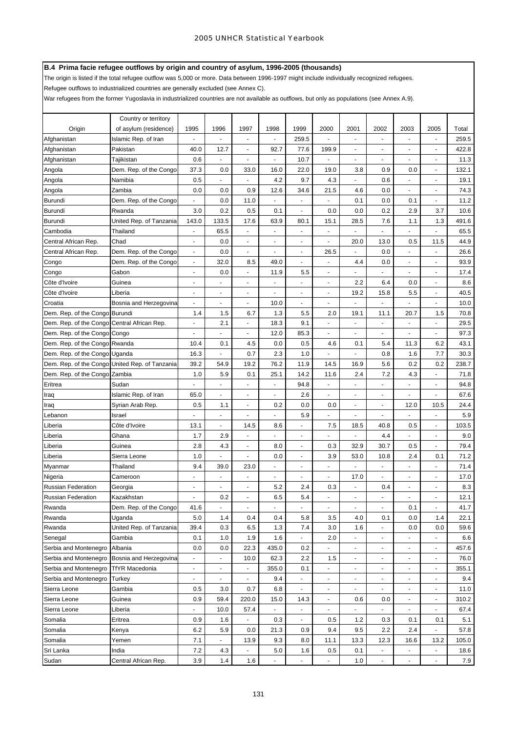## B.4 Prima facie refugee outflows by origin and country of asylum, 1996-2005 (thousands)

The origin is listed if the total refugee outflow was 5,000 or more. Data between 1996-1997 might include individually recognized refugees.

Refugee outflows to industrialized countries are generally excluded (see Annex C).

War refugees from the former Yugoslavia in industrialized countries are not available as outflows, but only as populations (see Annex A.9).

| Origin | Country or territory of asylum (residence) | 1995 | 1996 | 1997 | 1998 | 1999 | 2000 | 2001 | 2002 | 2003 | 2005 | Total |
|---|---|---|---|---|---|---|---|---|---|---|---|---|
| Afghanistan | Islamic Rep. of Iran | - | - | - | - | 259.5 | - | - | - | - | - | 259.5 |
| Afghanistan | Pakistan | 40.0 | 12.7 | - | 92.7 | 77.6 | 199.9 | - | - | - | - | 422.8 |
| Afghanistan | Tajikistan | 0.6 | - | - | - | 10.7 | - | - | - | - | - | 11.3 |
| Angola | Dem. Rep. of the Congo | 37.3 | 0.0 | 33.0 | 16.0 | 22.0 | 19.0 | 3.8 | 0.9 | 0.0 | - | 132.1 |
| Angola | Namibia | 0.5 | - | - | 4.2 | 9.7 | 4.3 | - | 0.6 | - | - | 19.1 |
| Angola | Zambia | 0.0 | 0.0 | 0.9 | 12.6 | 34.6 | 21.5 | 4.6 | 0.0 | - | - | 74.3 |
| Burundi | Dem. Rep. of the Congo | - | 0.0 | 11.0 | - | - | - | 0.1 | 0.0 | 0.1 | - | 11.2 |
| Burundi | Rwanda | 3.0 | 0.2 | 0.5 | 0.1 | - | 0.0 | 0.0 | 0.2 | 2.9 | 3.7 | 10.6 |
| Burundi | United Rep. of Tanzania | 143.0 | 133.5 | 17.6 | 63.9 | 80.1 | 15.1 | 28.5 | 7.6 | 1.1 | 1.3 | 491.6 |
| Cambodia | Thailand | - | 65.5 | - | - | - | - | - | - | - | - | 65.5 |
| Central African Rep. | Chad | - | 0.0 | - | - | - | - | 20.0 | 13.0 | 0.5 | 11.5 | 44.9 |
| Central African Rep. | Dem. Rep. of the Congo | - | 0.0 | - | - | - | 26.5 | - | 0.0 | - | - | 26.6 |
| Congo | Dem. Rep. of the Congo | - | 32.0 | 8.5 | 49.0 | - | - | 4.4 | 0.0 | - | - | 93.9 |
| Congo | Gabon | - | 0.0 | - | 11.9 | 5.5 | - | - | - | - | - | 17.4 |
| Côte d'Ivoire | Guinea | - | - | - | - | - | - | 2.2 | 6.4 | 0.0 | - | 8.6 |
| Côte d'Ivoire | Liberia | - | - | - | - | - | - | 19.2 | 15.8 | 5.5 | - | 40.5 |
| Croatia | Bosnia and Herzegovina | - | - | - | 10.0 | - | - | - | - | - | - | 10.0 |
| Dem. Rep. of the Congo | Burundi | 1.4 | 1.5 | 6.7 | 1.3 | 5.5 | 2.0 | 19.1 | 11.1 | 20.7 | 1.5 | 70.8 |
| Dem. Rep. of the Congo | Central African Rep. | - | 2.1 | - | 18.3 | 9.1 | - | - | - | - | - | 29.5 |
| Dem. Rep. of the Congo | Congo | - | - | - | 12.0 | 85.3 | - | - | - | - | - | 97.3 |
| Dem. Rep. of the Congo | Rwanda | 10.4 | 0.1 | 4.5 | 0.0 | 0.5 | 4.6 | 0.1 | 5.4 | 11.3 | 6.2 | 43.1 |
| Dem. Rep. of the Congo | Uganda | 16.3 | - | 0.7 | 2.3 | 1.0 | - | - | 0.8 | 1.6 | 7.7 | 30.3 |
| Dem. Rep. of the Congo | United Rep. of Tanzania | 39.2 | 54.9 | 19.2 | 76.2 | 11.9 | 14.5 | 16.9 | 5.6 | 0.2 | 0.2 | 238.7 |
| Dem. Rep. of the Congo | Zambia | 1.0 | 5.9 | 0.1 | 25.1 | 14.2 | 11.6 | 2.4 | 7.2 | 4.3 | - | 71.8 |
| Eritrea | Sudan | - | - | - | - | 94.8 | - | - | - | - | - | 94.8 |
| Iraq | Islamic Rep. of Iran | 65.0 | - | - | - | 2.6 | - | - | - | - | - | 67.6 |
| Iraq | Syrian Arab Rep. | 0.5 | 1.1 | - | 0.2 | 0.0 | 0.0 | - | - | 12.0 | 10.5 | 24.4 |
| Lebanon | Israel | - | - | - | - | 5.9 | - | - | - | - | - | 5.9 |
| Liberia | Côte d'Ivoire | 13.1 | - | 14.5 | 8.6 | - | 7.5 | 18.5 | 40.8 | 0.5 | - | 103.5 |
| Liberia | Ghana | 1.7 | 2.9 | - | - | - | - | - | 4.4 | - | - | 9.0 |
| Liberia | Guinea | 2.8 | 4.3 | - | 8.0 | - | 0.3 | 32.9 | 30.7 | 0.5 | - | 79.4 |
| Liberia | Sierra Leone | 1.0 | - | - | 0.0 | - | 3.9 | 53.0 | 10.8 | 2.4 | 0.1 | 71.2 |
| Myanmar | Thailand | 9.4 | 39.0 | 23.0 | - | - | - | - | - | - | - | 71.4 |
| Nigeria | Cameroon | - | - | - | - | - | - | 17.0 | - | - | - | 17.0 |
| Russian Federation | Georgia | - | - | - | 5.2 | 2.4 | 0.3 | - | 0.4 | - | - | 8.3 |
| Russian Federation | Kazakhstan | - | 0.2 | - | 6.5 | 5.4 | - | - | - | - | - | 12.1 |
| Rwanda | Dem. Rep. of the Congo | 41.6 | - | - | - | - | - | - | - | 0.1 | - | 41.7 |
| Rwanda | Uganda | 5.0 | 1.4 | 0.4 | 0.4 | 5.8 | 3.5 | 4.0 | 0.1 | 0.0 | 1.4 | 22.1 |
| Rwanda | United Rep. of Tanzania | 39.4 | 0.3 | 6.5 | 1.3 | 7.4 | 3.0 | 1.6 | - | 0.0 | 0.0 | 59.6 |
| Senegal | Gambia | 0.1 | 1.0 | 1.9 | 1.6 | - | 2.0 | - | - | - | - | 6.6 |
| Serbia and Montenegro | Albania | 0.0 | 0.0 | 22.3 | 435.0 | 0.2 | - | - | - | - | - | 457.6 |
| Serbia and Montenegro | Bosnia and Herzegovina | - | - | 10.0 | 62.3 | 2.2 | 1.5 | - | - | - | - | 76.0 |
| Serbia and Montenegro | TfYR Macedonia | - | - | - | 355.0 | 0.1 | - | - | - | - | - | 355.1 |
| Serbia and Montenegro | Turkey | - | - | - | 9.4 | - | - | - | - | - | - | 9.4 |
| Sierra Leone | Gambia | 0.5 | 3.0 | 0.7 | 6.8 | - | - | - | - | - | - | 11.0 |
| Sierra Leone | Guinea | 0.9 | 59.4 | 220.0 | 15.0 | 14.3 | - | 0.6 | 0.0 | - | - | 310.2 |
| Sierra Leone | Liberia | - | 10.0 | 57.4 | - | - | - | - | - | - | - | 67.4 |
| Somalia | Eritrea | 0.9 | 1.6 | - | 0.3 | - | 0.5 | 1.2 | 0.3 | 0.1 | 0.1 | 5.1 |
| Somalia | Kenya | 6.2 | 5.9 | 0.0 | 21.3 | 0.9 | 9.4 | 9.5 | 2.2 | 2.4 | - | 57.8 |
| Somalia | Yemen | 7.1 | - | 13.9 | 9.3 | 8.0 | 11.1 | 13.3 | 12.3 | 16.6 | 13.2 | 105.0 |
| Sri Lanka | India | 7.2 | 4.3 | - | 5.0 | 1.6 | 0.5 | 0.1 | - | - | - | 18.6 |
| Sudan | Central African Rep. | 3.9 | 1.4 | 1.6 | - | - | - | 1.0 | - | - | - | 7.9 |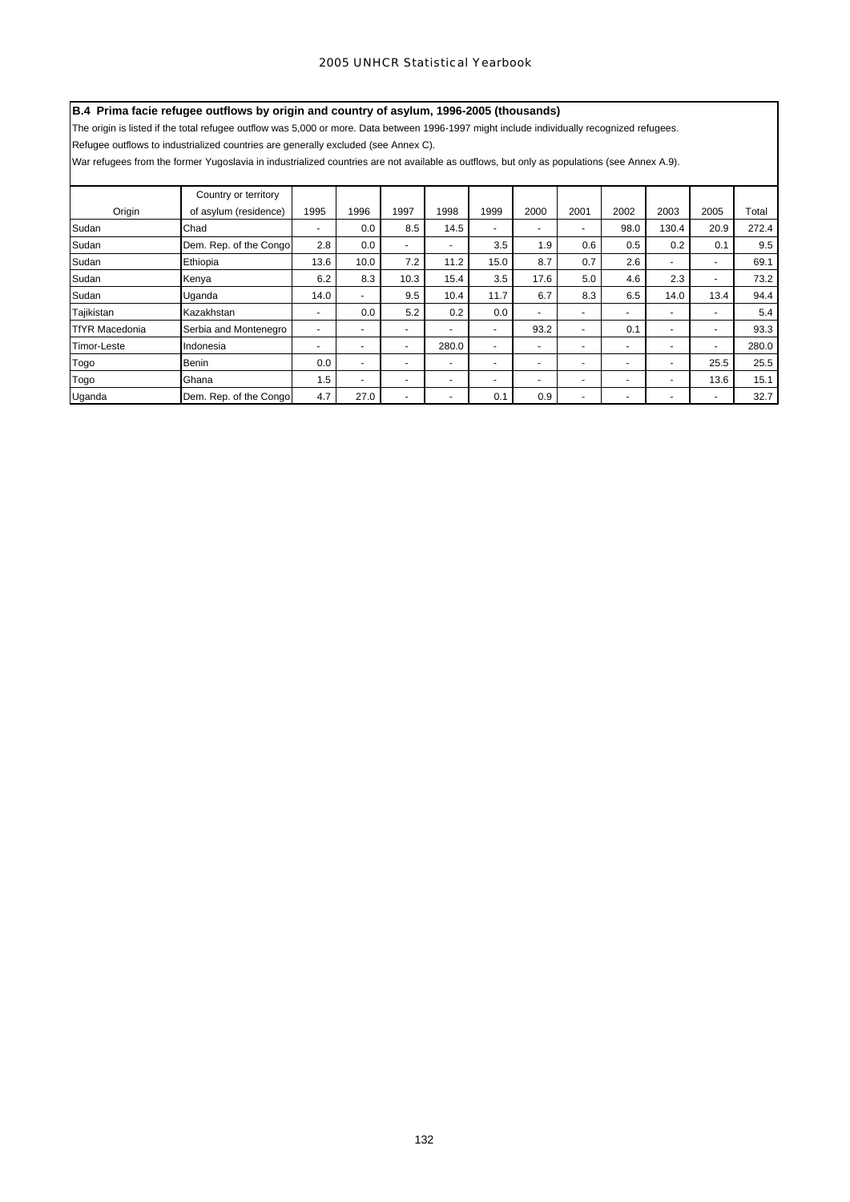**B.4 Prima facie refugee outflows by origin and country of asylum, 1996-2005 (thousands)**

The origin is listed if the total refugee outflow was 5,000 or more. Data between 1996-1997 might include individually recognized refugees.

Refugee outflows to industrialized countries are generally excluded (see Annex C).

War refugees from the former Yugoslavia in industrialized countries are not available as outflows, but only as populations (see Annex A.9).

| Origin | Country or territory of asylum (residence) | 1995 | 1996 | 1997 | 1998 | 1999 | 2000 | 2001 | 2002 | 2003 | 2005 | Total |
|---|---|---|---|---|---|---|---|---|---|---|---|---|
| Sudan | Chad | - | 0.0 | 8.5 | 14.5 | - | - | - | 98.0 | 130.4 | 20.9 | 272.4 |
| Sudan | Dem. Rep. of the Congo | 2.8 | 0.0 | - | - | 3.5 | 1.9 | 0.6 | 0.5 | 0.2 | 0.1 | 9.5 |
| Sudan | Ethiopia | 13.6 | 10.0 | 7.2 | 11.2 | 15.0 | 8.7 | 0.7 | 2.6 | - | - | 69.1 |
| Sudan | Kenya | 6.2 | 8.3 | 10.3 | 15.4 | 3.5 | 17.6 | 5.0 | 4.6 | 2.3 | - | 73.2 |
| Sudan | Uganda | 14.0 | - | 9.5 | 10.4 | 11.7 | 6.7 | 8.3 | 6.5 | 14.0 | 13.4 | 94.4 |
| Tajikistan | Kazakhstan | - | 0.0 | 5.2 | 0.2 | 0.0 | - | - | - | - | - | 5.4 |
| TfYR Macedonia | Serbia and Montenegro | - | - | - | - | - | 93.2 | - | 0.1 | - | - | 93.3 |
| Timor-Leste | Indonesia | - | - | - | 280.0 | - | - | - | - | - | - | 280.0 |
| Togo | Benin | 0.0 | - | - | - | - | - | - | - | - | 25.5 | 25.5 |
| Togo | Ghana | 1.5 | - | - | - | - | - | - | - | - | 13.6 | 15.1 |
| Uganda | Dem. Rep. of the Congo | 4.7 | 27.0 | - | - | 0.1 | 0.9 | - | - | - | - | 32.7 |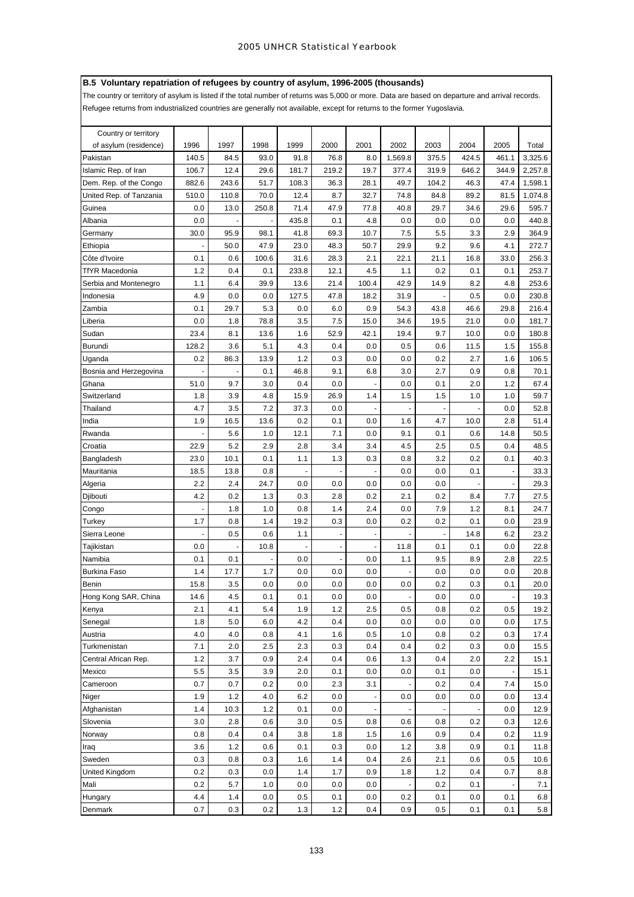## B.5 Voluntary repatriation of refugees by country of asylum, 1996-2005 (thousands)

The country or territory of asylum is listed if the total number of returns was 5,000 or more. Data are based on departure and arrival records.
Refugee returns from industrialized countries are generally not available, except for returns to the former Yugoslavia.

| Country or territory of asylum (residence) | 1996 | 1997 | 1998 | 1999 | 2000 | 2001 | 2002 | 2003 | 2004 | 2005 | Total |
|---|---|---|---|---|---|---|---|---|---|---|---|
| Pakistan | 140.5 | 84.5 | 93.0 | 91.8 | 76.8 | 8.0 | 1,569.8 | 375.5 | 424.5 | 461.1 | 3,325.6 |
| Islamic Rep. of Iran | 106.7 | 12.4 | 29.6 | 181.7 | 219.2 | 19.7 | 377.4 | 319.9 | 646.2 | 344.9 | 2,257.8 |
| Dem. Rep. of the Congo | 882.6 | 243.6 | 51.7 | 108.3 | 36.3 | 28.1 | 49.7 | 104.2 | 46.3 | 47.4 | 1,598.1 |
| United Rep. of Tanzania | 510.0 | 110.8 | 70.0 | 12.4 | 8.7 | 32.7 | 74.8 | 84.8 | 89.2 | 81.5 | 1,074.8 |
| Guinea | 0.0 | 13.0 | 250.8 | 71.4 | 47.9 | 77.8 | 40.8 | 29.7 | 34.6 | 29.6 | 595.7 |
| Albania | 0.0 | - | - | 435.8 | 0.1 | 4.8 | 0.0 | 0.0 | 0.0 | 0.0 | 440.8 |
| Germany | 30.0 | 95.9 | 98.1 | 41.8 | 69.3 | 10.7 | 7.5 | 5.5 | 3.3 | 2.9 | 364.9 |
| Ethiopia | - | 50.0 | 47.9 | 23.0 | 48.3 | 50.7 | 29.9 | 9.2 | 9.6 | 4.1 | 272.7 |
| Côte d'Ivoire | 0.1 | 0.6 | 100.6 | 31.6 | 28.3 | 2.1 | 22.1 | 21.1 | 16.8 | 33.0 | 256.3 |
| TfYR Macedonia | 1.2 | 0.4 | 0.1 | 233.8 | 12.1 | 4.5 | 1.1 | 0.2 | 0.1 | 0.1 | 253.7 |
| Serbia and Montenegro | 1.1 | 6.4 | 39.9 | 13.6 | 21.4 | 100.4 | 42.9 | 14.9 | 8.2 | 4.8 | 253.6 |
| Indonesia | 4.9 | 0.0 | 0.0 | 127.5 | 47.8 | 18.2 | 31.9 | - | 0.5 | 0.0 | 230.8 |
| Zambia | 0.1 | 29.7 | 5.3 | 0.0 | 6.0 | 0.9 | 54.3 | 43.8 | 46.6 | 29.8 | 216.4 |
| Liberia | 0.0 | 1.8 | 78.8 | 3.5 | 7.5 | 15.0 | 34.6 | 19.5 | 21.0 | 0.0 | 181.7 |
| Sudan | 23.4 | 8.1 | 13.6 | 1.6 | 52.9 | 42.1 | 19.4 | 9.7 | 10.0 | 0.0 | 180.8 |
| Burundi | 128.2 | 3.6 | 5.1 | 4.3 | 0.4 | 0.0 | 0.5 | 0.6 | 11.5 | 1.5 | 155.8 |
| Uganda | 0.2 | 86.3 | 13.9 | 1.2 | 0.3 | 0.0 | 0.0 | 0.2 | 2.7 | 1.6 | 106.5 |
| Bosnia and Herzegovina | - | - | 0.1 | 46.8 | 9.1 | 6.8 | 3.0 | 2.7 | 0.9 | 0.8 | 70.1 |
| Ghana | 51.0 | 9.7 | 3.0 | 0.4 | 0.0 | - | 0.0 | 0.1 | 2.0 | 1.2 | 67.4 |
| Switzerland | 1.8 | 3.9 | 4.8 | 15.9 | 26.9 | 1.4 | 1.5 | 1.5 | 1.0 | 1.0 | 59.7 |
| Thailand | 4.7 | 3.5 | 7.2 | 37.3 | 0.0 | - | - | - | - | 0.0 | 52.8 |
| India | 1.9 | 16.5 | 13.6 | 0.2 | 0.1 | 0.0 | 1.6 | 4.7 | 10.0 | 2.8 | 51.4 |
| Rwanda | - | 5.6 | 1.0 | 12.1 | 7.1 | 0.0 | 9.1 | 0.1 | 0.6 | 14.8 | 50.5 |
| Croatia | 22.9 | 5.2 | 2.9 | 2.8 | 3.4 | 3.4 | 4.5 | 2.5 | 0.5 | 0.4 | 48.5 |
| Bangladesh | 23.0 | 10.1 | 0.1 | 1.1 | 1.3 | 0.3 | 0.8 | 3.2 | 0.2 | 0.1 | 40.3 |
| Mauritania | 18.5 | 13.8 | 0.8 | - | - | - | 0.0 | 0.0 | 0.1 | - | 33.3 |
| Algeria | 2.2 | 2.4 | 24.7 | 0.0 | 0.0 | 0.0 | 0.0 | 0.0 | - | - | 29.3 |
| Djibouti | 4.2 | 0.2 | 1.3 | 0.3 | 2.8 | 0.2 | 2.1 | 0.2 | 8.4 | 7.7 | 27.5 |
| Congo | - | 1.8 | 1.0 | 0.8 | 1.4 | 2.4 | 0.0 | 7.9 | 1.2 | 8.1 | 24.7 |
| Turkey | 1.7 | 0.8 | 1.4 | 19.2 | 0.3 | 0.0 | 0.2 | 0.2 | 0.1 | 0.0 | 23.9 |
| Sierra Leone | - | 0.5 | 0.6 | 1.1 | - | - | - | - | 14.8 | 6.2 | 23.2 |
| Tajikistan | 0.0 | - | 10.8 | - | - | - | 11.8 | 0.1 | 0.1 | 0.0 | 22.8 |
| Namibia | 0.1 | 0.1 | - | 0.0 | - | 0.0 | 1.1 | 9.5 | 8.9 | 2.8 | 22.5 |
| Burkina Faso | 1.4 | 17.7 | 1.7 | 0.0 | 0.0 | 0.0 | - | 0.0 | 0.0 | 0.0 | 20.8 |
| Benin | 15.8 | 3.5 | 0.0 | 0.0 | 0.0 | 0.0 | 0.0 | 0.2 | 0.3 | 0.1 | 20.0 |
| Hong Kong SAR, China | 14.6 | 4.5 | 0.1 | 0.1 | 0.0 | 0.0 | - | 0.0 | 0.0 | - | 19.3 |
| Kenya | 2.1 | 4.1 | 5.4 | 1.9 | 1.2 | 2.5 | 0.5 | 0.8 | 0.2 | 0.5 | 19.2 |
| Senegal | 1.8 | 5.0 | 6.0 | 4.2 | 0.4 | 0.0 | 0.0 | 0.0 | 0.0 | 0.0 | 17.5 |
| Austria | 4.0 | 4.0 | 0.8 | 4.1 | 1.6 | 0.5 | 1.0 | 0.8 | 0.2 | 0.3 | 17.4 |
| Turkmenistan | 7.1 | 2.0 | 2.5 | 2.3 | 0.3 | 0.4 | 0.4 | 0.2 | 0.3 | 0.0 | 15.5 |
| Central African Rep. | 1.2 | 3.7 | 0.9 | 2.4 | 0.4 | 0.6 | 1.3 | 0.4 | 2.0 | 2.2 | 15.1 |
| Mexico | 5.5 | 3.5 | 3.9 | 2.0 | 0.1 | 0.0 | 0.0 | 0.1 | 0.0 | - | 15.1 |
| Cameroon | 0.7 | 0.7 | 0.2 | 0.0 | 2.3 | 3.1 | - | 0.2 | 0.4 | 7.4 | 15.0 |
| Niger | 1.9 | 1.2 | 4.0 | 6.2 | 0.0 | - | 0.0 | 0.0 | 0.0 | 0.0 | 13.4 |
| Afghanistan | 1.4 | 10.3 | 1.2 | 0.1 | 0.0 | - | - | - | - | 0.0 | 12.9 |
| Slovenia | 3.0 | 2.8 | 0.6 | 3.0 | 0.5 | 0.8 | 0.6 | 0.8 | 0.2 | 0.3 | 12.6 |
| Norway | 0.8 | 0.4 | 0.4 | 3.8 | 1.8 | 1.5 | 1.6 | 0.9 | 0.4 | 0.2 | 11.9 |
| Iraq | 3.6 | 1.2 | 0.6 | 0.1 | 0.3 | 0.0 | 1.2 | 3.8 | 0.9 | 0.1 | 11.8 |
| Sweden | 0.3 | 0.8 | 0.3 | 1.6 | 1.4 | 0.4 | 2.6 | 2.1 | 0.6 | 0.5 | 10.6 |
| United Kingdom | 0.2 | 0.3 | 0.0 | 1.4 | 1.7 | 0.9 | 1.8 | 1.2 | 0.4 | 0.7 | 8.8 |
| Mali | 0.2 | 5.7 | 1.0 | 0.0 | 0.0 | 0.0 | - | 0.2 | 0.1 | - | 7.1 |
| Hungary | 4.4 | 1.4 | 0.0 | 0.5 | 0.1 | 0.0 | 0.2 | 0.1 | 0.0 | 0.1 | 6.8 |
| Denmark | 0.7 | 0.3 | 0.2 | 1.3 | 1.2 | 0.4 | 0.9 | 0.5 | 0.1 | 0.1 | 5.8 |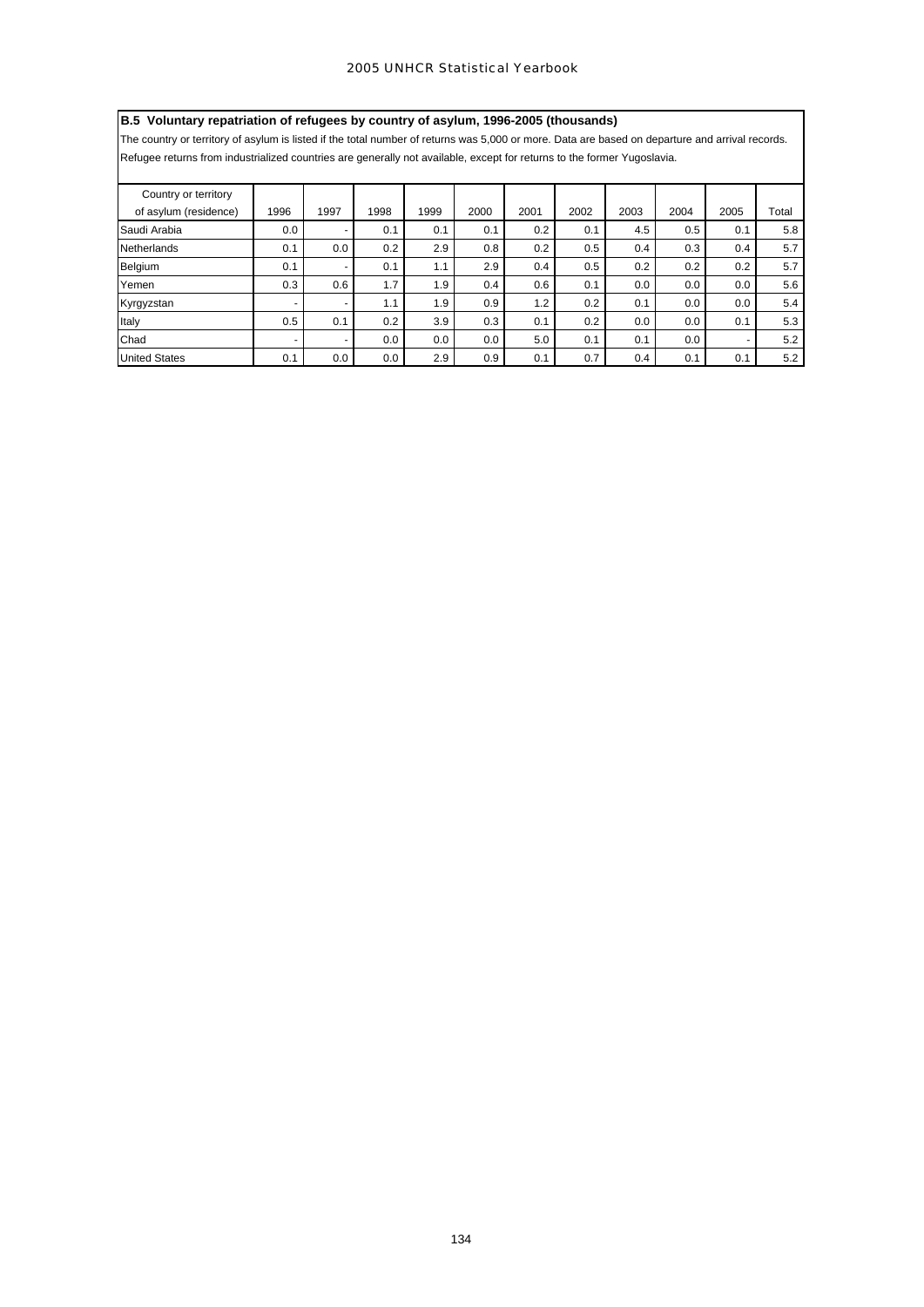**B.5 Voluntary repatriation of refugees by country of asylum, 1996-2005 (thousands)**

The country or territory of asylum is listed if the total number of returns was 5,000 or more. Data are based on departure and arrival records.
Refugee returns from industrialized countries are generally not available, except for returns to the former Yugoslavia.

| Country or territory of asylum (residence) | 1996 | 1997 | 1998 | 1999 | 2000 | 2001 | 2002 | 2003 | 2004 | 2005 | Total |
|---|---|---|---|---|---|---|---|---|---|---|---|
| Saudi Arabia | 0.0 | - | 0.1 | 0.1 | 0.1 | 0.2 | 0.1 | 4.5 | 0.5 | 0.1 | 5.8 |
| Netherlands | 0.1 | 0.0 | 0.2 | 2.9 | 0.8 | 0.2 | 0.5 | 0.4 | 0.3 | 0.4 | 5.7 |
| Belgium | 0.1 | - | 0.1 | 1.1 | 2.9 | 0.4 | 0.5 | 0.2 | 0.2 | 0.2 | 5.7 |
| Yemen | 0.3 | 0.6 | 1.7 | 1.9 | 0.4 | 0.6 | 0.1 | 0.0 | 0.0 | 0.0 | 5.6 |
| Kyrgyzstan | - | - | 1.1 | 1.9 | 0.9 | 1.2 | 0.2 | 0.1 | 0.0 | 0.0 | 5.4 |
| Italy | 0.5 | 0.1 | 0.2 | 3.9 | 0.3 | 0.1 | 0.2 | 0.0 | 0.0 | 0.1 | 5.3 |
| Chad | - | - | 0.0 | 0.0 | 0.0 | 5.0 | 0.1 | 0.1 | 0.0 | - | 5.2 |
| United States | 0.1 | 0.0 | 0.0 | 2.9 | 0.9 | 0.1 | 0.7 | 0.4 | 0.1 | 0.1 | 5.2 |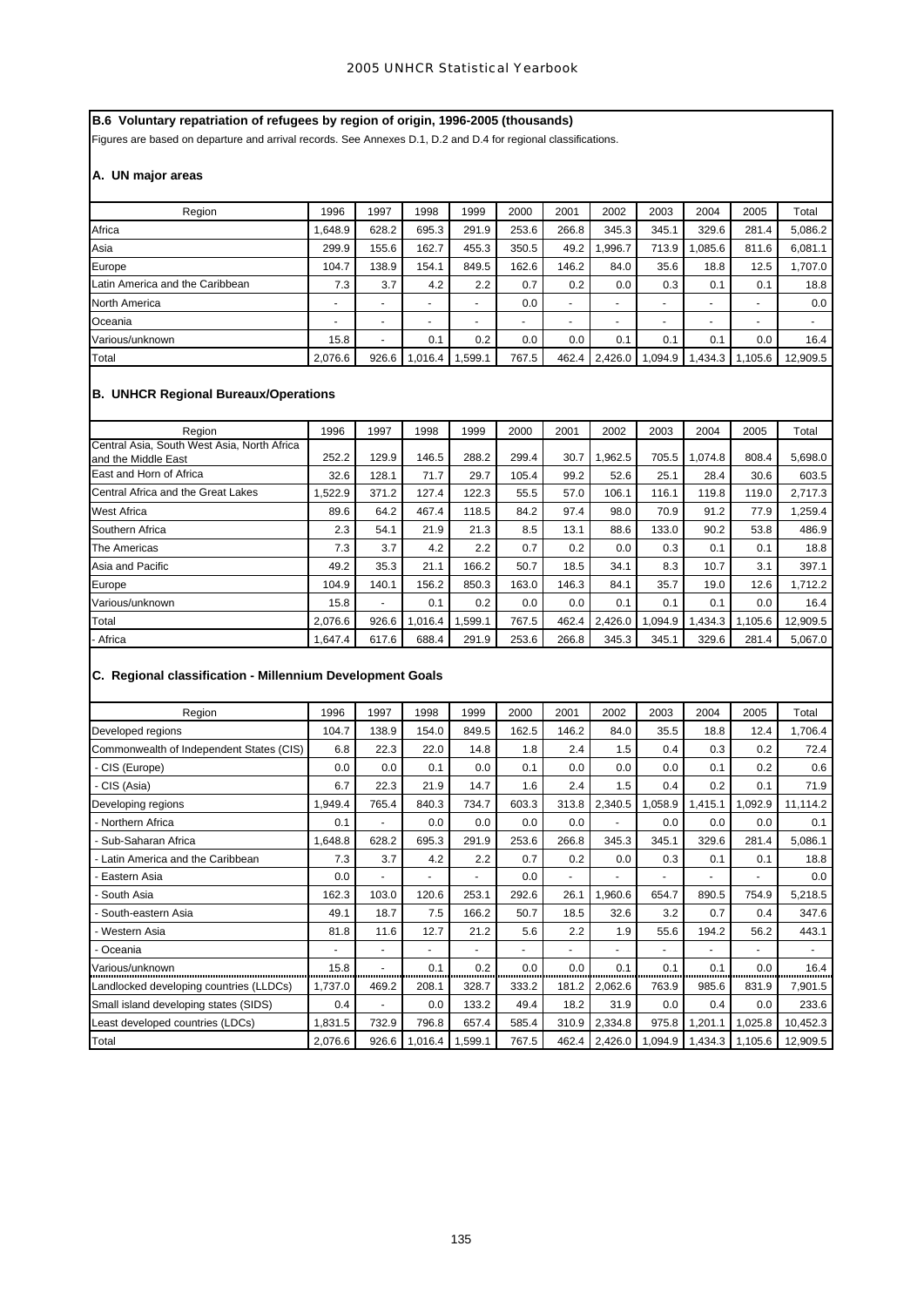## B.6 Voluntary repatriation of refugees by region of origin, 1996-2005 (thousands)

Figures are based on departure and arrival records. See Annexes D.1, D.2 and D.4 for regional classifications.

### A. UN major areas

| Region | 1996 | 1997 | 1998 | 1999 | 2000 | 2001 | 2002 | 2003 | 2004 | 2005 | Total |
|---|---|---|---|---|---|---|---|---|---|---|---|
| Africa | 1,648.9 | 628.2 | 695.3 | 291.9 | 253.6 | 266.8 | 345.3 | 345.1 | 329.6 | 281.4 | 5,086.2 |
| Asia | 299.9 | 155.6 | 162.7 | 455.3 | 350.5 | 49.2 | 1,996.7 | 713.9 | 1,085.6 | 811.6 | 6,081.1 |
| Europe | 104.7 | 138.9 | 154.1 | 849.5 | 162.6 | 146.2 | 84.0 | 35.6 | 18.8 | 12.5 | 1,707.0 |
| Latin America and the Caribbean | 7.3 | 3.7 | 4.2 | 2.2 | 0.7 | 0.2 | 0.0 | 0.3 | 0.1 | 0.1 | 18.8 |
| North America | - | - | - | - | 0.0 | - | - | - | - | - | 0.0 |
| Oceania | - | - | - | - | - | - | - | - | - | - | - |
| Various/unknown | 15.8 | - | 0.1 | 0.2 | 0.0 | 0.0 | 0.1 | 0.1 | 0.1 | 0.0 | 16.4 |
| Total | 2,076.6 | 926.6 | 1,016.4 | 1,599.1 | 767.5 | 462.4 | 2,426.0 | 1,094.9 | 1,434.3 | 1,105.6 | 12,909.5 |

### B. UNHCR Regional Bureaux/Operations

| Region | 1996 | 1997 | 1998 | 1999 | 2000 | 2001 | 2002 | 2003 | 2004 | 2005 | Total |
|---|---|---|---|---|---|---|---|---|---|---|---|
| Central Asia, South West Asia, North Africa and the Middle East | 252.2 | 129.9 | 146.5 | 288.2 | 299.4 | 30.7 | 1,962.5 | 705.5 | 1,074.8 | 808.4 | 5,698.0 |
| East and Horn of Africa | 32.6 | 128.1 | 71.7 | 29.7 | 105.4 | 99.2 | 52.6 | 25.1 | 28.4 | 30.6 | 603.5 |
| Central Africa and the Great Lakes | 1,522.9 | 371.2 | 127.4 | 122.3 | 55.5 | 57.0 | 106.1 | 116.1 | 119.8 | 119.0 | 2,717.3 |
| West Africa | 89.6 | 64.2 | 467.4 | 118.5 | 84.2 | 97.4 | 98.0 | 70.9 | 91.2 | 77.9 | 1,259.4 |
| Southern Africa | 2.3 | 54.1 | 21.9 | 21.3 | 8.5 | 13.1 | 88.6 | 133.0 | 90.2 | 53.8 | 486.9 |
| The Americas | 7.3 | 3.7 | 4.2 | 2.2 | 0.7 | 0.2 | 0.0 | 0.3 | 0.1 | 0.1 | 18.8 |
| Asia and Pacific | 49.2 | 35.3 | 21.1 | 166.2 | 50.7 | 18.5 | 34.1 | 8.3 | 10.7 | 3.1 | 397.1 |
| Europe | 104.9 | 140.1 | 156.2 | 850.3 | 163.0 | 146.3 | 84.1 | 35.7 | 19.0 | 12.6 | 1,712.2 |
| Various/unknown | 15.8 | - | 0.1 | 0.2 | 0.0 | 0.0 | 0.1 | 0.1 | 0.1 | 0.0 | 16.4 |
| Total | 2,076.6 | 926.6 | 1,016.4 | 1,599.1 | 767.5 | 462.4 | 2,426.0 | 1,094.9 | 1,434.3 | 1,105.6 | 12,909.5 |
| - Africa | 1,647.4 | 617.6 | 688.4 | 291.9 | 253.6 | 266.8 | 345.3 | 345.1 | 329.6 | 281.4 | 5,067.0 |

### C. Regional classification - Millennium Development Goals

| Region | 1996 | 1997 | 1998 | 1999 | 2000 | 2001 | 2002 | 2003 | 2004 | 2005 | Total |
|---|---|---|---|---|---|---|---|---|---|---|---|
| Developed regions | 104.7 | 138.9 | 154.0 | 849.5 | 162.5 | 146.2 | 84.0 | 35.5 | 18.8 | 12.4 | 1,706.4 |
| Commonwealth of Independent States (CIS) | 6.8 | 22.3 | 22.0 | 14.8 | 1.8 | 2.4 | 1.5 | 0.4 | 0.3 | 0.2 | 72.4 |
| - CIS (Europe) | 0.0 | 0.0 | 0.1 | 0.0 | 0.1 | 0.0 | 0.0 | 0.0 | 0.1 | 0.2 | 0.6 |
| - CIS (Asia) | 6.7 | 22.3 | 21.9 | 14.7 | 1.6 | 2.4 | 1.5 | 0.4 | 0.2 | 0.1 | 71.9 |
| Developing regions | 1,949.4 | 765.4 | 840.3 | 734.7 | 603.3 | 313.8 | 2,340.5 | 1,058.9 | 1,415.1 | 1,092.9 | 11,114.2 |
| - Northern Africa | 0.1 | - | 0.0 | 0.0 | 0.0 | 0.0 | - | 0.0 | 0.0 | 0.0 | 0.1 |
| - Sub-Saharan Africa | 1,648.8 | 628.2 | 695.3 | 291.9 | 253.6 | 266.8 | 345.3 | 345.1 | 329.6 | 281.4 | 5,086.1 |
| - Latin America and the Caribbean | 7.3 | 3.7 | 4.2 | 2.2 | 0.7 | 0.2 | 0.0 | 0.3 | 0.1 | 0.1 | 18.8 |
| - Eastern Asia | 0.0 | - | - | - | 0.0 | - | - | - | - | - | 0.0 |
| - South Asia | 162.3 | 103.0 | 120.6 | 253.1 | 292.6 | 26.1 | 1,960.6 | 654.7 | 890.5 | 754.9 | 5,218.5 |
| - South-eastern Asia | 49.1 | 18.7 | 7.5 | 166.2 | 50.7 | 18.5 | 32.6 | 3.2 | 0.7 | 0.4 | 347.6 |
| - Western Asia | 81.8 | 11.6 | 12.7 | 21.2 | 5.6 | 2.2 | 1.9 | 55.6 | 194.2 | 56.2 | 443.1 |
| - Oceania | - | - | - | - | - | - | - | - | - | - | - |
| Various/unknown | 15.8 | - | 0.1 | 0.2 | 0.0 | 0.0 | 0.1 | 0.1 | 0.1 | 0.0 | 16.4 |
| Landlocked developing countries (LLDCs) | 1,737.0 | 469.2 | 208.1 | 328.7 | 333.2 | 181.2 | 2,062.6 | 763.9 | 985.6 | 831.9 | 7,901.5 |
| Small island developing states (SIDS) | 0.4 | - | 0.0 | 133.2 | 49.4 | 18.2 | 31.9 | 0.0 | 0.4 | 0.0 | 233.6 |
| Least developed countries (LDCs) | 1,831.5 | 732.9 | 796.8 | 657.4 | 585.4 | 310.9 | 2,334.8 | 975.8 | 1,201.1 | 1,025.8 | 10,452.3 |
| Total | 2,076.6 | 926.6 | 1,016.4 | 1,599.1 | 767.5 | 462.4 | 2,426.0 | 1,094.9 | 1,434.3 | 1,105.6 | 12,909.5 |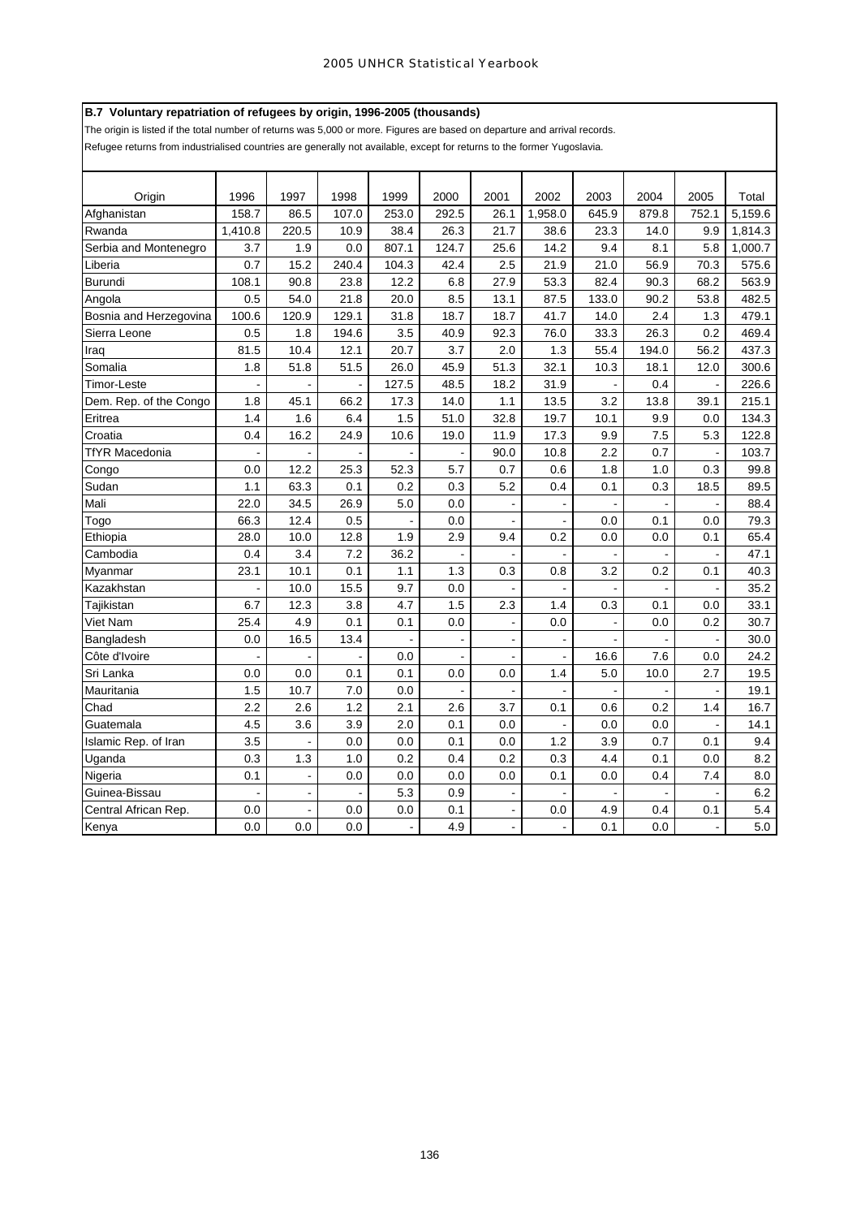**B.7 Voluntary repatriation of refugees by origin, 1996-2005 (thousands)**

The origin is listed if the total number of returns was 5,000 or more. Figures are based on departure and arrival records.

Refugee returns from industrialised countries are generally not available, except for returns to the former Yugoslavia.

| Origin | 1996 | 1997 | 1998 | 1999 | 2000 | 2001 | 2002 | 2003 | 2004 | 2005 | Total |
|---|---|---|---|---|---|---|---|---|---|---|---|
| Afghanistan | 158.7 | 86.5 | 107.0 | 253.0 | 292.5 | 26.1 | 1,958.0 | 645.9 | 879.8 | 752.1 | 5,159.6 |
| Rwanda | 1,410.8 | 220.5 | 10.9 | 38.4 | 26.3 | 21.7 | 38.6 | 23.3 | 14.0 | 9.9 | 1,814.3 |
| Serbia and Montenegro | 3.7 | 1.9 | 0.0 | 807.1 | 124.7 | 25.6 | 14.2 | 9.4 | 8.1 | 5.8 | 1,000.7 |
| Liberia | 0.7 | 15.2 | 240.4 | 104.3 | 42.4 | 2.5 | 21.9 | 21.0 | 56.9 | 70.3 | 575.6 |
| Burundi | 108.1 | 90.8 | 23.8 | 12.2 | 6.8 | 27.9 | 53.3 | 82.4 | 90.3 | 68.2 | 563.9 |
| Angola | 0.5 | 54.0 | 21.8 | 20.0 | 8.5 | 13.1 | 87.5 | 133.0 | 90.2 | 53.8 | 482.5 |
| Bosnia and Herzegovina | 100.6 | 120.9 | 129.1 | 31.8 | 18.7 | 18.7 | 41.7 | 14.0 | 2.4 | 1.3 | 479.1 |
| Sierra Leone | 0.5 | 1.8 | 194.6 | 3.5 | 40.9 | 92.3 | 76.0 | 33.3 | 26.3 | 0.2 | 469.4 |
| Iraq | 81.5 | 10.4 | 12.1 | 20.7 | 3.7 | 2.0 | 1.3 | 55.4 | 194.0 | 56.2 | 437.3 |
| Somalia | 1.8 | 51.8 | 51.5 | 26.0 | 45.9 | 51.3 | 32.1 | 10.3 | 18.1 | 12.0 | 300.6 |
| Timor-Leste | - | - | - | 127.5 | 48.5 | 18.2 | 31.9 | - | 0.4 | - | 226.6 |
| Dem. Rep. of the Congo | 1.8 | 45.1 | 66.2 | 17.3 | 14.0 | 1.1 | 13.5 | 3.2 | 13.8 | 39.1 | 215.1 |
| Eritrea | 1.4 | 1.6 | 6.4 | 1.5 | 51.0 | 32.8 | 19.7 | 10.1 | 9.9 | 0.0 | 134.3 |
| Croatia | 0.4 | 16.2 | 24.9 | 10.6 | 19.0 | 11.9 | 17.3 | 9.9 | 7.5 | 5.3 | 122.8 |
| TfYR Macedonia | - | - | - | - | - | 90.0 | 10.8 | 2.2 | 0.7 | - | 103.7 |
| Congo | 0.0 | 12.2 | 25.3 | 52.3 | 5.7 | 0.7 | 0.6 | 1.8 | 1.0 | 0.3 | 99.8 |
| Sudan | 1.1 | 63.3 | 0.1 | 0.2 | 0.3 | 5.2 | 0.4 | 0.1 | 0.3 | 18.5 | 89.5 |
| Mali | 22.0 | 34.5 | 26.9 | 5.0 | 0.0 | - | - | - | - | - | 88.4 |
| Togo | 66.3 | 12.4 | 0.5 | - | 0.0 | - | - | 0.0 | 0.1 | 0.0 | 79.3 |
| Ethiopia | 28.0 | 10.0 | 12.8 | 1.9 | 2.9 | 9.4 | 0.2 | 0.0 | 0.0 | 0.1 | 65.4 |
| Cambodia | 0.4 | 3.4 | 7.2 | 36.2 | - | - | - | - | - | - | 47.1 |
| Myanmar | 23.1 | 10.1 | 0.1 | 1.1 | 1.3 | 0.3 | 0.8 | 3.2 | 0.2 | 0.1 | 40.3 |
| Kazakhstan | - | 10.0 | 15.5 | 9.7 | 0.0 | - | - | - | - | - | 35.2 |
| Tajikistan | 6.7 | 12.3 | 3.8 | 4.7 | 1.5 | 2.3 | 1.4 | 0.3 | 0.1 | 0.0 | 33.1 |
| Viet Nam | 25.4 | 4.9 | 0.1 | 0.1 | 0.0 | - | 0.0 | - | 0.0 | 0.2 | 30.7 |
| Bangladesh | 0.0 | 16.5 | 13.4 | - | - | - | - | - | - | - | 30.0 |
| Côte d'Ivoire | - | - | - | 0.0 | - | - | - | 16.6 | 7.6 | 0.0 | 24.2 |
| Sri Lanka | 0.0 | 0.0 | 0.1 | 0.1 | 0.0 | 0.0 | 1.4 | 5.0 | 10.0 | 2.7 | 19.5 |
| Mauritania | 1.5 | 10.7 | 7.0 | 0.0 | - | - | - | - | - | - | 19.1 |
| Chad | 2.2 | 2.6 | 1.2 | 2.1 | 2.6 | 3.7 | 0.1 | 0.6 | 0.2 | 1.4 | 16.7 |
| Guatemala | 4.5 | 3.6 | 3.9 | 2.0 | 0.1 | 0.0 | - | 0.0 | 0.0 | - | 14.1 |
| Islamic Rep. of Iran | 3.5 | - | 0.0 | 0.0 | 0.1 | 0.0 | 1.2 | 3.9 | 0.7 | 0.1 | 9.4 |
| Uganda | 0.3 | 1.3 | 1.0 | 0.2 | 0.4 | 0.2 | 0.3 | 4.4 | 0.1 | 0.0 | 8.2 |
| Nigeria | 0.1 | - | 0.0 | 0.0 | 0.0 | 0.0 | 0.1 | 0.0 | 0.4 | 7.4 | 8.0 |
| Guinea-Bissau | - | - | - | 5.3 | 0.9 | - | - | - | - | - | 6.2 |
| Central African Rep. | 0.0 | - | 0.0 | 0.0 | 0.1 | - | 0.0 | 4.9 | 0.4 | 0.1 | 5.4 |
| Kenya | 0.0 | 0.0 | 0.0 | - | 4.9 | - | - | 0.1 | 0.0 | - | 5.0 |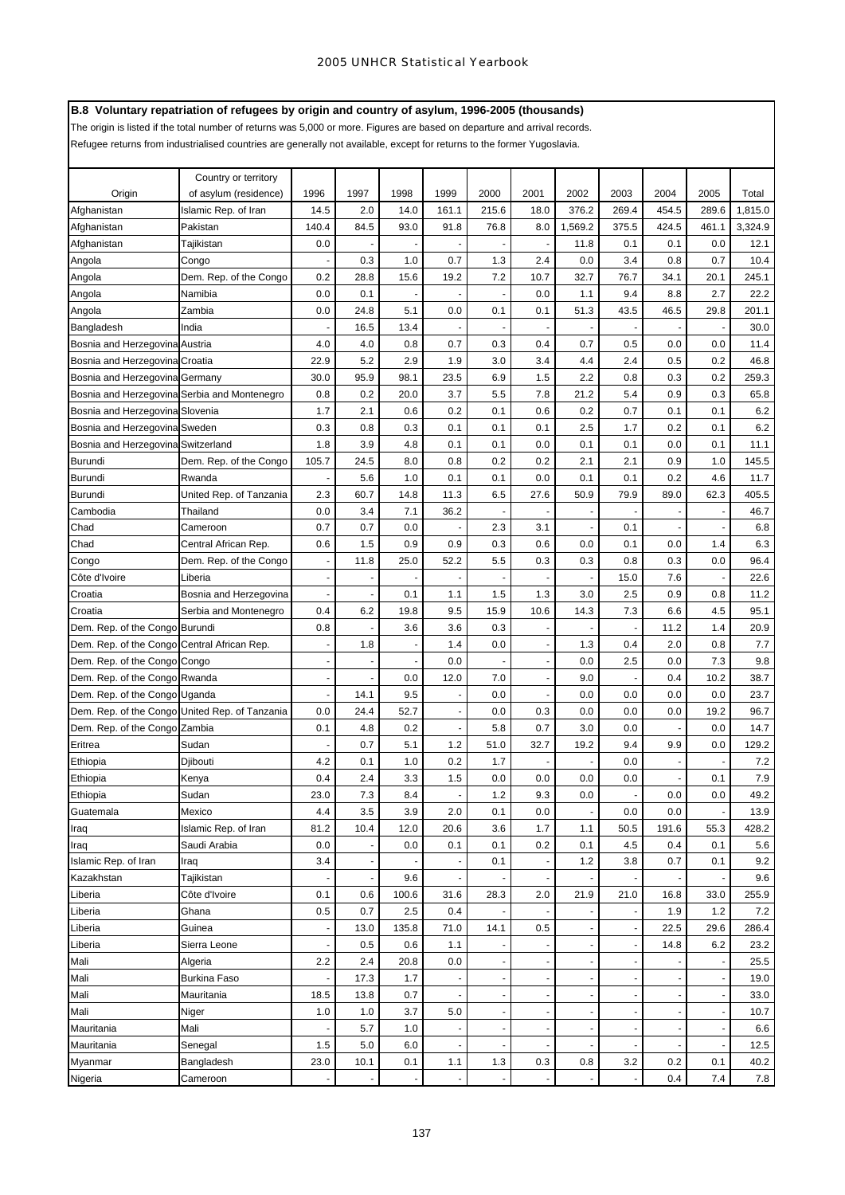**B.8 Voluntary repatriation of refugees by origin and country of asylum, 1996-2005 (thousands)**

The origin is listed if the total number of returns was 5,000 or more. Figures are based on departure and arrival records.

Refugee returns from industrialised countries are generally not available, except for returns to the former Yugoslavia.

| Origin | Country or territory of asylum (residence) | 1996 | 1997 | 1998 | 1999 | 2000 | 2001 | 2002 | 2003 | 2004 | 2005 | Total |
|---|---|---|---|---|---|---|---|---|---|---|---|---|
| Afghanistan | Islamic Rep. of Iran | 14.5 | 2.0 | 14.0 | 161.1 | 215.6 | 18.0 | 376.2 | 269.4 | 454.5 | 289.6 | 1,815.0 |
| Afghanistan | Pakistan | 140.4 | 84.5 | 93.0 | 91.8 | 76.8 | 8.0 | 1,569.2 | 375.5 | 424.5 | 461.1 | 3,324.9 |
| Afghanistan | Tajikistan | 0.0 | - | - | - | - | - | 11.8 | 0.1 | 0.1 | 0.0 | 12.1 |
| Angola | Congo | - | 0.3 | 1.0 | 0.7 | 1.3 | 2.4 | 0.0 | 3.4 | 0.8 | 0.7 | 10.4 |
| Angola | Dem. Rep. of the Congo | 0.2 | 28.8 | 15.6 | 19.2 | 7.2 | 10.7 | 32.7 | 76.7 | 34.1 | 20.1 | 245.1 |
| Angola | Namibia | 0.0 | 0.1 | - | - | - | 0.0 | 1.1 | 9.4 | 8.8 | 2.7 | 22.2 |
| Angola | Zambia | 0.0 | 24.8 | 5.1 | 0.0 | 0.1 | 0.1 | 51.3 | 43.5 | 46.5 | 29.8 | 201.1 |
| Bangladesh | India | - | 16.5 | 13.4 | - | - | - | - | - | - | - | 30.0 |
| Bosnia and Herzegovina | Austria | 4.0 | 4.0 | 0.8 | 0.7 | 0.3 | 0.4 | 0.7 | 0.5 | 0.0 | 0.0 | 11.4 |
| Bosnia and Herzegovina | Croatia | 22.9 | 5.2 | 2.9 | 1.9 | 3.0 | 3.4 | 4.4 | 2.4 | 0.5 | 0.2 | 46.8 |
| Bosnia and Herzegovina | Germany | 30.0 | 95.9 | 98.1 | 23.5 | 6.9 | 1.5 | 2.2 | 0.8 | 0.3 | 0.2 | 259.3 |
| Bosnia and Herzegovina | Serbia and Montenegro | 0.8 | 0.2 | 20.0 | 3.7 | 5.5 | 7.8 | 21.2 | 5.4 | 0.9 | 0.3 | 65.8 |
| Bosnia and Herzegovina | Slovenia | 1.7 | 2.1 | 0.6 | 0.2 | 0.1 | 0.6 | 0.2 | 0.7 | 0.1 | 0.1 | 6.2 |
| Bosnia and Herzegovina | Sweden | 0.3 | 0.8 | 0.3 | 0.1 | 0.1 | 0.1 | 2.5 | 1.7 | 0.2 | 0.1 | 6.2 |
| Bosnia and Herzegovina | Switzerland | 1.8 | 3.9 | 4.8 | 0.1 | 0.1 | 0.0 | 0.1 | 0.1 | 0.0 | 0.1 | 11.1 |
| Burundi | Dem. Rep. of the Congo | 105.7 | 24.5 | 8.0 | 0.8 | 0.2 | 0.2 | 2.1 | 2.1 | 0.9 | 1.0 | 145.5 |
| Burundi | Rwanda | - | 5.6 | 1.0 | 0.1 | 0.1 | 0.0 | 0.1 | 0.1 | 0.2 | 4.6 | 11.7 |
| Burundi | United Rep. of Tanzania | 2.3 | 60.7 | 14.8 | 11.3 | 6.5 | 27.6 | 50.9 | 79.9 | 89.0 | 62.3 | 405.5 |
| Cambodia | Thailand | 0.0 | 3.4 | 7.1 | 36.2 | - | - | - | - | - | - | 46.7 |
| Chad | Cameroon | 0.7 | 0.7 | 0.0 | - | 2.3 | 3.1 | - | 0.1 | - | - | 6.8 |
| Chad | Central African Rep. | 0.6 | 1.5 | 0.9 | 0.9 | 0.3 | 0.6 | 0.0 | 0.1 | 0.0 | 1.4 | 6.3 |
| Congo | Dem. Rep. of the Congo | - | 11.8 | 25.0 | 52.2 | 5.5 | 0.3 | 0.3 | 0.8 | 0.3 | 0.0 | 96.4 |
| Côte d'Ivoire | Liberia | - | - | - | - | - | - | - | 15.0 | 7.6 | - | 22.6 |
| Croatia | Bosnia and Herzegovina | - | - | 0.1 | 1.1 | 1.5 | 1.3 | 3.0 | 2.5 | 0.9 | 0.8 | 11.2 |
| Croatia | Serbia and Montenegro | 0.4 | 6.2 | 19.8 | 9.5 | 15.9 | 10.6 | 14.3 | 7.3 | 6.6 | 4.5 | 95.1 |
| Dem. Rep. of the Congo | Burundi | 0.8 | - | 3.6 | 3.6 | 0.3 | - | - | - | 11.2 | 1.4 | 20.9 |
| Dem. Rep. of the Congo | Central African Rep. | - | 1.8 | - | 1.4 | 0.0 | - | 1.3 | 0.4 | 2.0 | 0.8 | 7.7 |
| Dem. Rep. of the Congo | Congo | - | - | - | 0.0 | - | - | 0.0 | 2.5 | 0.0 | 7.3 | 9.8 |
| Dem. Rep. of the Congo | Rwanda | - | - | 0.0 | 12.0 | 7.0 | - | 9.0 | - | 0.4 | 10.2 | 38.7 |
| Dem. Rep. of the Congo | Uganda | - | 14.1 | 9.5 | - | 0.0 | - | 0.0 | 0.0 | 0.0 | 0.0 | 23.7 |
| Dem. Rep. of the Congo | United Rep. of Tanzania | 0.0 | 24.4 | 52.7 | - | 0.0 | 0.3 | 0.0 | 0.0 | 0.0 | 19.2 | 96.7 |
| Dem. Rep. of the Congo | Zambia | 0.1 | 4.8 | 0.2 | - | 5.8 | 0.7 | 3.0 | 0.0 | - | 0.0 | 14.7 |
| Eritrea | Sudan | - | 0.7 | 5.1 | 1.2 | 51.0 | 32.7 | 19.2 | 9.4 | 9.9 | 0.0 | 129.2 |
| Ethiopia | Djibouti | 4.2 | 0.1 | 1.0 | 0.2 | 1.7 | - | - | 0.0 | - | - | 7.2 |
| Ethiopia | Kenya | 0.4 | 2.4 | 3.3 | 1.5 | 0.0 | 0.0 | 0.0 | 0.0 | - | 0.1 | 7.9 |
| Ethiopia | Sudan | 23.0 | 7.3 | 8.4 | - | 1.2 | 9.3 | 0.0 | - | 0.0 | 0.0 | 49.2 |
| Guatemala | Mexico | 4.4 | 3.5 | 3.9 | 2.0 | 0.1 | 0.0 | - | 0.0 | 0.0 | - | 13.9 |
| Iraq | Islamic Rep. of Iran | 81.2 | 10.4 | 12.0 | 20.6 | 3.6 | 1.7 | 1.1 | 50.5 | 191.6 | 55.3 | 428.2 |
| Iraq | Saudi Arabia | 0.0 | - | 0.0 | 0.1 | 0.1 | 0.2 | 0.1 | 4.5 | 0.4 | 0.1 | 5.6 |
| Islamic Rep. of Iran | Iraq | 3.4 | - | - | - | 0.1 | - | 1.2 | 3.8 | 0.7 | 0.1 | 9.2 |
| Kazakhstan | Tajikistan | - | - | 9.6 | - | - | - | - | - | - | - | 9.6 |
| Liberia | Côte d'Ivoire | 0.1 | 0.6 | 100.6 | 31.6 | 28.3 | 2.0 | 21.9 | 21.0 | 16.8 | 33.0 | 255.9 |
| Liberia | Ghana | 0.5 | 0.7 | 2.5 | 0.4 | - | - | - | - | 1.9 | 1.2 | 7.2 |
| Liberia | Guinea | - | 13.0 | 135.8 | 71.0 | 14.1 | 0.5 | - | - | 22.5 | 29.6 | 286.4 |
| Liberia | Sierra Leone | - | 0.5 | 0.6 | 1.1 | - | - | - | - | 14.8 | 6.2 | 23.2 |
| Mali | Algeria | 2.2 | 2.4 | 20.8 | 0.0 | - | - | - | - | - | - | 25.5 |
| Mali | Burkina Faso | - | 17.3 | 1.7 | - | - | - | - | - | - | - | 19.0 |
| Mali | Mauritania | 18.5 | 13.8 | 0.7 | - | - | - | - | - | - | - | 33.0 |
| Mali | Niger | 1.0 | 1.0 | 3.7 | 5.0 | - | - | - | - | - | - | 10.7 |
| Mauritania | Mali | - | 5.7 | 1.0 | - | - | - | - | - | - | - | 6.6 |
| Mauritania | Senegal | 1.5 | 5.0 | 6.0 | - | - | - | - | - | - | - | 12.5 |
| Myanmar | Bangladesh | 23.0 | 10.1 | 0.1 | 1.1 | 1.3 | 0.3 | 0.8 | 3.2 | 0.2 | 0.1 | 40.2 |
| Nigeria | Cameroon | - | - | - | - | - | - | - | - | 0.4 | 7.4 | 7.8 |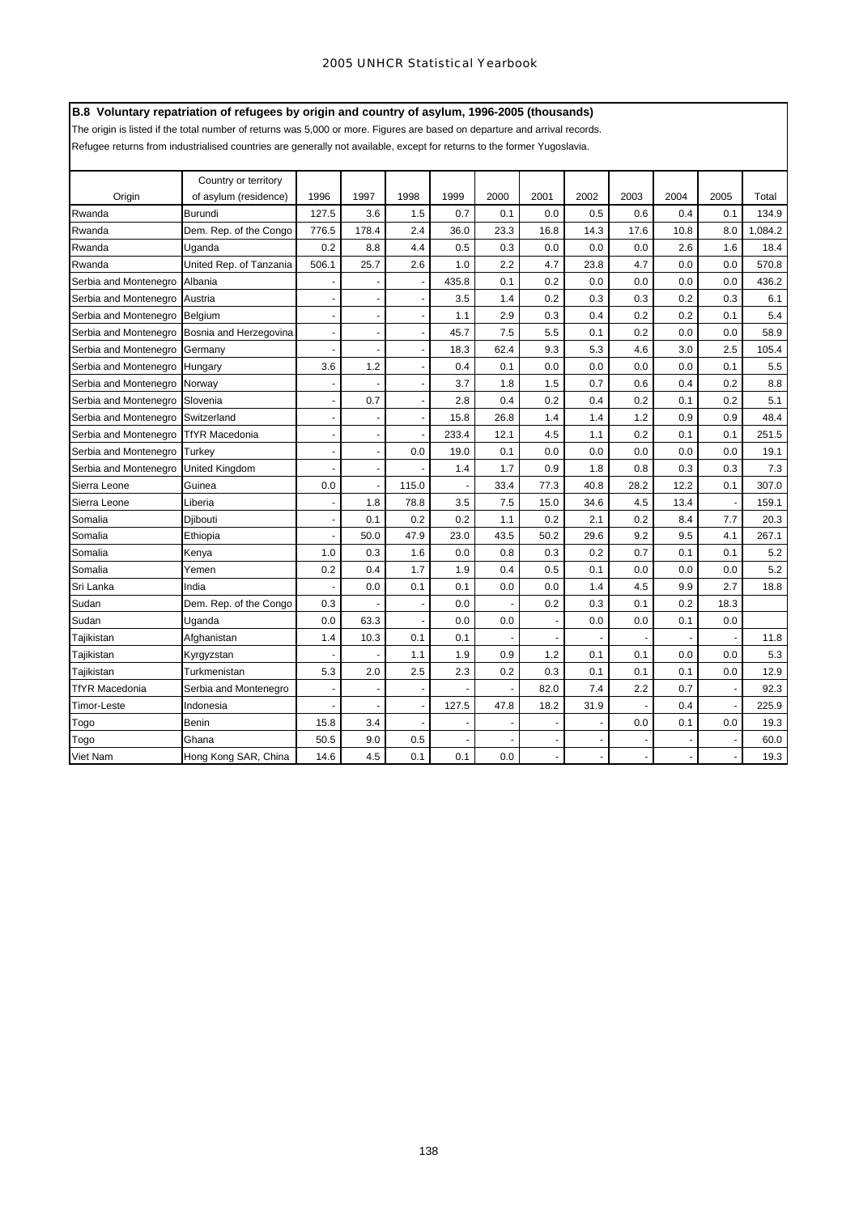**B.8 Voluntary repatriation of refugees by origin and country of asylum, 1996-2005 (thousands)**

The origin is listed if the total number of returns was 5,000 or more. Figures are based on departure and arrival records.

Refugee returns from industrialised countries are generally not available, except for returns to the former Yugoslavia.

| Origin | Country or territory of asylum (residence) | 1996 | 1997 | 1998 | 1999 | 2000 | 2001 | 2002 | 2003 | 2004 | 2005 | Total |
|---|---|---|---|---|---|---|---|---|---|---|---|---|
| Rwanda | Burundi | 127.5 | 3.6 | 1.5 | 0.7 | 0.1 | 0.0 | 0.5 | 0.6 | 0.4 | 0.1 | 134.9 |
| Rwanda | Dem. Rep. of the Congo | 776.5 | 178.4 | 2.4 | 36.0 | 23.3 | 16.8 | 14.3 | 17.6 | 10.8 | 8.0 | 1,084.2 |
| Rwanda | Uganda | 0.2 | 8.8 | 4.4 | 0.5 | 0.3 | 0.0 | 0.0 | 0.0 | 2.6 | 1.6 | 18.4 |
| Rwanda | United Rep. of Tanzania | 506.1 | 25.7 | 2.6 | 1.0 | 2.2 | 4.7 | 23.8 | 4.7 | 0.0 | 0.0 | 570.8 |
| Serbia and Montenegro | Albania | - | - | - | 435.8 | 0.1 | 0.2 | 0.0 | 0.0 | 0.0 | 0.0 | 436.2 |
| Serbia and Montenegro | Austria | - | - | - | 3.5 | 1.4 | 0.2 | 0.3 | 0.3 | 0.2 | 0.3 | 6.1 |
| Serbia and Montenegro | Belgium | - | - | - | 1.1 | 2.9 | 0.3 | 0.4 | 0.2 | 0.2 | 0.1 | 5.4 |
| Serbia and Montenegro | Bosnia and Herzegovina | - | - | - | 45.7 | 7.5 | 5.5 | 0.1 | 0.2 | 0.0 | 0.0 | 58.9 |
| Serbia and Montenegro | Germany | - | - | - | 18.3 | 62.4 | 9.3 | 5.3 | 4.6 | 3.0 | 2.5 | 105.4 |
| Serbia and Montenegro | Hungary | 3.6 | 1.2 | - | 0.4 | 0.1 | 0.0 | 0.0 | 0.0 | 0.0 | 0.1 | 5.5 |
| Serbia and Montenegro | Norway | - | - | - | 3.7 | 1.8 | 1.5 | 0.7 | 0.6 | 0.4 | 0.2 | 8.8 |
| Serbia and Montenegro | Slovenia | - | 0.7 | - | 2.8 | 0.4 | 0.2 | 0.4 | 0.2 | 0.1 | 0.2 | 5.1 |
| Serbia and Montenegro | Switzerland | - | - | - | 15.8 | 26.8 | 1.4 | 1.4 | 1.2 | 0.9 | 0.9 | 48.4 |
| Serbia and Montenegro | TfYR Macedonia | - | - | - | 233.4 | 12.1 | 4.5 | 1.1 | 0.2 | 0.1 | 0.1 | 251.5 |
| Serbia and Montenegro | Turkey | - | - | 0.0 | 19.0 | 0.1 | 0.0 | 0.0 | 0.0 | 0.0 | 0.0 | 19.1 |
| Serbia and Montenegro | United Kingdom | - | - | - | 1.4 | 1.7 | 0.9 | 1.8 | 0.8 | 0.3 | 0.3 | 7.3 |
| Sierra Leone | Guinea | 0.0 | - | 115.0 | - | 33.4 | 77.3 | 40.8 | 28.2 | 12.2 | 0.1 | 307.0 |
| Sierra Leone | Liberia | - | 1.8 | 78.8 | 3.5 | 7.5 | 15.0 | 34.6 | 4.5 | 13.4 | - | 159.1 |
| Somalia | Djibouti | - | 0.1 | 0.2 | 0.2 | 1.1 | 0.2 | 2.1 | 0.2 | 8.4 | 7.7 | 20.3 |
| Somalia | Ethiopia | - | 50.0 | 47.9 | 23.0 | 43.5 | 50.2 | 29.6 | 9.2 | 9.5 | 4.1 | 267.1 |
| Somalia | Kenya | 1.0 | 0.3 | 1.6 | 0.0 | 0.8 | 0.3 | 0.2 | 0.7 | 0.1 | 0.1 | 5.2 |
| Somalia | Yemen | 0.2 | 0.4 | 1.7 | 1.9 | 0.4 | 0.5 | 0.1 | 0.0 | 0.0 | 0.0 | 5.2 |
| Sri Lanka | India | - | 0.0 | 0.1 | 0.1 | 0.0 | 0.0 | 1.4 | 4.5 | 9.9 | 2.7 | 18.8 |
| Sudan | Dem. Rep. of the Congo | 0.3 | - | - | 0.0 | - | 0.2 | 0.3 | 0.1 | 0.2 | 18.3 | |
| Sudan | Uganda | 0.0 | 63.3 | - | 0.0 | 0.0 | - | 0.0 | 0.0 | 0.1 | 0.0 | |
| Tajikistan | Afghanistan | 1.4 | 10.3 | 0.1 | 0.1 | - | - | - | - | - | - | 11.8 |
| Tajikistan | Kyrgyzstan | - | - | 1.1 | 1.9 | 0.9 | 1.2 | 0.1 | 0.1 | 0.0 | 0.0 | 5.3 |
| Tajikistan | Turkmenistan | 5.3 | 2.0 | 2.5 | 2.3 | 0.2 | 0.3 | 0.1 | 0.1 | 0.1 | 0.0 | 12.9 |
| TfYR Macedonia | Serbia and Montenegro | - | - | - | - | - | 82.0 | 7.4 | 2.2 | 0.7 | - | 92.3 |
| Timor-Leste | Indonesia | - | - | - | 127.5 | 47.8 | 18.2 | 31.9 | - | 0.4 | - | 225.9 |
| Togo | Benin | 15.8 | 3.4 | - | - | - | - | - | 0.0 | 0.1 | 0.0 | 19.3 |
| Togo | Ghana | 50.5 | 9.0 | 0.5 | - | - | - | - | - | - | - | 60.0 |
| Viet Nam | Hong Kong SAR, China | 14.6 | 4.5 | 0.1 | 0.1 | 0.0 | - | - | - | - | - | 19.3 |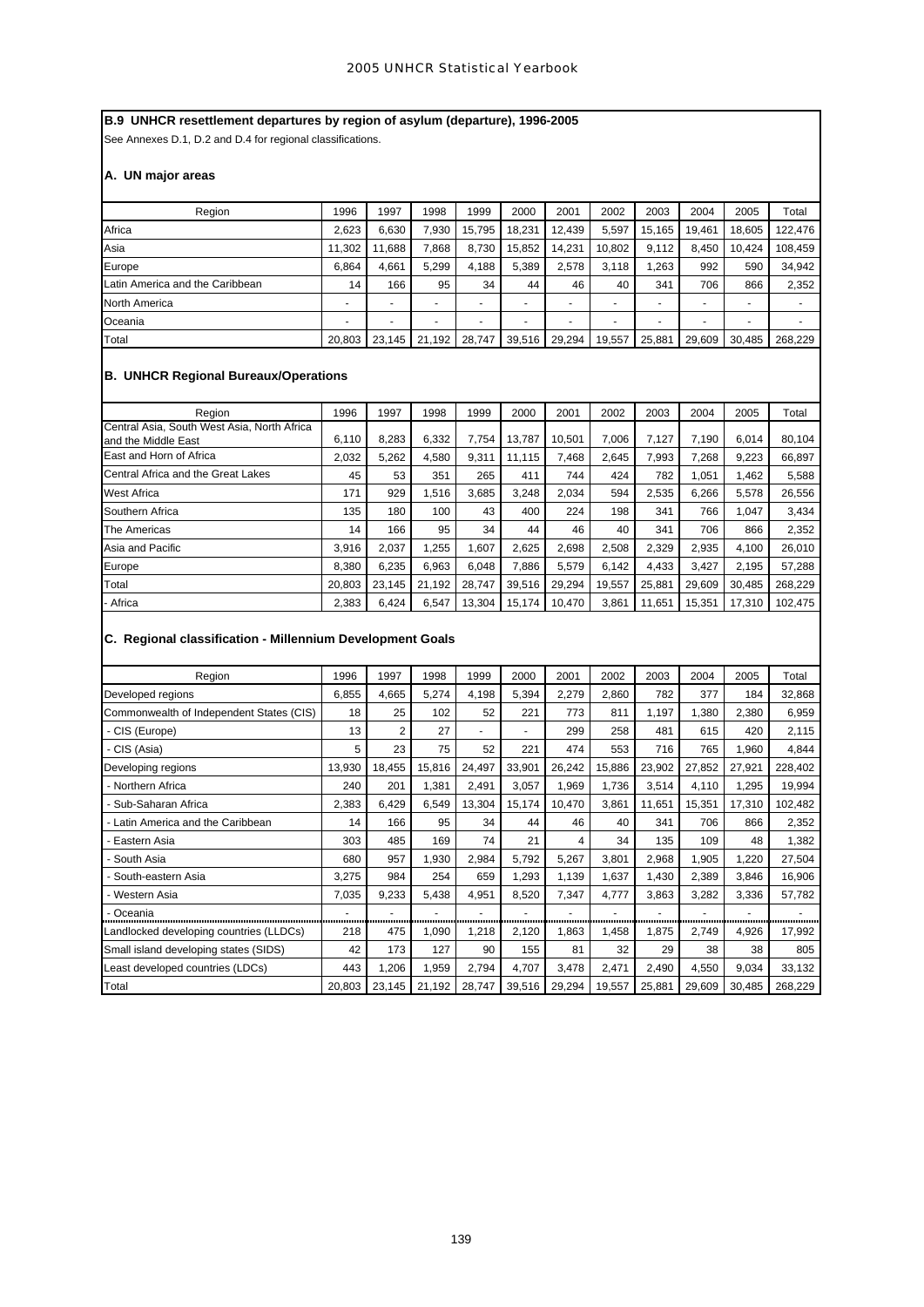## B.9 UNHCR resettlement departures by region of asylum (departure), 1996-2005

See Annexes D.1, D.2 and D.4 for regional classifications.

### A. UN major areas

| Region | 1996 | 1997 | 1998 | 1999 | 2000 | 2001 | 2002 | 2003 | 2004 | 2005 | Total |
|---|---|---|---|---|---|---|---|---|---|---|---|
| Africa | 2,623 | 6,630 | 7,930 | 15,795 | 18,231 | 12,439 | 5,597 | 15,165 | 19,461 | 18,605 | 122,476 |
| Asia | 11,302 | 11,688 | 7,868 | 8,730 | 15,852 | 14,231 | 10,802 | 9,112 | 8,450 | 10,424 | 108,459 |
| Europe | 6,864 | 4,661 | 5,299 | 4,188 | 5,389 | 2,578 | 3,118 | 1,263 | 992 | 590 | 34,942 |
| Latin America and the Caribbean | 14 | 166 | 95 | 34 | 44 | 46 | 40 | 341 | 706 | 866 | 2,352 |
| North America | - | - | - | - | - | - | - | - | - | - | - |
| Oceania | - | - | - | - | - | - | - | - | - | - | - |
| Total | 20,803 | 23,145 | 21,192 | 28,747 | 39,516 | 29,294 | 19,557 | 25,881 | 29,609 | 30,485 | 268,229 |

### B. UNHCR Regional Bureaux/Operations

| Region | 1996 | 1997 | 1998 | 1999 | 2000 | 2001 | 2002 | 2003 | 2004 | 2005 | Total |
|---|---|---|---|---|---|---|---|---|---|---|---|
| Central Asia, South West Asia, North Africa and the Middle East | 6,110 | 8,283 | 6,332 | 7,754 | 13,787 | 10,501 | 7,006 | 7,127 | 7,190 | 6,014 | 80,104 |
| East and Horn of Africa | 2,032 | 5,262 | 4,580 | 9,311 | 11,115 | 7,468 | 2,645 | 7,993 | 7,268 | 9,223 | 66,897 |
| Central Africa and the Great Lakes | 45 | 53 | 351 | 265 | 411 | 744 | 424 | 782 | 1,051 | 1,462 | 5,588 |
| West Africa | 171 | 929 | 1,516 | 3,685 | 3,248 | 2,034 | 594 | 2,535 | 6,266 | 5,578 | 26,556 |
| Southern Africa | 135 | 180 | 100 | 43 | 400 | 224 | 198 | 341 | 766 | 1,047 | 3,434 |
| The Americas | 14 | 166 | 95 | 34 | 44 | 46 | 40 | 341 | 706 | 866 | 2,352 |
| Asia and Pacific | 3,916 | 2,037 | 1,255 | 1,607 | 2,625 | 2,698 | 2,508 | 2,329 | 2,935 | 4,100 | 26,010 |
| Europe | 8,380 | 6,235 | 6,963 | 6,048 | 7,886 | 5,579 | 6,142 | 4,433 | 3,427 | 2,195 | 57,288 |
| Total | 20,803 | 23,145 | 21,192 | 28,747 | 39,516 | 29,294 | 19,557 | 25,881 | 29,609 | 30,485 | 268,229 |
| - Africa | 2,383 | 6,424 | 6,547 | 13,304 | 15,174 | 10,470 | 3,861 | 11,651 | 15,351 | 17,310 | 102,475 |

### C. Regional classification - Millennium Development Goals

| Region | 1996 | 1997 | 1998 | 1999 | 2000 | 2001 | 2002 | 2003 | 2004 | 2005 | Total |
|---|---|---|---|---|---|---|---|---|---|---|---|
| Developed regions | 6,855 | 4,665 | 5,274 | 4,198 | 5,394 | 2,279 | 2,860 | 782 | 377 | 184 | 32,868 |
| Commonwealth of Independent States (CIS) | 18 | 25 | 102 | 52 | 221 | 773 | 811 | 1,197 | 1,380 | 2,380 | 6,959 |
| - CIS (Europe) | 13 | 2 | 27 | - | - | 299 | 258 | 481 | 615 | 420 | 2,115 |
| - CIS (Asia) | 5 | 23 | 75 | 52 | 221 | 474 | 553 | 716 | 765 | 1,960 | 4,844 |
| Developing regions | 13,930 | 18,455 | 15,816 | 24,497 | 33,901 | 26,242 | 15,886 | 23,902 | 27,852 | 27,921 | 228,402 |
| - Northern Africa | 240 | 201 | 1,381 | 2,491 | 3,057 | 1,969 | 1,736 | 3,514 | 4,110 | 1,295 | 19,994 |
| - Sub-Saharan Africa | 2,383 | 6,429 | 6,549 | 13,304 | 15,174 | 10,470 | 3,861 | 11,651 | 15,351 | 17,310 | 102,482 |
| - Latin America and the Caribbean | 14 | 166 | 95 | 34 | 44 | 46 | 40 | 341 | 706 | 866 | 2,352 |
| - Eastern Asia | 303 | 485 | 169 | 74 | 21 | 4 | 34 | 135 | 109 | 48 | 1,382 |
| - South Asia | 680 | 957 | 1,930 | 2,984 | 5,792 | 5,267 | 3,801 | 2,968 | 1,905 | 1,220 | 27,504 |
| - South-eastern Asia | 3,275 | 984 | 254 | 659 | 1,293 | 1,139 | 1,637 | 1,430 | 2,389 | 3,846 | 16,906 |
| - Western Asia | 7,035 | 9,233 | 5,438 | 4,951 | 8,520 | 7,347 | 4,777 | 3,863 | 3,282 | 3,336 | 57,782 |
| - Oceania | - | - | - | - | - | - | - | - | - | - | - |
| Landlocked developing countries (LLDCs) | 218 | 475 | 1,090 | 1,218 | 2,120 | 1,863 | 1,458 | 1,875 | 2,749 | 4,926 | 17,992 |
| Small island developing states (SIDS) | 42 | 173 | 127 | 90 | 155 | 81 | 32 | 29 | 38 | 38 | 805 |
| Least developed countries (LDCs) | 443 | 1,206 | 1,959 | 2,794 | 4,707 | 3,478 | 2,471 | 2,490 | 4,550 | 9,034 | 33,132 |
| Total | 20,803 | 23,145 | 21,192 | 28,747 | 39,516 | 29,294 | 19,557 | 25,881 | 29,609 | 30,485 | 268,229 |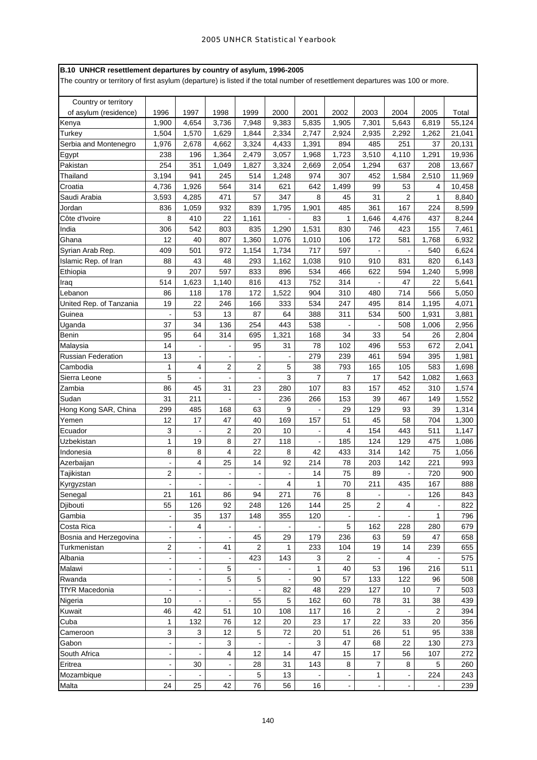## B.10 UNHCR resettlement departures by country of asylum, 1996-2005

The country or territory of first asylum (departure) is listed if the total number of resettlement departures was 100 or more.

| Country or territory of asylum (residence) | 1996 | 1997 | 1998 | 1999 | 2000 | 2001 | 2002 | 2003 | 2004 | 2005 | Total |
|---|---|---|---|---|---|---|---|---|---|---|---|
| Kenya | 1,900 | 4,654 | 3,736 | 7,948 | 9,383 | 5,835 | 1,905 | 7,301 | 5,643 | 6,819 | 55,124 |
| Turkey | 1,504 | 1,570 | 1,629 | 1,844 | 2,334 | 2,747 | 2,924 | 2,935 | 2,292 | 1,262 | 21,041 |
| Serbia and Montenegro | 1,976 | 2,678 | 4,662 | 3,324 | 4,433 | 1,391 | 894 | 485 | 251 | 37 | 20,131 |
| Egypt | 238 | 196 | 1,364 | 2,479 | 3,057 | 1,968 | 1,723 | 3,510 | 4,110 | 1,291 | 19,936 |
| Pakistan | 254 | 351 | 1,049 | 1,827 | 3,324 | 2,669 | 2,054 | 1,294 | 637 | 208 | 13,667 |
| Thailand | 3,194 | 941 | 245 | 514 | 1,248 | 974 | 307 | 452 | 1,584 | 2,510 | 11,969 |
| Croatia | 4,736 | 1,926 | 564 | 314 | 621 | 642 | 1,499 | 99 | 53 | 4 | 10,458 |
| Saudi Arabia | 3,593 | 4,285 | 471 | 57 | 347 | 8 | 45 | 31 | 2 | 1 | 8,840 |
| Jordan | 836 | 1,059 | 932 | 839 | 1,795 | 1,901 | 485 | 361 | 167 | 224 | 8,599 |
| Côte d'Ivoire | 8 | 410 | 22 | 1,161 | - | 83 | 1 | 1,646 | 4,476 | 437 | 8,244 |
| India | 306 | 542 | 803 | 835 | 1,290 | 1,531 | 830 | 746 | 423 | 155 | 7,461 |
| Ghana | 12 | 40 | 807 | 1,360 | 1,076 | 1,010 | 106 | 172 | 581 | 1,768 | 6,932 |
| Syrian Arab Rep. | 409 | 501 | 972 | 1,154 | 1,734 | 717 | 597 | - | - | 540 | 6,624 |
| Islamic Rep. of Iran | 88 | 43 | 48 | 293 | 1,162 | 1,038 | 910 | 910 | 831 | 820 | 6,143 |
| Ethiopia | 9 | 207 | 597 | 833 | 896 | 534 | 466 | 622 | 594 | 1,240 | 5,998 |
| Iraq | 514 | 1,623 | 1,140 | 816 | 413 | 752 | 314 | - | 47 | 22 | 5,641 |
| Lebanon | 86 | 118 | 178 | 172 | 1,522 | 904 | 310 | 480 | 714 | 566 | 5,050 |
| United Rep. of Tanzania | 19 | 22 | 246 | 166 | 333 | 534 | 247 | 495 | 814 | 1,195 | 4,071 |
| Guinea | - | 53 | 13 | 87 | 64 | 388 | 311 | 534 | 500 | 1,931 | 3,881 |
| Uganda | 37 | 34 | 136 | 254 | 443 | 538 | - | - | 508 | 1,006 | 2,956 |
| Benin | 95 | 64 | 314 | 695 | 1,321 | 168 | 34 | 33 | 54 | 26 | 2,804 |
| Malaysia | 14 | - | - | 95 | 31 | 78 | 102 | 496 | 553 | 672 | 2,041 |
| Russian Federation | 13 | - | - | - | - | 279 | 239 | 461 | 594 | 395 | 1,981 |
| Cambodia | 1 | 4 | 2 | 2 | 5 | 38 | 793 | 165 | 105 | 583 | 1,698 |
| Sierra Leone | 5 | - | - | - | 3 | 7 | 7 | 17 | 542 | 1,082 | 1,663 |
| Zambia | 86 | 45 | 31 | 23 | 280 | 107 | 83 | 157 | 452 | 310 | 1,574 |
| Sudan | 31 | 211 | - | - | 236 | 266 | 153 | 39 | 467 | 149 | 1,552 |
| Hong Kong SAR, China | 299 | 485 | 168 | 63 | 9 | - | 29 | 129 | 93 | 39 | 1,314 |
| Yemen | 12 | 17 | 47 | 40 | 169 | 157 | 51 | 45 | 58 | 704 | 1,300 |
| Ecuador | 3 | - | 2 | 20 | 10 | - | 4 | 154 | 443 | 511 | 1,147 |
| Uzbekistan | 1 | 19 | 8 | 27 | 118 | - | 185 | 124 | 129 | 475 | 1,086 |
| Indonesia | 8 | 8 | 4 | 22 | 8 | 42 | 433 | 314 | 142 | 75 | 1,056 |
| Azerbaijan | - | 4 | 25 | 14 | 92 | 214 | 78 | 203 | 142 | 221 | 993 |
| Tajikistan | 2 | - | - | - | - | 14 | 75 | 89 | - | 720 | 900 |
| Kyrgyzstan | - | - | - | - | 4 | 1 | 70 | 211 | 435 | 167 | 888 |
| Senegal | 21 | 161 | 86 | 94 | 271 | 76 | 8 | - | - | 126 | 843 |
| Djibouti | 55 | 126 | 92 | 248 | 126 | 144 | 25 | 2 | 4 | - | 822 |
| Gambia | - | 35 | 137 | 148 | 355 | 120 | - | - | - | 1 | 796 |
| Costa Rica | - | 4 | - | - | - | - | 5 | 162 | 228 | 280 | 679 |
| Bosnia and Herzegovina | - | - | - | 45 | 29 | 179 | 236 | 63 | 59 | 47 | 658 |
| Turkmenistan | 2 | - | 41 | 2 | 1 | 233 | 104 | 19 | 14 | 239 | 655 |
| Albania | - | - | - | 423 | 143 | 3 | 2 | - | 4 | - | 575 |
| Malawi | - | - | 5 | - | - | 1 | 40 | 53 | 196 | 216 | 511 |
| Rwanda | - | - | 5 | 5 | - | 90 | 57 | 133 | 122 | 96 | 508 |
| TfYR Macedonia | - | - | - | - | 82 | 48 | 229 | 127 | 10 | 7 | 503 |
| Nigeria | 10 | - | - | 55 | 5 | 162 | 60 | 78 | 31 | 38 | 439 |
| Kuwait | 46 | 42 | 51 | 10 | 108 | 117 | 16 | 2 | - | 2 | 394 |
| Cuba | 1 | 132 | 76 | 12 | 20 | 23 | 17 | 22 | 33 | 20 | 356 |
| Cameroon | 3 | 3 | 12 | 5 | 72 | 20 | 51 | 26 | 51 | 95 | 338 |
| Gabon | - | - | 3 | - | - | 3 | 47 | 68 | 22 | 130 | 273 |
| South Africa | - | - | 4 | 12 | 14 | 47 | 15 | 17 | 56 | 107 | 272 |
| Eritrea | - | 30 | - | 28 | 31 | 143 | 8 | 7 | 8 | 5 | 260 |
| Mozambique | - | - | - | 5 | 13 | - | - | 1 | - | 224 | 243 |
| Malta | 24 | 25 | 42 | 76 | 56 | 16 | - | - | - | - | 239 |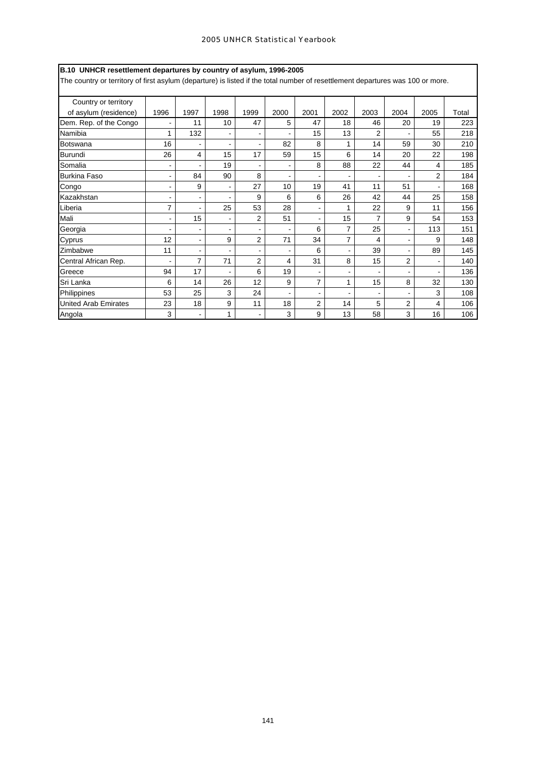**B.10 UNHCR resettlement departures by country of asylum, 1996-2005**

The country or territory of first asylum (departure) is listed if the total number of resettlement departures was 100 or more.

| Country or territory of asylum (residence) | 1996 | 1997 | 1998 | 1999 | 2000 | 2001 | 2002 | 2003 | 2004 | 2005 | Total |
|---|---|---|---|---|---|---|---|---|---|---|---|
| Dem. Rep. of the Congo | - | 11 | 10 | 47 | 5 | 47 | 18 | 46 | 20 | 19 | 223 |
| Namibia | 1 | 132 | - | - | - | 15 | 13 | 2 | - | 55 | 218 |
| Botswana | 16 | - | - | - | 82 | 8 | 1 | 14 | 59 | 30 | 210 |
| Burundi | 26 | 4 | 15 | 17 | 59 | 15 | 6 | 14 | 20 | 22 | 198 |
| Somalia | - | - | 19 | - | - | 8 | 88 | 22 | 44 | 4 | 185 |
| Burkina Faso | - | 84 | 90 | 8 | - | - | - | - | - | 2 | 184 |
| Congo | - | 9 | - | 27 | 10 | 19 | 41 | 11 | 51 | - | 168 |
| Kazakhstan | - | - | - | 9 | 6 | 6 | 26 | 42 | 44 | 25 | 158 |
| Liberia | 7 | - | 25 | 53 | 28 | - | 1 | 22 | 9 | 11 | 156 |
| Mali | - | 15 | - | 2 | 51 | - | 15 | 7 | 9 | 54 | 153 |
| Georgia | - | - | - | - | - | 6 | 7 | 25 | - | 113 | 151 |
| Cyprus | 12 | - | 9 | 2 | 71 | 34 | 7 | 4 | - | 9 | 148 |
| Zimbabwe | 11 | - | - | - | - | 6 | - | 39 | - | 89 | 145 |
| Central African Rep. | - | 7 | 71 | 2 | 4 | 31 | 8 | 15 | 2 | - | 140 |
| Greece | 94 | 17 | - | 6 | 19 | - | - | - | - | - | 136 |
| Sri Lanka | 6 | 14 | 26 | 12 | 9 | 7 | 1 | 15 | 8 | 32 | 130 |
| Philippines | 53 | 25 | 3 | 24 | - | - | - | - | - | 3 | 108 |
| United Arab Emirates | 23 | 18 | 9 | 11 | 18 | 2 | 14 | 5 | 2 | 4 | 106 |
| Angola | 3 | - | 1 | - | 3 | 9 | 13 | 58 | 3 | 16 | 106 |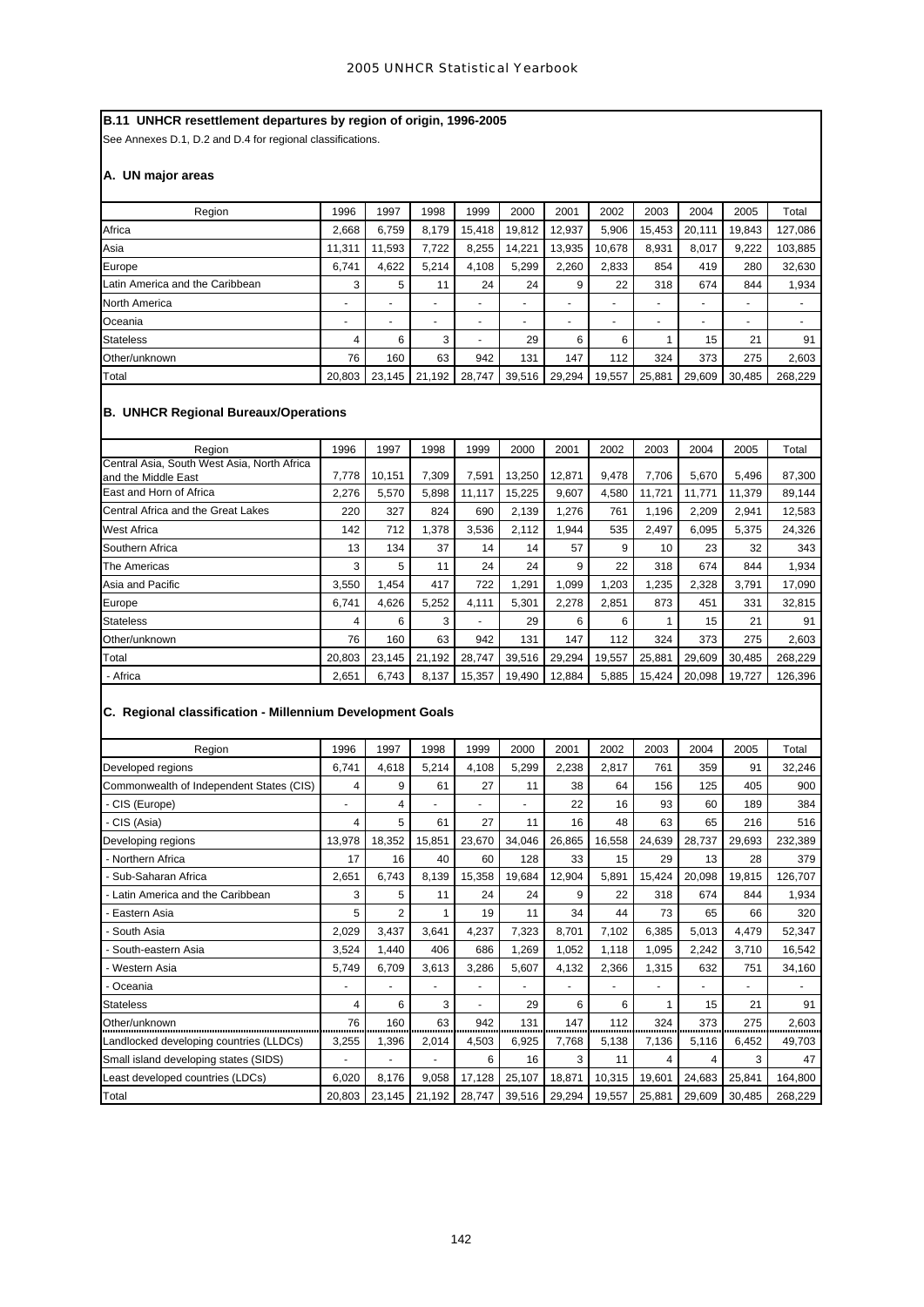## B.11 UNHCR resettlement departures by region of origin, 1996-2005

See Annexes D.1, D.2 and D.4 for regional classifications.

### A. UN major areas

| Region | 1996 | 1997 | 1998 | 1999 | 2000 | 2001 | 2002 | 2003 | 2004 | 2005 | Total |
|---|---|---|---|---|---|---|---|---|---|---|---|
| Africa | 2,668 | 6,759 | 8,179 | 15,418 | 19,812 | 12,937 | 5,906 | 15,453 | 20,111 | 19,843 | 127,086 |
| Asia | 11,311 | 11,593 | 7,722 | 8,255 | 14,221 | 13,935 | 10,678 | 8,931 | 8,017 | 9,222 | 103,885 |
| Europe | 6,741 | 4,622 | 5,214 | 4,108 | 5,299 | 2,260 | 2,833 | 854 | 419 | 280 | 32,630 |
| Latin America and the Caribbean | 3 | 5 | 11 | 24 | 24 | 9 | 22 | 318 | 674 | 844 | 1,934 |
| North America | - | - | - | - | - | - | - | - | - | - | - |
| Oceania | - | - | - | - | - | - | - | - | - | - | - |
| Stateless | 4 | 6 | 3 | - | 29 | 6 | 6 | 1 | 15 | 21 | 91 |
| Other/unknown | 76 | 160 | 63 | 942 | 131 | 147 | 112 | 324 | 373 | 275 | 2,603 |
| Total | 20,803 | 23,145 | 21,192 | 28,747 | 39,516 | 29,294 | 19,557 | 25,881 | 29,609 | 30,485 | 268,229 |

### B. UNHCR Regional Bureaux/Operations

| Region | 1996 | 1997 | 1998 | 1999 | 2000 | 2001 | 2002 | 2003 | 2004 | 2005 | Total |
|---|---|---|---|---|---|---|---|---|---|---|---|
| Central Asia, South West Asia, North Africa and the Middle East | 7,778 | 10,151 | 7,309 | 7,591 | 13,250 | 12,871 | 9,478 | 7,706 | 5,670 | 5,496 | 87,300 |
| East and Horn of Africa | 2,276 | 5,570 | 5,898 | 11,117 | 15,225 | 9,607 | 4,580 | 11,721 | 11,771 | 11,379 | 89,144 |
| Central Africa and the Great Lakes | 220 | 327 | 824 | 690 | 2,139 | 1,276 | 761 | 1,196 | 2,209 | 2,941 | 12,583 |
| West Africa | 142 | 712 | 1,378 | 3,536 | 2,112 | 1,944 | 535 | 2,497 | 6,095 | 5,375 | 24,326 |
| Southern Africa | 13 | 134 | 37 | 14 | 14 | 57 | 9 | 10 | 23 | 32 | 343 |
| The Americas | 3 | 5 | 11 | 24 | 24 | 9 | 22 | 318 | 674 | 844 | 1,934 |
| Asia and Pacific | 3,550 | 1,454 | 417 | 722 | 1,291 | 1,099 | 1,203 | 1,235 | 2,328 | 3,791 | 17,090 |
| Europe | 6,741 | 4,626 | 5,252 | 4,111 | 5,301 | 2,278 | 2,851 | 873 | 451 | 331 | 32,815 |
| Stateless | 4 | 6 | 3 | - | 29 | 6 | 6 | 1 | 15 | 21 | 91 |
| Other/unknown | 76 | 160 | 63 | 942 | 131 | 147 | 112 | 324 | 373 | 275 | 2,603 |
| Total | 20,803 | 23,145 | 21,192 | 28,747 | 39,516 | 29,294 | 19,557 | 25,881 | 29,609 | 30,485 | 268,229 |
| - Africa | 2,651 | 6,743 | 8,137 | 15,357 | 19,490 | 12,884 | 5,885 | 15,424 | 20,098 | 19,727 | 126,396 |

### C. Regional classification - Millennium Development Goals

| Region | 1996 | 1997 | 1998 | 1999 | 2000 | 2001 | 2002 | 2003 | 2004 | 2005 | Total |
|---|---|---|---|---|---|---|---|---|---|---|---|
| Developed regions | 6,741 | 4,618 | 5,214 | 4,108 | 5,299 | 2,238 | 2,817 | 761 | 359 | 91 | 32,246 |
| Commonwealth of Independent States (CIS) | 4 | 9 | 61 | 27 | 11 | 38 | 64 | 156 | 125 | 405 | 900 |
| - CIS (Europe) | - | 4 | - | - | - | 22 | 16 | 93 | 60 | 189 | 384 |
| - CIS (Asia) | 4 | 5 | 61 | 27 | 11 | 16 | 48 | 63 | 65 | 216 | 516 |
| Developing regions | 13,978 | 18,352 | 15,851 | 23,670 | 34,046 | 26,865 | 16,558 | 24,639 | 28,737 | 29,693 | 232,389 |
| - Northern Africa | 17 | 16 | 40 | 60 | 128 | 33 | 15 | 29 | 13 | 28 | 379 |
| - Sub-Saharan Africa | 2,651 | 6,743 | 8,139 | 15,358 | 19,684 | 12,904 | 5,891 | 15,424 | 20,098 | 19,815 | 126,707 |
| - Latin America and the Caribbean | 3 | 5 | 11 | 24 | 24 | 9 | 22 | 318 | 674 | 844 | 1,934 |
| - Eastern Asia | 5 | 2 | 1 | 19 | 11 | 34 | 44 | 73 | 65 | 66 | 320 |
| - South Asia | 2,029 | 3,437 | 3,641 | 4,237 | 7,323 | 8,701 | 7,102 | 6,385 | 5,013 | 4,479 | 52,347 |
| - South-eastern Asia | 3,524 | 1,440 | 406 | 686 | 1,269 | 1,052 | 1,118 | 1,095 | 2,242 | 3,710 | 16,542 |
| - Western Asia | 5,749 | 6,709 | 3,613 | 3,286 | 5,607 | 4,132 | 2,366 | 1,315 | 632 | 751 | 34,160 |
| - Oceania | - | - | - | - | - | - | - | - | - | - | - |
| Stateless | 4 | 6 | 3 | - | 29 | 6 | 6 | 1 | 15 | 21 | 91 |
| Other/unknown | 76 | 160 | 63 | 942 | 131 | 147 | 112 | 324 | 373 | 275 | 2,603 |
| Landlocked developing countries (LLDCs) | 3,255 | 1,396 | 2,014 | 4,503 | 6,925 | 7,768 | 5,138 | 7,136 | 5,116 | 6,452 | 49,703 |
| Small island developing states (SIDS) | - | - | - | 6 | 16 | 3 | 11 | 4 | 4 | 3 | 47 |
| Least developed countries (LDCs) | 6,020 | 8,176 | 9,058 | 17,128 | 25,107 | 18,871 | 10,315 | 19,601 | 24,683 | 25,841 | 164,800 |
| Total | 20,803 | 23,145 | 21,192 | 28,747 | 39,516 | 29,294 | 19,557 | 25,881 | 29,609 | 30,485 | 268,229 |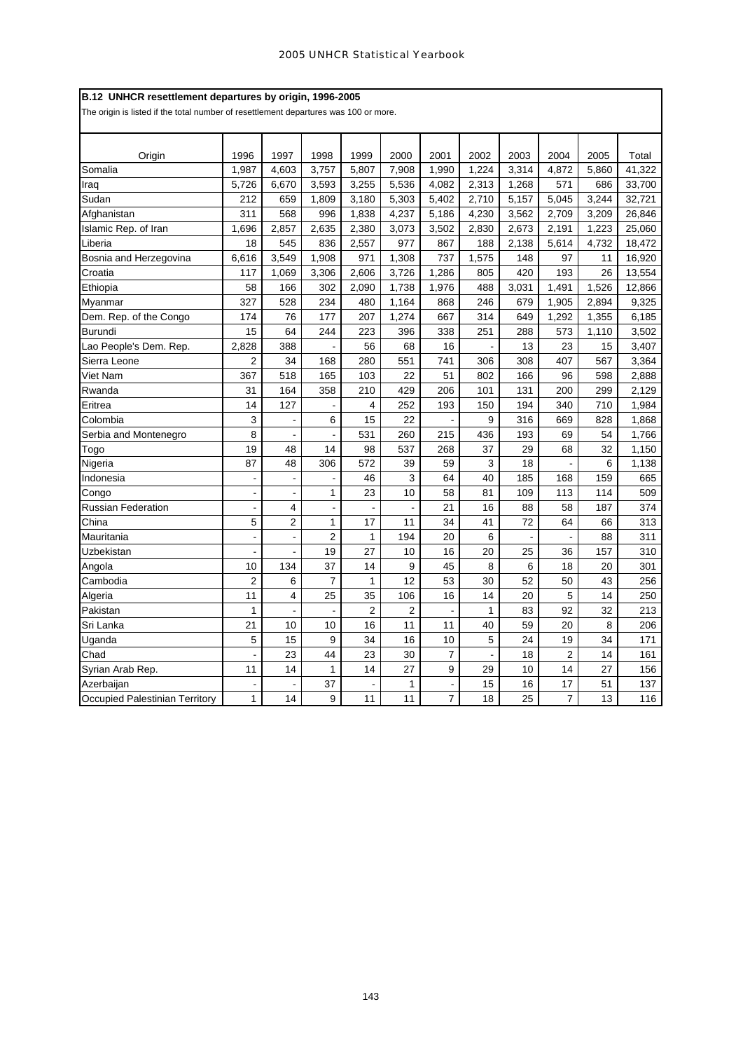**B.12 UNHCR resettlement departures by origin, 1996-2005**

The origin is listed if the total number of resettlement departures was 100 or more.

| Origin | 1996 | 1997 | 1998 | 1999 | 2000 | 2001 | 2002 | 2003 | 2004 | 2005 | Total |
|---|---|---|---|---|---|---|---|---|---|---|---|
| Somalia | 1,987 | 4,603 | 3,757 | 5,807 | 7,908 | 1,990 | 1,224 | 3,314 | 4,872 | 5,860 | 41,322 |
| Iraq | 5,726 | 6,670 | 3,593 | 3,255 | 5,536 | 4,082 | 2,313 | 1,268 | 571 | 686 | 33,700 |
| Sudan | 212 | 659 | 1,809 | 3,180 | 5,303 | 5,402 | 2,710 | 5,157 | 5,045 | 3,244 | 32,721 |
| Afghanistan | 311 | 568 | 996 | 1,838 | 4,237 | 5,186 | 4,230 | 3,562 | 2,709 | 3,209 | 26,846 |
| Islamic Rep. of Iran | 1,696 | 2,857 | 2,635 | 2,380 | 3,073 | 3,502 | 2,830 | 2,673 | 2,191 | 1,223 | 25,060 |
| Liberia | 18 | 545 | 836 | 2,557 | 977 | 867 | 188 | 2,138 | 5,614 | 4,732 | 18,472 |
| Bosnia and Herzegovina | 6,616 | 3,549 | 1,908 | 971 | 1,308 | 737 | 1,575 | 148 | 97 | 11 | 16,920 |
| Croatia | 117 | 1,069 | 3,306 | 2,606 | 3,726 | 1,286 | 805 | 420 | 193 | 26 | 13,554 |
| Ethiopia | 58 | 166 | 302 | 2,090 | 1,738 | 1,976 | 488 | 3,031 | 1,491 | 1,526 | 12,866 |
| Myanmar | 327 | 528 | 234 | 480 | 1,164 | 868 | 246 | 679 | 1,905 | 2,894 | 9,325 |
| Dem. Rep. of the Congo | 174 | 76 | 177 | 207 | 1,274 | 667 | 314 | 649 | 1,292 | 1,355 | 6,185 |
| Burundi | 15 | 64 | 244 | 223 | 396 | 338 | 251 | 288 | 573 | 1,110 | 3,502 |
| Lao People's Dem. Rep. | 2,828 | 388 | - | 56 | 68 | 16 | - | 13 | 23 | 15 | 3,407 |
| Sierra Leone | 2 | 34 | 168 | 280 | 551 | 741 | 306 | 308 | 407 | 567 | 3,364 |
| Viet Nam | 367 | 518 | 165 | 103 | 22 | 51 | 802 | 166 | 96 | 598 | 2,888 |
| Rwanda | 31 | 164 | 358 | 210 | 429 | 206 | 101 | 131 | 200 | 299 | 2,129 |
| Eritrea | 14 | 127 | - | 4 | 252 | 193 | 150 | 194 | 340 | 710 | 1,984 |
| Colombia | 3 | - | 6 | 15 | 22 | - | 9 | 316 | 669 | 828 | 1,868 |
| Serbia and Montenegro | 8 | - | - | 531 | 260 | 215 | 436 | 193 | 69 | 54 | 1,766 |
| Togo | 19 | 48 | 14 | 98 | 537 | 268 | 37 | 29 | 68 | 32 | 1,150 |
| Nigeria | 87 | 48 | 306 | 572 | 39 | 59 | 3 | 18 | - | 6 | 1,138 |
| Indonesia | - | - | - | 46 | 3 | 64 | 40 | 185 | 168 | 159 | 665 |
| Congo | - | - | 1 | 23 | 10 | 58 | 81 | 109 | 113 | 114 | 509 |
| Russian Federation | - | 4 | - | - | - | 21 | 16 | 88 | 58 | 187 | 374 |
| China | 5 | 2 | 1 | 17 | 11 | 34 | 41 | 72 | 64 | 66 | 313 |
| Mauritania | - | - | 2 | 1 | 194 | 20 | 6 | - | - | 88 | 311 |
| Uzbekistan | - | - | 19 | 27 | 10 | 16 | 20 | 25 | 36 | 157 | 310 |
| Angola | 10 | 134 | 37 | 14 | 9 | 45 | 8 | 6 | 18 | 20 | 301 |
| Cambodia | 2 | 6 | 7 | 1 | 12 | 53 | 30 | 52 | 50 | 43 | 256 |
| Algeria | 11 | 4 | 25 | 35 | 106 | 16 | 14 | 20 | 5 | 14 | 250 |
| Pakistan | 1 | - | - | 2 | 2 | - | 1 | 83 | 92 | 32 | 213 |
| Sri Lanka | 21 | 10 | 10 | 16 | 11 | 11 | 40 | 59 | 20 | 8 | 206 |
| Uganda | 5 | 15 | 9 | 34 | 16 | 10 | 5 | 24 | 19 | 34 | 171 |
| Chad | - | 23 | 44 | 23 | 30 | 7 | - | 18 | 2 | 14 | 161 |
| Syrian Arab Rep. | 11 | 14 | 1 | 14 | 27 | 9 | 29 | 10 | 14 | 27 | 156 |
| Azerbaijan | - | - | 37 | - | 1 | - | 15 | 16 | 17 | 51 | 137 |
| Occupied Palestinian Territory | 1 | 14 | 9 | 11 | 11 | 7 | 18 | 25 | 7 | 13 | 116 |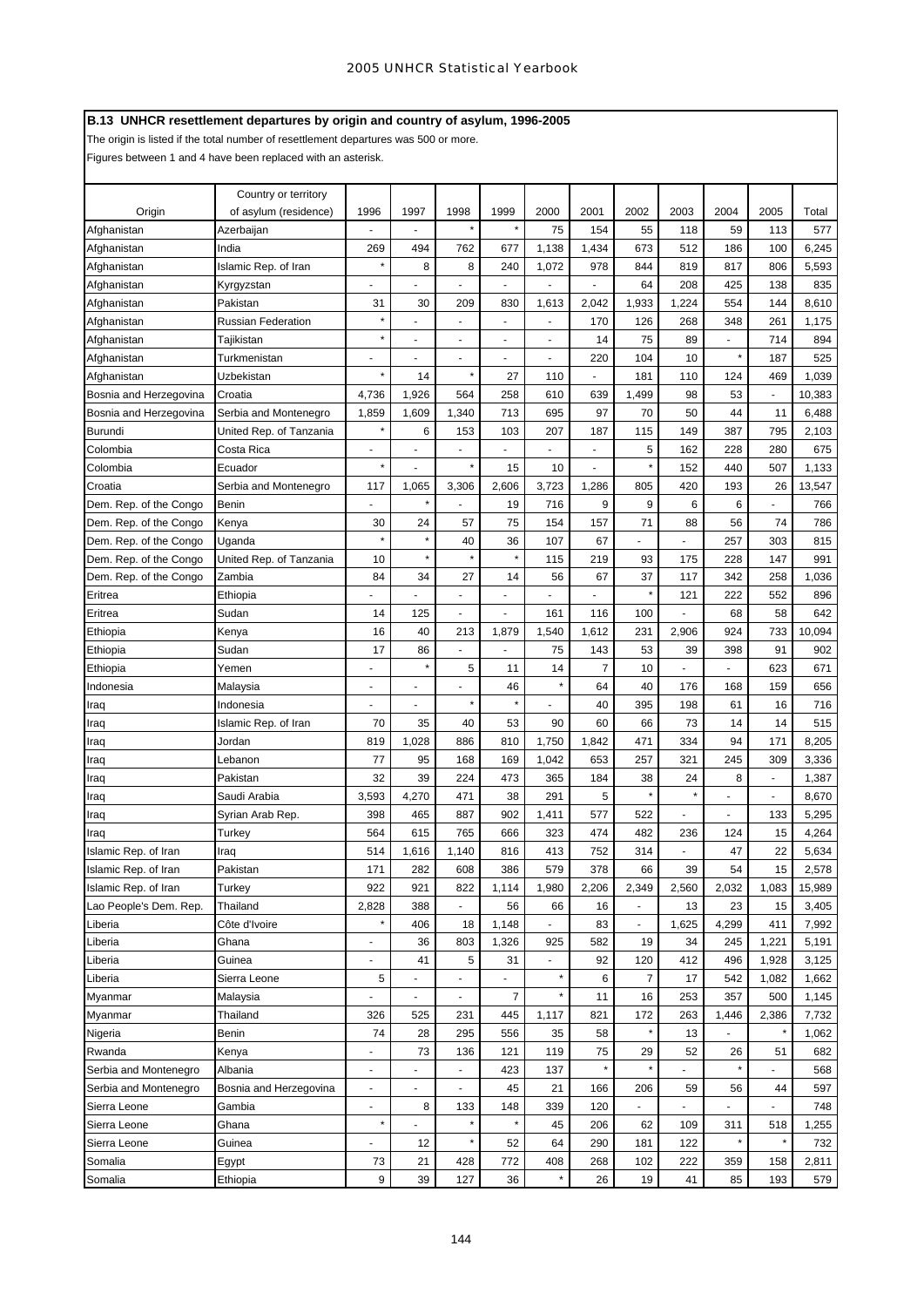## B.13 UNHCR resettlement departures by origin and country of asylum, 1996-2005

The origin is listed if the total number of resettlement departures was 500 or more.

Figures between 1 and 4 have been replaced with an asterisk.

| Origin | Country or territory of asylum (residence) | 1996 | 1997 | 1998 | 1999 | 2000 | 2001 | 2002 | 2003 | 2004 | 2005 | Total |
|---|---|---|---|---|---|---|---|---|---|---|---|---|
| Afghanistan | Azerbaijan | - | - | * | * | 75 | 154 | 55 | 118 | 59 | 113 | 577 |
| Afghanistan | India | 269 | 494 | 762 | 677 | 1,138 | 1,434 | 673 | 512 | 186 | 100 | 6,245 |
| Afghanistan | Islamic Rep. of Iran | * | 8 | 8 | 240 | 1,072 | 978 | 844 | 819 | 817 | 806 | 5,593 |
| Afghanistan | Kyrgyzstan | - | - | - | - | - | - | 64 | 208 | 425 | 138 | 835 |
| Afghanistan | Pakistan | 31 | 30 | 209 | 830 | 1,613 | 2,042 | 1,933 | 1,224 | 554 | 144 | 8,610 |
| Afghanistan | Russian Federation | * | - | - | - | - | 170 | 126 | 268 | 348 | 261 | 1,175 |
| Afghanistan | Tajikistan | * | - | - | - | - | 14 | 75 | 89 | - | 714 | 894 |
| Afghanistan | Turkmenistan | - | - | - | - | - | 220 | 104 | 10 | * | 187 | 525 |
| Afghanistan | Uzbekistan | * | 14 | * | 27 | 110 | - | 181 | 110 | 124 | 469 | 1,039 |
| Bosnia and Herzegovina | Croatia | 4,736 | 1,926 | 564 | 258 | 610 | 639 | 1,499 | 98 | 53 | - | 10,383 |
| Bosnia and Herzegovina | Serbia and Montenegro | 1,859 | 1,609 | 1,340 | 713 | 695 | 97 | 70 | 50 | 44 | 11 | 6,488 |
| Burundi | United Rep. of Tanzania | * | 6 | 153 | 103 | 207 | 187 | 115 | 149 | 387 | 795 | 2,103 |
| Colombia | Costa Rica | - | - | - | - | - | - | 5 | 162 | 228 | 280 | 675 |
| Colombia | Ecuador | * | - | * | 15 | 10 | - | * | 152 | 440 | 507 | 1,133 |
| Croatia | Serbia and Montenegro | 117 | 1,065 | 3,306 | 2,606 | 3,723 | 1,286 | 805 | 420 | 193 | 26 | 13,547 |
| Dem. Rep. of the Congo | Benin | - | * | - | 19 | 716 | 9 | 9 | 6 | 6 | - | 766 |
| Dem. Rep. of the Congo | Kenya | 30 | 24 | 57 | 75 | 154 | 157 | 71 | 88 | 56 | 74 | 786 |
| Dem. Rep. of the Congo | Uganda | * | * | 40 | 36 | 107 | 67 | - | - | 257 | 303 | 815 |
| Dem. Rep. of the Congo | United Rep. of Tanzania | 10 | * | * | * | 115 | 219 | 93 | 175 | 228 | 147 | 991 |
| Dem. Rep. of the Congo | Zambia | 84 | 34 | 27 | 14 | 56 | 67 | 37 | 117 | 342 | 258 | 1,036 |
| Eritrea | Ethiopia | - | - | - | - | - | - | * | 121 | 222 | 552 | 896 |
| Eritrea | Sudan | 14 | 125 | - | - | 161 | 116 | 100 | - | 68 | 58 | 642 |
| Ethiopia | Kenya | 16 | 40 | 213 | 1,879 | 1,540 | 1,612 | 231 | 2,906 | 924 | 733 | 10,094 |
| Ethiopia | Sudan | 17 | 86 | - | - | 75 | 143 | 53 | 39 | 398 | 91 | 902 |
| Ethiopia | Yemen | - | * | 5 | 11 | 14 | 7 | 10 | - | - | 623 | 671 |
| Indonesia | Malaysia | - | - | - | 46 | * | 64 | 40 | 176 | 168 | 159 | 656 |
| Iraq | Indonesia | - | - | * | * | - | 40 | 395 | 198 | 61 | 16 | 716 |
| Iraq | Islamic Rep. of Iran | 70 | 35 | 40 | 53 | 90 | 60 | 66 | 73 | 14 | 14 | 515 |
| Iraq | Jordan | 819 | 1,028 | 886 | 810 | 1,750 | 1,842 | 471 | 334 | 94 | 171 | 8,205 |
| Iraq | Lebanon | 77 | 95 | 168 | 169 | 1,042 | 653 | 257 | 321 | 245 | 309 | 3,336 |
| Iraq | Pakistan | 32 | 39 | 224 | 473 | 365 | 184 | 38 | 24 | 8 | - | 1,387 |
| Iraq | Saudi Arabia | 3,593 | 4,270 | 471 | 38 | 291 | 5 | * | * | - | - | 8,670 |
| Iraq | Syrian Arab Rep. | 398 | 465 | 887 | 902 | 1,411 | 577 | 522 | - | - | 133 | 5,295 |
| Iraq | Turkey | 564 | 615 | 765 | 666 | 323 | 474 | 482 | 236 | 124 | 15 | 4,264 |
| Islamic Rep. of Iran | Iraq | 514 | 1,616 | 1,140 | 816 | 413 | 752 | 314 | - | 47 | 22 | 5,634 |
| Islamic Rep. of Iran | Pakistan | 171 | 282 | 608 | 386 | 579 | 378 | 66 | 39 | 54 | 15 | 2,578 |
| Islamic Rep. of Iran | Turkey | 922 | 921 | 822 | 1,114 | 1,980 | 2,206 | 2,349 | 2,560 | 2,032 | 1,083 | 15,989 |
| Lao People's Dem. Rep. | Thailand | 2,828 | 388 | - | 56 | 66 | 16 | - | 13 | 23 | 15 | 3,405 |
| Liberia | Côte d'Ivoire | * | 406 | 18 | 1,148 | - | 83 | - | 1,625 | 4,299 | 411 | 7,992 |
| Liberia | Ghana | - | 36 | 803 | 1,326 | 925 | 582 | 19 | 34 | 245 | 1,221 | 5,191 |
| Liberia | Guinea | - | 41 | 5 | 31 | - | 92 | 120 | 412 | 496 | 1,928 | 3,125 |
| Liberia | Sierra Leone | 5 | - | - | - | * | 6 | 7 | 17 | 542 | 1,082 | 1,662 |
| Myanmar | Malaysia | - | - | - | 7 | * | 11 | 16 | 253 | 357 | 500 | 1,145 |
| Myanmar | Thailand | 326 | 525 | 231 | 445 | 1,117 | 821 | 172 | 263 | 1,446 | 2,386 | 7,732 |
| Nigeria | Benin | 74 | 28 | 295 | 556 | 35 | 58 | * | 13 | - | * | 1,062 |
| Rwanda | Kenya | - | 73 | 136 | 121 | 119 | 75 | 29 | 52 | 26 | 51 | 682 |
| Serbia and Montenegro | Albania | - | - | - | 423 | 137 | * | * | - | * | - | 568 |
| Serbia and Montenegro | Bosnia and Herzegovina | - | - | - | 45 | 21 | 166 | 206 | 59 | 56 | 44 | 597 |
| Sierra Leone | Gambia | - | 8 | 133 | 148 | 339 | 120 | - | - | - | - | 748 |
| Sierra Leone | Ghana | * | - | * | * | 45 | 206 | 62 | 109 | 311 | 518 | 1,255 |
| Sierra Leone | Guinea | - | 12 | * | 52 | 64 | 290 | 181 | 122 | * | * | 732 |
| Somalia | Egypt | 73 | 21 | 428 | 772 | 408 | 268 | 102 | 222 | 359 | 158 | 2,811 |
| Somalia | Ethiopia | 9 | 39 | 127 | 36 | * | 26 | 19 | 41 | 85 | 193 | 579 |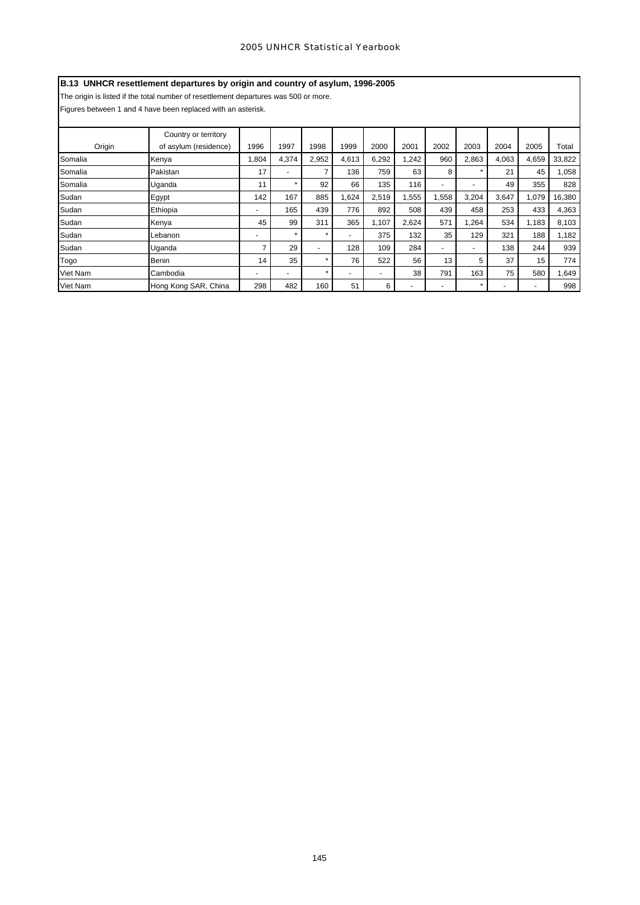## B.13 UNHCR resettlement departures by origin and country of asylum, 1996-2005

The origin is listed if the total number of resettlement departures was 500 or more.

Figures between 1 and 4 have been replaced with an asterisk.

| Origin | Country or territory of asylum (residence) | 1996 | 1997 | 1998 | 1999 | 2000 | 2001 | 2002 | 2003 | 2004 | 2005 | Total |
|---|---|---|---|---|---|---|---|---|---|---|---|---|
| Somalia | Kenya | 1,804 | 4,374 | 2,952 | 4,613 | 6,292 | 1,242 | 960 | 2,863 | 4,063 | 4,659 | 33,822 |
| Somalia | Pakistan | 17 | - | 7 | 136 | 759 | 63 | 8 | * | 21 | 45 | 1,058 |
| Somalia | Uganda | 11 | * | 92 | 66 | 135 | 116 | - | - | 49 | 355 | 828 |
| Sudan | Egypt | 142 | 167 | 885 | 1,624 | 2,519 | 1,555 | 1,558 | 3,204 | 3,647 | 1,079 | 16,380 |
| Sudan | Ethiopia | - | 165 | 439 | 776 | 892 | 508 | 439 | 458 | 253 | 433 | 4,363 |
| Sudan | Kenya | 45 | 99 | 311 | 365 | 1,107 | 2,624 | 571 | 1,264 | 534 | 1,183 | 8,103 |
| Sudan | Lebanon | - | * | * | - | 375 | 132 | 35 | 129 | 321 | 188 | 1,182 |
| Sudan | Uganda | 7 | 29 | - | 128 | 109 | 284 | - | - | 138 | 244 | 939 |
| Togo | Benin | 14 | 35 | * | 76 | 522 | 56 | 13 | 5 | 37 | 15 | 774 |
| Viet Nam | Cambodia | - | - | * | - | - | 38 | 791 | 163 | 75 | 580 | 1,649 |
| Viet Nam | Hong Kong SAR, China | 298 | 482 | 160 | 51 | 6 | - | - | * | - | - | 998 |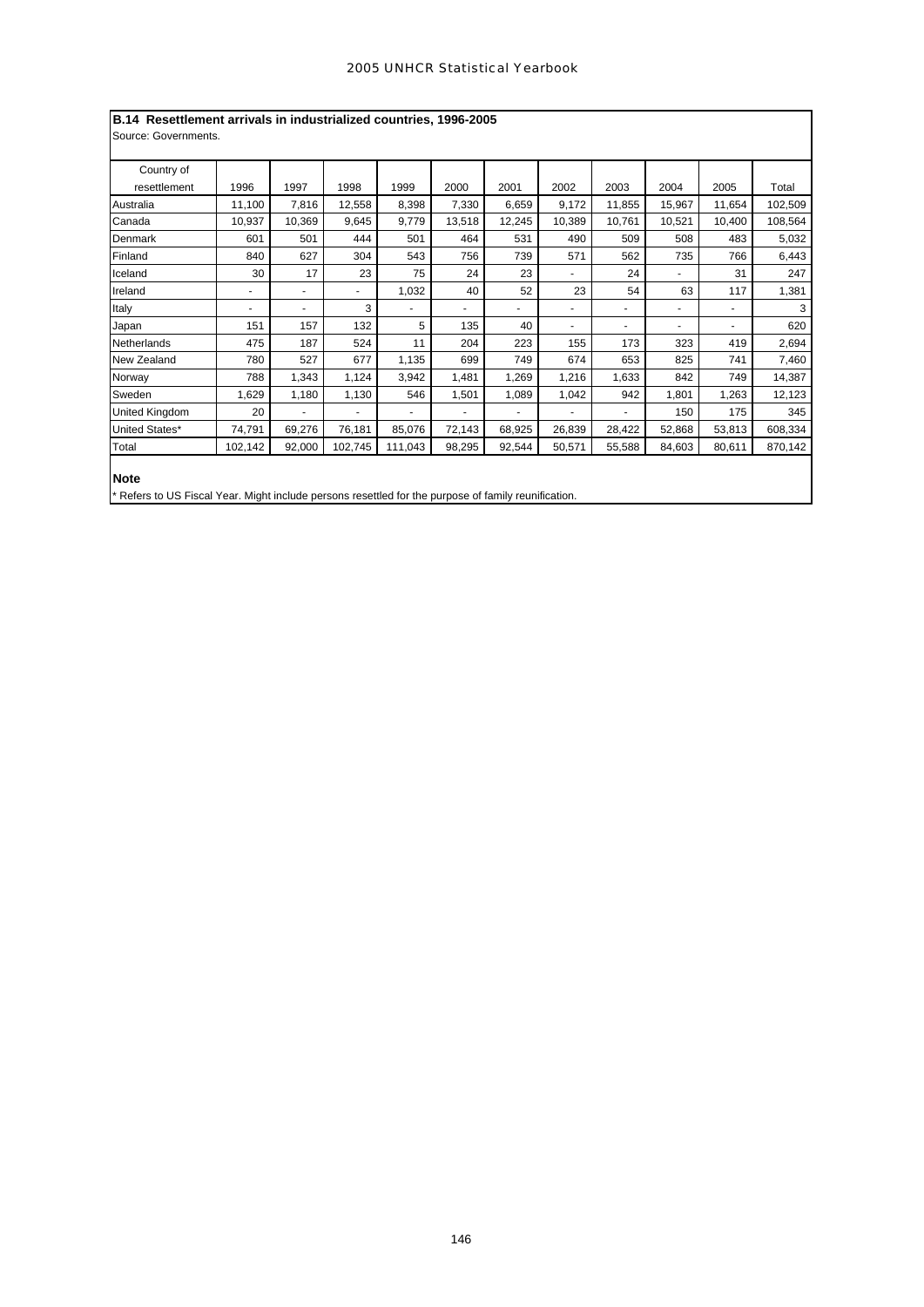**B.14 Resettlement arrivals in industrialized countries, 1996-2005**

Source: Governments.

| Country of resettlement | 1996 | 1997 | 1998 | 1999 | 2000 | 2001 | 2002 | 2003 | 2004 | 2005 | Total |
|---|---|---|---|---|---|---|---|---|---|---|---|
| Australia | 11,100 | 7,816 | 12,558 | 8,398 | 7,330 | 6,659 | 9,172 | 11,855 | 15,967 | 11,654 | 102,509 |
| Canada | 10,937 | 10,369 | 9,645 | 9,779 | 13,518 | 12,245 | 10,389 | 10,761 | 10,521 | 10,400 | 108,564 |
| Denmark | 601 | 501 | 444 | 501 | 464 | 531 | 490 | 509 | 508 | 483 | 5,032 |
| Finland | 840 | 627 | 304 | 543 | 756 | 739 | 571 | 562 | 735 | 766 | 6,443 |
| Iceland | 30 | 17 | 23 | 75 | 24 | 23 | - | 24 | - | 31 | 247 |
| Ireland | - | - | - | 1,032 | 40 | 52 | 23 | 54 | 63 | 117 | 1,381 |
| Italy | - | - | 3 | - | - | - | - | - | - | - | 3 |
| Japan | 151 | 157 | 132 | 5 | 135 | 40 | - | - | - | - | 620 |
| Netherlands | 475 | 187 | 524 | 11 | 204 | 223 | 155 | 173 | 323 | 419 | 2,694 |
| New Zealand | 780 | 527 | 677 | 1,135 | 699 | 749 | 674 | 653 | 825 | 741 | 7,460 |
| Norway | 788 | 1,343 | 1,124 | 3,942 | 1,481 | 1,269 | 1,216 | 1,633 | 842 | 749 | 14,387 |
| Sweden | 1,629 | 1,180 | 1,130 | 546 | 1,501 | 1,089 | 1,042 | 942 | 1,801 | 1,263 | 12,123 |
| United Kingdom | 20 | - | - | - | - | - | - | - | 150 | 175 | 345 |
| United States* | 74,791 | 69,276 | 76,181 | 85,076 | 72,143 | 68,925 | 26,839 | 28,422 | 52,868 | 53,813 | 608,334 |
| Total | 102,142 | 92,000 | 102,745 | 111,043 | 98,295 | 92,544 | 50,571 | 55,588 | 84,603 | 80,611 | 870,142 |

**Note**

* Refers to US Fiscal Year. Might include persons resettled for the purpose of family reunification.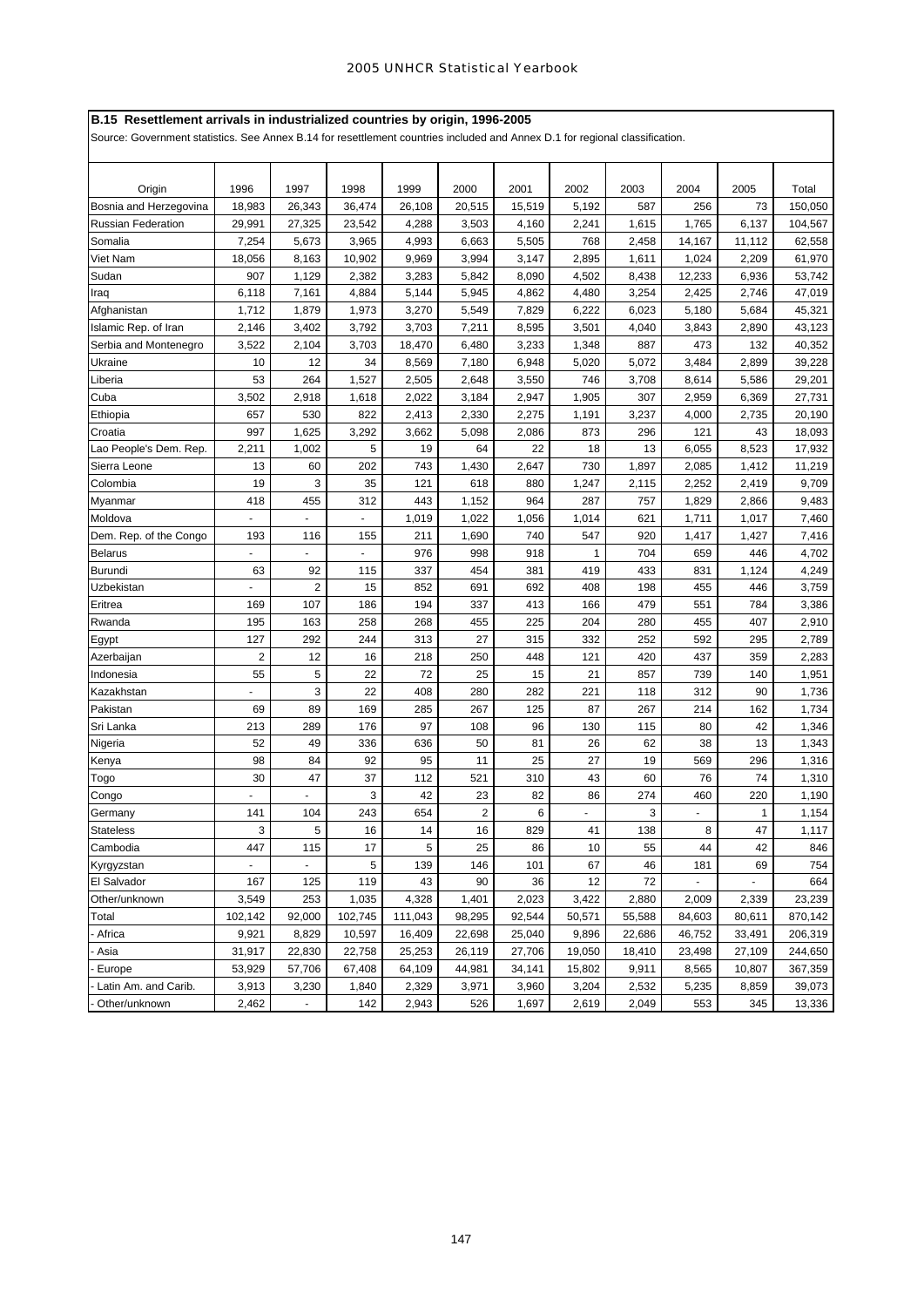**B.15 Resettlement arrivals in industrialized countries by origin, 1996-2005**

Source: Government statistics. See Annex B.14 for resettlement countries included and Annex D.1 for regional classification.

| Origin | 1996 | 1997 | 1998 | 1999 | 2000 | 2001 | 2002 | 2003 | 2004 | 2005 | Total |
|---|---|---|---|---|---|---|---|---|---|---|---|
| Bosnia and Herzegovina | 18,983 | 26,343 | 36,474 | 26,108 | 20,515 | 15,519 | 5,192 | 587 | 256 | 73 | 150,050 |
| Russian Federation | 29,991 | 27,325 | 23,542 | 4,288 | 3,503 | 4,160 | 2,241 | 1,615 | 1,765 | 6,137 | 104,567 |
| Somalia | 7,254 | 5,673 | 3,965 | 4,993 | 6,663 | 5,505 | 768 | 2,458 | 14,167 | 11,112 | 62,558 |
| Viet Nam | 18,056 | 8,163 | 10,902 | 9,969 | 3,994 | 3,147 | 2,895 | 1,611 | 1,024 | 2,209 | 61,970 |
| Sudan | 907 | 1,129 | 2,382 | 3,283 | 5,842 | 8,090 | 4,502 | 8,438 | 12,233 | 6,936 | 53,742 |
| Iraq | 6,118 | 7,161 | 4,884 | 5,144 | 5,945 | 4,862 | 4,480 | 3,254 | 2,425 | 2,746 | 47,019 |
| Afghanistan | 1,712 | 1,879 | 1,973 | 3,270 | 5,549 | 7,829 | 6,222 | 6,023 | 5,180 | 5,684 | 45,321 |
| Islamic Rep. of Iran | 2,146 | 3,402 | 3,792 | 3,703 | 7,211 | 8,595 | 3,501 | 4,040 | 3,843 | 2,890 | 43,123 |
| Serbia and Montenegro | 3,522 | 2,104 | 3,703 | 18,470 | 6,480 | 3,233 | 1,348 | 887 | 473 | 132 | 40,352 |
| Ukraine | 10 | 12 | 34 | 8,569 | 7,180 | 6,948 | 5,020 | 5,072 | 3,484 | 2,899 | 39,228 |
| Liberia | 53 | 264 | 1,527 | 2,505 | 2,648 | 3,550 | 746 | 3,708 | 8,614 | 5,586 | 29,201 |
| Cuba | 3,502 | 2,918 | 1,618 | 2,022 | 3,184 | 2,947 | 1,905 | 307 | 2,959 | 6,369 | 27,731 |
| Ethiopia | 657 | 530 | 822 | 2,413 | 2,330 | 2,275 | 1,191 | 3,237 | 4,000 | 2,735 | 20,190 |
| Croatia | 997 | 1,625 | 3,292 | 3,662 | 5,098 | 2,086 | 873 | 296 | 121 | 43 | 18,093 |
| Lao People's Dem. Rep. | 2,211 | 1,002 | 5 | 19 | 64 | 22 | 18 | 13 | 6,055 | 8,523 | 17,932 |
| Sierra Leone | 13 | 60 | 202 | 743 | 1,430 | 2,647 | 730 | 1,897 | 2,085 | 1,412 | 11,219 |
| Colombia | 19 | 3 | 35 | 121 | 618 | 880 | 1,247 | 2,115 | 2,252 | 2,419 | 9,709 |
| Myanmar | 418 | 455 | 312 | 443 | 1,152 | 964 | 287 | 757 | 1,829 | 2,866 | 9,483 |
| Moldova | - | - | - | 1,019 | 1,022 | 1,056 | 1,014 | 621 | 1,711 | 1,017 | 7,460 |
| Dem. Rep. of the Congo | 193 | 116 | 155 | 211 | 1,690 | 740 | 547 | 920 | 1,417 | 1,427 | 7,416 |
| Belarus | - | - | - | 976 | 998 | 918 | 1 | 704 | 659 | 446 | 4,702 |
| Burundi | 63 | 92 | 115 | 337 | 454 | 381 | 419 | 433 | 831 | 1,124 | 4,249 |
| Uzbekistan | - | 2 | 15 | 852 | 691 | 692 | 408 | 198 | 455 | 446 | 3,759 |
| Eritrea | 169 | 107 | 186 | 194 | 337 | 413 | 166 | 479 | 551 | 784 | 3,386 |
| Rwanda | 195 | 163 | 258 | 268 | 455 | 225 | 204 | 280 | 455 | 407 | 2,910 |
| Egypt | 127 | 292 | 244 | 313 | 27 | 315 | 332 | 252 | 592 | 295 | 2,789 |
| Azerbaijan | 2 | 12 | 16 | 218 | 250 | 448 | 121 | 420 | 437 | 359 | 2,283 |
| Indonesia | 55 | 5 | 22 | 72 | 25 | 15 | 21 | 857 | 739 | 140 | 1,951 |
| Kazakhstan | - | 3 | 22 | 408 | 280 | 282 | 221 | 118 | 312 | 90 | 1,736 |
| Pakistan | 69 | 89 | 169 | 285 | 267 | 125 | 87 | 267 | 214 | 162 | 1,734 |
| Sri Lanka | 213 | 289 | 176 | 97 | 108 | 96 | 130 | 115 | 80 | 42 | 1,346 |
| Nigeria | 52 | 49 | 336 | 636 | 50 | 81 | 26 | 62 | 38 | 13 | 1,343 |
| Kenya | 98 | 84 | 92 | 95 | 11 | 25 | 27 | 19 | 569 | 296 | 1,316 |
| Togo | 30 | 47 | 37 | 112 | 521 | 310 | 43 | 60 | 76 | 74 | 1,310 |
| Congo | - | - | 3 | 42 | 23 | 82 | 86 | 274 | 460 | 220 | 1,190 |
| Germany | 141 | 104 | 243 | 654 | 2 | 6 | - | 3 | - | 1 | 1,154 |
| Stateless | 3 | 5 | 16 | 14 | 16 | 829 | 41 | 138 | 8 | 47 | 1,117 |
| Cambodia | 447 | 115 | 17 | 5 | 25 | 86 | 10 | 55 | 44 | 42 | 846 |
| Kyrgyzstan | - | - | 5 | 139 | 146 | 101 | 67 | 46 | 181 | 69 | 754 |
| El Salvador | 167 | 125 | 119 | 43 | 90 | 36 | 12 | 72 | - | - | 664 |
| Other/unknown | 3,549 | 253 | 1,035 | 4,328 | 1,401 | 2,023 | 3,422 | 2,880 | 2,009 | 2,339 | 23,239 |
| Total | 102,142 | 92,000 | 102,745 | 111,043 | 98,295 | 92,544 | 50,571 | 55,588 | 84,603 | 80,611 | 870,142 |
| - Africa | 9,921 | 8,829 | 10,597 | 16,409 | 22,698 | 25,040 | 9,896 | 22,686 | 46,752 | 33,491 | 206,319 |
| - Asia | 31,917 | 22,830 | 22,758 | 25,253 | 26,119 | 27,706 | 19,050 | 18,410 | 23,498 | 27,109 | 244,650 |
| - Europe | 53,929 | 57,706 | 67,408 | 64,109 | 44,981 | 34,141 | 15,802 | 9,911 | 8,565 | 10,807 | 367,359 |
| - Latin Am. and Carib. | 3,913 | 3,230 | 1,840 | 2,329 | 3,971 | 3,960 | 3,204 | 2,532 | 5,235 | 8,859 | 39,073 |
| - Other/unknown | 2,462 | - | 142 | 2,943 | 526 | 1,697 | 2,619 | 2,049 | 553 | 345 | 13,336 |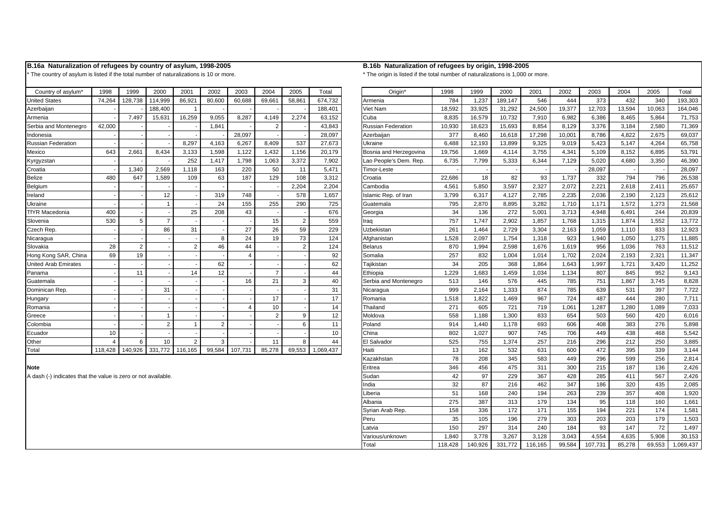## B.16a Naturalization of refugees by country of asylum, 1998-2005

* The country of asylum is listed if the total number of naturalizations is 10 or more.

| Country of asylum* | 1998 | 1999 | 2000 | 2001 | 2002 | 2003 | 2004 | 2005 | Total |
|---|---|---|---|---|---|---|---|---|---|
| United States | 74,264 | 128,738 | 114,999 | 86,921 | 80,600 | 60,688 | 69,661 | 58,861 | 674,732 |
| Azerbaijan | - | - | 188,400 | 1 | - | - | - | - | 188,401 |
| Armenia | - | 7,497 | 15,631 | 16,259 | 9,055 | 8,287 | 4,149 | 2,274 | 63,152 |
| Serbia and Montenegro | 42,000 | - | - | - | 1,841 | - | 2 | - | 43,843 |
| Indonesia | - | - | - | - | - | 28,097 | - | - | 28,097 |
| Russian Federation | - | - | - | 8,297 | 4,163 | 6,267 | 8,409 | 537 | 27,673 |
| Mexico | 643 | 2,661 | 8,434 | 3,133 | 1,598 | 1,122 | 1,432 | 1,156 | 20,179 |
| Kyrgyzstan | - | - | - | 252 | 1,417 | 1,798 | 1,063 | 3,372 | 7,902 |
| Croatia | - | 1,340 | 2,569 | 1,118 | 163 | 220 | 50 | 11 | 5,471 |
| Belize | 480 | 647 | 1,589 | 109 | 63 | 187 | 129 | 108 | 3,312 |
| Belgium | - | - | - | - | - | - | - | 2,204 | 2,204 |
| Ireland | - | - | 12 | - | 319 | 748 | - | 578 | 1,657 |
| Ukraine | - | - | 1 | - | 24 | 155 | 255 | 290 | 725 |
| TfYR Macedonia | 400 | - | - | 25 | 208 | 43 | - | - | 676 |
| Slovenia | 530 | 5 | 7 | - | - | - | 15 | 2 | 559 |
| Czech Rep. | - | - | 86 | 31 | - | 27 | 26 | 59 | 229 |
| Nicaragua | - | - | - | - | 8 | 24 | 19 | 73 | 124 |
| Slovakia | 28 | 2 | - | 2 | 46 | 44 | - | 2 | 124 |
| Hong Kong SAR, China | 69 | 19 | - | - | - | 4 | - | - | 92 |
| United Arab Emirates | - | - | - | - | 62 | - | - | - | 62 |
| Panama | - | 11 | - | 14 | 12 | - | 7 | - | 44 |
| Guatemala | - | - | - | - | - | 16 | 21 | 3 | 40 |
| Dominican Rep. | - | - | 31 | - | - | - | - | - | 31 |
| Hungary | - | - | - | - | - | - | 17 | - | 17 |
| Romania | - | - | - | - | - | 4 | 10 | - | 14 |
| Greece | - | - | 1 | - | - | - | 2 | 9 | 12 |
| Colombia | - | - | 2 | 1 | 2 | - | - | 6 | 11 |
| Ecuador | 10 | - | - | - | - | - | - | - | 10 |
| Other | 4 | 6 | 10 | 2 | 3 | - | 11 | 8 | 44 |
| Total | 118,428 | 140,926 | 331,772 | 116,165 | 99,584 | 107,731 | 85,278 | 69,553 | 1,069,437 |

**Note**

A dash (-) indicates that the value is zero or not available.

## B.16b Naturalization of refugees by origin, 1998-2005

* The origin is listed if the total number of naturalizations is 1,000 or more.

| Origin* | 1998 | 1999 | 2000 | 2001 | 2002 | 2003 | 2004 | 2005 | Total |
|---|---|---|---|---|---|---|---|---|---|
| Armenia | 784 | 1,237 | 189,147 | 546 | 444 | 373 | 432 | 340 | 193,303 |
| Viet Nam | 18,592 | 33,925 | 31,292 | 24,500 | 19,377 | 12,703 | 13,594 | 10,063 | 164,046 |
| Cuba | 8,835 | 16,579 | 10,732 | 7,910 | 6,982 | 6,386 | 8,465 | 5,864 | 71,753 |
| Russian Federation | 10,930 | 18,623 | 15,693 | 8,854 | 8,129 | 3,376 | 3,184 | 2,580 | 71,369 |
| Azerbaijan | 377 | 8,460 | 16,618 | 17,298 | 10,001 | 8,786 | 4,822 | 2,675 | 69,037 |
| Ukraine | 6,488 | 12,193 | 13,899 | 9,325 | 9,019 | 5,423 | 5,147 | 4,264 | 65,758 |
| Bosnia and Herzegovina | 19,756 | 1,669 | 4,114 | 3,755 | 4,341 | 5,109 | 8,152 | 6,895 | 53,791 |
| Lao People's Dem. Rep. | 6,735 | 7,799 | 5,333 | 6,344 | 7,129 | 5,020 | 4,680 | 3,350 | 46,390 |
| Timor-Leste | - | - | - | - | - | 28,097 | - | - | 28,097 |
| Croatia | 22,686 | 18 | 82 | 93 | 1,737 | 332 | 794 | 796 | 26,538 |
| Cambodia | 4,561 | 5,850 | 3,597 | 2,327 | 2,072 | 2,221 | 2,618 | 2,411 | 25,657 |
| Islamic Rep. of Iran | 3,799 | 6,317 | 4,127 | 2,785 | 2,235 | 2,036 | 2,190 | 2,123 | 25,612 |
| Guatemala | 795 | 2,870 | 8,895 | 3,282 | 1,710 | 1,171 | 1,572 | 1,273 | 21,568 |
| Georgia | 34 | 136 | 272 | 5,001 | 3,713 | 4,948 | 6,491 | 244 | 20,839 |
| Iraq | 757 | 1,747 | 2,902 | 1,857 | 1,768 | 1,315 | 1,874 | 1,552 | 13,772 |
| Uzbekistan | 261 | 1,464 | 2,729 | 3,304 | 2,163 | 1,059 | 1,110 | 833 | 12,923 |
| Afghanistan | 1,528 | 2,097 | 1,754 | 1,318 | 923 | 1,940 | 1,050 | 1,275 | 11,885 |
| Belarus | 870 | 1,994 | 2,598 | 1,676 | 1,619 | 956 | 1,036 | 763 | 11,512 |
| Somalia | 257 | 832 | 1,004 | 1,014 | 1,702 | 2,024 | 2,193 | 2,321 | 11,347 |
| Tajikistan | 34 | 205 | 368 | 1,864 | 1,643 | 1,997 | 1,721 | 3,420 | 11,252 |
| Ethiopia | 1,229 | 1,683 | 1,459 | 1,034 | 1,134 | 807 | 845 | 952 | 9,143 |
| Serbia and Montenegro | 513 | 146 | 576 | 445 | 785 | 751 | 1,867 | 3,745 | 8,828 |
| Nicaragua | 999 | 2,164 | 1,333 | 874 | 785 | 639 | 531 | 397 | 7,722 |
| Romania | 1,518 | 1,822 | 1,469 | 967 | 724 | 487 | 444 | 280 | 7,711 |
| Thailand | 271 | 605 | 721 | 719 | 1,061 | 1,287 | 1,280 | 1,089 | 7,033 |
| Moldova | 558 | 1,188 | 1,300 | 833 | 654 | 503 | 560 | 420 | 6,016 |
| Poland | 914 | 1,440 | 1,178 | 693 | 606 | 408 | 383 | 276 | 5,898 |
| China | 802 | 1,027 | 907 | 745 | 706 | 449 | 438 | 468 | 5,542 |
| El Salvador | 525 | 755 | 1,374 | 257 | 216 | 296 | 212 | 250 | 3,885 |
| Haiti | 13 | 162 | 532 | 631 | 600 | 472 | 395 | 339 | 3,144 |
| Kazakhstan | 78 | 208 | 345 | 583 | 449 | 296 | 599 | 256 | 2,814 |
| Eritrea | 346 | 456 | 475 | 311 | 300 | 215 | 187 | 136 | 2,426 |
| Sudan | 42 | 97 | 229 | 367 | 428 | 285 | 411 | 567 | 2,426 |
| India | 32 | 87 | 216 | 462 | 347 | 186 | 320 | 435 | 2,085 |
| Liberia | 51 | 168 | 240 | 194 | 263 | 239 | 357 | 408 | 1,920 |
| Albania | 275 | 387 | 313 | 179 | 134 | 95 | 118 | 160 | 1,661 |
| Syrian Arab Rep. | 158 | 336 | 172 | 171 | 155 | 194 | 221 | 174 | 1,581 |
| Peru | 35 | 105 | 196 | 279 | 303 | 203 | 203 | 179 | 1,503 |
| Latvia | 150 | 297 | 314 | 240 | 184 | 93 | 147 | 72 | 1,497 |
| Various/unknown | 1,840 | 3,778 | 3,267 | 3,128 | 3,043 | 4,554 | 4,635 | 5,908 | 30,153 |
| Total | 118,428 | 140,926 | 331,772 | 116,165 | 99,584 | 107,731 | 85,278 | 69,553 | 1,069,437 |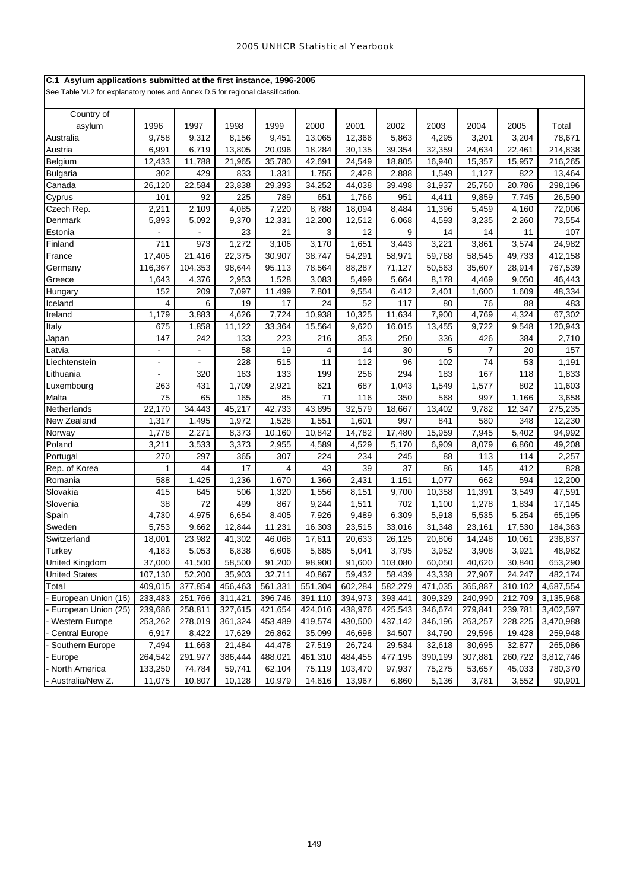## C.1 Asylum applications submitted at the first instance, 1996-2005

See Table VI.2 for explanatory notes and Annex D.5 for regional classification.

| Country of asylum | 1996 | 1997 | 1998 | 1999 | 2000 | 2001 | 2002 | 2003 | 2004 | 2005 | Total |
|---|---|---|---|---|---|---|---|---|---|---|---|
| Australia | 9,758 | 9,312 | 8,156 | 9,451 | 13,065 | 12,366 | 5,863 | 4,295 | 3,201 | 3,204 | 78,671 |
| Austria | 6,991 | 6,719 | 13,805 | 20,096 | 18,284 | 30,135 | 39,354 | 32,359 | 24,634 | 22,461 | 214,838 |
| Belgium | 12,433 | 11,788 | 21,965 | 35,780 | 42,691 | 24,549 | 18,805 | 16,940 | 15,357 | 15,957 | 216,265 |
| Bulgaria | 302 | 429 | 833 | 1,331 | 1,755 | 2,428 | 2,888 | 1,549 | 1,127 | 822 | 13,464 |
| Canada | 26,120 | 22,584 | 23,838 | 29,393 | 34,252 | 44,038 | 39,498 | 31,937 | 25,750 | 20,786 | 298,196 |
| Cyprus | 101 | 92 | 225 | 789 | 651 | 1,766 | 951 | 4,411 | 9,859 | 7,745 | 26,590 |
| Czech Rep. | 2,211 | 2,109 | 4,085 | 7,220 | 8,788 | 18,094 | 8,484 | 11,396 | 5,459 | 4,160 | 72,006 |
| Denmark | 5,893 | 5,092 | 9,370 | 12,331 | 12,200 | 12,512 | 6,068 | 4,593 | 3,235 | 2,260 | 73,554 |
| Estonia | - | - | 23 | 21 | 3 | 12 | 9 | 14 | 14 | 11 | 107 |
| Finland | 711 | 973 | 1,272 | 3,106 | 3,170 | 1,651 | 3,443 | 3,221 | 3,861 | 3,574 | 24,982 |
| France | 17,405 | 21,416 | 22,375 | 30,907 | 38,747 | 54,291 | 58,971 | 59,768 | 58,545 | 49,733 | 412,158 |
| Germany | 116,367 | 104,353 | 98,644 | 95,113 | 78,564 | 88,287 | 71,127 | 50,563 | 35,607 | 28,914 | 767,539 |
| Greece | 1,643 | 4,376 | 2,953 | 1,528 | 3,083 | 5,499 | 5,664 | 8,178 | 4,469 | 9,050 | 46,443 |
| Hungary | 152 | 209 | 7,097 | 11,499 | 7,801 | 9,554 | 6,412 | 2,401 | 1,600 | 1,609 | 48,334 |
| Iceland | 4 | 6 | 19 | 17 | 24 | 52 | 117 | 80 | 76 | 88 | 483 |
| Ireland | 1,179 | 3,883 | 4,626 | 7,724 | 10,938 | 10,325 | 11,634 | 7,900 | 4,769 | 4,324 | 67,302 |
| Italy | 675 | 1,858 | 11,122 | 33,364 | 15,564 | 9,620 | 16,015 | 13,455 | 9,722 | 9,548 | 120,943 |
| Japan | 147 | 242 | 133 | 223 | 216 | 353 | 250 | 336 | 426 | 384 | 2,710 |
| Latvia | - | - | 58 | 19 | 4 | 14 | 30 | 5 | 7 | 20 | 157 |
| Liechtenstein | - | - | 228 | 515 | 11 | 112 | 96 | 102 | 74 | 53 | 1,191 |
| Lithuania | - | 320 | 163 | 133 | 199 | 256 | 294 | 183 | 167 | 118 | 1,833 |
| Luxembourg | 263 | 431 | 1,709 | 2,921 | 621 | 687 | 1,043 | 1,549 | 1,577 | 802 | 11,603 |
| Malta | 75 | 65 | 165 | 85 | 71 | 116 | 350 | 568 | 997 | 1,166 | 3,658 |
| Netherlands | 22,170 | 34,443 | 45,217 | 42,733 | 43,895 | 32,579 | 18,667 | 13,402 | 9,782 | 12,347 | 275,235 |
| New Zealand | 1,317 | 1,495 | 1,972 | 1,528 | 1,551 | 1,601 | 997 | 841 | 580 | 348 | 12,230 |
| Norway | 1,778 | 2,271 | 8,373 | 10,160 | 10,842 | 14,782 | 17,480 | 15,959 | 7,945 | 5,402 | 94,992 |
| Poland | 3,211 | 3,533 | 3,373 | 2,955 | 4,589 | 4,529 | 5,170 | 6,909 | 8,079 | 6,860 | 49,208 |
| Portugal | 270 | 297 | 365 | 307 | 224 | 234 | 245 | 88 | 113 | 114 | 2,257 |
| Rep. of Korea | 1 | 44 | 17 | 4 | 43 | 39 | 37 | 86 | 145 | 412 | 828 |
| Romania | 588 | 1,425 | 1,236 | 1,670 | 1,366 | 2,431 | 1,151 | 1,077 | 662 | 594 | 12,200 |
| Slovakia | 415 | 645 | 506 | 1,320 | 1,556 | 8,151 | 9,700 | 10,358 | 11,391 | 3,549 | 47,591 |
| Slovenia | 38 | 72 | 499 | 867 | 9,244 | 1,511 | 702 | 1,100 | 1,278 | 1,834 | 17,145 |
| Spain | 4,730 | 4,975 | 6,654 | 8,405 | 7,926 | 9,489 | 6,309 | 5,918 | 5,535 | 5,254 | 65,195 |
| Sweden | 5,753 | 9,662 | 12,844 | 11,231 | 16,303 | 23,515 | 33,016 | 31,348 | 23,161 | 17,530 | 184,363 |
| Switzerland | 18,001 | 23,982 | 41,302 | 46,068 | 17,611 | 20,633 | 26,125 | 20,806 | 14,248 | 10,061 | 238,837 |
| Turkey | 4,183 | 5,053 | 6,838 | 6,606 | 5,685 | 5,041 | 3,795 | 3,952 | 3,908 | 3,921 | 48,982 |
| United Kingdom | 37,000 | 41,500 | 58,500 | 91,200 | 98,900 | 91,600 | 103,080 | 60,050 | 40,620 | 30,840 | 653,290 |
| United States | 107,130 | 52,200 | 35,903 | 32,711 | 40,867 | 59,432 | 58,439 | 43,338 | 27,907 | 24,247 | 482,174 |
| Total | 409,015 | 377,854 | 456,463 | 561,331 | 551,304 | 602,284 | 582,279 | 471,035 | 365,887 | 310,102 | 4,687,554 |
| - European Union (15) | 233,483 | 251,766 | 311,421 | 396,746 | 391,110 | 394,973 | 393,441 | 309,329 | 240,990 | 212,709 | 3,135,968 |
| - European Union (25) | 239,686 | 258,811 | 327,615 | 421,654 | 424,016 | 438,976 | 425,543 | 346,674 | 279,841 | 239,781 | 3,402,597 |
| - Western Europe | 253,262 | 278,019 | 361,324 | 453,489 | 419,574 | 430,500 | 437,142 | 346,196 | 263,257 | 228,225 | 3,470,988 |
| - Central Europe | 6,917 | 8,422 | 17,629 | 26,862 | 35,099 | 46,698 | 34,507 | 34,790 | 29,596 | 19,428 | 259,948 |
| - Southern Europe | 7,494 | 11,663 | 21,484 | 44,478 | 27,519 | 26,724 | 29,534 | 32,618 | 30,695 | 32,877 | 265,086 |
| - Europe | 264,542 | 291,977 | 386,444 | 488,021 | 461,310 | 484,455 | 477,195 | 390,199 | 307,881 | 260,722 | 3,812,746 |
| - North America | 133,250 | 74,784 | 59,741 | 62,104 | 75,119 | 103,470 | 97,937 | 75,275 | 53,657 | 45,033 | 780,370 |
| - Australia/New Z. | 11,075 | 10,807 | 10,128 | 10,979 | 14,616 | 13,967 | 6,860 | 5,136 | 3,781 | 3,552 | 90,901 |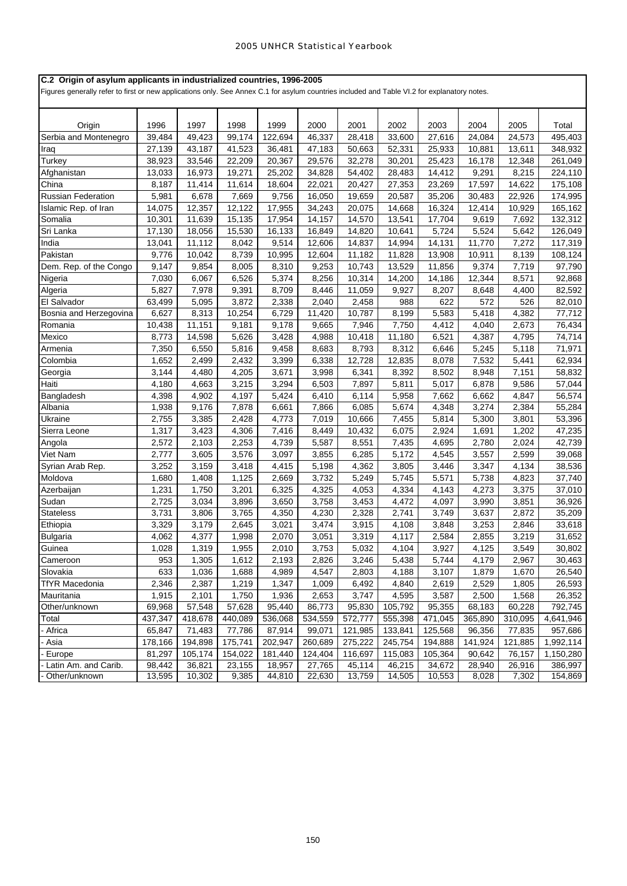## C.2 Origin of asylum applicants in industrialized countries, 1996-2005

Figures generally refer to first or new applications only. See Annex C.1 for asylum countries included and Table VI.2 for explanatory notes.

| Origin | 1996 | 1997 | 1998 | 1999 | 2000 | 2001 | 2002 | 2003 | 2004 | 2005 | Total |
|---|---|---|---|---|---|---|---|---|---|---|---|
| Serbia and Montenegro | 39,484 | 49,423 | 99,174 | 122,694 | 46,337 | 28,418 | 33,600 | 27,616 | 24,084 | 24,573 | 495,403 |
| Iraq | 27,139 | 43,187 | 41,523 | 36,481 | 47,183 | 50,663 | 52,331 | 25,933 | 10,881 | 13,611 | 348,932 |
| Turkey | 38,923 | 33,546 | 22,209 | 20,367 | 29,576 | 32,278 | 30,201 | 25,423 | 16,178 | 12,348 | 261,049 |
| Afghanistan | 13,033 | 16,973 | 19,271 | 25,202 | 34,828 | 54,402 | 28,483 | 14,412 | 9,291 | 8,215 | 224,110 |
| China | 8,187 | 11,414 | 11,614 | 18,604 | 22,021 | 20,427 | 27,353 | 23,269 | 17,597 | 14,622 | 175,108 |
| Russian Federation | 5,981 | 6,678 | 7,669 | 9,756 | 16,050 | 19,659 | 20,587 | 35,206 | 30,483 | 22,926 | 174,995 |
| Islamic Rep. of Iran | 14,075 | 12,357 | 12,122 | 17,955 | 34,243 | 20,075 | 14,668 | 16,324 | 12,414 | 10,929 | 165,162 |
| Somalia | 10,301 | 11,639 | 15,135 | 17,954 | 14,157 | 14,570 | 13,541 | 17,704 | 9,619 | 7,692 | 132,312 |
| Sri Lanka | 17,130 | 18,056 | 15,530 | 16,133 | 16,849 | 14,820 | 10,641 | 5,724 | 5,524 | 5,642 | 126,049 |
| India | 13,041 | 11,112 | 8,042 | 9,514 | 12,606 | 14,837 | 14,994 | 14,131 | 11,770 | 7,272 | 117,319 |
| Pakistan | 9,776 | 10,042 | 8,739 | 10,995 | 12,604 | 11,182 | 11,828 | 13,908 | 10,911 | 8,139 | 108,124 |
| Dem. Rep. of the Congo | 9,147 | 9,854 | 8,005 | 8,310 | 9,253 | 10,743 | 13,529 | 11,856 | 9,374 | 7,719 | 97,790 |
| Nigeria | 7,030 | 6,067 | 6,526 | 5,374 | 8,256 | 10,314 | 14,200 | 14,186 | 12,344 | 8,571 | 92,868 |
| Algeria | 5,827 | 7,978 | 9,391 | 8,709 | 8,446 | 11,059 | 9,927 | 8,207 | 8,648 | 4,400 | 82,592 |
| El Salvador | 63,499 | 5,095 | 3,872 | 2,338 | 2,040 | 2,458 | 988 | 622 | 572 | 526 | 82,010 |
| Bosnia and Herzegovina | 6,627 | 8,313 | 10,254 | 6,729 | 11,420 | 10,787 | 8,199 | 5,583 | 5,418 | 4,382 | 77,712 |
| Romania | 10,438 | 11,151 | 9,181 | 9,178 | 9,665 | 7,946 | 7,750 | 4,412 | 4,040 | 2,673 | 76,434 |
| Mexico | 8,773 | 14,598 | 5,626 | 3,428 | 4,988 | 10,418 | 11,180 | 6,521 | 4,387 | 4,795 | 74,714 |
| Armenia | 7,350 | 6,550 | 5,816 | 9,458 | 8,683 | 8,793 | 8,312 | 6,646 | 5,245 | 5,118 | 71,971 |
| Colombia | 1,652 | 2,499 | 2,432 | 3,399 | 6,338 | 12,728 | 12,835 | 8,078 | 7,532 | 5,441 | 62,934 |
| Georgia | 3,144 | 4,480 | 4,205 | 3,671 | 3,998 | 6,341 | 8,392 | 8,502 | 8,948 | 7,151 | 58,832 |
| Haiti | 4,180 | 4,663 | 3,215 | 3,294 | 6,503 | 7,897 | 5,811 | 5,017 | 6,878 | 9,586 | 57,044 |
| Bangladesh | 4,398 | 4,902 | 4,197 | 5,424 | 6,410 | 6,114 | 5,958 | 7,662 | 6,662 | 4,847 | 56,574 |
| Albania | 1,938 | 9,176 | 7,878 | 6,661 | 7,866 | 6,085 | 5,674 | 4,348 | 3,274 | 2,384 | 55,284 |
| Ukraine | 2,755 | 3,385 | 2,428 | 4,773 | 7,019 | 10,666 | 7,455 | 5,814 | 5,300 | 3,801 | 53,396 |
| Sierra Leone | 1,317 | 3,423 | 4,306 | 7,416 | 8,449 | 10,432 | 6,075 | 2,924 | 1,691 | 1,202 | 47,235 |
| Angola | 2,572 | 2,103 | 2,253 | 4,739 | 5,587 | 8,551 | 7,435 | 4,695 | 2,780 | 2,024 | 42,739 |
| Viet Nam | 2,777 | 3,605 | 3,576 | 3,097 | 3,855 | 6,285 | 5,172 | 4,545 | 3,557 | 2,599 | 39,068 |
| Syrian Arab Rep. | 3,252 | 3,159 | 3,418 | 4,415 | 5,198 | 4,362 | 3,805 | 3,446 | 3,347 | 4,134 | 38,536 |
| Moldova | 1,680 | 1,408 | 1,125 | 2,669 | 3,732 | 5,249 | 5,745 | 5,571 | 5,738 | 4,823 | 37,740 |
| Azerbaijan | 1,231 | 1,750 | 3,201 | 6,325 | 4,325 | 4,053 | 4,334 | 4,143 | 4,273 | 3,375 | 37,010 |
| Sudan | 2,725 | 3,034 | 3,896 | 3,650 | 3,758 | 3,453 | 4,472 | 4,097 | 3,990 | 3,851 | 36,926 |
| Stateless | 3,731 | 3,806 | 3,765 | 4,350 | 4,230 | 2,328 | 2,741 | 3,749 | 3,637 | 2,872 | 35,209 |
| Ethiopia | 3,329 | 3,179 | 2,645 | 3,021 | 3,474 | 3,915 | 4,108 | 3,848 | 3,253 | 2,846 | 33,618 |
| Bulgaria | 4,062 | 4,377 | 1,998 | 2,070 | 3,051 | 3,319 | 4,117 | 2,584 | 2,855 | 3,219 | 31,652 |
| Guinea | 1,028 | 1,319 | 1,955 | 2,010 | 3,753 | 5,032 | 4,104 | 3,927 | 4,125 | 3,549 | 30,802 |
| Cameroon | 953 | 1,305 | 1,612 | 2,193 | 2,826 | 3,246 | 5,438 | 5,744 | 4,179 | 2,967 | 30,463 |
| Slovakia | 633 | 1,036 | 1,688 | 4,989 | 4,547 | 2,803 | 4,188 | 3,107 | 1,879 | 1,670 | 26,540 |
| TfYR Macedonia | 2,346 | 2,387 | 1,219 | 1,347 | 1,009 | 6,492 | 4,840 | 2,619 | 2,529 | 1,805 | 26,593 |
| Mauritania | 1,915 | 2,101 | 1,750 | 1,936 | 2,653 | 3,747 | 4,595 | 3,587 | 2,500 | 1,568 | 26,352 |
| Other/unknown | 69,968 | 57,548 | 57,628 | 95,440 | 86,773 | 95,830 | 105,792 | 95,355 | 68,183 | 60,228 | 792,745 |
| Total | 437,347 | 418,678 | 440,089 | 536,068 | 534,559 | 572,777 | 555,398 | 471,045 | 365,890 | 310,095 | 4,641,946 |
| - Africa | 65,847 | 71,483 | 77,786 | 87,914 | 99,071 | 121,985 | 133,841 | 125,568 | 96,356 | 77,835 | 957,686 |
| - Asia | 178,166 | 194,898 | 175,741 | 202,947 | 260,689 | 275,222 | 245,754 | 194,888 | 141,924 | 121,885 | 1,992,114 |
| - Europe | 81,297 | 105,174 | 154,022 | 181,440 | 124,404 | 116,697 | 115,083 | 105,364 | 90,642 | 76,157 | 1,150,280 |
| - Latin Am. and Carib. | 98,442 | 36,821 | 23,155 | 18,957 | 27,765 | 45,114 | 46,215 | 34,672 | 28,940 | 26,916 | 386,997 |
| - Other/unknown | 13,595 | 10,302 | 9,385 | 44,810 | 22,630 | 13,759 | 14,505 | 10,553 | 8,028 | 7,302 | 154,869 |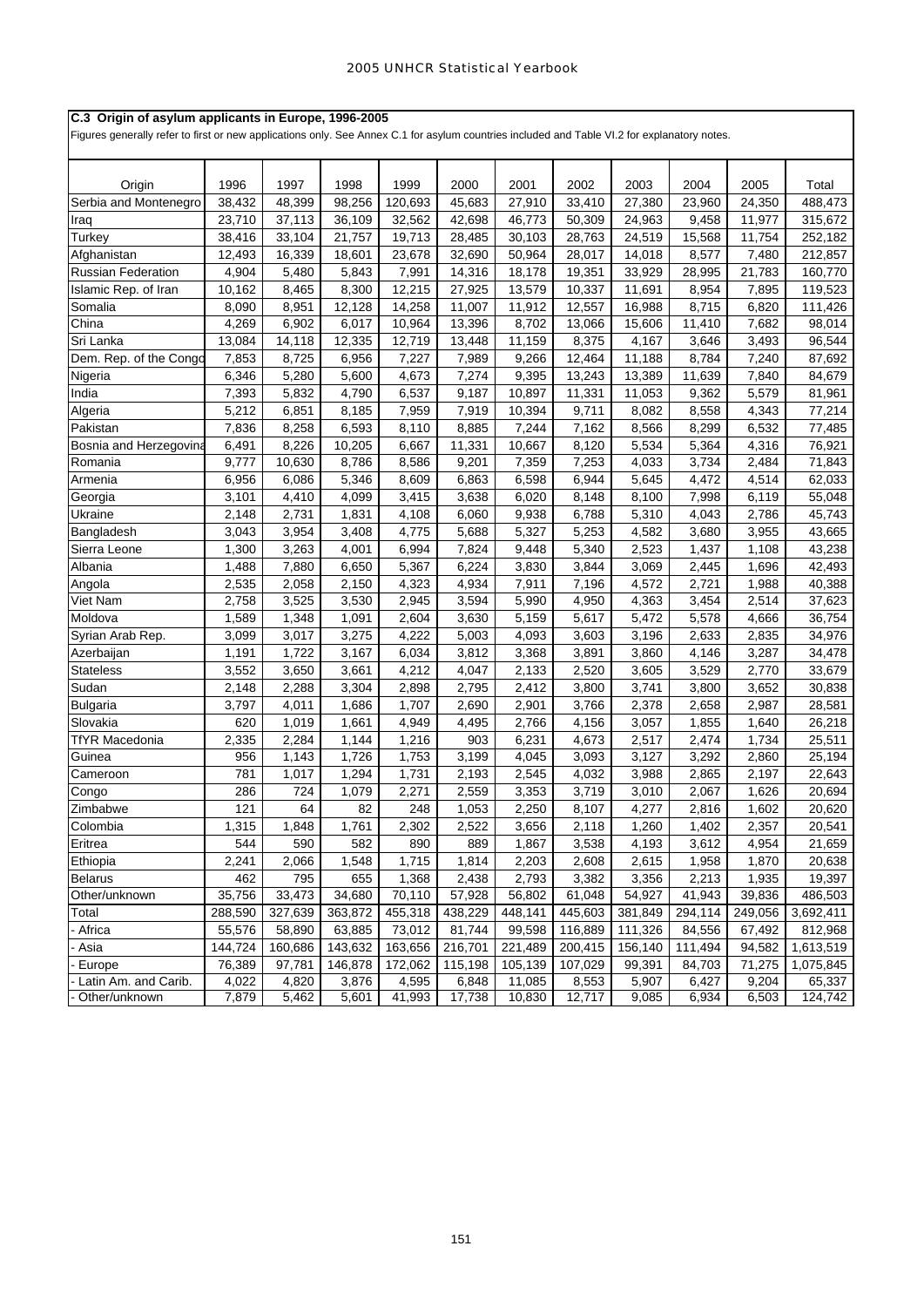## C.3 Origin of asylum applicants in Europe, 1996-2005

Figures generally refer to first or new applications only. See Annex C.1 for asylum countries included and Table VI.2 for explanatory notes.

| Origin | 1996 | 1997 | 1998 | 1999 | 2000 | 2001 | 2002 | 2003 | 2004 | 2005 | Total |
|---|---|---|---|---|---|---|---|---|---|---|---|
| Serbia and Montenegro | 38,432 | 48,399 | 98,256 | 120,693 | 45,683 | 27,910 | 33,410 | 27,380 | 23,960 | 24,350 | 488,473 |
| Iraq | 23,710 | 37,113 | 36,109 | 32,562 | 42,698 | 46,773 | 50,309 | 24,963 | 9,458 | 11,977 | 315,672 |
| Turkey | 38,416 | 33,104 | 21,757 | 19,713 | 28,485 | 30,103 | 28,763 | 24,519 | 15,568 | 11,754 | 252,182 |
| Afghanistan | 12,493 | 16,339 | 18,601 | 23,678 | 32,690 | 50,964 | 28,017 | 14,018 | 8,577 | 7,480 | 212,857 |
| Russian Federation | 4,904 | 5,480 | 5,843 | 7,991 | 14,316 | 18,178 | 19,351 | 33,929 | 28,995 | 21,783 | 160,770 |
| Islamic Rep. of Iran | 10,162 | 8,465 | 8,300 | 12,215 | 27,925 | 13,579 | 10,337 | 11,691 | 8,954 | 7,895 | 119,523 |
| Somalia | 8,090 | 8,951 | 12,128 | 14,258 | 11,007 | 11,912 | 12,557 | 16,988 | 8,715 | 6,820 | 111,426 |
| China | 4,269 | 6,902 | 6,017 | 10,964 | 13,396 | 8,702 | 13,066 | 15,606 | 11,410 | 7,682 | 98,014 |
| Sri Lanka | 13,084 | 14,118 | 12,335 | 12,719 | 13,448 | 11,159 | 8,375 | 4,167 | 3,646 | 3,493 | 96,544 |
| Dem. Rep. of the Congo | 7,853 | 8,725 | 6,956 | 7,227 | 7,989 | 9,266 | 12,464 | 11,188 | 8,784 | 7,240 | 87,692 |
| Nigeria | 6,346 | 5,280 | 5,600 | 4,673 | 7,274 | 9,395 | 13,243 | 13,389 | 11,639 | 7,840 | 84,679 |
| India | 7,393 | 5,832 | 4,790 | 6,537 | 9,187 | 10,897 | 11,331 | 11,053 | 9,362 | 5,579 | 81,961 |
| Algeria | 5,212 | 6,851 | 8,185 | 7,959 | 7,919 | 10,394 | 9,711 | 8,082 | 8,558 | 4,343 | 77,214 |
| Pakistan | 7,836 | 8,258 | 6,593 | 8,110 | 8,885 | 7,244 | 7,162 | 8,566 | 8,299 | 6,532 | 77,485 |
| Bosnia and Herzegovina | 6,491 | 8,226 | 10,205 | 6,667 | 11,331 | 10,667 | 8,120 | 5,534 | 5,364 | 4,316 | 76,921 |
| Romania | 9,777 | 10,630 | 8,786 | 8,586 | 9,201 | 7,359 | 7,253 | 4,033 | 3,734 | 2,484 | 71,843 |
| Armenia | 6,956 | 6,086 | 5,346 | 8,609 | 6,863 | 6,598 | 6,944 | 5,645 | 4,472 | 4,514 | 62,033 |
| Georgia | 3,101 | 4,410 | 4,099 | 3,415 | 3,638 | 6,020 | 8,148 | 8,100 | 7,998 | 6,119 | 55,048 |
| Ukraine | 2,148 | 2,731 | 1,831 | 4,108 | 6,060 | 9,938 | 6,788 | 5,310 | 4,043 | 2,786 | 45,743 |
| Bangladesh | 3,043 | 3,954 | 3,408 | 4,775 | 5,688 | 5,327 | 5,253 | 4,582 | 3,680 | 3,955 | 43,665 |
| Sierra Leone | 1,300 | 3,263 | 4,001 | 6,994 | 7,824 | 9,448 | 5,340 | 2,523 | 1,437 | 1,108 | 43,238 |
| Albania | 1,488 | 7,880 | 6,650 | 5,367 | 6,224 | 3,830 | 3,844 | 3,069 | 2,445 | 1,696 | 42,493 |
| Angola | 2,535 | 2,058 | 2,150 | 4,323 | 4,934 | 7,911 | 7,196 | 4,572 | 2,721 | 1,988 | 40,388 |
| Viet Nam | 2,758 | 3,525 | 3,530 | 2,945 | 3,594 | 5,990 | 4,950 | 4,363 | 3,454 | 2,514 | 37,623 |
| Moldova | 1,589 | 1,348 | 1,091 | 2,604 | 3,630 | 5,159 | 5,617 | 5,472 | 5,578 | 4,666 | 36,754 |
| Syrian Arab Rep. | 3,099 | 3,017 | 3,275 | 4,222 | 5,003 | 4,093 | 3,603 | 3,196 | 2,633 | 2,835 | 34,976 |
| Azerbaijan | 1,191 | 1,722 | 3,167 | 6,034 | 3,812 | 3,368 | 3,891 | 3,860 | 4,146 | 3,287 | 34,478 |
| Stateless | 3,552 | 3,650 | 3,661 | 4,212 | 4,047 | 2,133 | 2,520 | 3,605 | 3,529 | 2,770 | 33,679 |
| Sudan | 2,148 | 2,288 | 3,304 | 2,898 | 2,795 | 2,412 | 3,800 | 3,741 | 3,800 | 3,652 | 30,838 |
| Bulgaria | 3,797 | 4,011 | 1,686 | 1,707 | 2,690 | 2,901 | 3,766 | 2,378 | 2,658 | 2,987 | 28,581 |
| Slovakia | 620 | 1,019 | 1,661 | 4,949 | 4,495 | 2,766 | 4,156 | 3,057 | 1,855 | 1,640 | 26,218 |
| TfYR Macedonia | 2,335 | 2,284 | 1,144 | 1,216 | 903 | 6,231 | 4,673 | 2,517 | 2,474 | 1,734 | 25,511 |
| Guinea | 956 | 1,143 | 1,726 | 1,753 | 3,199 | 4,045 | 3,093 | 3,127 | 3,292 | 2,860 | 25,194 |
| Cameroon | 781 | 1,017 | 1,294 | 1,731 | 2,193 | 2,545 | 4,032 | 3,988 | 2,865 | 2,197 | 22,643 |
| Congo | 286 | 724 | 1,079 | 2,271 | 2,559 | 3,353 | 3,719 | 3,010 | 2,067 | 1,626 | 20,694 |
| Zimbabwe | 121 | 64 | 82 | 248 | 1,053 | 2,250 | 8,107 | 4,277 | 2,816 | 1,602 | 20,620 |
| Colombia | 1,315 | 1,848 | 1,761 | 2,302 | 2,522 | 3,656 | 2,118 | 1,260 | 1,402 | 2,357 | 20,541 |
| Eritrea | 544 | 590 | 582 | 890 | 889 | 1,867 | 3,538 | 4,193 | 3,612 | 4,954 | 21,659 |
| Ethiopia | 2,241 | 2,066 | 1,548 | 1,715 | 1,814 | 2,203 | 2,608 | 2,615 | 1,958 | 1,870 | 20,638 |
| Belarus | 462 | 795 | 655 | 1,368 | 2,438 | 2,793 | 3,382 | 3,356 | 2,213 | 1,935 | 19,397 |
| Other/unknown | 35,756 | 33,473 | 34,680 | 70,110 | 57,928 | 56,802 | 61,048 | 54,927 | 41,943 | 39,836 | 486,503 |
| Total | 288,590 | 327,639 | 363,872 | 455,318 | 438,229 | 448,141 | 445,603 | 381,849 | 294,114 | 249,056 | 3,692,411 |
| - Africa | 55,576 | 58,890 | 63,885 | 73,012 | 81,744 | 99,598 | 116,889 | 111,326 | 84,556 | 67,492 | 812,968 |
| - Asia | 144,724 | 160,686 | 143,632 | 163,656 | 216,701 | 221,489 | 200,415 | 156,140 | 111,494 | 94,582 | 1,613,519 |
| - Europe | 76,389 | 97,781 | 146,878 | 172,062 | 115,198 | 105,139 | 107,029 | 99,391 | 84,703 | 71,275 | 1,075,845 |
| - Latin Am. and Carib. | 4,022 | 4,820 | 3,876 | 4,595 | 6,848 | 11,085 | 8,553 | 5,907 | 6,427 | 9,204 | 65,337 |
| - Other/unknown | 7,879 | 5,462 | 5,601 | 41,993 | 17,738 | 10,830 | 12,717 | 9,085 | 6,934 | 6,503 | 124,742 |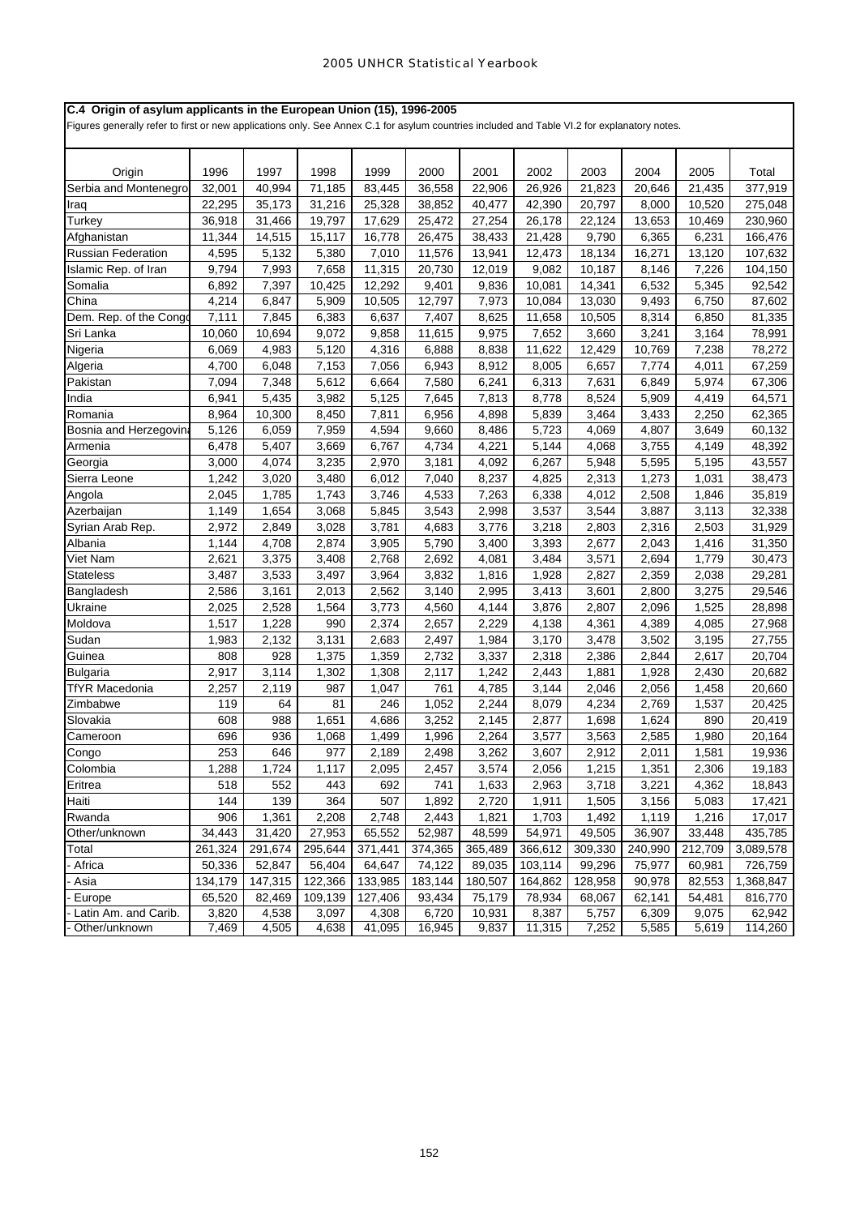## C.4 Origin of asylum applicants in the European Union (15), 1996-2005

Figures generally refer to first or new applications only. See Annex C.1 for asylum countries included and Table VI.2 for explanatory notes.

| Origin | 1996 | 1997 | 1998 | 1999 | 2000 | 2001 | 2002 | 2003 | 2004 | 2005 | Total |
|---|---|---|---|---|---|---|---|---|---|---|---|
| Serbia and Montenegro | 32,001 | 40,994 | 71,185 | 83,445 | 36,558 | 22,906 | 26,926 | 21,823 | 20,646 | 21,435 | 377,919 |
| Iraq | 22,295 | 35,173 | 31,216 | 25,328 | 38,852 | 40,477 | 42,390 | 20,797 | 8,000 | 10,520 | 275,048 |
| Turkey | 36,918 | 31,466 | 19,797 | 17,629 | 25,472 | 27,254 | 26,178 | 22,124 | 13,653 | 10,469 | 230,960 |
| Afghanistan | 11,344 | 14,515 | 15,117 | 16,778 | 26,475 | 38,433 | 21,428 | 9,790 | 6,365 | 6,231 | 166,476 |
| Russian Federation | 4,595 | 5,132 | 5,380 | 7,010 | 11,576 | 13,941 | 12,473 | 18,134 | 16,271 | 13,120 | 107,632 |
| Islamic Rep. of Iran | 9,794 | 7,993 | 7,658 | 11,315 | 20,730 | 12,019 | 9,082 | 10,187 | 8,146 | 7,226 | 104,150 |
| Somalia | 6,892 | 7,397 | 10,425 | 12,292 | 9,401 | 9,836 | 10,081 | 14,341 | 6,532 | 5,345 | 92,542 |
| China | 4,214 | 6,847 | 5,909 | 10,505 | 12,797 | 7,973 | 10,084 | 13,030 | 9,493 | 6,750 | 87,602 |
| Dem. Rep. of the Congo | 7,111 | 7,845 | 6,383 | 6,637 | 7,407 | 8,625 | 11,658 | 10,505 | 8,314 | 6,850 | 81,335 |
| Sri Lanka | 10,060 | 10,694 | 9,072 | 9,858 | 11,615 | 9,975 | 7,652 | 3,660 | 3,241 | 3,164 | 78,991 |
| Nigeria | 6,069 | 4,983 | 5,120 | 4,316 | 6,888 | 8,838 | 11,622 | 12,429 | 10,769 | 7,238 | 78,272 |
| Algeria | 4,700 | 6,048 | 7,153 | 7,056 | 6,943 | 8,912 | 8,005 | 6,657 | 7,774 | 4,011 | 67,259 |
| Pakistan | 7,094 | 7,348 | 5,612 | 6,664 | 7,580 | 6,241 | 6,313 | 7,631 | 6,849 | 5,974 | 67,306 |
| India | 6,941 | 5,435 | 3,982 | 5,125 | 7,645 | 7,813 | 8,778 | 8,524 | 5,909 | 4,419 | 64,571 |
| Romania | 8,964 | 10,300 | 8,450 | 7,811 | 6,956 | 4,898 | 5,839 | 3,464 | 3,433 | 2,250 | 62,365 |
| Bosnia and Herzegovina | 5,126 | 6,059 | 7,959 | 4,594 | 9,660 | 8,486 | 5,723 | 4,069 | 4,807 | 3,649 | 60,132 |
| Armenia | 6,478 | 5,407 | 3,669 | 6,767 | 4,734 | 4,221 | 5,144 | 4,068 | 3,755 | 4,149 | 48,392 |
| Georgia | 3,000 | 4,074 | 3,235 | 2,970 | 3,181 | 4,092 | 6,267 | 5,948 | 5,595 | 5,195 | 43,557 |
| Sierra Leone | 1,242 | 3,020 | 3,480 | 6,012 | 7,040 | 8,237 | 4,825 | 2,313 | 1,273 | 1,031 | 38,473 |
| Angola | 2,045 | 1,785 | 1,743 | 3,746 | 4,533 | 7,263 | 6,338 | 4,012 | 2,508 | 1,846 | 35,819 |
| Azerbaijan | 1,149 | 1,654 | 3,068 | 5,845 | 3,543 | 2,998 | 3,537 | 3,544 | 3,887 | 3,113 | 32,338 |
| Syrian Arab Rep. | 2,972 | 2,849 | 3,028 | 3,781 | 4,683 | 3,776 | 3,218 | 2,803 | 2,316 | 2,503 | 31,929 |
| Albania | 1,144 | 4,708 | 2,874 | 3,905 | 5,790 | 3,400 | 3,393 | 2,677 | 2,043 | 1,416 | 31,350 |
| Viet Nam | 2,621 | 3,375 | 3,408 | 2,768 | 2,692 | 4,081 | 3,484 | 3,571 | 2,694 | 1,779 | 30,473 |
| Stateless | 3,487 | 3,533 | 3,497 | 3,964 | 3,832 | 1,816 | 1,928 | 2,827 | 2,359 | 2,038 | 29,281 |
| Bangladesh | 2,586 | 3,161 | 2,013 | 2,562 | 3,140 | 2,995 | 3,413 | 3,601 | 2,800 | 3,275 | 29,546 |
| Ukraine | 2,025 | 2,528 | 1,564 | 3,773 | 4,560 | 4,144 | 3,876 | 2,807 | 2,096 | 1,525 | 28,898 |
| Moldova | 1,517 | 1,228 | 990 | 2,374 | 2,657 | 2,229 | 4,138 | 4,361 | 4,389 | 4,085 | 27,968 |
| Sudan | 1,983 | 2,132 | 3,131 | 2,683 | 2,497 | 1,984 | 3,170 | 3,478 | 3,502 | 3,195 | 27,755 |
| Guinea | 808 | 928 | 1,375 | 1,359 | 2,732 | 3,337 | 2,318 | 2,386 | 2,844 | 2,617 | 20,704 |
| Bulgaria | 2,917 | 3,114 | 1,302 | 1,308 | 2,117 | 1,242 | 2,443 | 1,881 | 1,928 | 2,430 | 20,682 |
| TfYR Macedonia | 2,257 | 2,119 | 987 | 1,047 | 761 | 4,785 | 3,144 | 2,046 | 2,056 | 1,458 | 20,660 |
| Zimbabwe | 119 | 64 | 81 | 246 | 1,052 | 2,244 | 8,079 | 4,234 | 2,769 | 1,537 | 20,425 |
| Slovakia | 608 | 988 | 1,651 | 4,686 | 3,252 | 2,145 | 2,877 | 1,698 | 1,624 | 890 | 20,419 |
| Cameroon | 696 | 936 | 1,068 | 1,499 | 1,996 | 2,264 | 3,577 | 3,563 | 2,585 | 1,980 | 20,164 |
| Congo | 253 | 646 | 977 | 2,189 | 2,498 | 3,262 | 3,607 | 2,912 | 2,011 | 1,581 | 19,936 |
| Colombia | 1,288 | 1,724 | 1,117 | 2,095 | 2,457 | 3,574 | 2,056 | 1,215 | 1,351 | 2,306 | 19,183 |
| Eritrea | 518 | 552 | 443 | 692 | 741 | 1,633 | 2,963 | 3,718 | 3,221 | 4,362 | 18,843 |
| Haiti | 144 | 139 | 364 | 507 | 1,892 | 2,720 | 1,911 | 1,505 | 3,156 | 5,083 | 17,421 |
| Rwanda | 906 | 1,361 | 2,208 | 2,748 | 2,443 | 1,821 | 1,703 | 1,492 | 1,119 | 1,216 | 17,017 |
| Other/unknown | 34,443 | 31,420 | 27,953 | 65,552 | 52,987 | 48,599 | 54,971 | 49,505 | 36,907 | 33,448 | 435,785 |
| Total | 261,324 | 291,674 | 295,644 | 371,441 | 374,365 | 365,489 | 366,612 | 309,330 | 240,990 | 212,709 | 3,089,578 |
| - Africa | 50,336 | 52,847 | 56,404 | 64,647 | 74,122 | 89,035 | 103,114 | 99,296 | 75,977 | 60,981 | 726,759 |
| - Asia | 134,179 | 147,315 | 122,366 | 133,985 | 183,144 | 180,507 | 164,862 | 128,958 | 90,978 | 82,553 | 1,368,847 |
| - Europe | 65,520 | 82,469 | 109,139 | 127,406 | 93,434 | 75,179 | 78,934 | 68,067 | 62,141 | 54,481 | 816,770 |
| - Latin Am. and Carib. | 3,820 | 4,538 | 3,097 | 4,308 | 6,720 | 10,931 | 8,387 | 5,757 | 6,309 | 9,075 | 62,942 |
| - Other/unknown | 7,469 | 4,505 | 4,638 | 41,095 | 16,945 | 9,837 | 11,315 | 7,252 | 5,585 | 5,619 | 114,260 |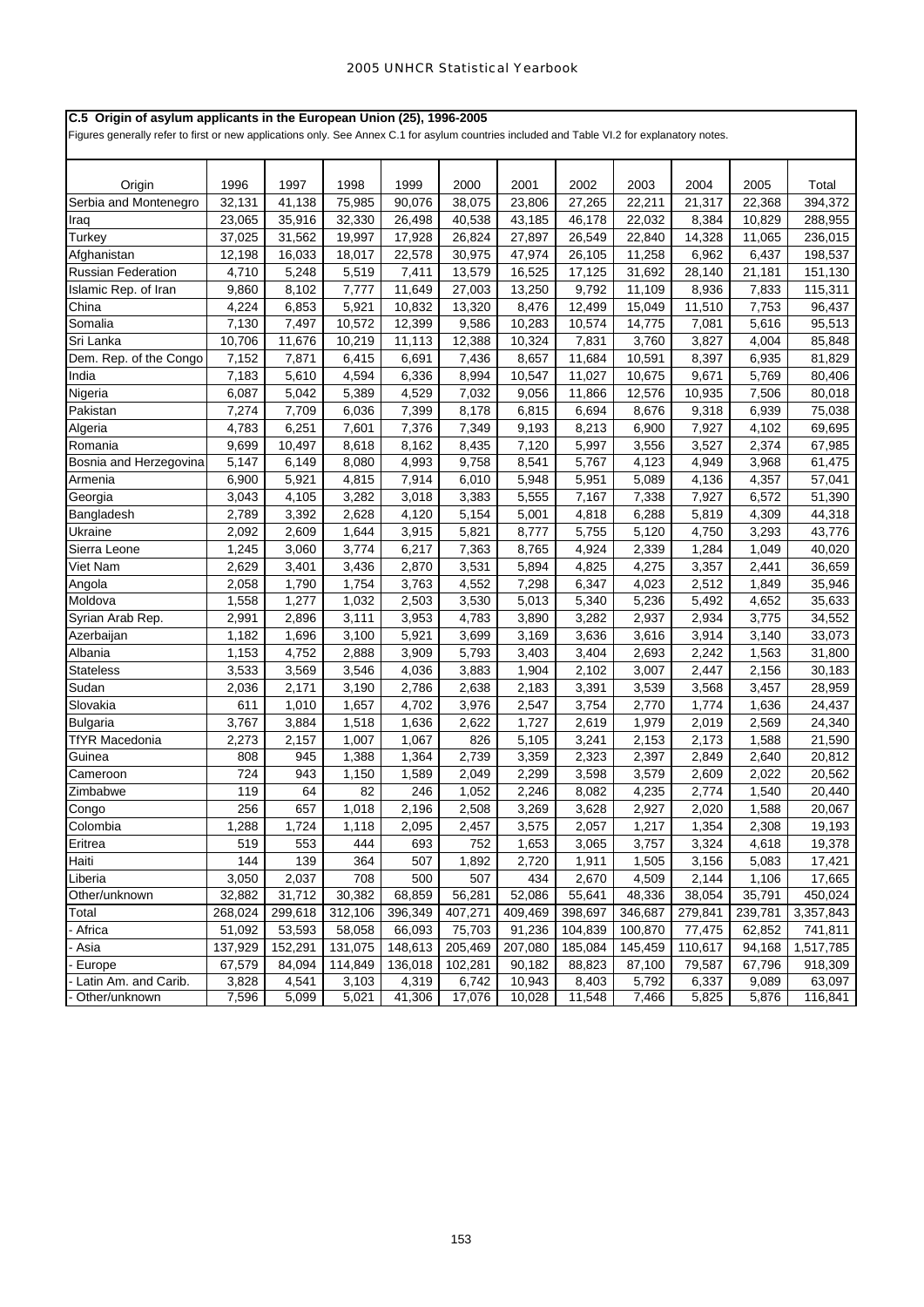**C.5 Origin of asylum applicants in the European Union (25), 1996-2005**

Figures generally refer to first or new applications only. See Annex C.1 for asylum countries included and Table VI.2 for explanatory notes.

| Origin | 1996 | 1997 | 1998 | 1999 | 2000 | 2001 | 2002 | 2003 | 2004 | 2005 | Total |
|---|---|---|---|---|---|---|---|---|---|---|---|
| Serbia and Montenegro | 32,131 | 41,138 | 75,985 | 90,076 | 38,075 | 23,806 | 27,265 | 22,211 | 21,317 | 22,368 | 394,372 |
| Iraq | 23,065 | 35,916 | 32,330 | 26,498 | 40,538 | 43,185 | 46,178 | 22,032 | 8,384 | 10,829 | 288,955 |
| Turkey | 37,025 | 31,562 | 19,997 | 17,928 | 26,824 | 27,897 | 26,549 | 22,840 | 14,328 | 11,065 | 236,015 |
| Afghanistan | 12,198 | 16,033 | 18,017 | 22,578 | 30,975 | 47,974 | 26,105 | 11,258 | 6,962 | 6,437 | 198,537 |
| Russian Federation | 4,710 | 5,248 | 5,519 | 7,411 | 13,579 | 16,525 | 17,125 | 31,692 | 28,140 | 21,181 | 151,130 |
| Islamic Rep. of Iran | 9,860 | 8,102 | 7,777 | 11,649 | 27,003 | 13,250 | 9,792 | 11,109 | 8,936 | 7,833 | 115,311 |
| China | 4,224 | 6,853 | 5,921 | 10,832 | 13,320 | 8,476 | 12,499 | 15,049 | 11,510 | 7,753 | 96,437 |
| Somalia | 7,130 | 7,497 | 10,572 | 12,399 | 9,586 | 10,283 | 10,574 | 14,775 | 7,081 | 5,616 | 95,513 |
| Sri Lanka | 10,706 | 11,676 | 10,219 | 11,113 | 12,388 | 10,324 | 7,831 | 3,760 | 3,827 | 4,004 | 85,848 |
| Dem. Rep. of the Congo | 7,152 | 7,871 | 6,415 | 6,691 | 7,436 | 8,657 | 11,684 | 10,591 | 8,397 | 6,935 | 81,829 |
| India | 7,183 | 5,610 | 4,594 | 6,336 | 8,994 | 10,547 | 11,027 | 10,675 | 9,671 | 5,769 | 80,406 |
| Nigeria | 6,087 | 5,042 | 5,389 | 4,529 | 7,032 | 9,056 | 11,866 | 12,576 | 10,935 | 7,506 | 80,018 |
| Pakistan | 7,274 | 7,709 | 6,036 | 7,399 | 8,178 | 6,815 | 6,694 | 8,676 | 9,318 | 6,939 | 75,038 |
| Algeria | 4,783 | 6,251 | 7,601 | 7,376 | 7,349 | 9,193 | 8,213 | 6,900 | 7,927 | 4,102 | 69,695 |
| Romania | 9,699 | 10,497 | 8,618 | 8,162 | 8,435 | 7,120 | 5,997 | 3,556 | 3,527 | 2,374 | 67,985 |
| Bosnia and Herzegovina | 5,147 | 6,149 | 8,080 | 4,993 | 9,758 | 8,541 | 5,767 | 4,123 | 4,949 | 3,968 | 61,475 |
| Armenia | 6,900 | 5,921 | 4,815 | 7,914 | 6,010 | 5,948 | 5,951 | 5,089 | 4,136 | 4,357 | 57,041 |
| Georgia | 3,043 | 4,105 | 3,282 | 3,018 | 3,383 | 5,555 | 7,167 | 7,338 | 7,927 | 6,572 | 51,390 |
| Bangladesh | 2,789 | 3,392 | 2,628 | 4,120 | 5,154 | 5,001 | 4,818 | 6,288 | 5,819 | 4,309 | 44,318 |
| Ukraine | 2,092 | 2,609 | 1,644 | 3,915 | 5,821 | 8,777 | 5,755 | 5,120 | 4,750 | 3,293 | 43,776 |
| Sierra Leone | 1,245 | 3,060 | 3,774 | 6,217 | 7,363 | 8,765 | 4,924 | 2,339 | 1,284 | 1,049 | 40,020 |
| Viet Nam | 2,629 | 3,401 | 3,436 | 2,870 | 3,531 | 5,894 | 4,825 | 4,275 | 3,357 | 2,441 | 36,659 |
| Angola | 2,058 | 1,790 | 1,754 | 3,763 | 4,552 | 7,298 | 6,347 | 4,023 | 2,512 | 1,849 | 35,946 |
| Moldova | 1,558 | 1,277 | 1,032 | 2,503 | 3,530 | 5,013 | 5,340 | 5,236 | 5,492 | 4,652 | 35,633 |
| Syrian Arab Rep. | 2,991 | 2,896 | 3,111 | 3,953 | 4,783 | 3,890 | 3,282 | 2,937 | 2,934 | 3,775 | 34,552 |
| Azerbaijan | 1,182 | 1,696 | 3,100 | 5,921 | 3,699 | 3,169 | 3,636 | 3,616 | 3,914 | 3,140 | 33,073 |
| Albania | 1,153 | 4,752 | 2,888 | 3,909 | 5,793 | 3,403 | 3,404 | 2,693 | 2,242 | 1,563 | 31,800 |
| Stateless | 3,533 | 3,569 | 3,546 | 4,036 | 3,883 | 1,904 | 2,102 | 3,007 | 2,447 | 2,156 | 30,183 |
| Sudan | 2,036 | 2,171 | 3,190 | 2,786 | 2,638 | 2,183 | 3,391 | 3,539 | 3,568 | 3,457 | 28,959 |
| Slovakia | 611 | 1,010 | 1,657 | 4,702 | 3,976 | 2,547 | 3,754 | 2,770 | 1,774 | 1,636 | 24,437 |
| Bulgaria | 3,767 | 3,884 | 1,518 | 1,636 | 2,622 | 1,727 | 2,619 | 1,979 | 2,019 | 2,569 | 24,340 |
| TfYR Macedonia | 2,273 | 2,157 | 1,007 | 1,067 | 826 | 5,105 | 3,241 | 2,153 | 2,173 | 1,588 | 21,590 |
| Guinea | 808 | 945 | 1,388 | 1,364 | 2,739 | 3,359 | 2,323 | 2,397 | 2,849 | 2,640 | 20,812 |
| Cameroon | 724 | 943 | 1,150 | 1,589 | 2,049 | 2,299 | 3,598 | 3,579 | 2,609 | 2,022 | 20,562 |
| Zimbabwe | 119 | 64 | 82 | 246 | 1,052 | 2,246 | 8,082 | 4,235 | 2,774 | 1,540 | 20,440 |
| Congo | 256 | 657 | 1,018 | 2,196 | 2,508 | 3,269 | 3,628 | 2,927 | 2,020 | 1,588 | 20,067 |
| Colombia | 1,288 | 1,724 | 1,118 | 2,095 | 2,457 | 3,575 | 2,057 | 1,217 | 1,354 | 2,308 | 19,193 |
| Eritrea | 519 | 553 | 444 | 693 | 752 | 1,653 | 3,065 | 3,757 | 3,324 | 4,618 | 19,378 |
| Haiti | 144 | 139 | 364 | 507 | 1,892 | 2,720 | 1,911 | 1,505 | 3,156 | 5,083 | 17,421 |
| Liberia | 3,050 | 2,037 | 708 | 500 | 507 | 434 | 2,670 | 4,509 | 2,144 | 1,106 | 17,665 |
| Other/unknown | 32,882 | 31,712 | 30,382 | 68,859 | 56,281 | 52,086 | 55,641 | 48,336 | 38,054 | 35,791 | 450,024 |
| Total | 268,024 | 299,618 | 312,106 | 396,349 | 407,271 | 409,469 | 398,697 | 346,687 | 279,841 | 239,781 | 3,357,843 |
| - Africa | 51,092 | 53,593 | 58,058 | 66,093 | 75,703 | 91,236 | 104,839 | 100,870 | 77,475 | 62,852 | 741,811 |
| - Asia | 137,929 | 152,291 | 131,075 | 148,613 | 205,469 | 207,080 | 185,084 | 145,459 | 110,617 | 94,168 | 1,517,785 |
| - Europe | 67,579 | 84,094 | 114,849 | 136,018 | 102,281 | 90,182 | 88,823 | 87,100 | 79,587 | 67,796 | 918,309 |
| - Latin Am. and Carib. | 3,828 | 4,541 | 3,103 | 4,319 | 6,742 | 10,943 | 8,403 | 5,792 | 6,337 | 9,089 | 63,097 |
| - Other/unknown | 7,596 | 5,099 | 5,021 | 41,306 | 17,076 | 10,028 | 11,548 | 7,466 | 5,825 | 5,876 | 116,841 |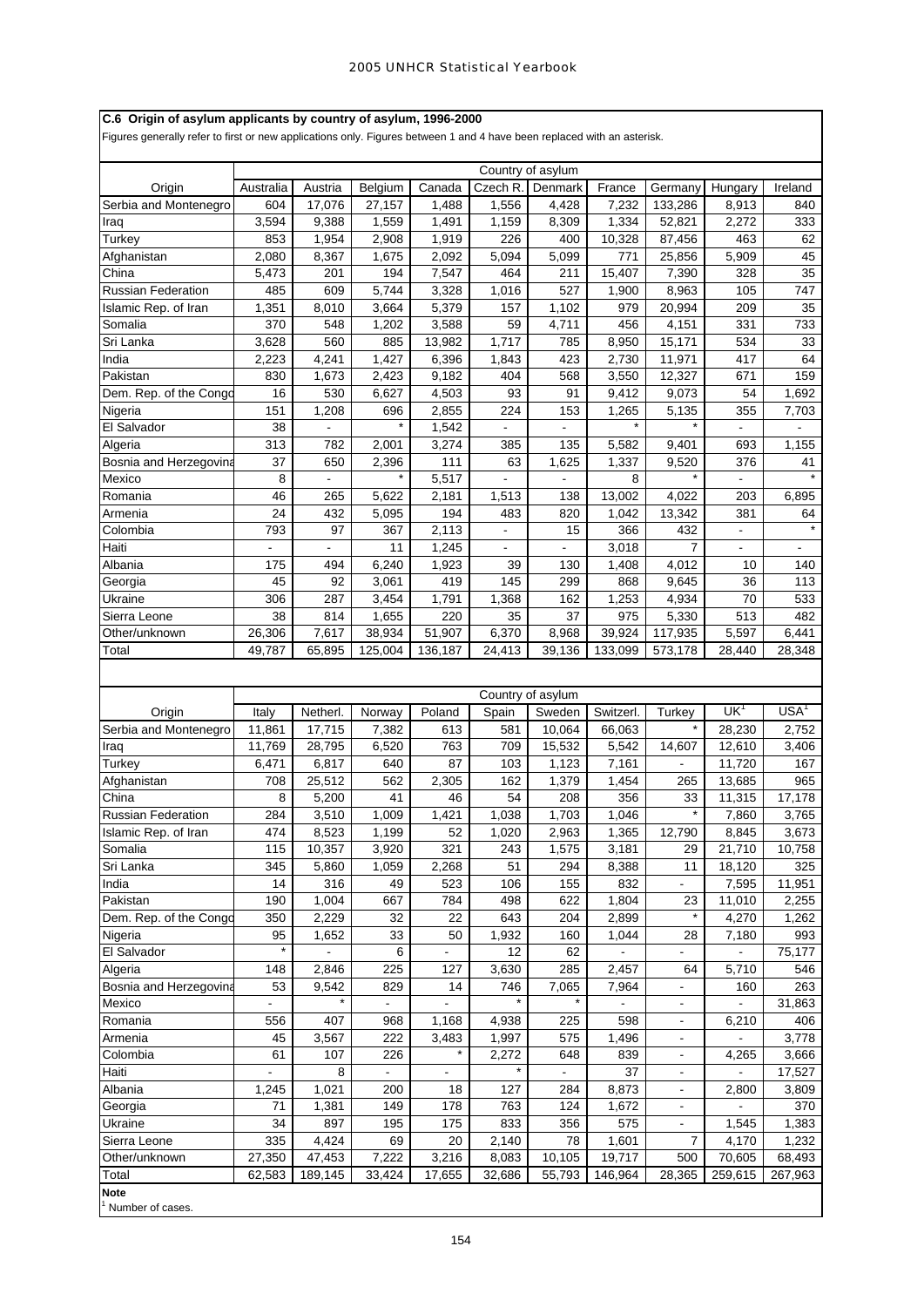## C.6 Origin of asylum applicants by country of asylum, 1996-2000

Figures generally refer to first or new applications only. Figures between 1 and 4 have been replaced with an asterisk.

| | Country of asylum | | | | | | | | | |
|---|---|---|---|---|---|---|---|---|---|---|
| Origin | Australia | Austria | Belgium | Canada | Czech R. | Denmark | France | Germany | Hungary | Ireland |
| Serbia and Montenegro | 604 | 17,076 | 27,157 | 1,488 | 1,556 | 4,428 | 7,232 | 133,286 | 8,913 | 840 |
| Iraq | 3,594 | 9,388 | 1,559 | 1,491 | 1,159 | 8,309 | 1,334 | 52,821 | 2,272 | 333 |
| Turkey | 853 | 1,954 | 2,908 | 1,919 | 226 | 400 | 10,328 | 87,456 | 463 | 62 |
| Afghanistan | 2,080 | 8,367 | 1,675 | 2,092 | 5,094 | 5,099 | 771 | 25,856 | 5,909 | 45 |
| China | 5,473 | 201 | 194 | 7,547 | 464 | 211 | 15,407 | 7,390 | 328 | 35 |
| Russian Federation | 485 | 609 | 5,744 | 3,328 | 1,016 | 527 | 1,900 | 8,963 | 105 | 747 |
| Islamic Rep. of Iran | 1,351 | 8,010 | 3,664 | 5,379 | 157 | 1,102 | 979 | 20,994 | 209 | 35 |
| Somalia | 370 | 548 | 1,202 | 3,588 | 59 | 4,711 | 456 | 4,151 | 331 | 733 |
| Sri Lanka | 3,628 | 560 | 885 | 13,982 | 1,717 | 785 | 8,950 | 15,171 | 534 | 33 |
| India | 2,223 | 4,241 | 1,427 | 6,396 | 1,843 | 423 | 2,730 | 11,971 | 417 | 64 |
| Pakistan | 830 | 1,673 | 2,423 | 9,182 | 404 | 568 | 3,550 | 12,327 | 671 | 159 |
| Dem. Rep. of the Congo | 16 | 530 | 6,627 | 4,503 | 93 | 91 | 9,412 | 9,073 | 54 | 1,692 |
| Nigeria | 151 | 1,208 | 696 | 2,855 | 224 | 153 | 1,265 | 5,135 | 355 | 7,703 |
| El Salvador | 38 | - | * | 1,542 | - | - | * | * | - | - |
| Algeria | 313 | 782 | 2,001 | 3,274 | 385 | 135 | 5,582 | 9,401 | 693 | 1,155 |
| Bosnia and Herzegovina | 37 | 650 | 2,396 | 111 | 63 | 1,625 | 1,337 | 9,520 | 376 | 41 |
| Mexico | 8 | - | * | 5,517 | - | - | 8 | * | - | * |
| Romania | 46 | 265 | 5,622 | 2,181 | 1,513 | 138 | 13,002 | 4,022 | 203 | 6,895 |
| Armenia | 24 | 432 | 5,095 | 194 | 483 | 820 | 1,042 | 13,342 | 381 | 64 |
| Colombia | 793 | 97 | 367 | 2,113 | - | 15 | 366 | 432 | - | * |
| Haiti | - | - | 11 | 1,245 | - | - | 3,018 | 7 | - | - |
| Albania | 175 | 494 | 6,240 | 1,923 | 39 | 130 | 1,408 | 4,012 | 10 | 140 |
| Georgia | 45 | 92 | 3,061 | 419 | 145 | 299 | 868 | 9,645 | 36 | 113 |
| Ukraine | 306 | 287 | 3,454 | 1,791 | 1,368 | 162 | 1,253 | 4,934 | 70 | 533 |
| Sierra Leone | 38 | 814 | 1,655 | 220 | 35 | 37 | 975 | 5,330 | 513 | 482 |
| Other/unknown | 26,306 | 7,617 | 38,934 | 51,907 | 6,370 | 8,968 | 39,924 | 117,935 | 5,597 | 6,441 |
| Total | 49,787 | 65,895 | 125,004 | 136,187 | 24,413 | 39,136 | 133,099 | 573,178 | 28,440 | 28,348 |

| | Country of asylum | | | | | | | | | |
|---|---|---|---|---|---|---|---|---|---|---|
| Origin | Italy | Netherl. | Norway | Poland | Spain | Sweden | Switzerl. | Turkey | UK[1] | USA[1] |
| Serbia and Montenegro | 11,861 | 17,715 | 7,382 | 613 | 581 | 10,064 | 66,063 | * | 28,230 | 2,752 |
| Iraq | 11,769 | 28,795 | 6,520 | 763 | 709 | 15,532 | 5,542 | 14,607 | 12,610 | 3,406 |
| Turkey | 6,471 | 6,817 | 640 | 87 | 103 | 1,123 | 7,161 | - | 11,720 | 167 |
| Afghanistan | 708 | 25,512 | 562 | 2,305 | 162 | 1,379 | 1,454 | 265 | 13,685 | 965 |
| China | 8 | 5,200 | 41 | 46 | 54 | 208 | 356 | 33 | 11,315 | 17,178 |
| Russian Federation | 284 | 3,510 | 1,009 | 1,421 | 1,038 | 1,703 | 1,046 | * | 7,860 | 3,765 |
| Islamic Rep. of Iran | 474 | 8,523 | 1,199 | 52 | 1,020 | 2,963 | 1,365 | 12,790 | 8,845 | 3,673 |
| Somalia | 115 | 10,357 | 3,920 | 321 | 243 | 1,575 | 3,181 | 29 | 21,710 | 10,758 |
| Sri Lanka | 345 | 5,860 | 1,059 | 2,268 | 51 | 294 | 8,388 | 11 | 18,120 | 325 |
| India | 14 | 316 | 49 | 523 | 106 | 155 | 832 | - | 7,595 | 11,951 |
| Pakistan | 190 | 1,004 | 667 | 784 | 498 | 622 | 1,804 | 23 | 11,010 | 2,255 |
| Dem. Rep. of the Congo | 350 | 2,229 | 32 | 22 | 643 | 204 | 2,899 | * | 4,270 | 1,262 |
| Nigeria | 95 | 1,652 | 33 | 50 | 1,932 | 160 | 1,044 | 28 | 7,180 | 993 |
| El Salvador | * | - | 6 | - | 12 | 62 | - | - | - | 75,177 |
| Algeria | 148 | 2,846 | 225 | 127 | 3,630 | 285 | 2,457 | 64 | 5,710 | 546 |
| Bosnia and Herzegovina | 53 | 9,542 | 829 | 14 | 746 | 7,065 | 7,964 | - | 160 | 263 |
| Mexico | - | * | - | - | * | * | - | - | - | 31,863 |
| Romania | 556 | 407 | 968 | 1,168 | 4,938 | 225 | 598 | - | 6,210 | 406 |
| Armenia | 45 | 3,567 | 222 | 3,483 | 1,997 | 575 | 1,496 | - | - | 3,778 |
| Colombia | 61 | 107 | 226 | * | 2,272 | 648 | 839 | - | 4,265 | 3,666 |
| Haiti | - | 8 | - | - | * | - | 37 | - | - | 17,527 |
| Albania | 1,245 | 1,021 | 200 | 18 | 127 | 284 | 8,873 | - | 2,800 | 3,809 |
| Georgia | 71 | 1,381 | 149 | 178 | 763 | 124 | 1,672 | - | - | 370 |
| Ukraine | 34 | 897 | 195 | 175 | 833 | 356 | 575 | - | 1,545 | 1,383 |
| Sierra Leone | 335 | 4,424 | 69 | 20 | 2,140 | 78 | 1,601 | 7 | 4,170 | 1,232 |
| Other/unknown | 27,350 | 47,453 | 7,222 | 3,216 | 8,083 | 10,105 | 19,717 | 500 | 70,605 | 68,493 |
| Total | 62,583 | 189,145 | 33,424 | 17,655 | 32,686 | 55,793 | 146,964 | 28,365 | 259,615 | 267,963 |

**Note**

[1] Number of cases.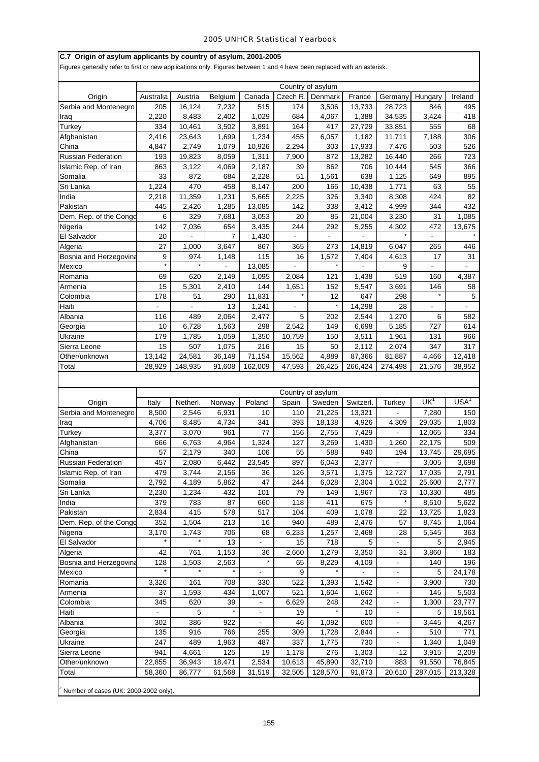## C.7 Origin of asylum applicants by country of asylum, 2001-2005

Figures generally refer to first or new applications only. Figures between 1 and 4 have been replaced with an asterisk.

| | Country of asylum | | | | | | | | | |
|---|---|---|---|---|---|---|---|---|---|---|
| Origin | Australia | Austria | Belgium | Canada | Czech R. | Denmark | France | Germany | Hungary | Ireland |
| Serbia and Montenegro | 205 | 16,124 | 7,232 | 515 | 174 | 3,506 | 13,733 | 28,723 | 846 | 495 |
| Iraq | 2,220 | 8,483 | 2,402 | 1,029 | 684 | 4,067 | 1,388 | 34,535 | 3,424 | 418 |
| Turkey | 334 | 10,461 | 3,502 | 3,891 | 164 | 417 | 27,729 | 33,851 | 555 | 68 |
| Afghanistan | 2,416 | 23,643 | 1,699 | 1,234 | 455 | 6,057 | 1,182 | 11,711 | 7,188 | 306 |
| China | 4,847 | 2,749 | 1,079 | 10,926 | 2,294 | 303 | 17,933 | 7,476 | 503 | 526 |
| Russian Federation | 193 | 19,823 | 8,059 | 1,311 | 7,900 | 872 | 13,282 | 16,440 | 266 | 723 |
| Islamic Rep. of Iran | 863 | 3,122 | 4,069 | 2,187 | 39 | 862 | 706 | 10,444 | 545 | 366 |
| Somalia | 33 | 872 | 684 | 2,228 | 51 | 1,561 | 638 | 1,125 | 649 | 895 |
| Sri Lanka | 1,224 | 470 | 458 | 8,147 | 200 | 166 | 10,438 | 1,771 | 63 | 55 |
| India | 2,218 | 11,359 | 1,231 | 5,665 | 2,225 | 326 | 3,340 | 8,308 | 424 | 82 |
| Pakistan | 445 | 2,426 | 1,285 | 13,085 | 142 | 338 | 3,412 | 4,999 | 344 | 432 |
| Dem. Rep. of the Congo | 6 | 329 | 7,681 | 3,053 | 20 | 85 | 21,004 | 3,230 | 31 | 1,085 |
| Nigeria | 142 | 7,036 | 654 | 3,435 | 244 | 292 | 5,255 | 4,302 | 472 | 13,675 |
| El Salvador | 20 | - | 7 | 1,430 | - | - | - | * | - | * |
| Algeria | 27 | 1,000 | 3,647 | 867 | 365 | 273 | 14,819 | 6,047 | 265 | 446 |
| Bosnia and Herzegovina | 9 | 974 | 1,148 | 115 | 16 | 1,572 | 7,404 | 4,613 | 17 | 31 |
| Mexico | * | * | - | 13,085 | - | * | - | 9 | - | - |
| Romania | 69 | 620 | 2,149 | 1,095 | 2,084 | 121 | 1,438 | 519 | 160 | 4,387 |
| Armenia | 15 | 5,301 | 2,410 | 144 | 1,651 | 152 | 5,547 | 3,691 | 146 | 58 |
| Colombia | 178 | 51 | 290 | 11,831 | * | 12 | 647 | 298 | * | 5 |
| Haiti | - | - | 13 | 1,241 | - | * | 14,298 | 28 | - | - |
| Albania | 116 | 489 | 2,064 | 2,477 | 5 | 202 | 2,544 | 1,270 | 6 | 582 |
| Georgia | 10 | 6,728 | 1,563 | 298 | 2,542 | 149 | 6,698 | 5,185 | 727 | 614 |
| Ukraine | 179 | 1,785 | 1,059 | 1,350 | 10,759 | 150 | 3,511 | 1,961 | 131 | 966 |
| Sierra Leone | 15 | 507 | 1,075 | 216 | 15 | 50 | 2,112 | 2,074 | 347 | 317 |
| Other/unknown | 13,142 | 24,581 | 36,148 | 71,154 | 15,562 | 4,889 | 87,366 | 81,887 | 4,466 | 12,418 |
| Total | 28,929 | 148,935 | 91,608 | 162,009 | 47,593 | 26,425 | 266,424 | 274,498 | 21,576 | 38,952 |

| | Country of asylum | | | | | | | | | |
|---|---|---|---|---|---|---|---|---|---|---|
| Origin | Italy | Netherl. | Norway | Poland | Spain | Sweden | Switzerl. | Turkey | UK[1] | USA[1] |
| Serbia and Montenegro | 8,500 | 2,546 | 6,931 | 10 | 110 | 21,225 | 13,321 | - | 7,280 | 150 |
| Iraq | 4,706 | 8,485 | 4,734 | 341 | 393 | 18,138 | 4,926 | 4,309 | 29,035 | 1,803 |
| Turkey | 3,377 | 3,070 | 961 | 77 | 156 | 2,755 | 7,429 | - | 12,065 | 334 |
| Afghanistan | 666 | 6,763 | 4,964 | 1,324 | 127 | 3,269 | 1,430 | 1,260 | 22,175 | 509 |
| China | 57 | 2,179 | 340 | 106 | 55 | 588 | 940 | 194 | 13,745 | 29,695 |
| Russian Federation | 457 | 2,080 | 6,442 | 23,545 | 897 | 6,043 | 2,377 | - | 3,005 | 3,698 |
| Islamic Rep. of Iran | 479 | 3,744 | 2,156 | 36 | 126 | 3,571 | 1,375 | 12,727 | 17,035 | 2,791 |
| Somalia | 2,792 | 4,189 | 5,862 | 47 | 244 | 6,028 | 2,304 | 1,012 | 25,600 | 2,777 |
| Sri Lanka | 2,230 | 1,234 | 432 | 101 | 79 | 149 | 1,967 | 73 | 10,330 | 485 |
| India | 379 | 783 | 87 | 660 | 118 | 411 | 675 | * | 8,610 | 5,622 |
| Pakistan | 2,834 | 415 | 578 | 517 | 104 | 409 | 1,078 | 22 | 13,725 | 1,823 |
| Dem. Rep. of the Congo | 352 | 1,504 | 213 | 16 | 940 | 489 | 2,476 | 57 | 8,745 | 1,064 |
| Nigeria | 3,170 | 1,743 | 706 | 68 | 6,233 | 1,257 | 2,468 | 28 | 5,545 | 363 |
| El Salvador | * | * | 13 | - | 15 | 718 | 5 | - | 5 | 2,945 |
| Algeria | 42 | 761 | 1,153 | 36 | 2,660 | 1,279 | 3,350 | 31 | 3,860 | 183 |
| Bosnia and Herzegovina | 128 | 1,503 | 2,563 | * | 65 | 8,229 | 4,109 | - | 140 | 196 |
| Mexico | * | * | * | - | 9 | * | - | - | 5 | 24,178 |
| Romania | 3,326 | 161 | 708 | 330 | 522 | 1,393 | 1,542 | - | 3,900 | 730 |
| Armenia | 37 | 1,593 | 434 | 1,007 | 521 | 1,604 | 1,662 | - | 145 | 5,503 |
| Colombia | 345 | 620 | 39 | - | 6,629 | 248 | 242 | - | 1,300 | 23,777 |
| Haiti | - | 5 | * | - | 19 | * | 10 | - | 5 | 19,561 |
| Albania | 302 | 386 | 922 | - | 46 | 1,092 | 600 | - | 3,445 | 4,267 |
| Georgia | 135 | 916 | 766 | 255 | 309 | 1,728 | 2,844 | - | 510 | 771 |
| Ukraine | 247 | 489 | 1,963 | 487 | 337 | 1,775 | 730 | - | 1,340 | 1,049 |
| Sierra Leone | 941 | 4,661 | 125 | 19 | 1,178 | 276 | 1,303 | 12 | 3,915 | 2,209 |
| Other/unknown | 22,855 | 36,943 | 18,471 | 2,534 | 10,613 | 45,890 | 32,710 | 883 | 91,550 | 76,845 |
| Total | 58,360 | 86,777 | 61,568 | 31,519 | 32,505 | 128,570 | 91,873 | 20,610 | 287,015 | 213,328 |

[1] Number of cases (UK: 2000-2002 only).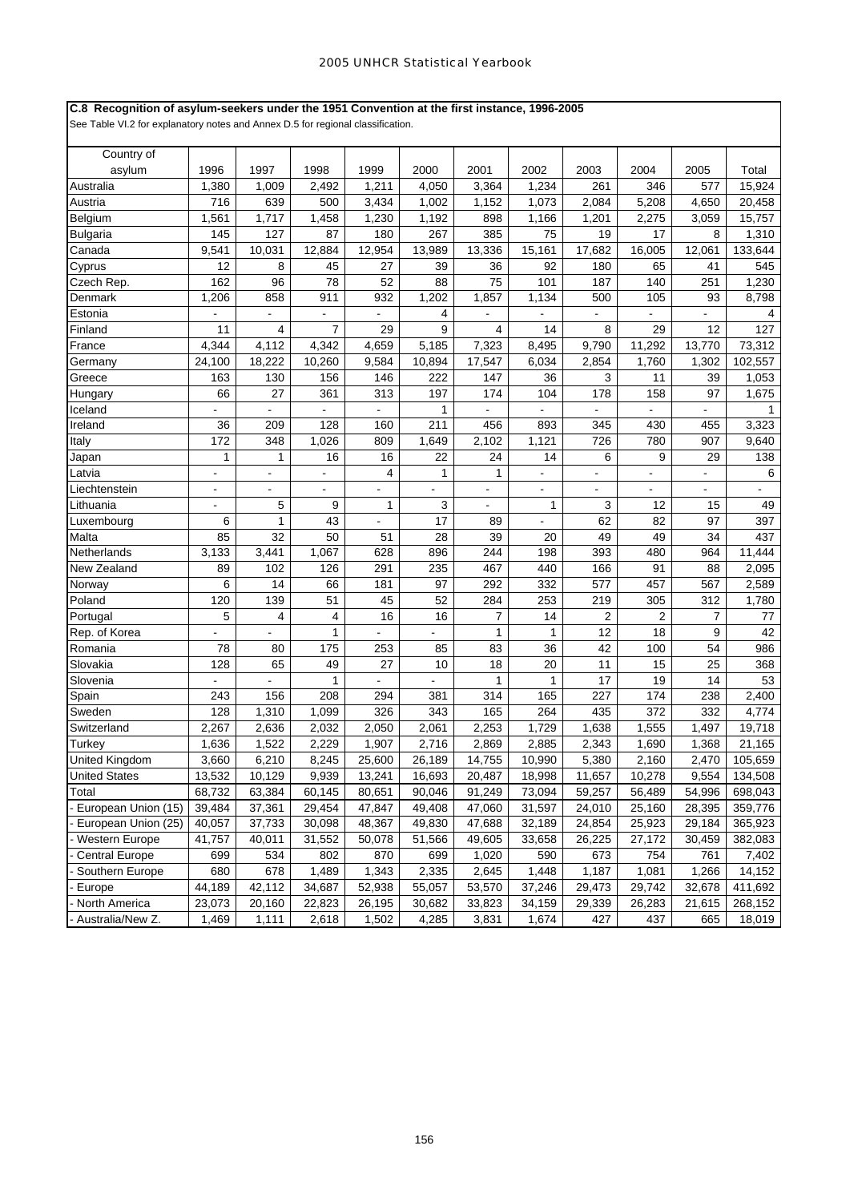**C.8 Recognition of asylum-seekers under the 1951 Convention at the first instance, 1996-2005**

See Table VI.2 for explanatory notes and Annex D.5 for regional classification.

| Country of asylum | 1996 | 1997 | 1998 | 1999 | 2000 | 2001 | 2002 | 2003 | 2004 | 2005 | Total |
|---|---|---|---|---|---|---|---|---|---|---|---|
| Australia | 1,380 | 1,009 | 2,492 | 1,211 | 4,050 | 3,364 | 1,234 | 261 | 346 | 577 | 15,924 |
| Austria | 716 | 639 | 500 | 3,434 | 1,002 | 1,152 | 1,073 | 2,084 | 5,208 | 4,650 | 20,458 |
| Belgium | 1,561 | 1,717 | 1,458 | 1,230 | 1,192 | 898 | 1,166 | 1,201 | 2,275 | 3,059 | 15,757 |
| Bulgaria | 145 | 127 | 87 | 180 | 267 | 385 | 75 | 19 | 17 | 8 | 1,310 |
| Canada | 9,541 | 10,031 | 12,884 | 12,954 | 13,989 | 13,336 | 15,161 | 17,682 | 16,005 | 12,061 | 133,644 |
| Cyprus | 12 | 8 | 45 | 27 | 39 | 36 | 92 | 180 | 65 | 41 | 545 |
| Czech Rep. | 162 | 96 | 78 | 52 | 88 | 75 | 101 | 187 | 140 | 251 | 1,230 |
| Denmark | 1,206 | 858 | 911 | 932 | 1,202 | 1,857 | 1,134 | 500 | 105 | 93 | 8,798 |
| Estonia | - | - | - | - | 4 | - | - | - | - | - | 4 |
| Finland | 11 | 4 | 7 | 29 | 9 | 4 | 14 | 8 | 29 | 12 | 127 |
| France | 4,344 | 4,112 | 4,342 | 4,659 | 5,185 | 7,323 | 8,495 | 9,790 | 11,292 | 13,770 | 73,312 |
| Germany | 24,100 | 18,222 | 10,260 | 9,584 | 10,894 | 17,547 | 6,034 | 2,854 | 1,760 | 1,302 | 102,557 |
| Greece | 163 | 130 | 156 | 146 | 222 | 147 | 36 | 3 | 11 | 39 | 1,053 |
| Hungary | 66 | 27 | 361 | 313 | 197 | 174 | 104 | 178 | 158 | 97 | 1,675 |
| Iceland | - | - | - | - | 1 | - | - | - | - | - | 1 |
| Ireland | 36 | 209 | 128 | 160 | 211 | 456 | 893 | 345 | 430 | 455 | 3,323 |
| Italy | 172 | 348 | 1,026 | 809 | 1,649 | 2,102 | 1,121 | 726 | 780 | 907 | 9,640 |
| Japan | 1 | 1 | 16 | 16 | 22 | 24 | 14 | 6 | 9 | 29 | 138 |
| Latvia | - | - | - | 4 | 1 | 1 | - | - | - | - | 6 |
| Liechtenstein | - | - | - | - | - | - | - | - | - | - | - |
| Lithuania | - | 5 | 9 | 1 | 3 | - | 1 | 3 | 12 | 15 | 49 |
| Luxembourg | 6 | 1 | 43 | - | 17 | 89 | - | 62 | 82 | 97 | 397 |
| Malta | 85 | 32 | 50 | 51 | 28 | 39 | 20 | 49 | 49 | 34 | 437 |
| Netherlands | 3,133 | 3,441 | 1,067 | 628 | 896 | 244 | 198 | 393 | 480 | 964 | 11,444 |
| New Zealand | 89 | 102 | 126 | 291 | 235 | 467 | 440 | 166 | 91 | 88 | 2,095 |
| Norway | 6 | 14 | 66 | 181 | 97 | 292 | 332 | 577 | 457 | 567 | 2,589 |
| Poland | 120 | 139 | 51 | 45 | 52 | 284 | 253 | 219 | 305 | 312 | 1,780 |
| Portugal | 5 | 4 | 4 | 16 | 16 | 7 | 14 | 2 | 2 | 7 | 77 |
| Rep. of Korea | - | - | 1 | - | - | 1 | 1 | 12 | 18 | 9 | 42 |
| Romania | 78 | 80 | 175 | 253 | 85 | 83 | 36 | 42 | 100 | 54 | 986 |
| Slovakia | 128 | 65 | 49 | 27 | 10 | 18 | 20 | 11 | 15 | 25 | 368 |
| Slovenia | - | - | 1 | - | - | 1 | 1 | 17 | 19 | 14 | 53 |
| Spain | 243 | 156 | 208 | 294 | 381 | 314 | 165 | 227 | 174 | 238 | 2,400 |
| Sweden | 128 | 1,310 | 1,099 | 326 | 343 | 165 | 264 | 435 | 372 | 332 | 4,774 |
| Switzerland | 2,267 | 2,636 | 2,032 | 2,050 | 2,061 | 2,253 | 1,729 | 1,638 | 1,555 | 1,497 | 19,718 |
| Turkey | 1,636 | 1,522 | 2,229 | 1,907 | 2,716 | 2,869 | 2,885 | 2,343 | 1,690 | 1,368 | 21,165 |
| United Kingdom | 3,660 | 6,210 | 8,245 | 25,600 | 26,189 | 14,755 | 10,990 | 5,380 | 2,160 | 2,470 | 105,659 |
| United States | 13,532 | 10,129 | 9,939 | 13,241 | 16,693 | 20,487 | 18,998 | 11,657 | 10,278 | 9,554 | 134,508 |
| Total | 68,732 | 63,384 | 60,145 | 80,651 | 90,046 | 91,249 | 73,094 | 59,257 | 56,489 | 54,996 | 698,043 |
| - European Union (15) | 39,484 | 37,361 | 29,454 | 47,847 | 49,408 | 47,060 | 31,597 | 24,010 | 25,160 | 28,395 | 359,776 |
| - European Union (25) | 40,057 | 37,733 | 30,098 | 48,367 | 49,830 | 47,688 | 32,189 | 24,854 | 25,923 | 29,184 | 365,923 |
| - Western Europe | 41,757 | 40,011 | 31,552 | 50,078 | 51,566 | 49,605 | 33,658 | 26,225 | 27,172 | 30,459 | 382,083 |
| - Central Europe | 699 | 534 | 802 | 870 | 699 | 1,020 | 590 | 673 | 754 | 761 | 7,402 |
| - Southern Europe | 680 | 678 | 1,489 | 1,343 | 2,335 | 2,645 | 1,448 | 1,187 | 1,081 | 1,266 | 14,152 |
| - Europe | 44,189 | 42,112 | 34,687 | 52,938 | 55,057 | 53,570 | 37,246 | 29,473 | 29,742 | 32,678 | 411,692 |
| - North America | 23,073 | 20,160 | 22,823 | 26,195 | 30,682 | 33,823 | 34,159 | 29,339 | 26,283 | 21,615 | 268,152 |
| - Australia/New Z. | 1,469 | 1,111 | 2,618 | 1,502 | 4,285 | 3,831 | 1,674 | 427 | 437 | 665 | 18,019 |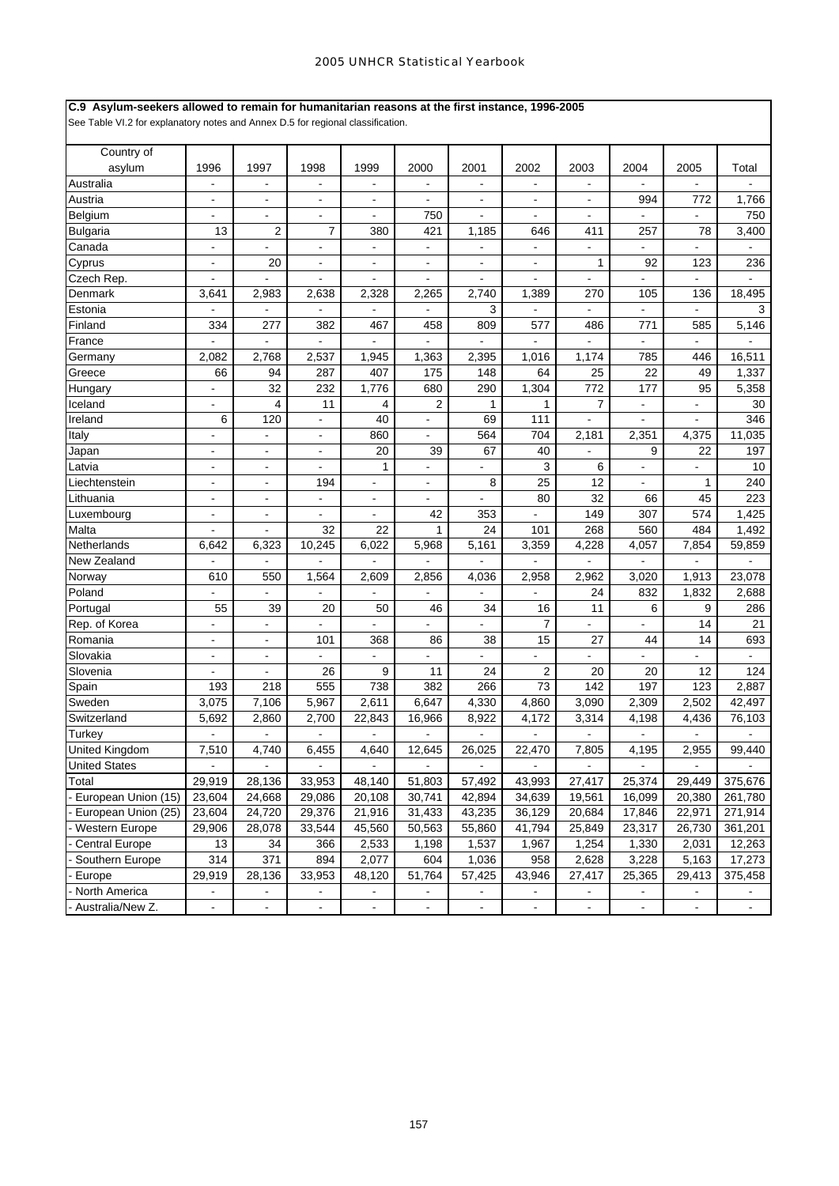## C.9 Asylum-seekers allowed to remain for humanitarian reasons at the first instance, 1996-2005

See Table VI.2 for explanatory notes and Annex D.5 for regional classification.

| Country of asylum | 1996 | 1997 | 1998 | 1999 | 2000 | 2001 | 2002 | 2003 | 2004 | 2005 | Total |
|---|---|---|---|---|---|---|---|---|---|---|---|
| Australia | - | - | - | - | - | - | - | - | - | - | - |
| Austria | - | - | - | - | - | - | - | - | 994 | 772 | 1,766 |
| Belgium | - | - | - | - | 750 | - | - | - | - | - | 750 |
| Bulgaria | 13 | 2 | 7 | 380 | 421 | 1,185 | 646 | 411 | 257 | 78 | 3,400 |
| Canada | - | - | - | - | - | - | - | - | - | - | - |
| Cyprus | - | 20 | - | - | - | - | - | 1 | 92 | 123 | 236 |
| Czech Rep. | - | - | - | - | - | - | - | - | - | - | - |
| Denmark | 3,641 | 2,983 | 2,638 | 2,328 | 2,265 | 2,740 | 1,389 | 270 | 105 | 136 | 18,495 |
| Estonia | - | - | - | - | - | 3 | - | - | - | - | 3 |
| Finland | 334 | 277 | 382 | 467 | 458 | 809 | 577 | 486 | 771 | 585 | 5,146 |
| France | - | - | - | - | - | - | - | - | - | - | - |
| Germany | 2,082 | 2,768 | 2,537 | 1,945 | 1,363 | 2,395 | 1,016 | 1,174 | 785 | 446 | 16,511 |
| Greece | 66 | 94 | 287 | 407 | 175 | 148 | 64 | 25 | 22 | 49 | 1,337 |
| Hungary | - | 32 | 232 | 1,776 | 680 | 290 | 1,304 | 772 | 177 | 95 | 5,358 |
| Iceland | - | 4 | 11 | 4 | 2 | 1 | 1 | 7 | - | - | 30 |
| Ireland | 6 | 120 | - | 40 | - | 69 | 111 | - | - | - | 346 |
| Italy | - | - | - | 860 | - | 564 | 704 | 2,181 | 2,351 | 4,375 | 11,035 |
| Japan | - | - | - | 20 | 39 | 67 | 40 | - | 9 | 22 | 197 |
| Latvia | - | - | - | 1 | - | - | 3 | 6 | - | - | 10 |
| Liechtenstein | - | - | 194 | - | - | 8 | 25 | 12 | - | 1 | 240 |
| Lithuania | - | - | - | - | - | - | 80 | 32 | 66 | 45 | 223 |
| Luxembourg | - | - | - | - | 42 | 353 | - | 149 | 307 | 574 | 1,425 |
| Malta | - | - | 32 | 22 | 1 | 24 | 101 | 268 | 560 | 484 | 1,492 |
| Netherlands | 6,642 | 6,323 | 10,245 | 6,022 | 5,968 | 5,161 | 3,359 | 4,228 | 4,057 | 7,854 | 59,859 |
| New Zealand | - | - | - | - | - | - | - | - | - | - | - |
| Norway | 610 | 550 | 1,564 | 2,609 | 2,856 | 4,036 | 2,958 | 2,962 | 3,020 | 1,913 | 23,078 |
| Poland | - | - | - | - | - | - | - | 24 | 832 | 1,832 | 2,688 |
| Portugal | 55 | 39 | 20 | 50 | 46 | 34 | 16 | 11 | 6 | 9 | 286 |
| Rep. of Korea | - | - | - | - | - | - | 7 | - | - | 14 | 21 |
| Romania | - | - | 101 | 368 | 86 | 38 | 15 | 27 | 44 | 14 | 693 |
| Slovakia | - | - | - | - | - | - | - | - | - | - | - |
| Slovenia | - | - | 26 | 9 | 11 | 24 | 2 | 20 | 20 | 12 | 124 |
| Spain | 193 | 218 | 555 | 738 | 382 | 266 | 73 | 142 | 197 | 123 | 2,887 |
| Sweden | 3,075 | 7,106 | 5,967 | 2,611 | 6,647 | 4,330 | 4,860 | 3,090 | 2,309 | 2,502 | 42,497 |
| Switzerland | 5,692 | 2,860 | 2,700 | 22,843 | 16,966 | 8,922 | 4,172 | 3,314 | 4,198 | 4,436 | 76,103 |
| Turkey | - | - | - | - | - | - | - | - | - | - | - |
| United Kingdom | 7,510 | 4,740 | 6,455 | 4,640 | 12,645 | 26,025 | 22,470 | 7,805 | 4,195 | 2,955 | 99,440 |
| United States | - | - | - | - | - | - | - | - | - | - | - |
| Total | 29,919 | 28,136 | 33,953 | 48,140 | 51,803 | 57,492 | 43,993 | 27,417 | 25,374 | 29,449 | 375,676 |
| - European Union (15) | 23,604 | 24,668 | 29,086 | 20,108 | 30,741 | 42,894 | 34,639 | 19,561 | 16,099 | 20,380 | 261,780 |
| - European Union (25) | 23,604 | 24,720 | 29,376 | 21,916 | 31,433 | 43,235 | 36,129 | 20,684 | 17,846 | 22,971 | 271,914 |
| - Western Europe | 29,906 | 28,078 | 33,544 | 45,560 | 50,563 | 55,860 | 41,794 | 25,849 | 23,317 | 26,730 | 361,201 |
| - Central Europe | 13 | 34 | 366 | 2,533 | 1,198 | 1,537 | 1,967 | 1,254 | 1,330 | 2,031 | 12,263 |
| - Southern Europe | 314 | 371 | 894 | 2,077 | 604 | 1,036 | 958 | 2,628 | 3,228 | 5,163 | 17,273 |
| - Europe | 29,919 | 28,136 | 33,953 | 48,120 | 51,764 | 57,425 | 43,946 | 27,417 | 25,365 | 29,413 | 375,458 |
| - North America | - | - | - | - | - | - | - | - | - | - | - |
| - Australia/New Z. | - | - | - | - | - | - | - | - | - | - | - |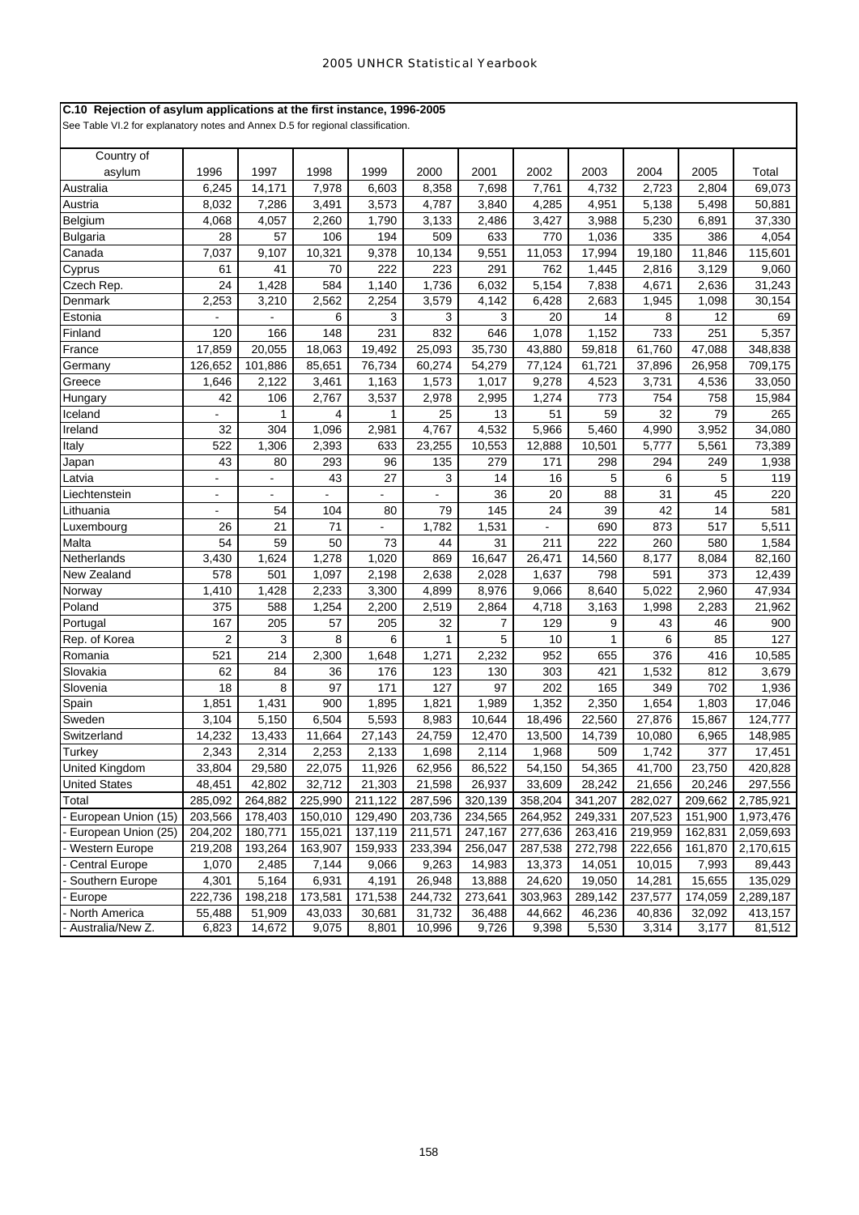## C.10 Rejection of asylum applications at the first instance, 1996-2005

See Table VI.2 for explanatory notes and Annex D.5 for regional classification.

| Country of asylum | 1996 | 1997 | 1998 | 1999 | 2000 | 2001 | 2002 | 2003 | 2004 | 2005 | Total |
|---|---|---|---|---|---|---|---|---|---|---|---|
| Australia | 6,245 | 14,171 | 7,978 | 6,603 | 8,358 | 7,698 | 7,761 | 4,732 | 2,723 | 2,804 | 69,073 |
| Austria | 8,032 | 7,286 | 3,491 | 3,573 | 4,787 | 3,840 | 4,285 | 4,951 | 5,138 | 5,498 | 50,881 |
| Belgium | 4,068 | 4,057 | 2,260 | 1,790 | 3,133 | 2,486 | 3,427 | 3,988 | 5,230 | 6,891 | 37,330 |
| Bulgaria | 28 | 57 | 106 | 194 | 509 | 633 | 770 | 1,036 | 335 | 386 | 4,054 |
| Canada | 7,037 | 9,107 | 10,321 | 9,378 | 10,134 | 9,551 | 11,053 | 17,994 | 19,180 | 11,846 | 115,601 |
| Cyprus | 61 | 41 | 70 | 222 | 223 | 291 | 762 | 1,445 | 2,816 | 3,129 | 9,060 |
| Czech Rep. | 24 | 1,428 | 584 | 1,140 | 1,736 | 6,032 | 5,154 | 7,838 | 4,671 | 2,636 | 31,243 |
| Denmark | 2,253 | 3,210 | 2,562 | 2,254 | 3,579 | 4,142 | 6,428 | 2,683 | 1,945 | 1,098 | 30,154 |
| Estonia | - | - | 6 | 3 | 3 | 3 | 20 | 14 | 8 | 12 | 69 |
| Finland | 120 | 166 | 148 | 231 | 832 | 646 | 1,078 | 1,152 | 733 | 251 | 5,357 |
| France | 17,859 | 20,055 | 18,063 | 19,492 | 25,093 | 35,730 | 43,880 | 59,818 | 61,760 | 47,088 | 348,838 |
| Germany | 126,652 | 101,886 | 85,651 | 76,734 | 60,274 | 54,279 | 77,124 | 61,721 | 37,896 | 26,958 | 709,175 |
| Greece | 1,646 | 2,122 | 3,461 | 1,163 | 1,573 | 1,017 | 9,278 | 4,523 | 3,731 | 4,536 | 33,050 |
| Hungary | 42 | 106 | 2,767 | 3,537 | 2,978 | 2,995 | 1,274 | 773 | 754 | 758 | 15,984 |
| Iceland | - | 1 | 4 | 1 | 25 | 13 | 51 | 59 | 32 | 79 | 265 |
| Ireland | 32 | 304 | 1,096 | 2,981 | 4,767 | 4,532 | 5,966 | 5,460 | 4,990 | 3,952 | 34,080 |
| Italy | 522 | 1,306 | 2,393 | 633 | 23,255 | 10,553 | 12,888 | 10,501 | 5,777 | 5,561 | 73,389 |
| Japan | 43 | 80 | 293 | 96 | 135 | 279 | 171 | 298 | 294 | 249 | 1,938 |
| Latvia | - | - | 43 | 27 | 3 | 14 | 16 | 5 | 6 | 5 | 119 |
| Liechtenstein | - | - | - | - | - | 36 | 20 | 88 | 31 | 45 | 220 |
| Lithuania | - | 54 | 104 | 80 | 79 | 145 | 24 | 39 | 42 | 14 | 581 |
| Luxembourg | 26 | 21 | 71 | - | 1,782 | 1,531 | - | 690 | 873 | 517 | 5,511 |
| Malta | 54 | 59 | 50 | 73 | 44 | 31 | 211 | 222 | 260 | 580 | 1,584 |
| Netherlands | 3,430 | 1,624 | 1,278 | 1,020 | 869 | 16,647 | 26,471 | 14,560 | 8,177 | 8,084 | 82,160 |
| New Zealand | 578 | 501 | 1,097 | 2,198 | 2,638 | 2,028 | 1,637 | 798 | 591 | 373 | 12,439 |
| Norway | 1,410 | 1,428 | 2,233 | 3,300 | 4,899 | 8,976 | 9,066 | 8,640 | 5,022 | 2,960 | 47,934 |
| Poland | 375 | 588 | 1,254 | 2,200 | 2,519 | 2,864 | 4,718 | 3,163 | 1,998 | 2,283 | 21,962 |
| Portugal | 167 | 205 | 57 | 205 | 32 | 7 | 129 | 9 | 43 | 46 | 900 |
| Rep. of Korea | 2 | 3 | 8 | 6 | 1 | 5 | 10 | 1 | 6 | 85 | 127 |
| Romania | 521 | 214 | 2,300 | 1,648 | 1,271 | 2,232 | 952 | 655 | 376 | 416 | 10,585 |
| Slovakia | 62 | 84 | 36 | 176 | 123 | 130 | 303 | 421 | 1,532 | 812 | 3,679 |
| Slovenia | 18 | 8 | 97 | 171 | 127 | 97 | 202 | 165 | 349 | 702 | 1,936 |
| Spain | 1,851 | 1,431 | 900 | 1,895 | 1,821 | 1,989 | 1,352 | 2,350 | 1,654 | 1,803 | 17,046 |
| Sweden | 3,104 | 5,150 | 6,504 | 5,593 | 8,983 | 10,644 | 18,496 | 22,560 | 27,876 | 15,867 | 124,777 |
| Switzerland | 14,232 | 13,433 | 11,664 | 27,143 | 24,759 | 12,470 | 13,500 | 14,739 | 10,080 | 6,965 | 148,985 |
| Turkey | 2,343 | 2,314 | 2,253 | 2,133 | 1,698 | 2,114 | 1,968 | 509 | 1,742 | 377 | 17,451 |
| United Kingdom | 33,804 | 29,580 | 22,075 | 11,926 | 62,956 | 86,522 | 54,150 | 54,365 | 41,700 | 23,750 | 420,828 |
| United States | 48,451 | 42,802 | 32,712 | 21,303 | 21,598 | 26,937 | 33,609 | 28,242 | 21,656 | 20,246 | 297,556 |
| Total | 285,092 | 264,882 | 225,990 | 211,122 | 287,596 | 320,139 | 358,204 | 341,207 | 282,027 | 209,662 | 2,785,921 |
| - European Union (15) | 203,566 | 178,403 | 150,010 | 129,490 | 203,736 | 234,565 | 264,952 | 249,331 | 207,523 | 151,900 | 1,973,476 |
| - European Union (25) | 204,202 | 180,771 | 155,021 | 137,119 | 211,571 | 247,167 | 277,636 | 263,416 | 219,959 | 162,831 | 2,059,693 |
| - Western Europe | 219,208 | 193,264 | 163,907 | 159,933 | 233,394 | 256,047 | 287,538 | 272,798 | 222,656 | 161,870 | 2,170,615 |
| - Central Europe | 1,070 | 2,485 | 7,144 | 9,066 | 9,263 | 14,983 | 13,373 | 14,051 | 10,015 | 7,993 | 89,443 |
| - Southern Europe | 4,301 | 5,164 | 6,931 | 4,191 | 26,948 | 13,888 | 24,620 | 19,050 | 14,281 | 15,655 | 135,029 |
| - Europe | 222,736 | 198,218 | 173,581 | 171,538 | 244,732 | 273,641 | 303,963 | 289,142 | 237,577 | 174,059 | 2,289,187 |
| - North America | 55,488 | 51,909 | 43,033 | 30,681 | 31,732 | 36,488 | 44,662 | 46,236 | 40,836 | 32,092 | 413,157 |
| - Australia/New Z. | 6,823 | 14,672 | 9,075 | 8,801 | 10,996 | 9,726 | 9,398 | 5,530 | 3,314 | 3,177 | 81,512 |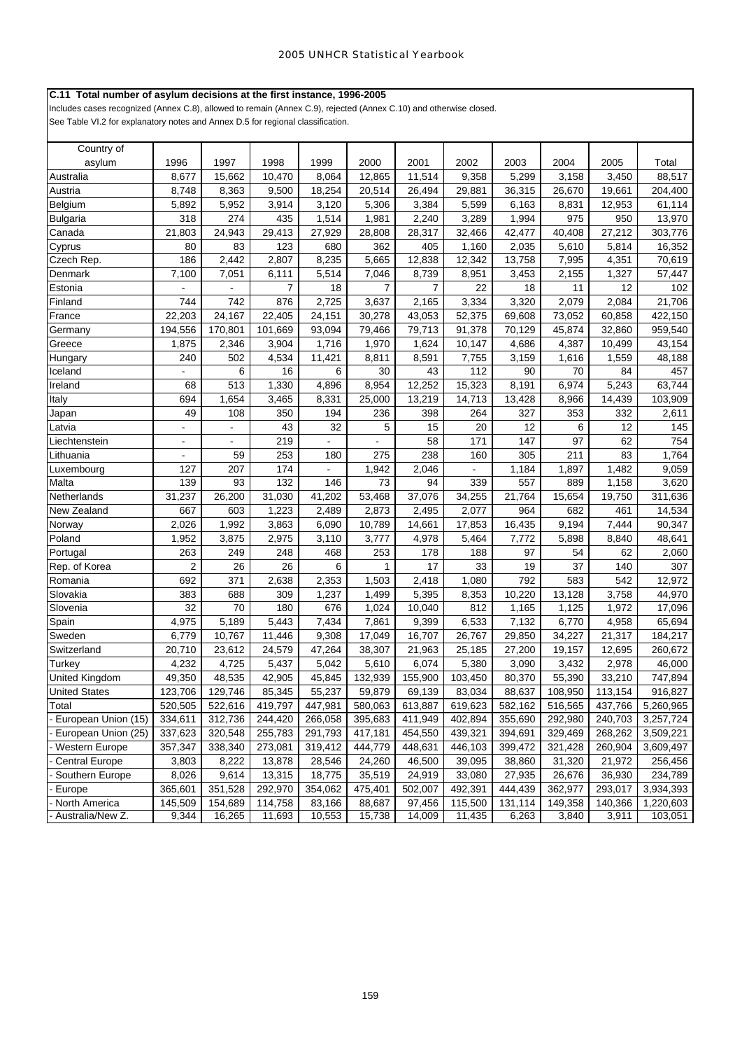**C.11 Total number of asylum decisions at the first instance, 1996-2005**

Includes cases recognized (Annex C.8), allowed to remain (Annex C.9), rejected (Annex C.10) and otherwise closed.

See Table VI.2 for explanatory notes and Annex D.5 for regional classification.

| Country of asylum | 1996 | 1997 | 1998 | 1999 | 2000 | 2001 | 2002 | 2003 | 2004 | 2005 | Total |
|---|---|---|---|---|---|---|---|---|---|---|---|
| Australia | 8,677 | 15,662 | 10,470 | 8,064 | 12,865 | 11,514 | 9,358 | 5,299 | 3,158 | 3,450 | 88,517 |
| Austria | 8,748 | 8,363 | 9,500 | 18,254 | 20,514 | 26,494 | 29,881 | 36,315 | 26,670 | 19,661 | 204,400 |
| Belgium | 5,892 | 5,952 | 3,914 | 3,120 | 5,306 | 3,384 | 5,599 | 6,163 | 8,831 | 12,953 | 61,114 |
| Bulgaria | 318 | 274 | 435 | 1,514 | 1,981 | 2,240 | 3,289 | 1,994 | 975 | 950 | 13,970 |
| Canada | 21,803 | 24,943 | 29,413 | 27,929 | 28,808 | 28,317 | 32,466 | 42,477 | 40,408 | 27,212 | 303,776 |
| Cyprus | 80 | 83 | 123 | 680 | 362 | 405 | 1,160 | 2,035 | 5,610 | 5,814 | 16,352 |
| Czech Rep. | 186 | 2,442 | 2,807 | 8,235 | 5,665 | 12,838 | 12,342 | 13,758 | 7,995 | 4,351 | 70,619 |
| Denmark | 7,100 | 7,051 | 6,111 | 5,514 | 7,046 | 8,739 | 8,951 | 3,453 | 2,155 | 1,327 | 57,447 |
| Estonia | - | - | 7 | 18 | 7 | 7 | 22 | 18 | 11 | 12 | 102 |
| Finland | 744 | 742 | 876 | 2,725 | 3,637 | 2,165 | 3,334 | 3,320 | 2,079 | 2,084 | 21,706 |
| France | 22,203 | 24,167 | 22,405 | 24,151 | 30,278 | 43,053 | 52,375 | 69,608 | 73,052 | 60,858 | 422,150 |
| Germany | 194,556 | 170,801 | 101,669 | 93,094 | 79,466 | 79,713 | 91,378 | 70,129 | 45,874 | 32,860 | 959,540 |
| Greece | 1,875 | 2,346 | 3,904 | 1,716 | 1,970 | 1,624 | 10,147 | 4,686 | 4,387 | 10,499 | 43,154 |
| Hungary | 240 | 502 | 4,534 | 11,421 | 8,811 | 8,591 | 7,755 | 3,159 | 1,616 | 1,559 | 48,188 |
| Iceland | - | 6 | 16 | 6 | 30 | 43 | 112 | 90 | 70 | 84 | 457 |
| Ireland | 68 | 513 | 1,330 | 4,896 | 8,954 | 12,252 | 15,323 | 8,191 | 6,974 | 5,243 | 63,744 |
| Italy | 694 | 1,654 | 3,465 | 8,331 | 25,000 | 13,219 | 14,713 | 13,428 | 8,966 | 14,439 | 103,909 |
| Japan | 49 | 108 | 350 | 194 | 236 | 398 | 264 | 327 | 353 | 332 | 2,611 |
| Latvia | - | - | 43 | 32 | 5 | 15 | 20 | 12 | 6 | 12 | 145 |
| Liechtenstein | - | - | 219 | - | - | 58 | 171 | 147 | 97 | 62 | 754 |
| Lithuania | - | 59 | 253 | 180 | 275 | 238 | 160 | 305 | 211 | 83 | 1,764 |
| Luxembourg | 127 | 207 | 174 | - | 1,942 | 2,046 | - | 1,184 | 1,897 | 1,482 | 9,059 |
| Malta | 139 | 93 | 132 | 146 | 73 | 94 | 339 | 557 | 889 | 1,158 | 3,620 |
| Netherlands | 31,237 | 26,200 | 31,030 | 41,202 | 53,468 | 37,076 | 34,255 | 21,764 | 15,654 | 19,750 | 311,636 |
| New Zealand | 667 | 603 | 1,223 | 2,489 | 2,873 | 2,495 | 2,077 | 964 | 682 | 461 | 14,534 |
| Norway | 2,026 | 1,992 | 3,863 | 6,090 | 10,789 | 14,661 | 17,853 | 16,435 | 9,194 | 7,444 | 90,347 |
| Poland | 1,952 | 3,875 | 2,975 | 3,110 | 3,777 | 4,978 | 5,464 | 7,772 | 5,898 | 8,840 | 48,641 |
| Portugal | 263 | 249 | 248 | 468 | 253 | 178 | 188 | 97 | 54 | 62 | 2,060 |
| Rep. of Korea | 2 | 26 | 26 | 6 | 1 | 17 | 33 | 19 | 37 | 140 | 307 |
| Romania | 692 | 371 | 2,638 | 2,353 | 1,503 | 2,418 | 1,080 | 792 | 583 | 542 | 12,972 |
| Slovakia | 383 | 688 | 309 | 1,237 | 1,499 | 5,395 | 8,353 | 10,220 | 13,128 | 3,758 | 44,970 |
| Slovenia | 32 | 70 | 180 | 676 | 1,024 | 10,040 | 812 | 1,165 | 1,125 | 1,972 | 17,096 |
| Spain | 4,975 | 5,189 | 5,443 | 7,434 | 7,861 | 9,399 | 6,533 | 7,132 | 6,770 | 4,958 | 65,694 |
| Sweden | 6,779 | 10,767 | 11,446 | 9,308 | 17,049 | 16,707 | 26,767 | 29,850 | 34,227 | 21,317 | 184,217 |
| Switzerland | 20,710 | 23,612 | 24,579 | 47,264 | 38,307 | 21,963 | 25,185 | 27,200 | 19,157 | 12,695 | 260,672 |
| Turkey | 4,232 | 4,725 | 5,437 | 5,042 | 5,610 | 6,074 | 5,380 | 3,090 | 3,432 | 2,978 | 46,000 |
| United Kingdom | 49,350 | 48,535 | 42,905 | 45,845 | 132,939 | 155,900 | 103,450 | 80,370 | 55,390 | 33,210 | 747,894 |
| United States | 123,706 | 129,746 | 85,345 | 55,237 | 59,879 | 69,139 | 83,034 | 88,637 | 108,950 | 113,154 | 916,827 |
| Total | 520,505 | 522,616 | 419,797 | 447,981 | 580,063 | 613,887 | 619,623 | 582,162 | 516,565 | 437,766 | 5,260,965 |
| - European Union (15) | 334,611 | 312,736 | 244,420 | 266,058 | 395,683 | 411,949 | 402,894 | 355,690 | 292,980 | 240,703 | 3,257,724 |
| - European Union (25) | 337,623 | 320,548 | 255,783 | 291,793 | 417,181 | 454,550 | 439,321 | 394,691 | 329,469 | 268,262 | 3,509,221 |
| - Western Europe | 357,347 | 338,340 | 273,081 | 319,412 | 444,779 | 448,631 | 446,103 | 399,472 | 321,428 | 260,904 | 3,609,497 |
| - Central Europe | 3,803 | 8,222 | 13,878 | 28,546 | 24,260 | 46,500 | 39,095 | 38,860 | 31,320 | 21,972 | 256,456 |
| - Southern Europe | 8,026 | 9,614 | 13,315 | 18,775 | 35,519 | 24,919 | 33,080 | 27,935 | 26,676 | 36,930 | 234,789 |
| - Europe | 365,601 | 351,528 | 292,970 | 354,062 | 475,401 | 502,007 | 492,391 | 444,439 | 362,977 | 293,017 | 3,934,393 |
| - North America | 145,509 | 154,689 | 114,758 | 83,166 | 88,687 | 97,456 | 115,500 | 131,114 | 149,358 | 140,366 | 1,220,603 |
| - Australia/New Z. | 9,344 | 16,265 | 11,693 | 10,553 | 15,738 | 14,009 | 11,435 | 6,263 | 3,840 | 3,911 | 103,051 |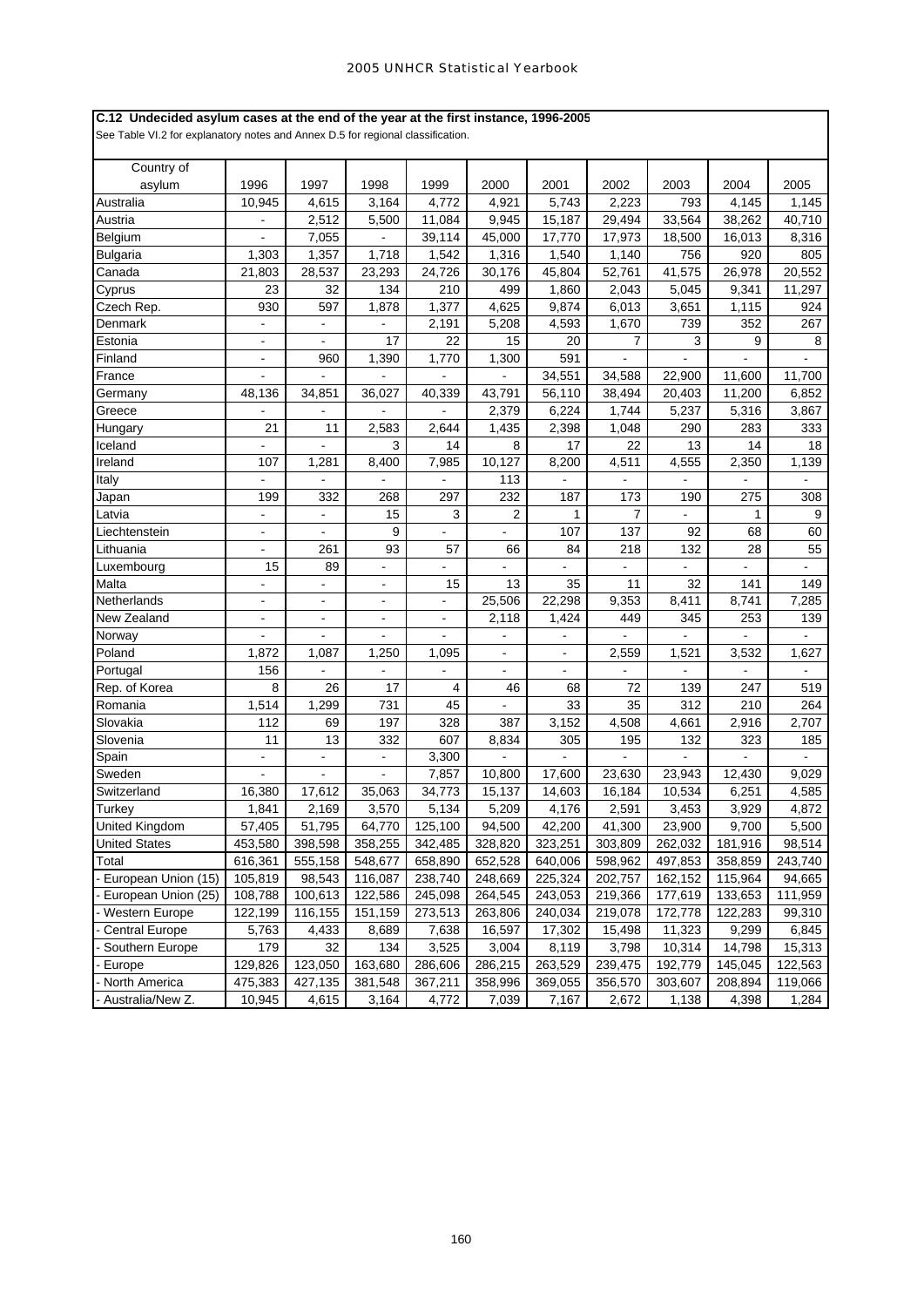**C.12 Undecided asylum cases at the end of the year at the first instance, 1996-2005**

See Table VI.2 for explanatory notes and Annex D.5 for regional classification.

| Country of asylum | 1996 | 1997 | 1998 | 1999 | 2000 | 2001 | 2002 | 2003 | 2004 | 2005 |
|---|---|---|---|---|---|---|---|---|---|---|
| Australia | 10,945 | 4,615 | 3,164 | 4,772 | 4,921 | 5,743 | 2,223 | 793 | 4,145 | 1,145 |
| Austria | - | 2,512 | 5,500 | 11,084 | 9,945 | 15,187 | 29,494 | 33,564 | 38,262 | 40,710 |
| Belgium | - | 7,055 | - | 39,114 | 45,000 | 17,770 | 17,973 | 18,500 | 16,013 | 8,316 |
| Bulgaria | 1,303 | 1,357 | 1,718 | 1,542 | 1,316 | 1,540 | 1,140 | 756 | 920 | 805 |
| Canada | 21,803 | 28,537 | 23,293 | 24,726 | 30,176 | 45,804 | 52,761 | 41,575 | 26,978 | 20,552 |
| Cyprus | 23 | 32 | 134 | 210 | 499 | 1,860 | 2,043 | 5,045 | 9,341 | 11,297 |
| Czech Rep. | 930 | 597 | 1,878 | 1,377 | 4,625 | 9,874 | 6,013 | 3,651 | 1,115 | 924 |
| Denmark | - | - | - | 2,191 | 5,208 | 4,593 | 1,670 | 739 | 352 | 267 |
| Estonia | - | - | 17 | 22 | 15 | 20 | 7 | 3 | 9 | 8 |
| Finland | - | 960 | 1,390 | 1,770 | 1,300 | 591 | - | - | - | - |
| France | - | - | - | - | - | 34,551 | 34,588 | 22,900 | 11,600 | 11,700 |
| Germany | 48,136 | 34,851 | 36,027 | 40,339 | 43,791 | 56,110 | 38,494 | 20,403 | 11,200 | 6,852 |
| Greece | - | - | - | - | 2,379 | 6,224 | 1,744 | 5,237 | 5,316 | 3,867 |
| Hungary | 21 | 11 | 2,583 | 2,644 | 1,435 | 2,398 | 1,048 | 290 | 283 | 333 |
| Iceland | - | - | 3 | 14 | 8 | 17 | 22 | 13 | 14 | 18 |
| Ireland | 107 | 1,281 | 8,400 | 7,985 | 10,127 | 8,200 | 4,511 | 4,555 | 2,350 | 1,139 |
| Italy | - | - | - | - | 113 | - | - | - | - | - |
| Japan | 199 | 332 | 268 | 297 | 232 | 187 | 173 | 190 | 275 | 308 |
| Latvia | - | - | 15 | 3 | 2 | 1 | 7 | - | 1 | 9 |
| Liechtenstein | - | - | 9 | - | - | 107 | 137 | 92 | 68 | 60 |
| Lithuania | - | 261 | 93 | 57 | 66 | 84 | 218 | 132 | 28 | 55 |
| Luxembourg | 15 | 89 | - | - | - | - | - | - | - | - |
| Malta | - | - | - | 15 | 13 | 35 | 11 | 32 | 141 | 149 |
| Netherlands | - | - | - | - | 25,506 | 22,298 | 9,353 | 8,411 | 8,741 | 7,285 |
| New Zealand | - | - | - | - | 2,118 | 1,424 | 449 | 345 | 253 | 139 |
| Norway | - | - | - | - | - | - | - | - | - | - |
| Poland | 1,872 | 1,087 | 1,250 | 1,095 | - | - | 2,559 | 1,521 | 3,532 | 1,627 |
| Portugal | 156 | - | - | - | - | - | - | - | - | - |
| Rep. of Korea | 8 | 26 | 17 | 4 | 46 | 68 | 72 | 139 | 247 | 519 |
| Romania | 1,514 | 1,299 | 731 | 45 | - | 33 | 35 | 312 | 210 | 264 |
| Slovakia | 112 | 69 | 197 | 328 | 387 | 3,152 | 4,508 | 4,661 | 2,916 | 2,707 |
| Slovenia | 11 | 13 | 332 | 607 | 8,834 | 305 | 195 | 132 | 323 | 185 |
| Spain | - | - | - | 3,300 | - | - | - | - | - | - |
| Sweden | - | - | - | 7,857 | 10,800 | 17,600 | 23,630 | 23,943 | 12,430 | 9,029 |
| Switzerland | 16,380 | 17,612 | 35,063 | 34,773 | 15,137 | 14,603 | 16,184 | 10,534 | 6,251 | 4,585 |
| Turkey | 1,841 | 2,169 | 3,570 | 5,134 | 5,209 | 4,176 | 2,591 | 3,453 | 3,929 | 4,872 |
| United Kingdom | 57,405 | 51,795 | 64,770 | 125,100 | 94,500 | 42,200 | 41,300 | 23,900 | 9,700 | 5,500 |
| United States | 453,580 | 398,598 | 358,255 | 342,485 | 328,820 | 323,251 | 303,809 | 262,032 | 181,916 | 98,514 |
| Total | 616,361 | 555,158 | 548,677 | 658,890 | 652,528 | 640,006 | 598,962 | 497,853 | 358,859 | 243,740 |
| - European Union (15) | 105,819 | 98,543 | 116,087 | 238,740 | 248,669 | 225,324 | 202,757 | 162,152 | 115,964 | 94,665 |
| - European Union (25) | 108,788 | 100,613 | 122,586 | 245,098 | 264,545 | 243,053 | 219,366 | 177,619 | 133,653 | 111,959 |
| - Western Europe | 122,199 | 116,155 | 151,159 | 273,513 | 263,806 | 240,034 | 219,078 | 172,778 | 122,283 | 99,310 |
| - Central Europe | 5,763 | 4,433 | 8,689 | 7,638 | 16,597 | 17,302 | 15,498 | 11,323 | 9,299 | 6,845 |
| - Southern Europe | 179 | 32 | 134 | 3,525 | 3,004 | 8,119 | 3,798 | 10,314 | 14,798 | 15,313 |
| - Europe | 129,826 | 123,050 | 163,680 | 286,606 | 286,215 | 263,529 | 239,475 | 192,779 | 145,045 | 122,563 |
| - North America | 475,383 | 427,135 | 381,548 | 367,211 | 358,996 | 369,055 | 356,570 | 303,607 | 208,894 | 119,066 |
| - Australia/New Z. | 10,945 | 4,615 | 3,164 | 4,772 | 7,039 | 7,167 | 2,672 | 1,138 | 4,398 | 1,284 |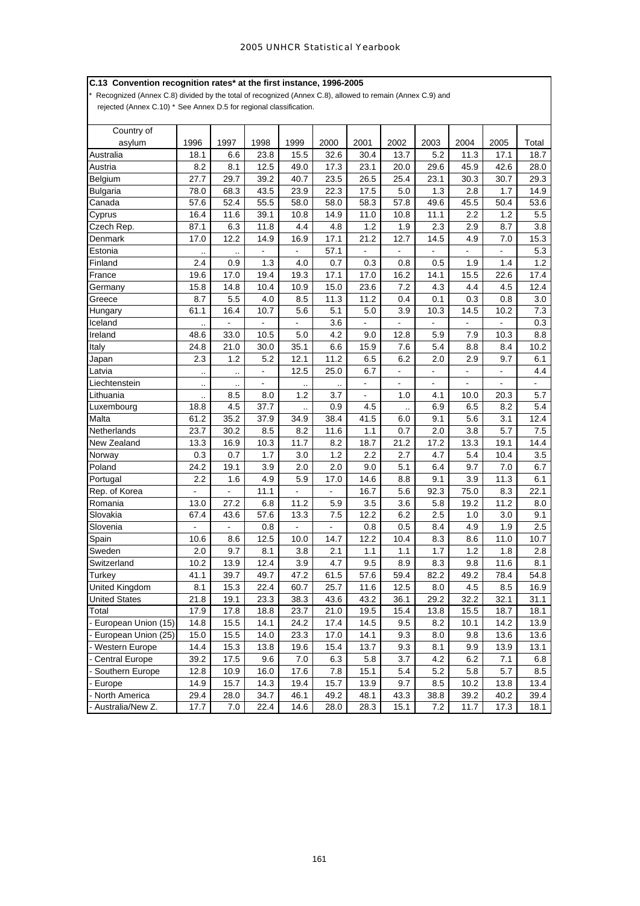**C.13 Convention recognition rates* at the first instance, 1996-2005**

* Recognized (Annex C.8) divided by the total of recognized (Annex C.8), allowed to remain (Annex C.9) and rejected (Annex C.10) * See Annex D.5 for regional classification.

| Country of asylum | 1996 | 1997 | 1998 | 1999 | 2000 | 2001 | 2002 | 2003 | 2004 | 2005 | Total |
|---|---|---|---|---|---|---|---|---|---|---|---|
| Australia | 18.1 | 6.6 | 23.8 | 15.5 | 32.6 | 30.4 | 13.7 | 5.2 | 11.3 | 17.1 | 18.7 |
| Austria | 8.2 | 8.1 | 12.5 | 49.0 | 17.3 | 23.1 | 20.0 | 29.6 | 45.9 | 42.6 | 28.0 |
| Belgium | 27.7 | 29.7 | 39.2 | 40.7 | 23.5 | 26.5 | 25.4 | 23.1 | 30.3 | 30.7 | 29.3 |
| Bulgaria | 78.0 | 68.3 | 43.5 | 23.9 | 22.3 | 17.5 | 5.0 | 1.3 | 2.8 | 1.7 | 14.9 |
| Canada | 57.6 | 52.4 | 55.5 | 58.0 | 58.0 | 58.3 | 57.8 | 49.6 | 45.5 | 50.4 | 53.6 |
| Cyprus | 16.4 | 11.6 | 39.1 | 10.8 | 14.9 | 11.0 | 10.8 | 11.1 | 2.2 | 1.2 | 5.5 |
| Czech Rep. | 87.1 | 6.3 | 11.8 | 4.4 | 4.8 | 1.2 | 1.9 | 2.3 | 2.9 | 8.7 | 3.8 |
| Denmark | 17.0 | 12.2 | 14.9 | 16.9 | 17.1 | 21.2 | 12.7 | 14.5 | 4.9 | 7.0 | 15.3 |
| Estonia | .. | .. | - | - | 57.1 | - | - | - | - | - | 5.3 |
| Finland | 2.4 | 0.9 | 1.3 | 4.0 | 0.7 | 0.3 | 0.8 | 0.5 | 1.9 | 1.4 | 1.2 |
| France | 19.6 | 17.0 | 19.4 | 19.3 | 17.1 | 17.0 | 16.2 | 14.1 | 15.5 | 22.6 | 17.4 |
| Germany | 15.8 | 14.8 | 10.4 | 10.9 | 15.0 | 23.6 | 7.2 | 4.3 | 4.4 | 4.5 | 12.4 |
| Greece | 8.7 | 5.5 | 4.0 | 8.5 | 11.3 | 11.2 | 0.4 | 0.1 | 0.3 | 0.8 | 3.0 |
| Hungary | 61.1 | 16.4 | 10.7 | 5.6 | 5.1 | 5.0 | 3.9 | 10.3 | 14.5 | 10.2 | 7.3 |
| Iceland | .. | - | - | - | 3.6 | - | - | - | - | - | 0.3 |
| Ireland | 48.6 | 33.0 | 10.5 | 5.0 | 4.2 | 9.0 | 12.8 | 5.9 | 7.9 | 10.3 | 8.8 |
| Italy | 24.8 | 21.0 | 30.0 | 35.1 | 6.6 | 15.9 | 7.6 | 5.4 | 8.8 | 8.4 | 10.2 |
| Japan | 2.3 | 1.2 | 5.2 | 12.1 | 11.2 | 6.5 | 6.2 | 2.0 | 2.9 | 9.7 | 6.1 |
| Latvia | .. | .. | - | 12.5 | 25.0 | 6.7 | - | - | - | - | 4.4 |
| Liechtenstein | .. | .. | - | .. | .. | - | - | - | - | - | - |
| Lithuania | .. | 8.5 | 8.0 | 1.2 | 3.7 | - | 1.0 | 4.1 | 10.0 | 20.3 | 5.7 |
| Luxembourg | 18.8 | 4.5 | 37.7 | .. | 0.9 | 4.5 | .. | 6.9 | 6.5 | 8.2 | 5.4 |
| Malta | 61.2 | 35.2 | 37.9 | 34.9 | 38.4 | 41.5 | 6.0 | 9.1 | 5.6 | 3.1 | 12.4 |
| Netherlands | 23.7 | 30.2 | 8.5 | 8.2 | 11.6 | 1.1 | 0.7 | 2.0 | 3.8 | 5.7 | 7.5 |
| New Zealand | 13.3 | 16.9 | 10.3 | 11.7 | 8.2 | 18.7 | 21.2 | 17.2 | 13.3 | 19.1 | 14.4 |
| Norway | 0.3 | 0.7 | 1.7 | 3.0 | 1.2 | 2.2 | 2.7 | 4.7 | 5.4 | 10.4 | 3.5 |
| Poland | 24.2 | 19.1 | 3.9 | 2.0 | 2.0 | 9.0 | 5.1 | 6.4 | 9.7 | 7.0 | 6.7 |
| Portugal | 2.2 | 1.6 | 4.9 | 5.9 | 17.0 | 14.6 | 8.8 | 9.1 | 3.9 | 11.3 | 6.1 |
| Rep. of Korea | - | - | 11.1 | - | - | 16.7 | 5.6 | 92.3 | 75.0 | 8.3 | 22.1 |
| Romania | 13.0 | 27.2 | 6.8 | 11.2 | 5.9 | 3.5 | 3.6 | 5.8 | 19.2 | 11.2 | 8.0 |
| Slovakia | 67.4 | 43.6 | 57.6 | 13.3 | 7.5 | 12.2 | 6.2 | 2.5 | 1.0 | 3.0 | 9.1 |
| Slovenia | - | - | 0.8 | - | - | 0.8 | 0.5 | 8.4 | 4.9 | 1.9 | 2.5 |
| Spain | 10.6 | 8.6 | 12.5 | 10.0 | 14.7 | 12.2 | 10.4 | 8.3 | 8.6 | 11.0 | 10.7 |
| Sweden | 2.0 | 9.7 | 8.1 | 3.8 | 2.1 | 1.1 | 1.1 | 1.7 | 1.2 | 1.8 | 2.8 |
| Switzerland | 10.2 | 13.9 | 12.4 | 3.9 | 4.7 | 9.5 | 8.9 | 8.3 | 9.8 | 11.6 | 8.1 |
| Turkey | 41.1 | 39.7 | 49.7 | 47.2 | 61.5 | 57.6 | 59.4 | 82.2 | 49.2 | 78.4 | 54.8 |
| United Kingdom | 8.1 | 15.3 | 22.4 | 60.7 | 25.7 | 11.6 | 12.5 | 8.0 | 4.5 | 8.5 | 16.9 |
| United States | 21.8 | 19.1 | 23.3 | 38.3 | 43.6 | 43.2 | 36.1 | 29.2 | 32.2 | 32.1 | 31.1 |
| Total | 17.9 | 17.8 | 18.8 | 23.7 | 21.0 | 19.5 | 15.4 | 13.8 | 15.5 | 18.7 | 18.1 |
| - European Union (15) | 14.8 | 15.5 | 14.1 | 24.2 | 17.4 | 14.5 | 9.5 | 8.2 | 10.1 | 14.2 | 13.9 |
| - European Union (25) | 15.0 | 15.5 | 14.0 | 23.3 | 17.0 | 14.1 | 9.3 | 8.0 | 9.8 | 13.6 | 13.6 |
| - Western Europe | 14.4 | 15.3 | 13.8 | 19.6 | 15.4 | 13.7 | 9.3 | 8.1 | 9.9 | 13.9 | 13.1 |
| - Central Europe | 39.2 | 17.5 | 9.6 | 7.0 | 6.3 | 5.8 | 3.7 | 4.2 | 6.2 | 7.1 | 6.8 |
| - Southern Europe | 12.8 | 10.9 | 16.0 | 17.6 | 7.8 | 15.1 | 5.4 | 5.2 | 5.8 | 5.7 | 8.5 |
| - Europe | 14.9 | 15.7 | 14.3 | 19.4 | 15.7 | 13.9 | 9.7 | 8.5 | 10.2 | 13.8 | 13.4 |
| - North America | 29.4 | 28.0 | 34.7 | 46.1 | 49.2 | 48.1 | 43.3 | 38.8 | 39.2 | 40.2 | 39.4 |
| - Australia/New Z. | 17.7 | 7.0 | 22.4 | 14.6 | 28.0 | 28.3 | 15.1 | 7.2 | 11.7 | 17.3 | 18.1 |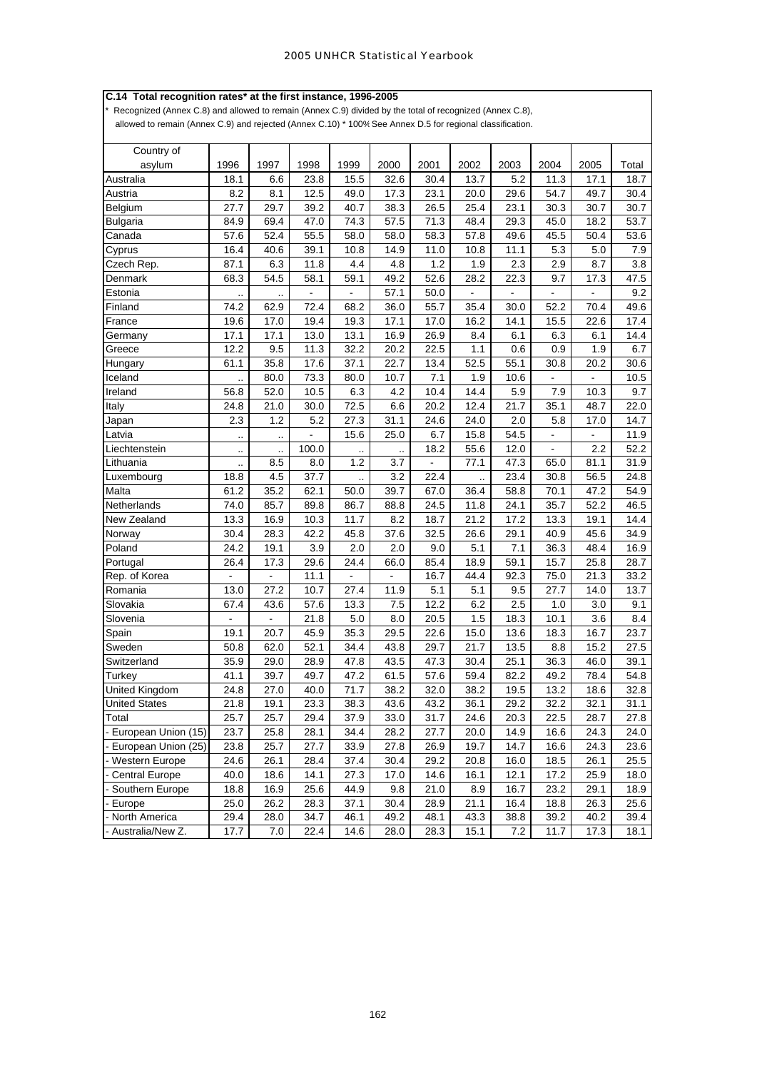**C.14 Total recognition rates* at the first instance, 1996-2005**

* Recognized (Annex C.8) and allowed to remain (Annex C.9) divided by the total of recognized (Annex C.8), allowed to remain (Annex C.9) and rejected (Annex C.10) * 100% See Annex D.5 for regional classification.

| Country of asylum | 1996 | 1997 | 1998 | 1999 | 2000 | 2001 | 2002 | 2003 | 2004 | 2005 | Total |
|---|---|---|---|---|---|---|---|---|---|---|---|
| Australia | 18.1 | 6.6 | 23.8 | 15.5 | 32.6 | 30.4 | 13.7 | 5.2 | 11.3 | 17.1 | 18.7 |
| Austria | 8.2 | 8.1 | 12.5 | 49.0 | 17.3 | 23.1 | 20.0 | 29.6 | 54.7 | 49.7 | 30.4 |
| Belgium | 27.7 | 29.7 | 39.2 | 40.7 | 38.3 | 26.5 | 25.4 | 23.1 | 30.3 | 30.7 | 30.7 |
| Bulgaria | 84.9 | 69.4 | 47.0 | 74.3 | 57.5 | 71.3 | 48.4 | 29.3 | 45.0 | 18.2 | 53.7 |
| Canada | 57.6 | 52.4 | 55.5 | 58.0 | 58.0 | 58.3 | 57.8 | 49.6 | 45.5 | 50.4 | 53.6 |
| Cyprus | 16.4 | 40.6 | 39.1 | 10.8 | 14.9 | 11.0 | 10.8 | 11.1 | 5.3 | 5.0 | 7.9 |
| Czech Rep. | 87.1 | 6.3 | 11.8 | 4.4 | 4.8 | 1.2 | 1.9 | 2.3 | 2.9 | 8.7 | 3.8 |
| Denmark | 68.3 | 54.5 | 58.1 | 59.1 | 49.2 | 52.6 | 28.2 | 22.3 | 9.7 | 17.3 | 47.5 |
| Estonia | .. | .. | - | - | 57.1 | 50.0 | - | - | - | - | 9.2 |
| Finland | 74.2 | 62.9 | 72.4 | 68.2 | 36.0 | 55.7 | 35.4 | 30.0 | 52.2 | 70.4 | 49.6 |
| France | 19.6 | 17.0 | 19.4 | 19.3 | 17.1 | 17.0 | 16.2 | 14.1 | 15.5 | 22.6 | 17.4 |
| Germany | 17.1 | 17.1 | 13.0 | 13.1 | 16.9 | 26.9 | 8.4 | 6.1 | 6.3 | 6.1 | 14.4 |
| Greece | 12.2 | 9.5 | 11.3 | 32.2 | 20.2 | 22.5 | 1.1 | 0.6 | 0.9 | 1.9 | 6.7 |
| Hungary | 61.1 | 35.8 | 17.6 | 37.1 | 22.7 | 13.4 | 52.5 | 55.1 | 30.8 | 20.2 | 30.6 |
| Iceland | .. | 80.0 | 73.3 | 80.0 | 10.7 | 7.1 | 1.9 | 10.6 | - | - | 10.5 |
| Ireland | 56.8 | 52.0 | 10.5 | 6.3 | 4.2 | 10.4 | 14.4 | 5.9 | 7.9 | 10.3 | 9.7 |
| Italy | 24.8 | 21.0 | 30.0 | 72.5 | 6.6 | 20.2 | 12.4 | 21.7 | 35.1 | 48.7 | 22.0 |
| Japan | 2.3 | 1.2 | 5.2 | 27.3 | 31.1 | 24.6 | 24.0 | 2.0 | 5.8 | 17.0 | 14.7 |
| Latvia | .. | .. | - | 15.6 | 25.0 | 6.7 | 15.8 | 54.5 | - | - | 11.9 |
| Liechtenstein | .. | .. | 100.0 | .. | .. | 18.2 | 55.6 | 12.0 | - | 2.2 | 52.2 |
| Lithuania | .. | 8.5 | 8.0 | 1.2 | 3.7 | - | 77.1 | 47.3 | 65.0 | 81.1 | 31.9 |
| Luxembourg | 18.8 | 4.5 | 37.7 | .. | 3.2 | 22.4 | .. | 23.4 | 30.8 | 56.5 | 24.8 |
| Malta | 61.2 | 35.2 | 62.1 | 50.0 | 39.7 | 67.0 | 36.4 | 58.8 | 70.1 | 47.2 | 54.9 |
| Netherlands | 74.0 | 85.7 | 89.8 | 86.7 | 88.8 | 24.5 | 11.8 | 24.1 | 35.7 | 52.2 | 46.5 |
| New Zealand | 13.3 | 16.9 | 10.3 | 11.7 | 8.2 | 18.7 | 21.2 | 17.2 | 13.3 | 19.1 | 14.4 |
| Norway | 30.4 | 28.3 | 42.2 | 45.8 | 37.6 | 32.5 | 26.6 | 29.1 | 40.9 | 45.6 | 34.9 |
| Poland | 24.2 | 19.1 | 3.9 | 2.0 | 2.0 | 9.0 | 5.1 | 7.1 | 36.3 | 48.4 | 16.9 |
| Portugal | 26.4 | 17.3 | 29.6 | 24.4 | 66.0 | 85.4 | 18.9 | 59.1 | 15.7 | 25.8 | 28.7 |
| Rep. of Korea | - | - | 11.1 | - | - | 16.7 | 44.4 | 92.3 | 75.0 | 21.3 | 33.2 |
| Romania | 13.0 | 27.2 | 10.7 | 27.4 | 11.9 | 5.1 | 5.1 | 9.5 | 27.7 | 14.0 | 13.7 |
| Slovakia | 67.4 | 43.6 | 57.6 | 13.3 | 7.5 | 12.2 | 6.2 | 2.5 | 1.0 | 3.0 | 9.1 |
| Slovenia | - | - | 21.8 | 5.0 | 8.0 | 20.5 | 1.5 | 18.3 | 10.1 | 3.6 | 8.4 |
| Spain | 19.1 | 20.7 | 45.9 | 35.3 | 29.5 | 22.6 | 15.0 | 13.6 | 18.3 | 16.7 | 23.7 |
| Sweden | 50.8 | 62.0 | 52.1 | 34.4 | 43.8 | 29.7 | 21.7 | 13.5 | 8.8 | 15.2 | 27.5 |
| Switzerland | 35.9 | 29.0 | 28.9 | 47.8 | 43.5 | 47.3 | 30.4 | 25.1 | 36.3 | 46.0 | 39.1 |
| Turkey | 41.1 | 39.7 | 49.7 | 47.2 | 61.5 | 57.6 | 59.4 | 82.2 | 49.2 | 78.4 | 54.8 |
| United Kingdom | 24.8 | 27.0 | 40.0 | 71.7 | 38.2 | 32.0 | 38.2 | 19.5 | 13.2 | 18.6 | 32.8 |
| United States | 21.8 | 19.1 | 23.3 | 38.3 | 43.6 | 43.2 | 36.1 | 29.2 | 32.2 | 32.1 | 31.1 |
| Total | 25.7 | 25.7 | 29.4 | 37.9 | 33.0 | 31.7 | 24.6 | 20.3 | 22.5 | 28.7 | 27.8 |
| - European Union (15) | 23.7 | 25.8 | 28.1 | 34.4 | 28.2 | 27.7 | 20.0 | 14.9 | 16.6 | 24.3 | 24.0 |
| - European Union (25) | 23.8 | 25.7 | 27.7 | 33.9 | 27.8 | 26.9 | 19.7 | 14.7 | 16.6 | 24.3 | 23.6 |
| - Western Europe | 24.6 | 26.1 | 28.4 | 37.4 | 30.4 | 29.2 | 20.8 | 16.0 | 18.5 | 26.1 | 25.5 |
| - Central Europe | 40.0 | 18.6 | 14.1 | 27.3 | 17.0 | 14.6 | 16.1 | 12.1 | 17.2 | 25.9 | 18.0 |
| - Southern Europe | 18.8 | 16.9 | 25.6 | 44.9 | 9.8 | 21.0 | 8.9 | 16.7 | 23.2 | 29.1 | 18.9 |
| - Europe | 25.0 | 26.2 | 28.3 | 37.1 | 30.4 | 28.9 | 21.1 | 16.4 | 18.8 | 26.3 | 25.6 |
| - North America | 29.4 | 28.0 | 34.7 | 46.1 | 49.2 | 48.1 | 43.3 | 38.8 | 39.2 | 40.2 | 39.4 |
| - Australia/New Z. | 17.7 | 7.0 | 22.4 | 14.6 | 28.0 | 28.3 | 15.1 | 7.2 | 11.7 | 17.3 | 18.1 |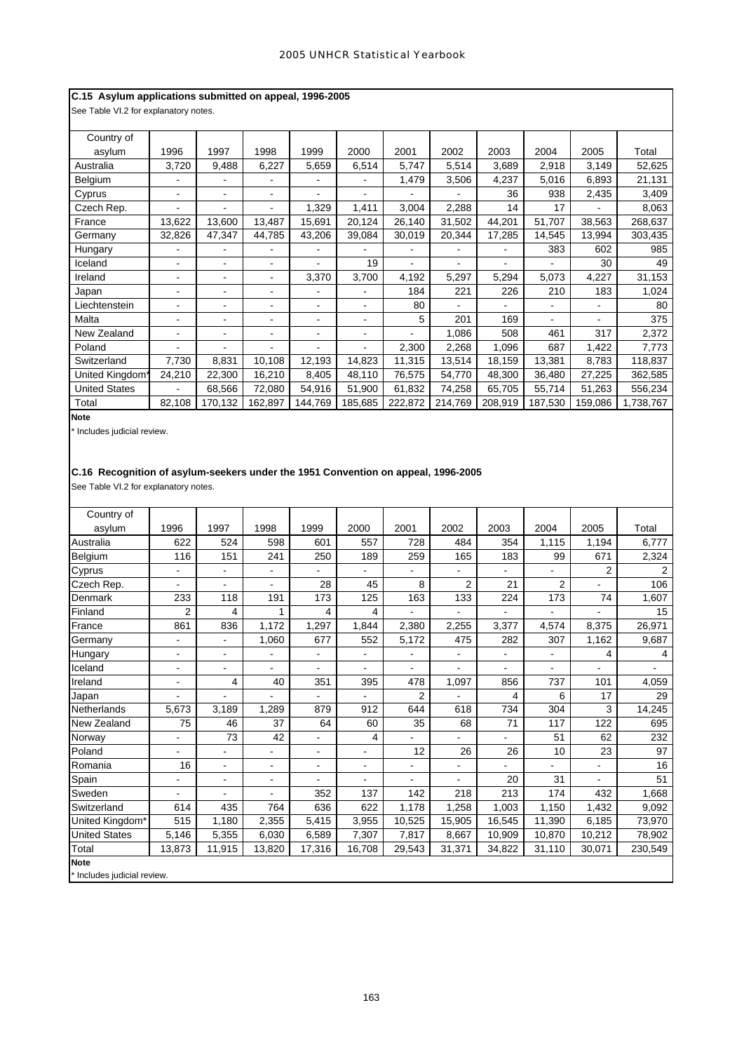### C.15 Asylum applications submitted on appeal, 1996-2005

See Table VI.2 for explanatory notes.

| Country of asylum | 1996 | 1997 | 1998 | 1999 | 2000 | 2001 | 2002 | 2003 | 2004 | 2005 | Total |
|---|---|---|---|---|---|---|---|---|---|---|---|
| Australia | 3,720 | 9,488 | 6,227 | 5,659 | 6,514 | 5,747 | 5,514 | 3,689 | 2,918 | 3,149 | 52,625 |
| Belgium | - | - | - | - | - | 1,479 | 3,506 | 4,237 | 5,016 | 6,893 | 21,131 |
| Cyprus | - | - | - | - | - | - | - | 36 | 938 | 2,435 | 3,409 |
| Czech Rep. | - | - | - | 1,329 | 1,411 | 3,004 | 2,288 | 14 | 17 | - | 8,063 |
| France | 13,622 | 13,600 | 13,487 | 15,691 | 20,124 | 26,140 | 31,502 | 44,201 | 51,707 | 38,563 | 268,637 |
| Germany | 32,826 | 47,347 | 44,785 | 43,206 | 39,084 | 30,019 | 20,344 | 17,285 | 14,545 | 13,994 | 303,435 |
| Hungary | - | - | - | - | - | - | - | - | 383 | 602 | 985 |
| Iceland | - | - | - | - | 19 | - | - | - | - | 30 | 49 |
| Ireland | - | - | - | 3,370 | 3,700 | 4,192 | 5,297 | 5,294 | 5,073 | 4,227 | 31,153 |
| Japan | - | - | - | - | - | 184 | 221 | 226 | 210 | 183 | 1,024 |
| Liechtenstein | - | - | - | - | - | 80 | - | - | - | - | 80 |
| Malta | - | - | - | - | - | 5 | 201 | 169 | - | - | 375 |
| New Zealand | - | - | - | - | - | - | 1,086 | 508 | 461 | 317 | 2,372 |
| Poland | - | - | - | - | - | 2,300 | 2,268 | 1,096 | 687 | 1,422 | 7,773 |
| Switzerland | 7,730 | 8,831 | 10,108 | 12,193 | 14,823 | 11,315 | 13,514 | 18,159 | 13,381 | 8,783 | 118,837 |
| United Kingdom* | 24,210 | 22,300 | 16,210 | 8,405 | 48,110 | 76,575 | 54,770 | 48,300 | 36,480 | 27,225 | 362,585 |
| United States | - | 68,566 | 72,080 | 54,916 | 51,900 | 61,832 | 74,258 | 65,705 | 55,714 | 51,263 | 556,234 |
| Total | 82,108 | 170,132 | 162,897 | 144,769 | 185,685 | 222,872 | 214,769 | 208,919 | 187,530 | 159,086 | 1,738,767 |

**Note**

* Includes judicial review.

### C.16 Recognition of asylum-seekers under the 1951 Convention on appeal, 1996-2005

See Table VI.2 for explanatory notes.

| Country of asylum | 1996 | 1997 | 1998 | 1999 | 2000 | 2001 | 2002 | 2003 | 2004 | 2005 | Total |
|---|---|---|---|---|---|---|---|---|---|---|---|
| Australia | 622 | 524 | 598 | 601 | 557 | 728 | 484 | 354 | 1,115 | 1,194 | 6,777 |
| Belgium | 116 | 151 | 241 | 250 | 189 | 259 | 165 | 183 | 99 | 671 | 2,324 |
| Cyprus | - | - | - | - | - | - | - | - | - | 2 | 2 |
| Czech Rep. | - | - | - | 28 | 45 | 8 | 2 | 21 | 2 | - | 106 |
| Denmark | 233 | 118 | 191 | 173 | 125 | 163 | 133 | 224 | 173 | 74 | 1,607 |
| Finland | 2 | 4 | 1 | 4 | 4 | - | - | - | - | - | 15 |
| France | 861 | 836 | 1,172 | 1,297 | 1,844 | 2,380 | 2,255 | 3,377 | 4,574 | 8,375 | 26,971 |
| Germany | - | - | 1,060 | 677 | 552 | 5,172 | 475 | 282 | 307 | 1,162 | 9,687 |
| Hungary | - | - | - | - | - | - | - | - | - | 4 | 4 |
| Iceland | - | - | - | - | - | - | - | - | - | - | - |
| Ireland | - | 4 | 40 | 351 | 395 | 478 | 1,097 | 856 | 737 | 101 | 4,059 |
| Japan | - | - | - | - | - | 2 | - | 4 | 6 | 17 | 29 |
| Netherlands | 5,673 | 3,189 | 1,289 | 879 | 912 | 644 | 618 | 734 | 304 | 3 | 14,245 |
| New Zealand | 75 | 46 | 37 | 64 | 60 | 35 | 68 | 71 | 117 | 122 | 695 |
| Norway | - | 73 | 42 | - | 4 | - | - | - | 51 | 62 | 232 |
| Poland | - | - | - | - | - | 12 | 26 | 26 | 10 | 23 | 97 |
| Romania | 16 | - | - | - | - | - | - | - | - | - | 16 |
| Spain | - | - | - | - | - | - | - | 20 | 31 | - | 51 |
| Sweden | - | - | - | 352 | 137 | 142 | 218 | 213 | 174 | 432 | 1,668 |
| Switzerland | 614 | 435 | 764 | 636 | 622 | 1,178 | 1,258 | 1,003 | 1,150 | 1,432 | 9,092 |
| United Kingdom* | 515 | 1,180 | 2,355 | 5,415 | 3,955 | 10,525 | 15,905 | 16,545 | 11,390 | 6,185 | 73,970 |
| United States | 5,146 | 5,355 | 6,030 | 6,589 | 7,307 | 7,817 | 8,667 | 10,909 | 10,870 | 10,212 | 78,902 |
| Total | 13,873 | 11,915 | 13,820 | 17,316 | 16,708 | 29,543 | 31,371 | 34,822 | 31,110 | 30,071 | 230,549 |

**Note**

* Includes judicial review.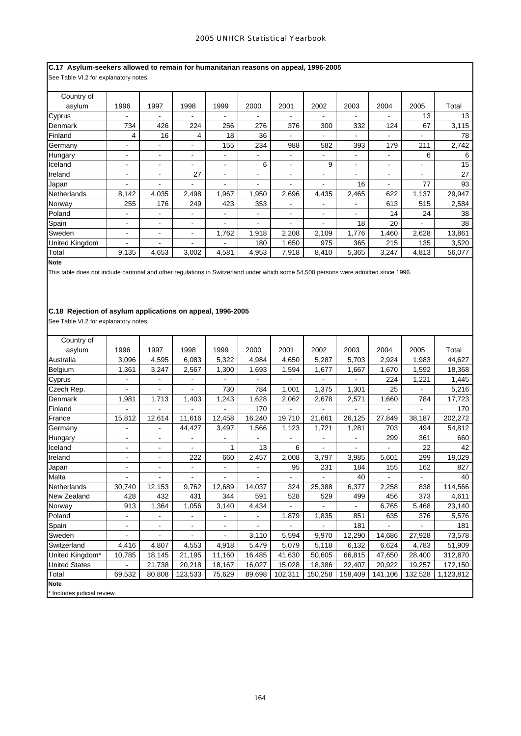### C.17 Asylum-seekers allowed to remain for humanitarian reasons on appeal, 1996-2005

See Table VI.2 for explanatory notes.

| Country of asylum | 1996 | 1997 | 1998 | 1999 | 2000 | 2001 | 2002 | 2003 | 2004 | 2005 | Total |
|---|---|---|---|---|---|---|---|---|---|---|---|
| Cyprus | - | - | - | - | - | - | - | - | - | 13 | 13 |
| Denmark | 734 | 426 | 224 | 256 | 276 | 376 | 300 | 332 | 124 | 67 | 3,115 |
| Finland | 4 | 16 | 4 | 18 | 36 | - | - | - | - | - | 78 |
| Germany | - | - | - | 155 | 234 | 988 | 582 | 393 | 179 | 211 | 2,742 |
| Hungary | - | - | - | - | - | - | - | - | - | 6 | 6 |
| Iceland | - | - | - | - | 6 | - | 9 | - | - | - | 15 |
| Ireland | - | - | 27 | - | - | - | - | - | - | - | 27 |
| Japan | - | - | - | - | - | - | - | 16 | - | 77 | 93 |
| Netherlands | 8,142 | 4,035 | 2,498 | 1,967 | 1,950 | 2,696 | 4,435 | 2,465 | 622 | 1,137 | 29,947 |
| Norway | 255 | 176 | 249 | 423 | 353 | - | - | - | 613 | 515 | 2,584 |
| Poland | - | - | - | - | - | - | - | - | 14 | 24 | 38 |
| Spain | - | - | - | - | - | - | - | 18 | 20 | - | 38 |
| Sweden | - | - | - | 1,762 | 1,918 | 2,208 | 2,109 | 1,776 | 1,460 | 2,628 | 13,861 |
| United Kingdom | - | - | - | - | 180 | 1,650 | 975 | 365 | 215 | 135 | 3,520 |
| Total | 9,135 | 4,653 | 3,002 | 4,581 | 4,953 | 7,918 | 8,410 | 5,365 | 3,247 | 4,813 | 56,077 |

**Note**

This table does not include cantonal and other regulations in Switzerland under which some 54,500 persons were admitted since 1996.

### C.18 Rejection of asylum applications on appeal, 1996-2005

See Table VI.2 for explanatory notes.

| Country of asylum | 1996 | 1997 | 1998 | 1999 | 2000 | 2001 | 2002 | 2003 | 2004 | 2005 | Total |
|---|---|---|---|---|---|---|---|---|---|---|---|
| Australia | 3,096 | 4,595 | 6,083 | 5,322 | 4,984 | 4,650 | 5,287 | 5,703 | 2,924 | 1,983 | 44,627 |
| Belgium | 1,361 | 3,247 | 2,567 | 1,300 | 1,693 | 1,594 | 1,677 | 1,667 | 1,670 | 1,592 | 18,368 |
| Cyprus | - | - | - | - | - | - | - | - | 224 | 1,221 | 1,445 |
| Czech Rep. | - | - | - | 730 | 784 | 1,001 | 1,375 | 1,301 | 25 | - | 5,216 |
| Denmark | 1,981 | 1,713 | 1,403 | 1,243 | 1,628 | 2,062 | 2,678 | 2,571 | 1,660 | 784 | 17,723 |
| Finland | - | - | - | - | 170 | - | - | - | - | - | 170 |
| France | 15,812 | 12,614 | 11,616 | 12,458 | 16,240 | 19,710 | 21,661 | 26,125 | 27,849 | 38,187 | 202,272 |
| Germany | - | - | 44,427 | 3,497 | 1,566 | 1,123 | 1,721 | 1,281 | 703 | 494 | 54,812 |
| Hungary | - | - | - | - | - | - | - | - | 299 | 361 | 660 |
| Iceland | - | - | - | 1 | 13 | 6 | - | - | - | 22 | 42 |
| Ireland | - | - | 222 | 660 | 2,457 | 2,008 | 3,797 | 3,985 | 5,601 | 299 | 19,029 |
| Japan | - | - | - | - | - | 95 | 231 | 184 | 155 | 162 | 827 |
| Malta | - | - | - | - | - | - | - | 40 | - | - | 40 |
| Netherlands | 30,740 | 12,153 | 9,762 | 12,689 | 14,037 | 324 | 25,388 | 6,377 | 2,258 | 838 | 114,566 |
| New Zealand | 428 | 432 | 431 | 344 | 591 | 528 | 529 | 499 | 456 | 373 | 4,611 |
| Norway | 913 | 1,364 | 1,056 | 3,140 | 4,434 | - | - | - | 6,765 | 5,468 | 23,140 |
| Poland | - | - | - | - | - | 1,879 | 1,835 | 851 | 635 | 376 | 5,576 |
| Spain | - | - | - | - | - | - | - | 181 | - | - | 181 |
| Sweden | - | - | - | - | 3,110 | 5,594 | 9,970 | 12,290 | 14,686 | 27,928 | 73,578 |
| Switzerland | 4,416 | 4,807 | 4,553 | 4,918 | 5,479 | 5,079 | 5,118 | 6,132 | 6,624 | 4,783 | 51,909 |
| United Kingdom* | 10,785 | 18,145 | 21,195 | 11,160 | 16,485 | 41,630 | 50,605 | 66,815 | 47,650 | 28,400 | 312,870 |
| United States | - | 21,738 | 20,218 | 18,167 | 16,027 | 15,028 | 18,386 | 22,407 | 20,922 | 19,257 | 172,150 |
| Total | 69,532 | 80,808 | 123,533 | 75,629 | 89,698 | 102,311 | 150,258 | 158,409 | 141,106 | 132,528 | 1,123,812 |

**Note**

* Includes judicial review.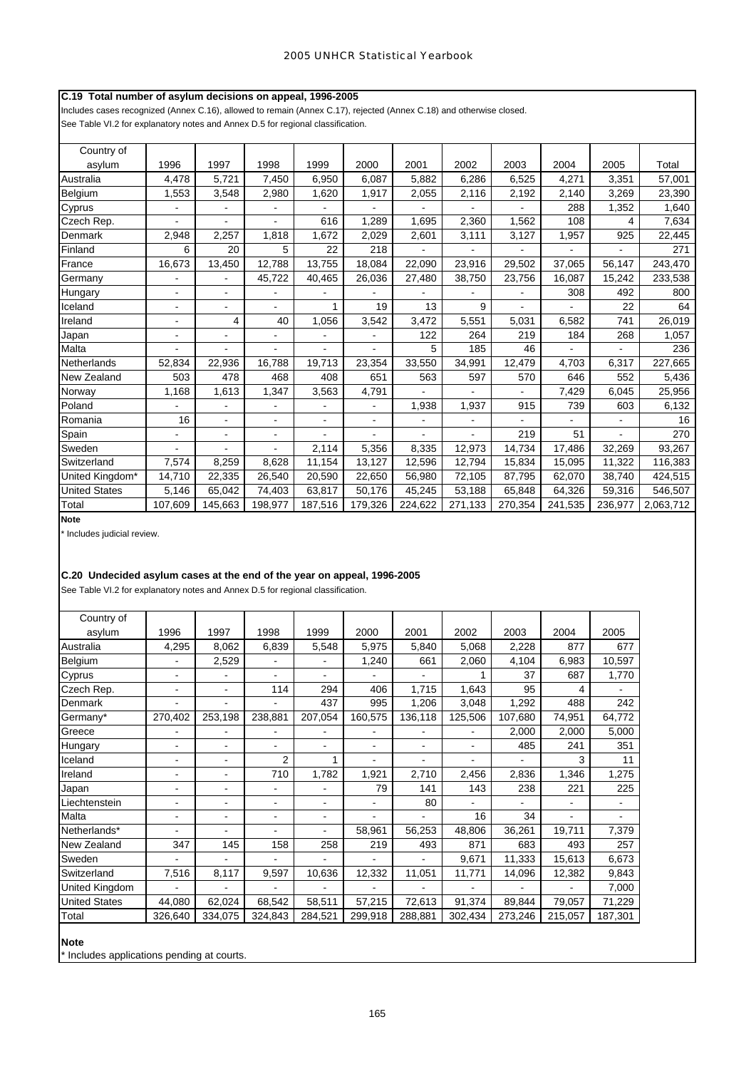## C.19 Total number of asylum decisions on appeal, 1996-2005

Includes cases recognized (Annex C.16), allowed to remain (Annex C.17), rejected (Annex C.18) and otherwise closed.

See Table VI.2 for explanatory notes and Annex D.5 for regional classification.

| Country of asylum | 1996 | 1997 | 1998 | 1999 | 2000 | 2001 | 2002 | 2003 | 2004 | 2005 | Total |
|---|---|---|---|---|---|---|---|---|---|---|---|
| Australia | 4,478 | 5,721 | 7,450 | 6,950 | 6,087 | 5,882 | 6,286 | 6,525 | 4,271 | 3,351 | 57,001 |
| Belgium | 1,553 | 3,548 | 2,980 | 1,620 | 1,917 | 2,055 | 2,116 | 2,192 | 2,140 | 3,269 | 23,390 |
| Cyprus | - | - | - | - | - | - | - | - | 288 | 1,352 | 1,640 |
| Czech Rep. | - | - | - | 616 | 1,289 | 1,695 | 2,360 | 1,562 | 108 | 4 | 7,634 |
| Denmark | 2,948 | 2,257 | 1,818 | 1,672 | 2,029 | 2,601 | 3,111 | 3,127 | 1,957 | 925 | 22,445 |
| Finland | 6 | 20 | 5 | 22 | 218 | - | - | - | - | - | 271 |
| France | 16,673 | 13,450 | 12,788 | 13,755 | 18,084 | 22,090 | 23,916 | 29,502 | 37,065 | 56,147 | 243,470 |
| Germany | - | - | 45,722 | 40,465 | 26,036 | 27,480 | 38,750 | 23,756 | 16,087 | 15,242 | 233,538 |
| Hungary | - | - | - | - | - | - | - | - | 308 | 492 | 800 |
| Iceland | - | - | - | 1 | 19 | 13 | 9 | - | - | 22 | 64 |
| Ireland | - | 4 | 40 | 1,056 | 3,542 | 3,472 | 5,551 | 5,031 | 6,582 | 741 | 26,019 |
| Japan | - | - | - | - | - | 122 | 264 | 219 | 184 | 268 | 1,057 |
| Malta | - | - | - | - | - | 5 | 185 | 46 | - | - | 236 |
| Netherlands | 52,834 | 22,936 | 16,788 | 19,713 | 23,354 | 33,550 | 34,991 | 12,479 | 4,703 | 6,317 | 227,665 |
| New Zealand | 503 | 478 | 468 | 408 | 651 | 563 | 597 | 570 | 646 | 552 | 5,436 |
| Norway | 1,168 | 1,613 | 1,347 | 3,563 | 4,791 | - | - | - | 7,429 | 6,045 | 25,956 |
| Poland | - | - | - | - | - | 1,938 | 1,937 | 915 | 739 | 603 | 6,132 |
| Romania | 16 | - | - | - | - | - | - | - | - | - | 16 |
| Spain | - | - | - | - | - | - | - | 219 | 51 | - | 270 |
| Sweden | - | - | - | 2,114 | 5,356 | 8,335 | 12,973 | 14,734 | 17,486 | 32,269 | 93,267 |
| Switzerland | 7,574 | 8,259 | 8,628 | 11,154 | 13,127 | 12,596 | 12,794 | 15,834 | 15,095 | 11,322 | 116,383 |
| United Kingdom* | 14,710 | 22,335 | 26,540 | 20,590 | 22,650 | 56,980 | 72,105 | 87,795 | 62,070 | 38,740 | 424,515 |
| United States | 5,146 | 65,042 | 74,403 | 63,817 | 50,176 | 45,245 | 53,188 | 65,848 | 64,326 | 59,316 | 546,507 |
| Total | 107,609 | 145,663 | 198,977 | 187,516 | 179,326 | 224,622 | 271,133 | 270,354 | 241,535 | 236,977 | 2,063,712 |

**Note**

* Includes judicial review.

## C.20 Undecided asylum cases at the end of the year on appeal, 1996-2005

See Table VI.2 for explanatory notes and Annex D.5 for regional classification.

| Country of asylum | 1996 | 1997 | 1998 | 1999 | 2000 | 2001 | 2002 | 2003 | 2004 | 2005 |
|---|---|---|---|---|---|---|---|---|---|---|
| Australia | 4,295 | 8,062 | 6,839 | 5,548 | 5,975 | 5,840 | 5,068 | 2,228 | 877 | 677 |
| Belgium | - | 2,529 | - | - | 1,240 | 661 | 2,060 | 4,104 | 6,983 | 10,597 |
| Cyprus | - | - | - | - | - | - | 1 | 37 | 687 | 1,770 |
| Czech Rep. | - | - | 114 | 294 | 406 | 1,715 | 1,643 | 95 | 4 | - |
| Denmark | - | - | - | 437 | 995 | 1,206 | 3,048 | 1,292 | 488 | 242 |
| Germany* | 270,402 | 253,198 | 238,881 | 207,054 | 160,575 | 136,118 | 125,506 | 107,680 | 74,951 | 64,772 |
| Greece | - | - | - | - | - | - | - | 2,000 | 2,000 | 5,000 |
| Hungary | - | - | - | - | - | - | - | 485 | 241 | 351 |
| Iceland | - | - | 2 | 1 | - | - | - | - | 3 | 11 |
| Ireland | - | - | 710 | 1,782 | 1,921 | 2,710 | 2,456 | 2,836 | 1,346 | 1,275 |
| Japan | - | - | - | - | 79 | 141 | 143 | 238 | 221 | 225 |
| Liechtenstein | - | - | - | - | - | 80 | - | - | - | - |
| Malta | - | - | - | - | - | - | 16 | 34 | - | - |
| Netherlands* | - | - | - | - | 58,961 | 56,253 | 48,806 | 36,261 | 19,711 | 7,379 |
| New Zealand | 347 | 145 | 158 | 258 | 219 | 493 | 871 | 683 | 493 | 257 |
| Sweden | - | - | - | - | - | - | 9,671 | 11,333 | 15,613 | 6,673 |
| Switzerland | 7,516 | 8,117 | 9,597 | 10,636 | 12,332 | 11,051 | 11,771 | 14,096 | 12,382 | 9,843 |
| United Kingdom | - | - | - | - | - | - | - | - | - | 7,000 |
| United States | 44,080 | 62,024 | 68,542 | 58,511 | 57,215 | 72,613 | 91,374 | 89,844 | 79,057 | 71,229 |
| Total | 326,640 | 334,075 | 324,843 | 284,521 | 299,918 | 288,881 | 302,434 | 273,246 | 215,057 | 187,301 |

**Note**

* Includes applications pending at courts.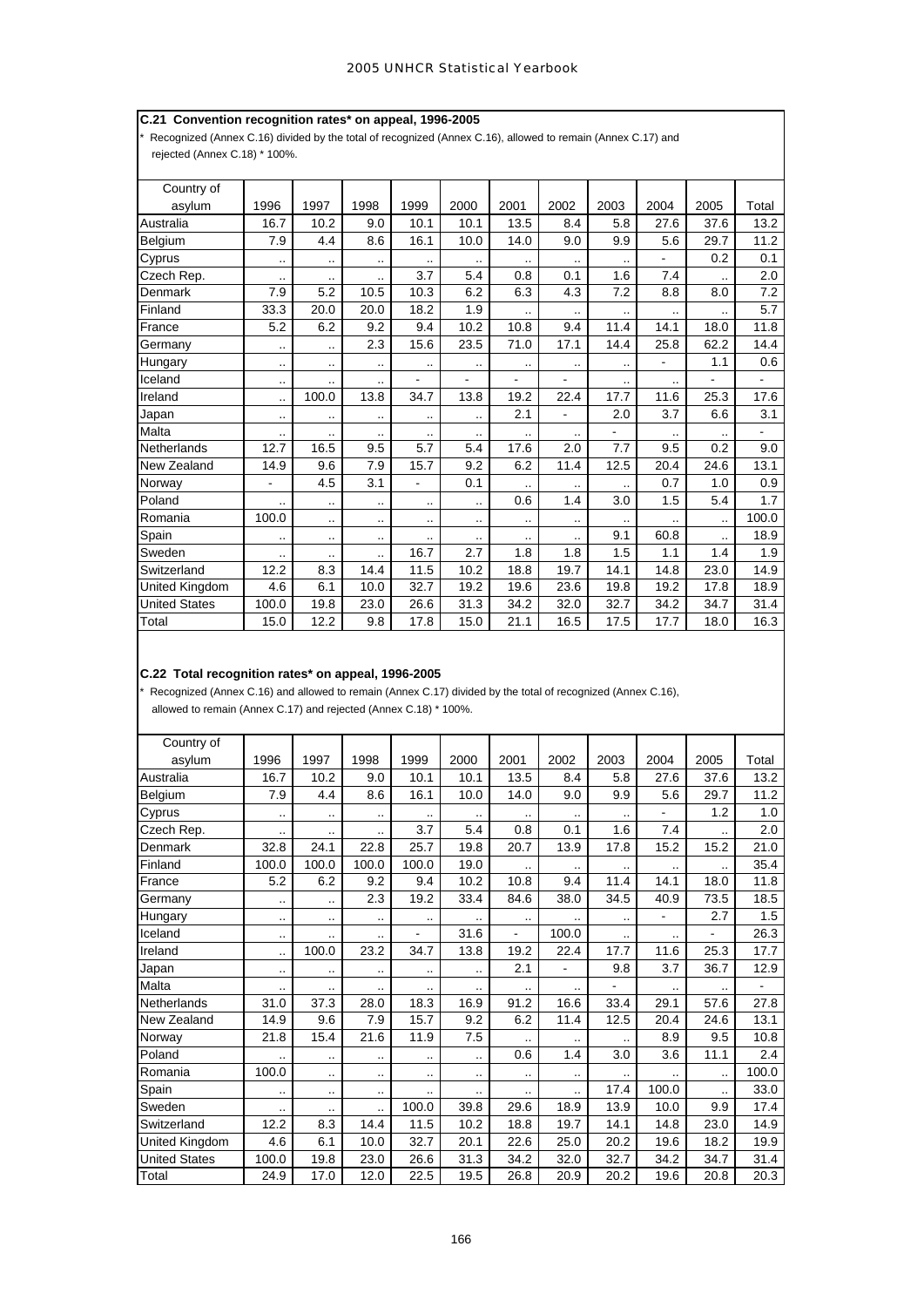## C.21 Convention recognition rates* on appeal, 1996-2005

* Recognized (Annex C.16) divided by the total of recognized (Annex C.16), allowed to remain (Annex C.17) and rejected (Annex C.18) * 100%.

| Country of asylum | 1996 | 1997 | 1998 | 1999 | 2000 | 2001 | 2002 | 2003 | 2004 | 2005 | Total |
|---|---|---|---|---|---|---|---|---|---|---|---|
| Australia | 16.7 | 10.2 | 9.0 | 10.1 | 10.1 | 13.5 | 8.4 | 5.8 | 27.6 | 37.6 | 13.2 |
| Belgium | 7.9 | 4.4 | 8.6 | 16.1 | 10.0 | 14.0 | 9.0 | 9.9 | 5.6 | 29.7 | 11.2 |
| Cyprus | .. | .. | .. | .. | .. | .. | .. | .. | - | 0.2 | 0.1 |
| Czech Rep. | .. | .. | .. | 3.7 | 5.4 | 0.8 | 0.1 | 1.6 | 7.4 | .. | 2.0 |
| Denmark | 7.9 | 5.2 | 10.5 | 10.3 | 6.2 | 6.3 | 4.3 | 7.2 | 8.8 | 8.0 | 7.2 |
| Finland | 33.3 | 20.0 | 20.0 | 18.2 | 1.9 | .. | .. | .. | .. | .. | 5.7 |
| France | 5.2 | 6.2 | 9.2 | 9.4 | 10.2 | 10.8 | 9.4 | 11.4 | 14.1 | 18.0 | 11.8 |
| Germany | .. | .. | 2.3 | 15.6 | 23.5 | 71.0 | 17.1 | 14.4 | 25.8 | 62.2 | 14.4 |
| Hungary | .. | .. | .. | .. | .. | .. | .. | .. | - | 1.1 | 0.6 |
| Iceland | .. | .. | .. | - | - | - | - | .. | .. | - | - |
| Ireland | .. | 100.0 | 13.8 | 34.7 | 13.8 | 19.2 | 22.4 | 17.7 | 11.6 | 25.3 | 17.6 |
| Japan | .. | .. | .. | .. | .. | 2.1 | - | 2.0 | 3.7 | 6.6 | 3.1 |
| Malta | .. | .. | .. | .. | .. | .. | .. | - | .. | .. | - |
| Netherlands | 12.7 | 16.5 | 9.5 | 5.7 | 5.4 | 17.6 | 2.0 | 7.7 | 9.5 | 0.2 | 9.0 |
| New Zealand | 14.9 | 9.6 | 7.9 | 15.7 | 9.2 | 6.2 | 11.4 | 12.5 | 20.4 | 24.6 | 13.1 |
| Norway | - | 4.5 | 3.1 | - | 0.1 | .. | .. | .. | 0.7 | 1.0 | 0.9 |
| Poland | .. | .. | .. | .. | .. | 0.6 | 1.4 | 3.0 | 1.5 | 5.4 | 1.7 |
| Romania | 100.0 | .. | .. | .. | .. | .. | .. | .. | .. | .. | 100.0 |
| Spain | .. | .. | .. | .. | .. | .. | .. | 9.1 | 60.8 | .. | 18.9 |
| Sweden | .. | .. | .. | 16.7 | 2.7 | 1.8 | 1.8 | 1.5 | 1.1 | 1.4 | 1.9 |
| Switzerland | 12.2 | 8.3 | 14.4 | 11.5 | 10.2 | 18.8 | 19.7 | 14.1 | 14.8 | 23.0 | 14.9 |
| United Kingdom | 4.6 | 6.1 | 10.0 | 32.7 | 19.2 | 19.6 | 23.6 | 19.8 | 19.2 | 17.8 | 18.9 |
| United States | 100.0 | 19.8 | 23.0 | 26.6 | 31.3 | 34.2 | 32.0 | 32.7 | 34.2 | 34.7 | 31.4 |
| Total | 15.0 | 12.2 | 9.8 | 17.8 | 15.0 | 21.1 | 16.5 | 17.5 | 17.7 | 18.0 | 16.3 |

## C.22 Total recognition rates* on appeal, 1996-2005

* Recognized (Annex C.16) and allowed to remain (Annex C.17) divided by the total of recognized (Annex C.16), allowed to remain (Annex C.17) and rejected (Annex C.18) * 100%.

| Country of asylum | 1996 | 1997 | 1998 | 1999 | 2000 | 2001 | 2002 | 2003 | 2004 | 2005 | Total |
|---|---|---|---|---|---|---|---|---|---|---|---|
| Australia | 16.7 | 10.2 | 9.0 | 10.1 | 10.1 | 13.5 | 8.4 | 5.8 | 27.6 | 37.6 | 13.2 |
| Belgium | 7.9 | 4.4 | 8.6 | 16.1 | 10.0 | 14.0 | 9.0 | 9.9 | 5.6 | 29.7 | 11.2 |
| Cyprus | .. | .. | .. | .. | .. | .. | .. | .. | - | 1.2 | 1.0 |
| Czech Rep. | .. | .. | .. | 3.7 | 5.4 | 0.8 | 0.1 | 1.6 | 7.4 | .. | 2.0 |
| Denmark | 32.8 | 24.1 | 22.8 | 25.7 | 19.8 | 20.7 | 13.9 | 17.8 | 15.2 | 15.2 | 21.0 |
| Finland | 100.0 | 100.0 | 100.0 | 100.0 | 19.0 | .. | .. | .. | .. | .. | 35.4 |
| France | 5.2 | 6.2 | 9.2 | 9.4 | 10.2 | 10.8 | 9.4 | 11.4 | 14.1 | 18.0 | 11.8 |
| Germany | .. | .. | 2.3 | 19.2 | 33.4 | 84.6 | 38.0 | 34.5 | 40.9 | 73.5 | 18.5 |
| Hungary | .. | .. | .. | .. | .. | .. | .. | .. | - | 2.7 | 1.5 |
| Iceland | .. | .. | .. | - | 31.6 | - | 100.0 | .. | .. | - | 26.3 |
| Ireland | .. | 100.0 | 23.2 | 34.7 | 13.8 | 19.2 | 22.4 | 17.7 | 11.6 | 25.3 | 17.7 |
| Japan | .. | .. | .. | .. | .. | 2.1 | - | 9.8 | 3.7 | 36.7 | 12.9 |
| Malta | .. | .. | .. | .. | .. | .. | .. | - | .. | .. | - |
| Netherlands | 31.0 | 37.3 | 28.0 | 18.3 | 16.9 | 91.2 | 16.6 | 33.4 | 29.1 | 57.6 | 27.8 |
| New Zealand | 14.9 | 9.6 | 7.9 | 15.7 | 9.2 | 6.2 | 11.4 | 12.5 | 20.4 | 24.6 | 13.1 |
| Norway | 21.8 | 15.4 | 21.6 | 11.9 | 7.5 | .. | .. | .. | 8.9 | 9.5 | 10.8 |
| Poland | .. | .. | .. | .. | .. | 0.6 | 1.4 | 3.0 | 3.6 | 11.1 | 2.4 |
| Romania | 100.0 | .. | .. | .. | .. | .. | .. | .. | .. | .. | 100.0 |
| Spain | .. | .. | .. | .. | .. | .. | .. | 17.4 | 100.0 | .. | 33.0 |
| Sweden | .. | .. | .. | 100.0 | 39.8 | 29.6 | 18.9 | 13.9 | 10.0 | 9.9 | 17.4 |
| Switzerland | 12.2 | 8.3 | 14.4 | 11.5 | 10.2 | 18.8 | 19.7 | 14.1 | 14.8 | 23.0 | 14.9 |
| United Kingdom | 4.6 | 6.1 | 10.0 | 32.7 | 20.1 | 22.6 | 25.0 | 20.2 | 19.6 | 18.2 | 19.9 |
| United States | 100.0 | 19.8 | 23.0 | 26.6 | 31.3 | 34.2 | 32.0 | 32.7 | 34.2 | 34.7 | 31.4 |
| Total | 24.9 | 17.0 | 12.0 | 22.5 | 19.5 | 26.8 | 20.9 | 20.2 | 19.6 | 20.8 | 20.3 |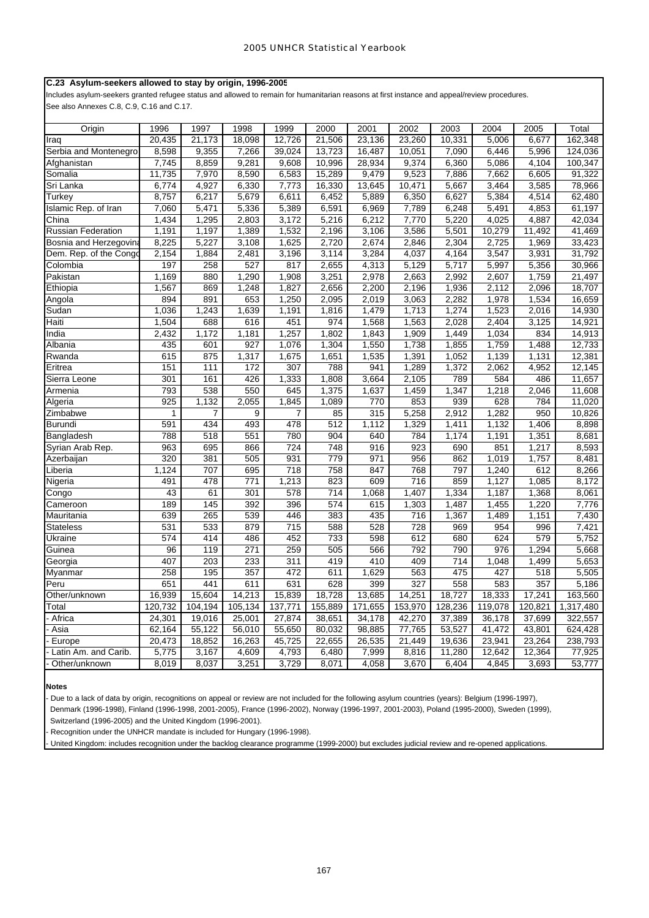### C.23 Asylum-seekers allowed to stay by origin, 1996-2005

Includes asylum-seekers granted refugee status and allowed to remain for humanitarian reasons at first instance and appeal/review procedures.

See also Annexes C.8, C.9, C.16 and C.17.

| Origin | 1996 | 1997 | 1998 | 1999 | 2000 | 2001 | 2002 | 2003 | 2004 | 2005 | Total |
|---|---|---|---|---|---|---|---|---|---|---|---|
| Iraq | 20,435 | 21,173 | 18,098 | 12,726 | 21,506 | 23,136 | 23,260 | 10,331 | 5,006 | 6,677 | 162,348 |
| Serbia and Montenegro | 8,598 | 9,355 | 7,266 | 39,024 | 13,723 | 16,487 | 10,051 | 7,090 | 6,446 | 5,996 | 124,036 |
| Afghanistan | 7,745 | 8,859 | 9,281 | 9,608 | 10,996 | 28,934 | 9,374 | 6,360 | 5,086 | 4,104 | 100,347 |
| Somalia | 11,735 | 7,970 | 8,590 | 6,583 | 15,289 | 9,479 | 9,523 | 7,886 | 7,662 | 6,605 | 91,322 |
| Sri Lanka | 6,774 | 4,927 | 6,330 | 7,773 | 16,330 | 13,645 | 10,471 | 5,667 | 3,464 | 3,585 | 78,966 |
| Turkey | 8,757 | 6,217 | 5,679 | 6,611 | 6,452 | 5,889 | 6,350 | 6,627 | 5,384 | 4,514 | 62,480 |
| Islamic Rep. of Iran | 7,060 | 5,471 | 5,336 | 5,389 | 6,591 | 6,969 | 7,789 | 6,248 | 5,491 | 4,853 | 61,197 |
| China | 1,434 | 1,295 | 2,803 | 3,172 | 5,216 | 6,212 | 7,770 | 5,220 | 4,025 | 4,887 | 42,034 |
| Russian Federation | 1,191 | 1,197 | 1,389 | 1,532 | 2,196 | 3,106 | 3,586 | 5,501 | 10,279 | 11,492 | 41,469 |
| Bosnia and Herzegovina | 8,225 | 5,227 | 3,108 | 1,625 | 2,720 | 2,674 | 2,846 | 2,304 | 2,725 | 1,969 | 33,423 |
| Dem. Rep. of the Congo | 2,154 | 1,884 | 2,481 | 3,196 | 3,114 | 3,284 | 4,037 | 4,164 | 3,547 | 3,931 | 31,792 |
| Colombia | 197 | 258 | 527 | 817 | 2,655 | 4,313 | 5,129 | 5,717 | 5,997 | 5,356 | 30,966 |
| Pakistan | 1,169 | 880 | 1,290 | 1,908 | 3,251 | 2,978 | 2,663 | 2,992 | 2,607 | 1,759 | 21,497 |
| Ethiopia | 1,567 | 869 | 1,248 | 1,827 | 2,656 | 2,200 | 2,196 | 1,936 | 2,112 | 2,096 | 18,707 |
| Angola | 894 | 891 | 653 | 1,250 | 2,095 | 2,019 | 3,063 | 2,282 | 1,978 | 1,534 | 16,659 |
| Sudan | 1,036 | 1,243 | 1,639 | 1,191 | 1,816 | 1,479 | 1,713 | 1,274 | 1,523 | 2,016 | 14,930 |
| Haiti | 1,504 | 688 | 616 | 451 | 974 | 1,568 | 1,563 | 2,028 | 2,404 | 3,125 | 14,921 |
| India | 2,432 | 1,172 | 1,181 | 1,257 | 1,802 | 1,843 | 1,909 | 1,449 | 1,034 | 834 | 14,913 |
| Albania | 435 | 601 | 927 | 1,076 | 1,304 | 1,550 | 1,738 | 1,855 | 1,759 | 1,488 | 12,733 |
| Rwanda | 615 | 875 | 1,317 | 1,675 | 1,651 | 1,535 | 1,391 | 1,052 | 1,139 | 1,131 | 12,381 |
| Eritrea | 151 | 111 | 172 | 307 | 788 | 941 | 1,289 | 1,372 | 2,062 | 4,952 | 12,145 |
| Sierra Leone | 301 | 161 | 426 | 1,333 | 1,808 | 3,664 | 2,105 | 789 | 584 | 486 | 11,657 |
| Armenia | 793 | 538 | 550 | 645 | 1,375 | 1,637 | 1,459 | 1,347 | 1,218 | 2,046 | 11,608 |
| Algeria | 925 | 1,132 | 2,055 | 1,845 | 1,089 | 770 | 853 | 939 | 628 | 784 | 11,020 |
| Zimbabwe | 1 | 7 | 9 | 7 | 85 | 315 | 5,258 | 2,912 | 1,282 | 950 | 10,826 |
| Burundi | 591 | 434 | 493 | 478 | 512 | 1,112 | 1,329 | 1,411 | 1,132 | 1,406 | 8,898 |
| Bangladesh | 788 | 518 | 551 | 780 | 904 | 640 | 784 | 1,174 | 1,191 | 1,351 | 8,681 |
| Syrian Arab Rep. | 963 | 695 | 866 | 724 | 748 | 916 | 923 | 690 | 851 | 1,217 | 8,593 |
| Azerbaijan | 320 | 381 | 505 | 931 | 779 | 971 | 956 | 862 | 1,019 | 1,757 | 8,481 |
| Liberia | 1,124 | 707 | 695 | 718 | 758 | 847 | 768 | 797 | 1,240 | 612 | 8,266 |
| Nigeria | 491 | 478 | 771 | 1,213 | 823 | 609 | 716 | 859 | 1,127 | 1,085 | 8,172 |
| Congo | 43 | 61 | 301 | 578 | 714 | 1,068 | 1,407 | 1,334 | 1,187 | 1,368 | 8,061 |
| Cameroon | 189 | 145 | 392 | 396 | 574 | 615 | 1,303 | 1,487 | 1,455 | 1,220 | 7,776 |
| Mauritania | 639 | 265 | 539 | 446 | 383 | 435 | 716 | 1,367 | 1,489 | 1,151 | 7,430 |
| Stateless | 531 | 533 | 879 | 715 | 588 | 528 | 728 | 969 | 954 | 996 | 7,421 |
| Ukraine | 574 | 414 | 486 | 452 | 733 | 598 | 612 | 680 | 624 | 579 | 5,752 |
| Guinea | 96 | 119 | 271 | 259 | 505 | 566 | 792 | 790 | 976 | 1,294 | 5,668 |
| Georgia | 407 | 203 | 233 | 311 | 419 | 410 | 409 | 714 | 1,048 | 1,499 | 5,653 |
| Myanmar | 258 | 195 | 357 | 472 | 611 | 1,629 | 563 | 475 | 427 | 518 | 5,505 |
| Peru | 651 | 441 | 611 | 631 | 628 | 399 | 327 | 558 | 583 | 357 | 5,186 |
| Other/unknown | 16,939 | 15,604 | 14,213 | 15,839 | 18,728 | 13,685 | 14,251 | 18,727 | 18,333 | 17,241 | 163,560 |
| Total | 120,732 | 104,194 | 105,134 | 137,771 | 155,889 | 171,655 | 153,970 | 128,236 | 119,078 | 120,821 | 1,317,480 |
| - Africa | 24,301 | 19,016 | 25,001 | 27,874 | 38,651 | 34,178 | 42,270 | 37,389 | 36,178 | 37,699 | 322,557 |
| - Asia | 62,164 | 55,122 | 56,010 | 55,650 | 80,032 | 98,885 | 77,765 | 53,527 | 41,472 | 43,801 | 624,428 |
| - Europe | 20,473 | 18,852 | 16,263 | 45,725 | 22,655 | 26,535 | 21,449 | 19,636 | 23,941 | 23,264 | 238,793 |
| - Latin Am. and Carib. | 5,775 | 3,167 | 4,609 | 4,793 | 6,480 | 7,999 | 8,816 | 11,280 | 12,642 | 12,364 | 77,925 |
| - Other/unknown | 8,019 | 8,037 | 3,251 | 3,729 | 8,071 | 4,058 | 3,670 | 6,404 | 4,845 | 3,693 | 53,777 |

**Notes**

- Due to a lack of data by origin, recognitions on appeal or review are not included for the following asylum countries (years): Belgium (1996-1997), Denmark (1996-1998), Finland (1996-1998, 2001-2005), France (1996-2002), Norway (1996-1997, 2001-2003), Poland (1995-2000), Sweden (1999), Switzerland (1996-2005) and the United Kingdom (1996-2001).
- Recognition under the UNHCR mandate is included for Hungary (1996-1998).
- United Kingdom: includes recognition under the backlog clearance programme (1999-2000) but excludes judicial review and re-opened applications.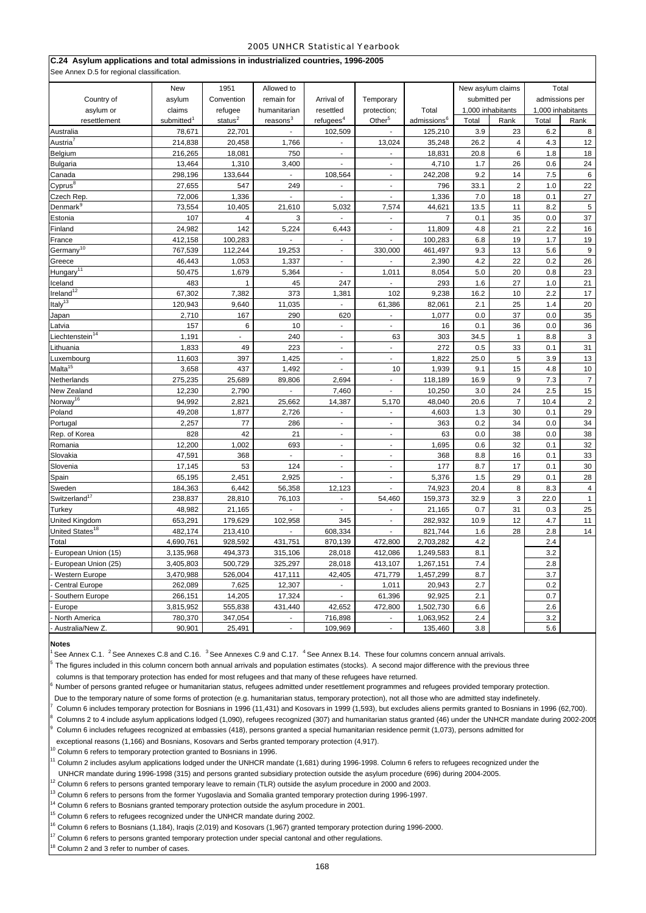## C.24 Asylum applications and total admissions in industrialized countries, 1996-2005

See Annex D.5 for regional classification.

| Country of asylum or resettlement | New asylum claims submitted[1] | 1951 Convention refugee status[2] | Allowed to remain for humanitarian reasons[3] | Arrival of resettled refugees[4] | Temporary protection; Other[5] | Total admissions[6] | New asylum claims submitted per 1,000 inhabitants | | Total admissions per 1,000 inhabitants | |
|---|---|---|---|---|---|---|---|---|---|---|
| | | | | | | | Total | Rank | Total | Rank |
| Australia | 78,671 | 22,701 | - | 102,509 | - | 125,210 | 3.9 | 23 | 6.2 | 8 |
| Austria[7] | 214,838 | 20,458 | 1,766 | - | 13,024 | 35,248 | 26.2 | 4 | 4.3 | 12 |
| Belgium | 216,265 | 18,081 | 750 | - | - | 18,831 | 20.8 | 6 | 1.8 | 18 |
| Bulgaria | 13,464 | 1,310 | 3,400 | - | - | 4,710 | 1.7 | 26 | 0.6 | 24 |
| Canada | 298,196 | 133,644 | - | 108,564 | - | 242,208 | 9.2 | 14 | 7.5 | 6 |
| Cyprus[8] | 27,655 | 547 | 249 | - | - | 796 | 33.1 | 2 | 1.0 | 22 |
| Czech Rep. | 72,006 | 1,336 | - | - | - | 1,336 | 7.0 | 18 | 0.1 | 27 |
| Denmark[9] | 73,554 | 10,405 | 21,610 | 5,032 | 7,574 | 44,621 | 13.5 | 11 | 8.2 | 5 |
| Estonia | 107 | 4 | 3 | - | - | 7 | 0.1 | 35 | 0.0 | 37 |
| Finland | 24,982 | 142 | 5,224 | 6,443 | - | 11,809 | 4.8 | 21 | 2.2 | 16 |
| France | 412,158 | 100,283 | - | - | - | 100,283 | 6.8 | 19 | 1.7 | 19 |
| Germany[10] | 767,539 | 112,244 | 19,253 | - | 330,000 | 461,497 | 9.3 | 13 | 5.6 | 9 |
| Greece | 46,443 | 1,053 | 1,337 | - | - | 2,390 | 4.2 | 22 | 0.2 | 26 |
| Hungary[11] | 50,475 | 1,679 | 5,364 | - | 1,011 | 8,054 | 5.0 | 20 | 0.8 | 23 |
| Iceland | 483 | 1 | 45 | 247 | - | 293 | 1.6 | 27 | 1.0 | 21 |
| Ireland[12] | 67,302 | 7,382 | 373 | 1,381 | 102 | 9,238 | 16.2 | 10 | 2.2 | 17 |
| Italy[13] | 120,943 | 9,640 | 11,035 | - | 61,386 | 82,061 | 2.1 | 25 | 1.4 | 20 |
| Japan | 2,710 | 167 | 290 | 620 | - | 1,077 | 0.0 | 37 | 0.0 | 35 |
| Latvia | 157 | 6 | 10 | - | - | 16 | 0.1 | 36 | 0.0 | 36 |
| Liechtenstein[14] | 1,191 | - | 240 | - | 63 | 303 | 34.5 | 1 | 8.8 | 3 |
| Lithuania | 1,833 | 49 | 223 | - | - | 272 | 0.5 | 33 | 0.1 | 31 |
| Luxembourg | 11,603 | 397 | 1,425 | - | - | 1,822 | 25.0 | 5 | 3.9 | 13 |
| Malta[15] | 3,658 | 437 | 1,492 | - | 10 | 1,939 | 9.1 | 15 | 4.8 | 10 |
| Netherlands | 275,235 | 25,689 | 89,806 | 2,694 | - | 118,189 | 16.9 | 9 | 7.3 | 7 |
| New Zealand | 12,230 | 2,790 | - | 7,460 | - | 10,250 | 3.0 | 24 | 2.5 | 15 |
| Norway[16] | 94,992 | 2,821 | 25,662 | 14,387 | 5,170 | 48,040 | 20.6 | 7 | 10.4 | 2 |
| Poland | 49,208 | 1,877 | 2,726 | - | - | 4,603 | 1.3 | 30 | 0.1 | 29 |
| Portugal | 2,257 | 77 | 286 | - | - | 363 | 0.2 | 34 | 0.0 | 34 |
| Rep. of Korea | 828 | 42 | 21 | - | - | 63 | 0.0 | 38 | 0.0 | 38 |
| Romania | 12,200 | 1,002 | 693 | - | - | 1,695 | 0.6 | 32 | 0.1 | 32 |
| Slovakia | 47,591 | 368 | - | - | - | 368 | 8.8 | 16 | 0.1 | 33 |
| Slovenia | 17,145 | 53 | 124 | - | - | 177 | 8.7 | 17 | 0.1 | 30 |
| Spain | 65,195 | 2,451 | 2,925 | - | - | 5,376 | 1.5 | 29 | 0.1 | 28 |
| Sweden | 184,363 | 6,442 | 56,358 | 12,123 | - | 74,923 | 20.4 | 8 | 8.3 | 4 |
| Switzerland[17] | 238,837 | 28,810 | 76,103 | - | 54,460 | 159,373 | 32.9 | 3 | 22.0 | 1 |
| Turkey | 48,982 | 21,165 | - | - | - | 21,165 | 0.7 | 31 | 0.3 | 25 |
| United Kingdom | 653,291 | 179,629 | 102,958 | 345 | - | 282,932 | 10.9 | 12 | 4.7 | 11 |
| United States[18] | 482,174 | 213,410 | - | 608,334 | - | 821,744 | 1.6 | 28 | 2.8 | 14 |
| Total | 4,690,761 | 928,592 | 431,751 | 870,139 | 472,800 | 2,703,282 | 4.2 | | 2.4 | |
| - European Union (15) | 3,135,968 | 494,373 | 315,106 | 28,018 | 412,086 | 1,249,583 | 8.1 | | 3.2 | |
| - European Union (25) | 3,405,803 | 500,729 | 325,297 | 28,018 | 413,107 | 1,267,151 | 7.4 | | 2.8 | |
| - Western Europe | 3,470,988 | 526,004 | 417,111 | 42,405 | 471,779 | 1,457,299 | 8.7 | | 3.7 | |
| - Central Europe | 262,089 | 7,625 | 12,307 | - | 1,011 | 20,943 | 2.7 | | 0.2 | |
| - Southern Europe | 266,151 | 14,205 | 17,324 | - | 61,396 | 92,925 | 2.1 | | 0.7 | |
| - Europe | 3,815,952 | 555,838 | 431,440 | 42,652 | 472,800 | 1,502,730 | 6.6 | | 2.6 | |
| - North America | 780,370 | 347,054 | - | 716,898 | - | 1,063,952 | 2.4 | | 3.2 | |
| - Australia/New Z. | 90,901 | 25,491 | - | 109,969 | - | 135,460 | 3.8 | | 5.6 | |

**Notes**

[1] See Annex C.1. [2] See Annexes C.8 and C.16. [3] See Annexes C.9 and C.17. [4] See Annex B.14. These four columns concern annual arrivals.

[5] The figures included in this column concern both annual arrivals and population estimates (stocks). A second major difference with the previous three columns is that temporary protection has ended for most refugees and that many of these refugees have returned.

[6] Number of persons granted refugee or humanitarian status, refugees admitted under resettlement programmes and refugees provided temporary protection. Due to the temporary nature of some forms of protection (e.g. humanitarian status, temporary protection), not all those who are admitted stay indefinitely.

[7] Column 6 includes temporary protection for Bosnians in 1996 (11,431) and Kosovars in 1999 (1,593), but excludes aliens permits granted to Bosnians in 1996 (62,700).

[8] Columns 2 to 4 include asylum applications lodged (1,090), refugees recognized (307) and humanitarian status granted (46) under the UNHCR mandate during 2002-2005

[9] Column 6 includes refugees recognized at embassies (418), persons granted a special humanitarian residence permit (1,073), persons admitted for exceptional reasons (1,166) and Bosnians, Kosovars and Serbs granted temporary protection (4,917).

[10] Column 6 refers to temporary protection granted to Bosnians in 1996.

[11] Column 2 includes asylum applications lodged under the UNHCR mandate (1,681) during 1996-1998. Column 6 refers to refugees recognized under the UNHCR mandate during 1996-1998 (315) and persons granted subsidiary protection outside the asylum procedure (696) during 2004-2005.

[12] Column 6 refers to persons granted temporary leave to remain (TLR) outside the asylum procedure in 2000 and 2003.

[13] Column 6 refers to persons from the former Yugoslavia and Somalia granted temporary protection during 1996-1997.

[14] Column 6 refers to Bosnians granted temporary protection outside the asylum procedure in 2001.

[15] Column 6 refers to refugees recognized under the UNHCR mandate during 2002.

[16] Column 6 refers to Bosnians (1,184), Iraqis (2,019) and Kosovars (1,967) granted temporary protection during 1996-2000.

[17] Column 6 refers to persons granted temporary protection under special cantonal and other regulations.

[18] Column 2 and 3 refer to number of cases.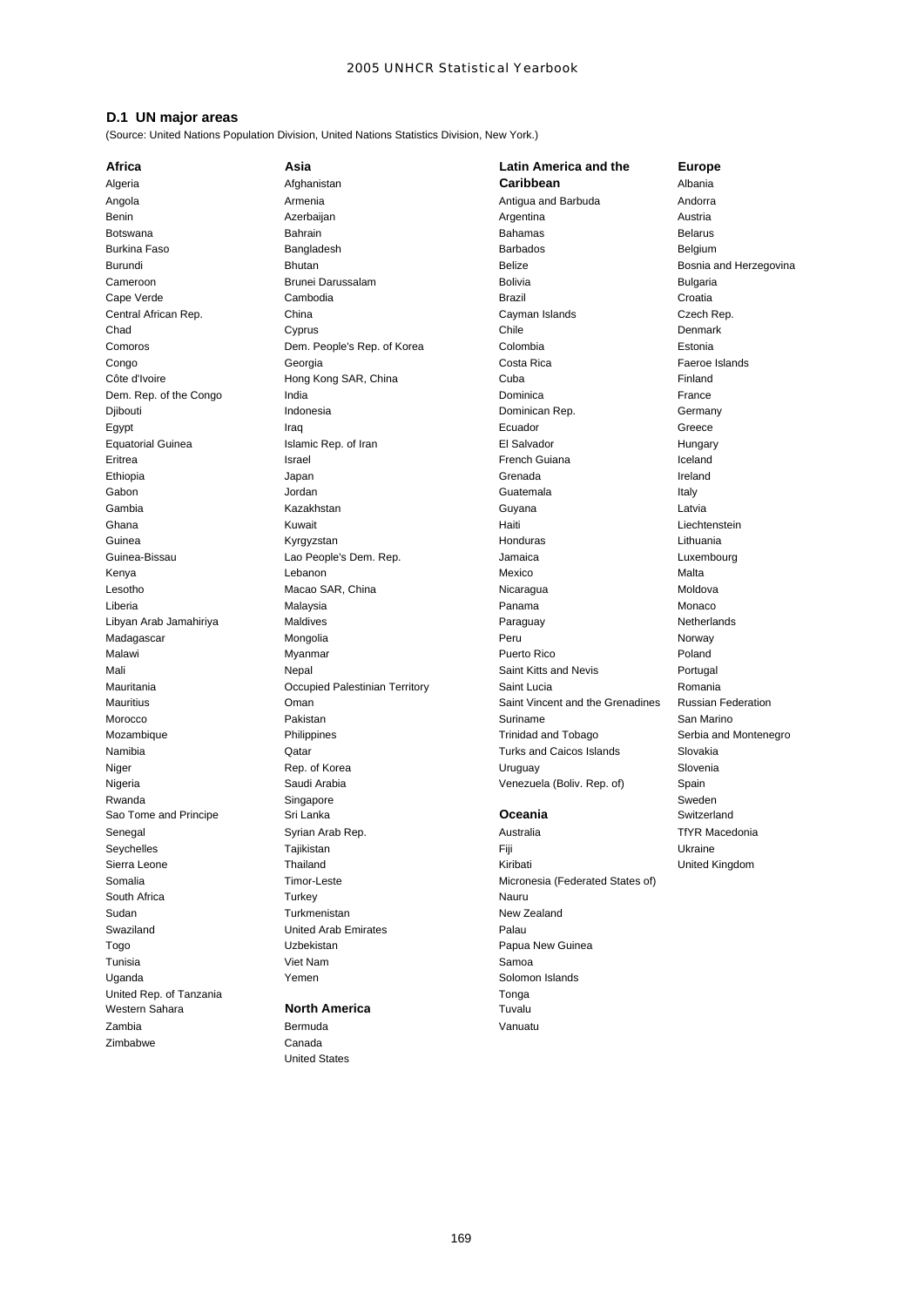## D.1 UN major areas

(Source: United Nations Population Division, United Nations Statistics Division, New York.)

### Africa

Algeria
Angola
Benin
Botswana
Burkina Faso
Burundi
Cameroon
Cape Verde
Central African Rep.
Chad
Comoros
Congo
Côte d'Ivoire
Dem. Rep. of the Congo
Djibouti
Egypt
Equatorial Guinea
Eritrea
Ethiopia
Gabon
Gambia
Ghana
Guinea
Guinea-Bissau
Kenya
Lesotho
Liberia
Libyan Arab Jamahiriya
Madagascar
Malawi
Mali
Mauritania
Mauritius
Morocco
Mozambique
Namibia
Niger
Nigeria
Rwanda
Sao Tome and Principe
Senegal
Seychelles
Sierra Leone
Somalia
South Africa
Sudan
Swaziland
Togo
Tunisia
Uganda
United Rep. of Tanzania
Western Sahara
Zambia
Zimbabwe

### Asia

Afghanistan
Armenia
Azerbaijan
Bahrain
Bangladesh
Bhutan
Brunei Darussalam
Cambodia
China
Cyprus
Dem. People's Rep. of Korea
Georgia
Hong Kong SAR, China
India
Indonesia
Iraq
Islamic Rep. of Iran
Israel
Japan
Jordan
Kazakhstan
Kuwait
Kyrgyzstan
Lao People's Dem. Rep.
Lebanon
Macao SAR, China
Malaysia
Maldives
Mongolia
Myanmar
Nepal
Occupied Palestinian Territory
Oman
Pakistan
Philippines
Qatar
Rep. of Korea
Saudi Arabia
Singapore
Sri Lanka
Syrian Arab Rep.
Tajikistan
Thailand
Timor-Leste
Turkey
Turkmenistan
United Arab Emirates
Uzbekistan
Viet Nam
Yemen

### North America

Bermuda
Canada
United States

### Latin America and the Caribbean

Antigua and Barbuda
Argentina
Bahamas
Barbados
Belize
Bolivia
Brazil
Cayman Islands
Chile
Colombia
Costa Rica
Cuba
Dominica
Dominican Rep.
Ecuador
El Salvador
French Guiana
Grenada
Guatemala
Guyana
Haiti
Honduras
Jamaica
Mexico
Nicaragua
Panama
Paraguay
Peru
Puerto Rico
Saint Kitts and Nevis
Saint Lucia
Saint Vincent and the Grenadines
Suriname
Trinidad and Tobago
Turks and Caicos Islands
Uruguay
Venezuela (Boliv. Rep. of)

### Oceania

Australia
Fiji
Kiribati
Micronesia (Federated States of)
Nauru
New Zealand
Palau
Papua New Guinea
Samoa
Solomon Islands
Tonga
Tuvalu
Vanuatu

### Europe

Albania
Andorra
Austria
Belarus
Belgium
Bosnia and Herzegovina
Bulgaria
Croatia
Czech Rep.
Denmark
Estonia
Faeroe Islands
Finland
France
Germany
Greece
Hungary
Iceland
Ireland
Italy
Latvia
Liechtenstein
Lithuania
Luxembourg
Malta
Moldova
Monaco
Netherlands
Norway
Poland
Portugal
Romania
Russian Federation
San Marino
Serbia and Montenegro
Slovakia
Slovenia
Spain
Sweden
Switzerland
TfYR Macedonia
Ukraine
United Kingdom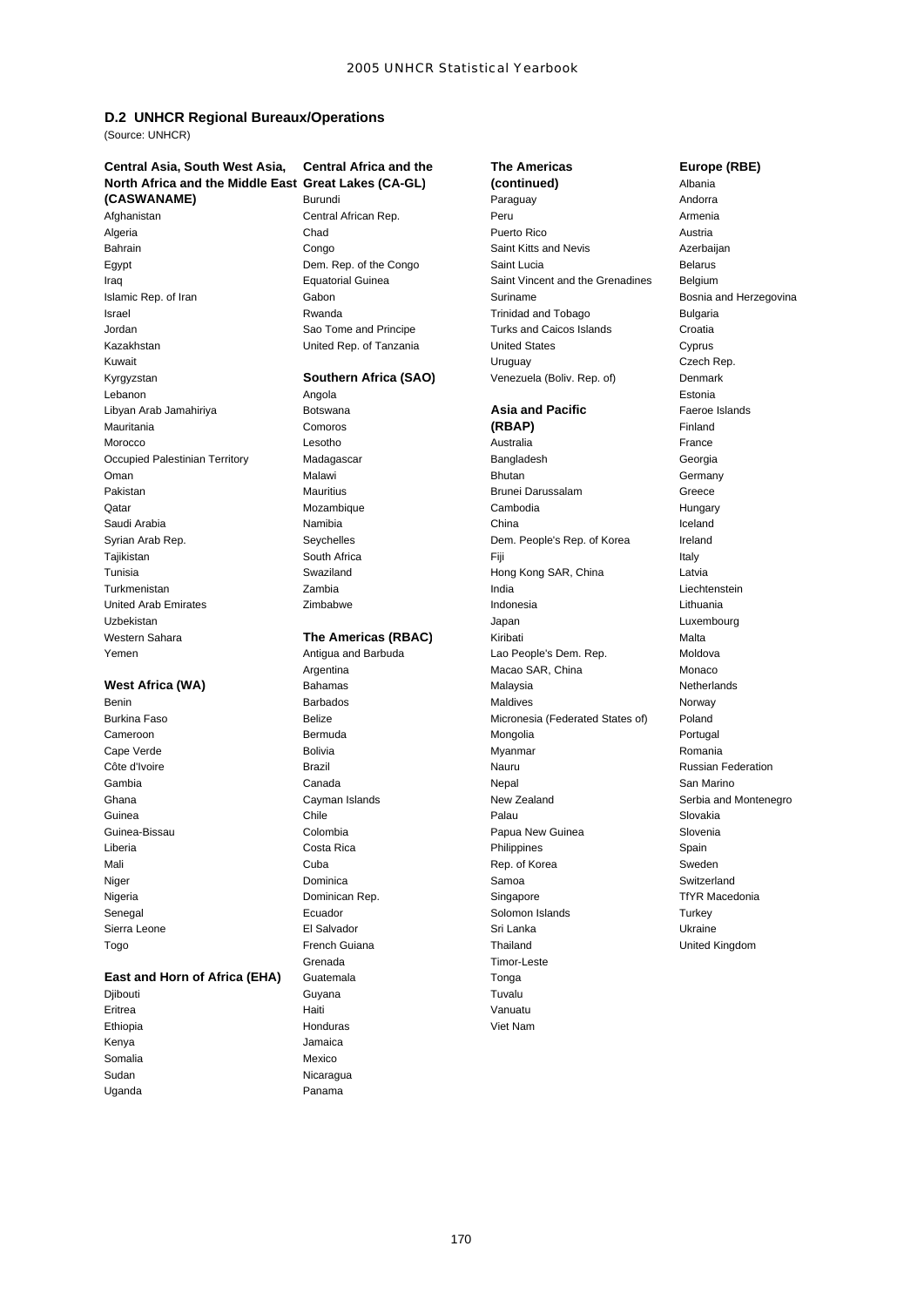## D.2 UNHCR Regional Bureaux/Operations

(Source: UNHCR)

### Central Asia, South West Asia, North Africa and the Middle East (CASWANAME)

Afghanistan
Algeria
Bahrain
Egypt
Iraq
Islamic Rep. of Iran
Israel
Jordan
Kazakhstan
Kuwait
Kyrgyzstan
Lebanon
Libyan Arab Jamahiriya
Mauritania
Morocco
Occupied Palestinian Territory
Oman
Pakistan
Qatar
Saudi Arabia
Syrian Arab Rep.
Tajikistan
Tunisia
Turkmenistan
United Arab Emirates
Uzbekistan
Western Sahara
Yemen

### West Africa (WA)

Benin
Burkina Faso
Cameroon
Cape Verde
Côte d'Ivoire
Gambia
Ghana
Guinea
Guinea-Bissau
Liberia
Mali
Niger
Nigeria
Senegal
Sierra Leone
Togo

### East and Horn of Africa (EHA)

Djibouti
Eritrea
Ethiopia
Kenya
Somalia
Sudan
Uganda

### Central Africa and the Great Lakes (CA-GL)

Burundi
Central African Rep.
Chad
Congo
Dem. Rep. of the Congo
Equatorial Guinea
Gabon
Rwanda
Sao Tome and Principe
United Rep. of Tanzania

### Southern Africa (SAO)

Angola
Botswana
Comoros
Lesotho
Madagascar
Malawi
Mauritius
Mozambique
Namibia
Seychelles
South Africa
Swaziland
Zambia
Zimbabwe

### The Americas (RBAC)

Antigua and Barbuda
Argentina
Bahamas
Barbados
Belize
Bermuda
Bolivia
Brazil
Canada
Cayman Islands
Chile
Colombia
Costa Rica
Cuba
Dominica
Dominican Rep.
Ecuador
El Salvador
French Guiana
Grenada
Guatemala
Guyana
Haiti
Honduras
Jamaica
Mexico
Nicaragua
Panama

### The Americas (continued)

Paraguay
Peru
Puerto Rico
Saint Kitts and Nevis
Saint Lucia
Saint Vincent and the Grenadines
Suriname
Trinidad and Tobago
Turks and Caicos Islands
United States
Uruguay
Venezuela (Boliv. Rep. of)

### Asia and Pacific (RBAP)

Australia
Bangladesh
Bhutan
Brunei Darussalam
Cambodia
China
Dem. People's Rep. of Korea
Fiji
Hong Kong SAR, China
India
Indonesia
Japan
Kiribati
Lao People's Dem. Rep.
Macao SAR, China
Malaysia
Maldives
Micronesia (Federated States of)
Mongolia
Myanmar
Nauru
Nepal
New Zealand
Palau
Papua New Guinea
Philippines
Rep. of Korea
Samoa
Singapore
Solomon Islands
Sri Lanka
Thailand
Timor-Leste
Tonga
Tuvalu
Vanuatu
Viet Nam

### Europe (RBE)

Albania
Andorra
Armenia
Austria
Azerbaijan
Belarus
Belgium
Bosnia and Herzegovina
Bulgaria
Croatia
Cyprus
Czech Rep.
Denmark
Estonia
Faeroe Islands
Finland
France
Georgia
Germany
Greece
Hungary
Iceland
Ireland
Italy
Latvia
Liechtenstein
Lithuania
Luxembourg
Malta
Moldova
Monaco
Netherlands
Norway
Poland
Portugal
Romania
Russian Federation
San Marino
Serbia and Montenegro
Slovakia
Slovenia
Spain
Sweden
Switzerland
TfYR Macedonia
Turkey
Ukraine
United Kingdom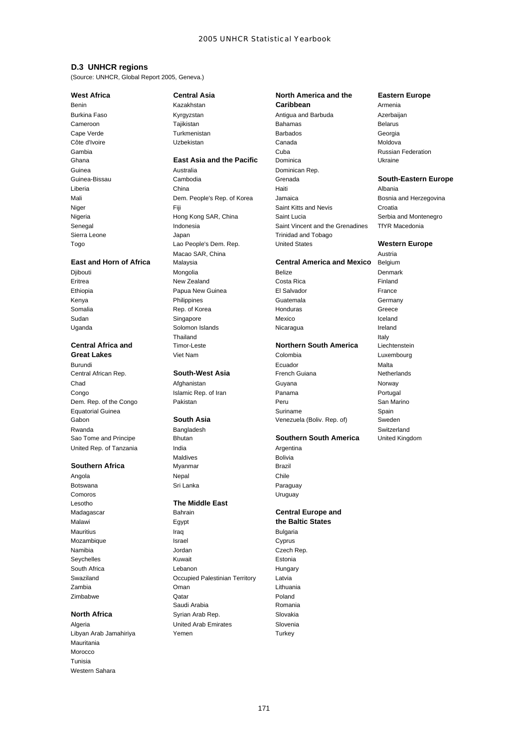## D.3 UNHCR regions

(Source: UNHCR, Global Report 2005, Geneva.)

### West Africa

Benin
Burkina Faso
Cameroon
Cape Verde
Côte d'Ivoire
Gambia
Ghana
Guinea
Guinea-Bissau
Liberia
Mali
Niger
Nigeria
Senegal
Sierra Leone
Togo

### East and Horn of Africa

Djibouti
Eritrea
Ethiopia
Kenya
Somalia
Sudan
Uganda

### Central Africa and Great Lakes

Burundi
Central African Rep.
Chad
Congo
Dem. Rep. of the Congo
Equatorial Guinea
Gabon
Rwanda
Sao Tome and Principe
United Rep. of Tanzania

### Southern Africa

Angola
Botswana
Comoros
Lesotho
Madagascar
Malawi
Mauritius
Mozambique
Namibia
Seychelles
South Africa
Swaziland
Zambia
Zimbabwe

### North Africa

Algeria
Libyan Arab Jamahiriya
Mauritania
Morocco
Tunisia
Western Sahara

### Central Asia

Kazakhstan
Kyrgyzstan
Tajikistan
Turkmenistan
Uzbekistan

### East Asia and the Pacific

Australia
Cambodia
China
Dem. People's Rep. of Korea
Fiji
Hong Kong SAR, China
Indonesia
Japan
Lao People's Dem. Rep.
Macao SAR, China
Malaysia
Mongolia
New Zealand
Papua New Guinea
Philippines
Rep. of Korea
Singapore
Solomon Islands
Thailand
Timor-Leste
Viet Nam

### South-West Asia

Afghanistan
Islamic Rep. of Iran
Pakistan

### South Asia

Bangladesh
Bhutan
India
Maldives
Myanmar
Nepal
Sri Lanka

### The Middle East

Bahrain
Egypt
Iraq
Israel
Jordan
Kuwait
Lebanon
Occupied Palestinian Territory
Oman
Qatar
Saudi Arabia
Syrian Arab Rep.
United Arab Emirates
Yemen

### North America and the Caribbean

Antigua and Barbuda
Bahamas
Barbados
Canada
Cuba
Dominica
Dominican Rep.
Grenada
Haiti
Jamaica
Saint Kitts and Nevis
Saint Lucia
Saint Vincent and the Grenadines
Trinidad and Tobago
United States

### Central America and Mexico

Belize
Costa Rica
El Salvador
Guatemala
Honduras
Mexico
Nicaragua

### Northern South America

Colombia
Ecuador
French Guiana
Guyana
Panama
Peru
Suriname
Venezuela (Boliv. Rep. of)

### Southern South America

Argentina
Bolivia
Brazil
Chile
Paraguay
Uruguay

### Central Europe and the Baltic States

Bulgaria
Cyprus
Czech Rep.
Estonia
Hungary
Latvia
Lithuania
Poland
Romania
Slovakia
Slovenia
Turkey

### Eastern Europe

Armenia
Azerbaijan
Belarus
Georgia
Moldova
Russian Federation
Ukraine

### South-Eastern Europe

Albania
Bosnia and Herzegovina
Croatia
Serbia and Montenegro
TfYR Macedonia

### Western Europe

Austria
Belgium
Denmark
Finland
France
Germany
Greece
Iceland
Ireland
Italy
Liechtenstein
Luxembourg
Malta
Netherlands
Norway
Portugal
San Marino
Spain
Sweden
Switzerland
United Kingdom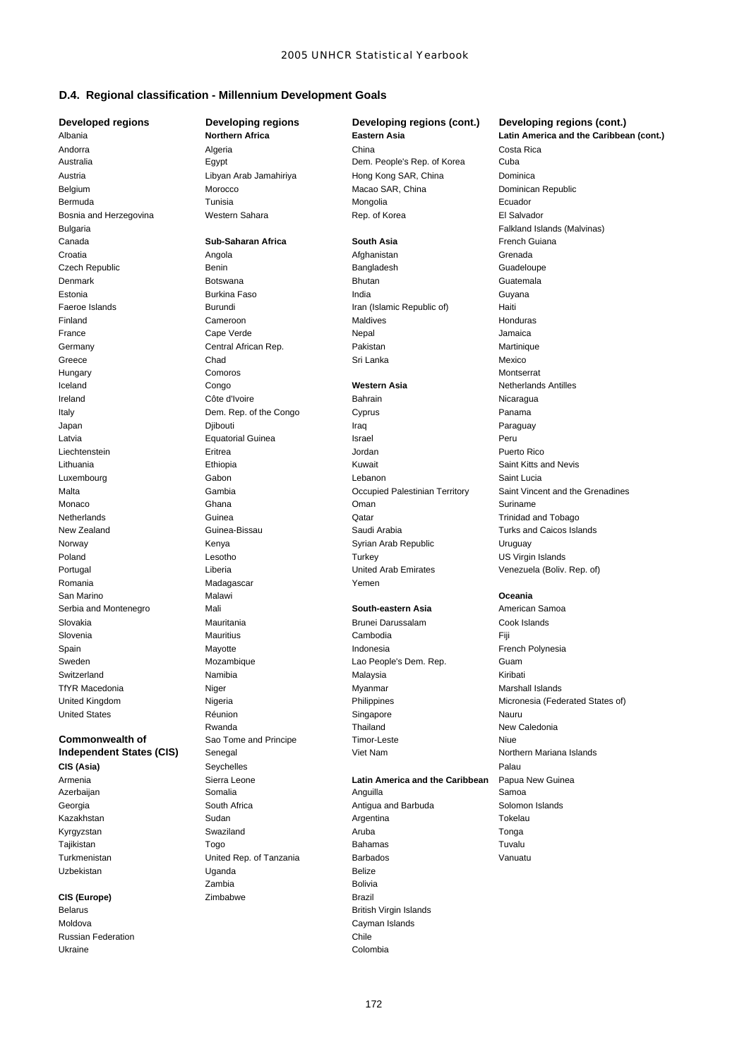## D.4. Regional classification - Millennium Development Goals

### Developed regions

Albania
Andorra
Australia
Austria
Belgium
Bermuda
Bosnia and Herzegovina
Bulgaria
Canada
Croatia
Czech Republic
Denmark
Estonia
Faeroe Islands
Finland
France
Germany
Greece
Hungary
Iceland
Ireland
Italy
Japan
Latvia
Liechtenstein
Lithuania
Luxembourg
Malta
Monaco
Netherlands
New Zealand
Norway
Poland
Portugal
Romania
San Marino
Serbia and Montenegro
Slovakia
Slovenia
Spain
Sweden
Switzerland
TfYR Macedonia
United Kingdom
United States

### Commonwealth of Independent States (CIS)

**CIS (Asia)**

Armenia
Azerbaijan
Georgia
Kazakhstan
Kyrgyzstan
Tajikistan
Turkmenistan
Uzbekistan

**CIS (Europe)**

Belarus
Moldova
Russian Federation
Ukraine

### Developing regions

**Northern Africa**

Algeria
Egypt
Libyan Arab Jamahiriya
Morocco
Tunisia
Western Sahara

**Sub-Saharan Africa**

Angola
Benin
Botswana
Burkina Faso
Burundi
Cameroon
Cape Verde
Central African Rep.
Chad
Comoros
Congo
Côte d'Ivoire
Dem. Rep. of the Congo
Djibouti
Equatorial Guinea
Eritrea
Ethiopia
Gabon
Gambia
Ghana
Guinea
Guinea-Bissau
Kenya
Lesotho
Liberia
Madagascar
Malawi
Mali
Mauritania
Mauritius
Mayotte
Mozambique
Namibia
Niger
Nigeria
Réunion
Rwanda
Sao Tome and Principe
Senegal
Seychelles
Sierra Leone
Somalia
South Africa
Sudan
Swaziland
Togo
United Rep. of Tanzania
Uganda
Zambia
Zimbabwe

### Developing regions (cont.)

**Eastern Asia**

China
Dem. People's Rep. of Korea
Hong Kong SAR, China
Macao SAR, China
Mongolia
Rep. of Korea

**South Asia**

Afghanistan
Bangladesh
Bhutan
India
Iran (Islamic Republic of)
Maldives
Nepal
Pakistan
Sri Lanka

**Western Asia**

Bahrain
Cyprus
Iraq
Israel
Jordan
Kuwait
Lebanon
Occupied Palestinian Territory
Oman
Qatar
Saudi Arabia
Syrian Arab Republic
Turkey
United Arab Emirates
Yemen

**South-eastern Asia**

Brunei Darussalam
Cambodia
Indonesia
Lao People's Dem. Rep.
Malaysia
Myanmar
Philippines
Singapore
Thailand
Timor-Leste
Viet Nam

**Latin America and the Caribbean**

Anguilla
Antigua and Barbuda
Argentina
Aruba
Bahamas
Barbados
Belize
Bolivia
Brazil
British Virgin Islands
Cayman Islands
Chile
Colombia

### Developing regions (cont.)

**Latin America and the Caribbean (cont.)**

Costa Rica
Cuba
Dominica
Dominican Republic
Ecuador
El Salvador
Falkland Islands (Malvinas)
French Guiana
Grenada
Guadeloupe
Guatemala
Guyana
Haiti
Honduras
Jamaica
Martinique
Mexico
Montserrat
Netherlands Antilles
Nicaragua
Panama
Paraguay
Peru
Puerto Rico
Saint Kitts and Nevis
Saint Lucia
Saint Vincent and the Grenadines
Suriname
Trinidad and Tobago
Turks and Caicos Islands
Uruguay
US Virgin Islands
Venezuela (Boliv. Rep. of)

**Oceania**

American Samoa
Cook Islands
Fiji
French Polynesia
Guam
Kiribati
Marshall Islands
Micronesia (Federated States of)
Nauru
New Caledonia
Niue
Northern Mariana Islands
Palau
Papua New Guinea
Samoa
Solomon Islands
Tokelau
Tonga
Tuvalu
Vanuatu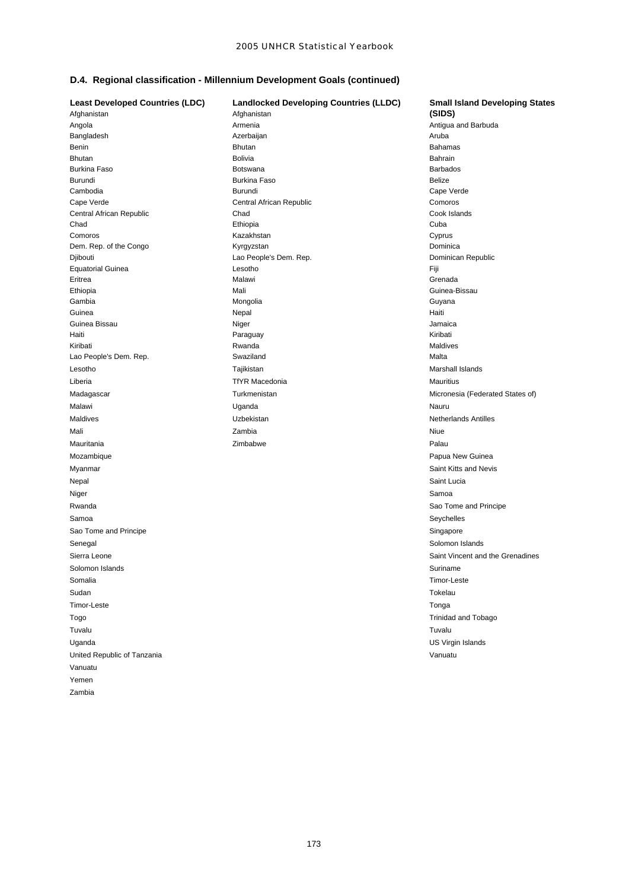### D.4. Regional classification - Millennium Development Goals (continued)

| Least Developed Countries (LDC) | Landlocked Developing Countries (LLDC) | Small Island Developing States (SIDS) |
|---|---|---|
| Afghanistan | Afghanistan | Antigua and Barbuda |
| Angola | Armenia | Aruba |
| Bangladesh | Azerbaijan | Bahamas |
| Benin | Bhutan | Bahrain |
| Bhutan | Bolivia | Barbados |
| Burkina Faso | Botswana | Belize |
| Burundi | Burkina Faso | Cape Verde |
| Cambodia | Burundi | Comoros |
| Cape Verde | Central African Republic | Cook Islands |
| Central African Republic | Chad | Cuba |
| Chad | Ethiopia | Cyprus |
| Comoros | Kazakhstan | Dominica |
| Dem. Rep. of the Congo | Kyrgyzstan | Dominican Republic |
| Djibouti | Lao People's Dem. Rep. | Fiji |
| Equatorial Guinea | Lesotho | Grenada |
| Eritrea | Malawi | Guinea-Bissau |
| Ethiopia | Mali | Guyana |
| Gambia | Mongolia | Haiti |
| Guinea | Nepal | Jamaica |
| Guinea Bissau | Niger | Kiribati |
| Haiti | Paraguay | Maldives |
| Kiribati | Rwanda | Malta |
| Lao People's Dem. Rep. | Swaziland | Marshall Islands |
| Lesotho | Tajikistan | Mauritius |
| Liberia | TfYR Macedonia | Micronesia (Federated States of) |
| Madagascar | Turkmenistan | Nauru |
| Malawi | Uganda | Netherlands Antilles |
| Maldives | Uzbekistan | Niue |
| Mali | Zambia | Palau |
| Mauritania | Zimbabwe | Papua New Guinea |
| Mozambique | | Saint Kitts and Nevis |
| Myanmar | | Saint Lucia |
| Nepal | | Samoa |
| Niger | | Sao Tome and Principe |
| Rwanda | | Seychelles |
| Samoa | | Singapore |
| Sao Tome and Principe | | Solomon Islands |
| Senegal | | Saint Vincent and the Grenadines |
| Sierra Leone | | Suriname |
| Solomon Islands | | Timor-Leste |
| Somalia | | Tokelau |
| Sudan | | Tonga |
| Timor-Leste | | Trinidad and Tobago |
| Togo | | Tuvalu |
| Tuvalu | | US Virgin Islands |
| Uganda | | Vanuatu |
| United Republic of Tanzania | | |
| Vanuatu | | |
| Yemen | | |
| Zambia | | |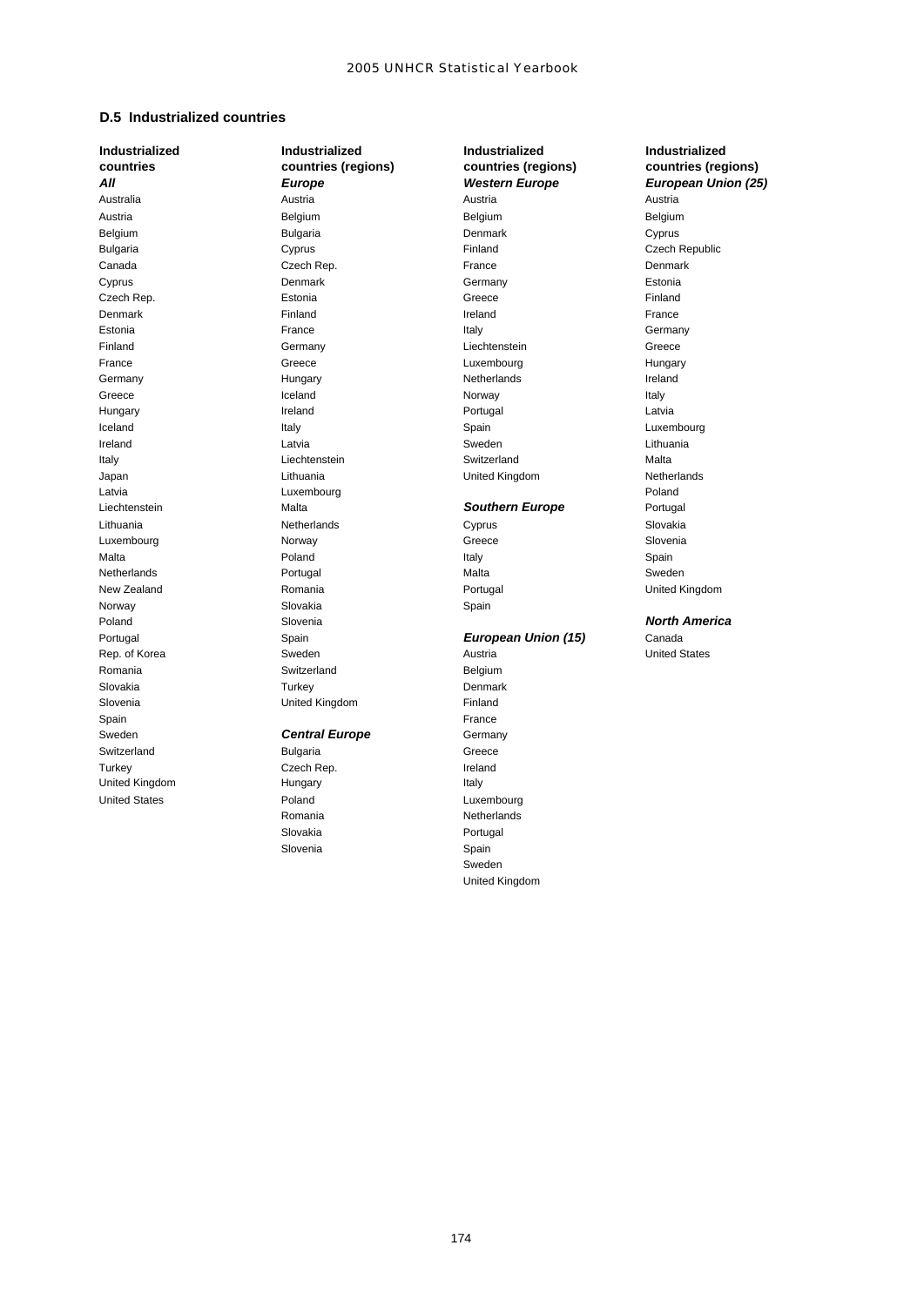## D.5 Industrialized countries

**Industrialized countries**
***All***

- Australia
- Austria
- Belgium
- Bulgaria
- Canada
- Cyprus
- Czech Rep.
- Denmark
- Estonia
- Finland
- France
- Germany
- Greece
- Hungary
- Iceland
- Ireland
- Italy
- Japan
- Latvia
- Liechtenstein
- Lithuania
- Luxembourg
- Malta
- Netherlands
- New Zealand
- Norway
- Poland
- Portugal
- Rep. of Korea
- Romania
- Slovakia
- Slovenia
- Spain
- Sweden
- Switzerland
- Turkey
- United Kingdom
- United States

**Industrialized countries (regions)**
***Europe***

- Austria
- Belgium
- Bulgaria
- Cyprus
- Czech Rep.
- Denmark
- Estonia
- Finland
- France
- Germany
- Greece
- Hungary
- Iceland
- Ireland
- Italy
- Latvia
- Liechtenstein
- Lithuania
- Luxembourg
- Malta
- Netherlands
- Norway
- Poland
- Portugal
- Romania
- Slovakia
- Slovenia
- Spain
- Sweden
- Switzerland
- Turkey
- United Kingdom

***Central Europe***

- Bulgaria
- Czech Rep.
- Hungary
- Poland
- Romania
- Slovakia
- Slovenia

**Industrialized countries (regions)**
***Western Europe***

- Austria
- Belgium
- Denmark
- Finland
- France
- Germany
- Greece
- Ireland
- Italy
- Liechtenstein
- Luxembourg
- Netherlands
- Norway
- Portugal
- Spain
- Sweden
- Switzerland
- United Kingdom

***Southern Europe***

- Cyprus
- Greece
- Italy
- Malta
- Portugal
- Spain

***European Union (15)***

- Austria
- Belgium
- Denmark
- Finland
- France
- Germany
- Greece
- Ireland
- Italy
- Luxembourg
- Netherlands
- Portugal
- Spain
- Sweden
- United Kingdom

**Industrialized countries (regions)**
***European Union (25)***

- Austria
- Belgium
- Cyprus
- Czech Republic
- Denmark
- Estonia
- Finland
- France
- Germany
- Greece
- Hungary
- Ireland
- Italy
- Latvia
- Luxembourg
- Lithuania
- Malta
- Netherlands
- Poland
- Portugal
- Slovakia
- Slovenia
- Spain
- Sweden
- United Kingdom

***North America***

- Canada
- United States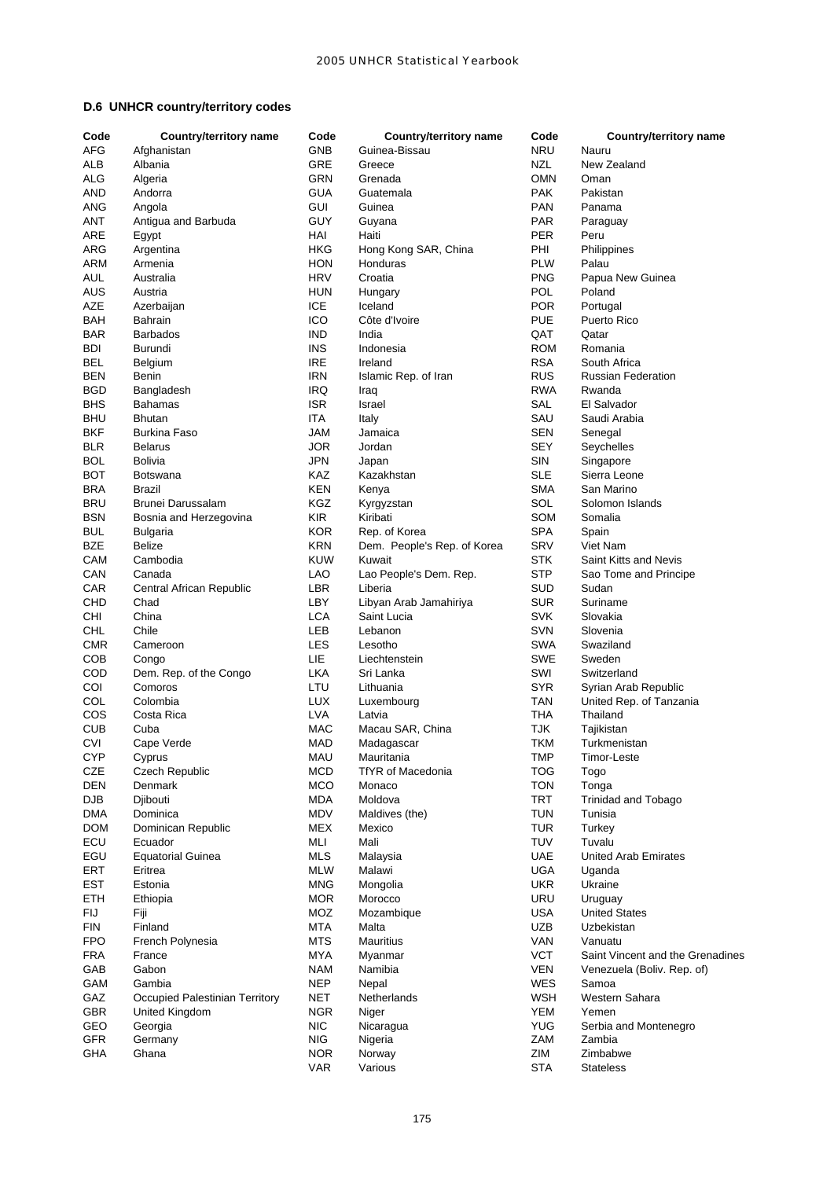### D.6 UNHCR country/territory codes

| Code | Country/territory name | Code | Country/territory name | Code | Country/territory name |
|---|---|---|---|---|---|
| AFG | Afghanistan | GNB | Guinea-Bissau | NRU | Nauru |
| ALB | Albania | GRE | Greece | NZL | New Zealand |
| ALG | Algeria | GRN | Grenada | OMN | Oman |
| AND | Andorra | GUA | Guatemala | PAK | Pakistan |
| ANG | Angola | GUI | Guinea | PAN | Panama |
| ANT | Antigua and Barbuda | GUY | Guyana | PAR | Paraguay |
| ARE | Egypt | HAI | Haiti | PER | Peru |
| ARG | Argentina | HKG | Hong Kong SAR, China | PHI | Philippines |
| ARM | Armenia | HON | Honduras | PLW | Palau |
| AUL | Australia | HRV | Croatia | PNG | Papua New Guinea |
| AUS | Austria | HUN | Hungary | POL | Poland |
| AZE | Azerbaijan | ICE | Iceland | POR | Portugal |
| BAH | Bahrain | ICO | Côte d'Ivoire | PUE | Puerto Rico |
| BAR | Barbados | IND | India | QAT | Qatar |
| BDI | Burundi | INS | Indonesia | ROM | Romania |
| BEL | Belgium | IRE | Ireland | RSA | South Africa |
| BEN | Benin | IRN | Islamic Rep. of Iran | RUS | Russian Federation |
| BGD | Bangladesh | IRQ | Iraq | RWA | Rwanda |
| BHS | Bahamas | ISR | Israel | SAL | El Salvador |
| BHU | Bhutan | ITA | Italy | SAU | Saudi Arabia |
| BKF | Burkina Faso | JAM | Jamaica | SEN | Senegal |
| BLR | Belarus | JOR | Jordan | SEY | Seychelles |
| BOL | Bolivia | JPN | Japan | SIN | Singapore |
| BOT | Botswana | KAZ | Kazakhstan | SLE | Sierra Leone |
| BRA | Brazil | KEN | Kenya | SMA | San Marino |
| BRU | Brunei Darussalam | KGZ | Kyrgyzstan | SOL | Solomon Islands |
| BSN | Bosnia and Herzegovina | KIR | Kiribati | SOM | Somalia |
| BUL | Bulgaria | KOR | Rep. of Korea | SPA | Spain |
| BZE | Belize | KRN | Dem. People's Rep. of Korea | SRV | Viet Nam |
| CAM | Cambodia | KUW | Kuwait | STK | Saint Kitts and Nevis |
| CAN | Canada | LAO | Lao People's Dem. Rep. | STP | Sao Tome and Principe |
| CAR | Central African Republic | LBR | Liberia | SUD | Sudan |
| CHD | Chad | LBY | Libyan Arab Jamahiriya | SUR | Suriname |
| CHI | China | LCA | Saint Lucia | SVK | Slovakia |
| CHL | Chile | LEB | Lebanon | SVN | Slovenia |
| CMR | Cameroon | LES | Lesotho | SWA | Swaziland |
| COB | Congo | LIE | Liechtenstein | SWE | Sweden |
| COD | Dem. Rep. of the Congo | LKA | Sri Lanka | SWI | Switzerland |
| COI | Comoros | LTU | Lithuania | SYR | Syrian Arab Republic |
| COL | Colombia | LUX | Luxembourg | TAN | United Rep. of Tanzania |
| COS | Costa Rica | LVA | Latvia | THA | Thailand |
| CUB | Cuba | MAC | Macau SAR, China | TJK | Tajikistan |
| CVI | Cape Verde | MAD | Madagascar | TKM | Turkmenistan |
| CYP | Cyprus | MAU | Mauritania | TMP | Timor-Leste |
| CZE | Czech Republic | MCD | TfYR of Macedonia | TOG | Togo |
| DEN | Denmark | MCO | Monaco | TON | Tonga |
| DJB | Djibouti | MDA | Moldova | TRT | Trinidad and Tobago |
| DMA | Dominica | MDV | Maldives (the) | TUN | Tunisia |
| DOM | Dominican Republic | MEX | Mexico | TUR | Turkey |
| ECU | Ecuador | MLI | Mali | TUV | Tuvalu |
| EGU | Equatorial Guinea | MLS | Malaysia | UAE | United Arab Emirates |
| ERT | Eritrea | MLW | Malawi | UGA | Uganda |
| EST | Estonia | MNG | Mongolia | UKR | Ukraine |
| ETH | Ethiopia | MOR | Morocco | URU | Uruguay |
| FIJ | Fiji | MOZ | Mozambique | USA | United States |
| FIN | Finland | MTA | Malta | UZB | Uzbekistan |
| FPO | French Polynesia | MTS | Mauritius | VAN | Vanuatu |
| FRA | France | MYA | Myanmar | VCT | Saint Vincent and the Grenadines |
| GAB | Gabon | NAM | Namibia | VEN | Venezuela (Boliv. Rep. of) |
| GAM | Gambia | NEP | Nepal | WES | Samoa |
| GAZ | Occupied Palestinian Territory | NET | Netherlands | WSH | Western Sahara |
| GBR | United Kingdom | NGR | Niger | YEM | Yemen |
| GEO | Georgia | NIC | Nicaragua | YUG | Serbia and Montenegro |
| GFR | Germany | NIG | Nigeria | ZAM | Zambia |
| GHA | Ghana | NOR | Norway | ZIM | Zimbabwe |
| | | VAR | Various | STA | Stateless |